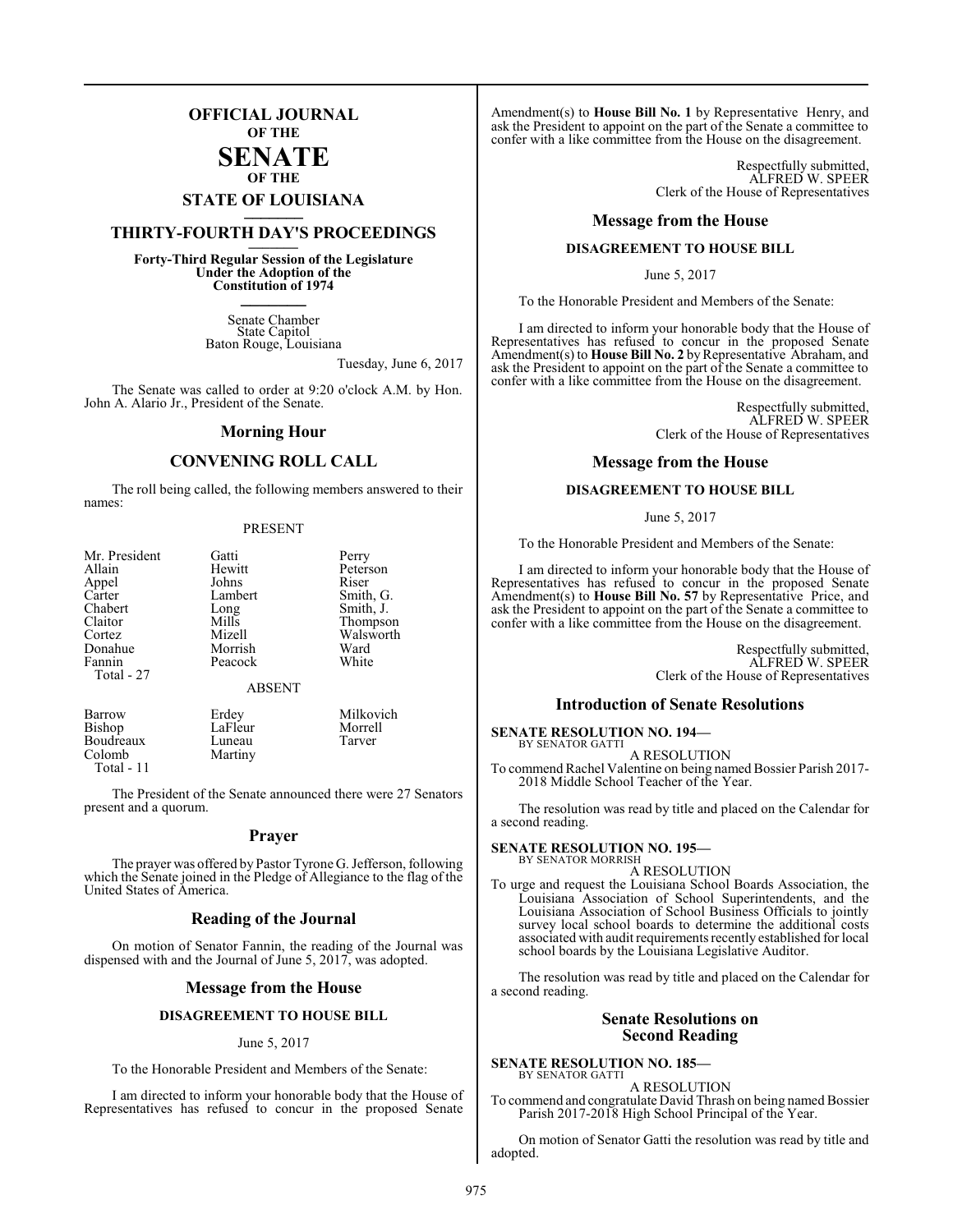# OFFICIAL JOURNAL OF THE SENATE OF THE STATE OF LOUISIANA

## THIRTY-FOURTH DAY'S PROCEEDINGS

**Forty-Third Regular Session of the Legislature Under the Adoption of the Constitution of 1974**

Senate Chamber
State Capitol
Baton Rouge, Louisiana

Tuesday, June 6, 2017

The Senate was called to order at 9:20 o'clock A.M. by Hon. John A. Alario Jr., President of the Senate.

## Morning Hour

## CONVENING ROLL CALL

The roll being called, the following members answered to their names:

PRESENT

| | | |
|---|---|---|
| Mr. President | Gatti | Perry |
| Allain | Hewitt | Peterson |
| Appel | Johns | Riser |
| Carter | Lambert | Smith, G. |
| Chabert | Long | Smith, J. |
| Claitor | Mills | Thompson |
| Cortez | Mizell | Walsworth |
| Donahue | Morrish | Ward |
| Fannin | Peacock | White |
| Total - 27 | | |

ABSENT

| | | |
|---|---|---|
| Barrow | Erdey | Milkovich |
| Bishop | LaFleur | Morrell |
| Boudreaux | Luneau | Tarver |
| Colomb | Martiny | |
| Total - 11 | | |

The President of the Senate announced there were 27 Senators present and a quorum.

## Prayer

The prayer was offered by Pastor Tyrone G. Jefferson, following which the Senate joined in the Pledge of Allegiance to the flag of the United States of America.

## Reading of the Journal

On motion of Senator Fannin, the reading of the Journal was dispensed with and the Journal of June 5, 2017, was adopted.

## Message from the House

### DISAGREEMENT TO HOUSE BILL

June 5, 2017

To the Honorable President and Members of the Senate:

I am directed to inform your honorable body that the House of Representatives has refused to concur in the proposed Senate Amendment(s) to **House Bill No. 1** by Representative Henry, and ask the President to appoint on the part of the Senate a committee to confer with a like committee from the House on the disagreement.

Respectfully submitted,
ALFRED W. SPEER
Clerk of the House of Representatives

## Message from the House

### DISAGREEMENT TO HOUSE BILL

June 5, 2017

To the Honorable President and Members of the Senate:

I am directed to inform your honorable body that the House of Representatives has refused to concur in the proposed Senate Amendment(s) to **House Bill No. 2** by Representative Abraham, and ask the President to appoint on the part of the Senate a committee to confer with a like committee from the House on the disagreement.

Respectfully submitted,
ALFRED W. SPEER
Clerk of the House of Representatives

## Message from the House

### DISAGREEMENT TO HOUSE BILL

June 5, 2017

To the Honorable President and Members of the Senate:

I am directed to inform your honorable body that the House of Representatives has refused to concur in the proposed Senate Amendment(s) to **House Bill No. 57** by Representative Price, and ask the President to appoint on the part of the Senate a committee to confer with a like committee from the House on the disagreement.

Respectfully submitted,
ALFRED W. SPEER
Clerk of the House of Representatives

## Introduction of Senate Resolutions

**SENATE RESOLUTION NO. 194—**
BY SENATOR GATTI

A RESOLUTION

To commend Rachel Valentine on being named Bossier Parish 2017-2018 Middle School Teacher of the Year.

The resolution was read by title and placed on the Calendar for a second reading.

**SENATE RESOLUTION NO. 195—**
BY SENATOR MORRISH

A RESOLUTION

To urge and request the Louisiana School Boards Association, the Louisiana Association of School Superintendents, and the Louisiana Association of School Business Officials to jointly survey local school boards to determine the additional costs associated with audit requirements recently established for local school boards by the Louisiana Legislative Auditor.

The resolution was read by title and placed on the Calendar for a second reading.

## Senate Resolutions on Second Reading

**SENATE RESOLUTION NO. 185—**
BY SENATOR GATTI

A RESOLUTION

To commend and congratulate David Thrash on being named Bossier Parish 2017-2018 High School Principal of the Year.

On motion of Senator Gatti the resolution was read by title and adopted.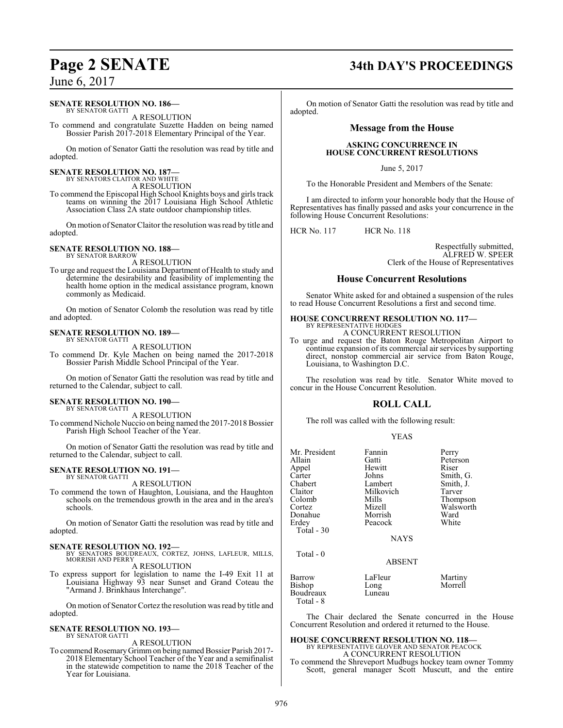**SENATE RESOLUTION NO. 186—**
BY SENATOR GATTI

A RESOLUTION

To commend and congratulate Suzette Hadden on being named Bossier Parish 2017-2018 Elementary Principal of the Year.

On motion of Senator Gatti the resolution was read by title and adopted.

**SENATE RESOLUTION NO. 187—**
BY SENATORS CLAITOR AND WHITE

A RESOLUTION

To commend the Episcopal High School Knights boys and girls track teams on winning the 2017 Louisiana High School Athletic Association Class 2A state outdoor championship titles.

On motion of Senator Claitor the resolution was read by title and adopted.

**SENATE RESOLUTION NO. 188—**
BY SENATOR BARROW

A RESOLUTION

To urge and request the Louisiana Department of Health to study and determine the desirability and feasibility of implementing the health home option in the medical assistance program, known commonly as Medicaid.

On motion of Senator Colomb the resolution was read by title and adopted.

**SENATE RESOLUTION NO. 189—**
BY SENATOR GATTI

A RESOLUTION

To commend Dr. Kyle Machen on being named the 2017-2018 Bossier Parish Middle School Principal of the Year.

On motion of Senator Gatti the resolution was read by title and returned to the Calendar, subject to call.

**SENATE RESOLUTION NO. 190—**
BY SENATOR GATTI

A RESOLUTION

To commend Nichole Nuccio on being named the 2017-2018 Bossier Parish High School Teacher of the Year.

On motion of Senator Gatti the resolution was read by title and returned to the Calendar, subject to call.

**SENATE RESOLUTION NO. 191—**
BY SENATOR GATTI

A RESOLUTION

To commend the town of Haughton, Louisiana, and the Haughton schools on the tremendous growth in the area and in the area's schools.

On motion of Senator Gatti the resolution was read by title and adopted.

**SENATE RESOLUTION NO. 192—**
BY SENATORS BOUDREAUX, CORTEZ, JOHNS, LAFLEUR, MILLS, MORRISH AND PERRY

A RESOLUTION

To express support for legislation to name the I-49 Exit 11 at Louisiana Highway 93 near Sunset and Grand Coteau the "Armand J. Brinkhaus Interchange".

On motion of Senator Cortez the resolution was read by title and adopted.

**SENATE RESOLUTION NO. 193—**
BY SENATOR GATTI

A RESOLUTION

To commend Rosemary Grimm on being named Bossier Parish 2017-2018 Elementary School Teacher of the Year and a semifinalist in the statewide competition to name the 2018 Teacher of the Year for Louisiana.

On motion of Senator Gatti the resolution was read by title and adopted.

## Message from the House

**ASKING CONCURRENCE IN HOUSE CONCURRENT RESOLUTIONS**

June 5, 2017

To the Honorable President and Members of the Senate:

I am directed to inform your honorable body that the House of Representatives has finally passed and asks your concurrence in the following House Concurrent Resolutions:

HCR No. 117 HCR No. 118

Respectfully submitted,
ALFRED W. SPEER
Clerk of the House of Representatives

## House Concurrent Resolutions

Senator White asked for and obtained a suspension of the rules to read House Concurrent Resolutions a first and second time.

**HOUSE CONCURRENT RESOLUTION NO. 117—**
BY REPRESENTATIVE HODGES

A CONCURRENT RESOLUTION

To urge and request the Baton Rouge Metropolitan Airport to continue expansion of its commercial air services by supporting direct, nonstop commercial air service from Baton Rouge, Louisiana, to Washington D.C.

The resolution was read by title. Senator White moved to concur in the House Concurrent Resolution.

## ROLL CALL

The roll was called with the following result:

YEAS

| | | |
|---|---|---|
| Mr. President | Fannin | Perry |
| Allain | Gatti | Peterson |
| Appel | Hewitt | Riser |
| Carter | Johns | Smith, G. |
| Chabert | Lambert | Smith, J. |
| Claitor | Milkovich | Tarver |
| Colomb | Mills | Thompson |
| Cortez | Mizell | Walsworth |
| Donahue | Morrish | Ward |
| Erdey | Peacock | White |

Total - 30

NAYS

Total - 0

ABSENT

| | | |
|---|---|---|
| Barrow | LaFleur | Martiny |
| Bishop | Long | Morrell |
| Boudreaux | Luneau | |

Total - 8

The Chair declared the Senate concurred in the House Concurrent Resolution and ordered it returned to the House.

**HOUSE CONCURRENT RESOLUTION NO. 118—**
BY REPRESENTATIVE GLOVER AND SENATOR PEACOCK

A CONCURRENT RESOLUTION

To commend the Shreveport Mudbugs hockey team owner Tommy Scott, general manager Scott Muscutt, and the entire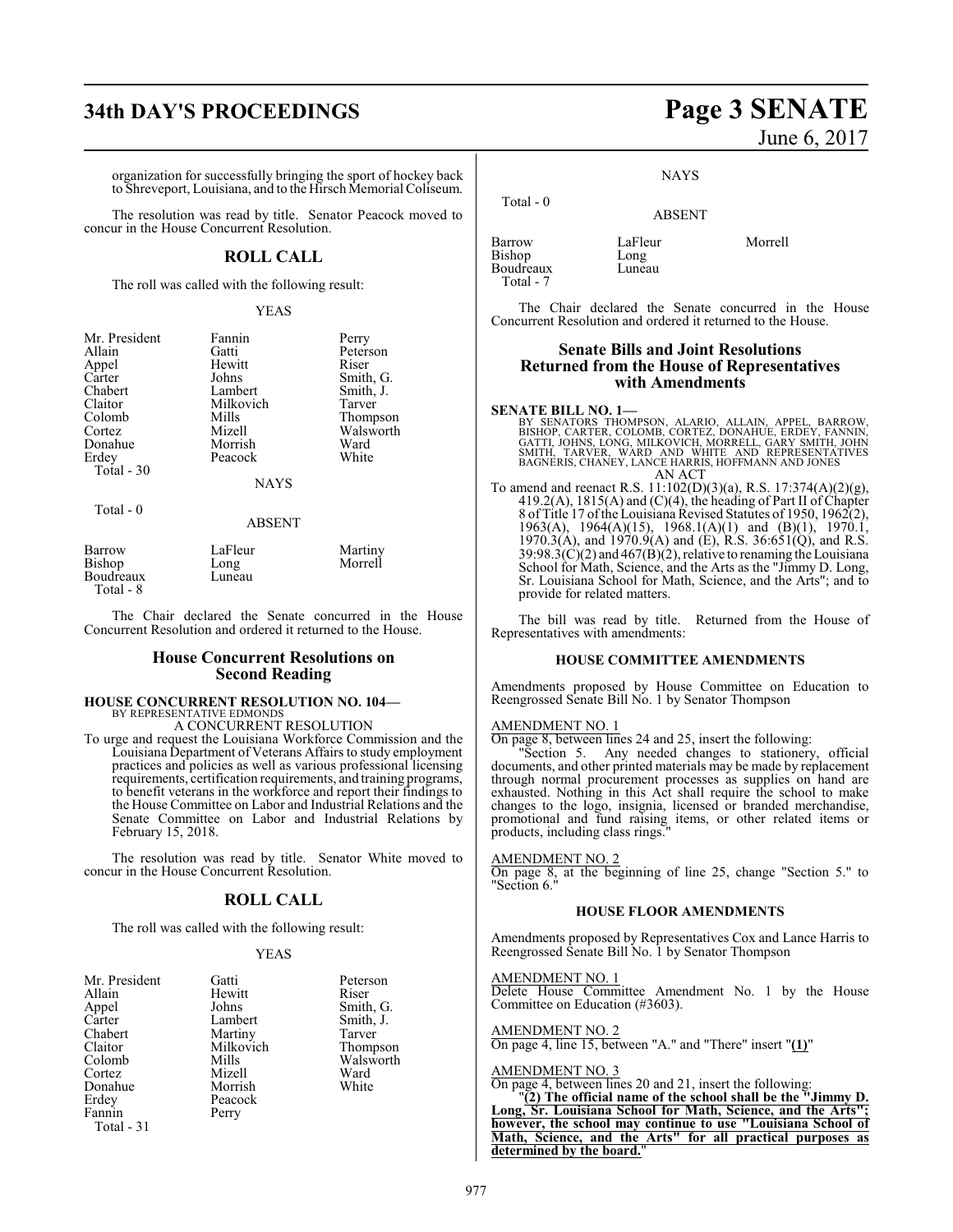organization for successfully bringing the sport of hockey back to Shreveport, Louisiana, and to the Hirsch Memorial Coliseum.

The resolution was read by title. Senator Peacock moved to concur in the House Concurrent Resolution.

## ROLL CALL

The roll was called with the following result:

YEAS

| | | |
|---|---|---|
| Mr. President | Fannin | Perry |
| Allain | Gatti | Peterson |
| Appel | Hewitt | Riser |
| Carter | Johns | Smith, G. |
| Chabert | Lambert | Smith, J. |
| Claitor | Milkovich | Tarver |
| Colomb | Mills | Thompson |
| Cortez | Mizell | Walsworth |
| Donahue | Morrish | Ward |
| Erdey | Peacock | White |

Total - 30

NAYS

Total - 0

ABSENT

| | | |
|---|---|---|
| Barrow | LaFleur | Martiny |
| Bishop | Long | Morrell |
| Boudreaux | Luneau | |

Total - 8

The Chair declared the Senate concurred in the House Concurrent Resolution and ordered it returned to the House.

## House Concurrent Resolutions on Second Reading

**HOUSE CONCURRENT RESOLUTION NO. 104—**
BY REPRESENTATIVE EDMONDS
A CONCURRENT RESOLUTION

To urge and request the Louisiana Workforce Commission and the Louisiana Department of Veterans Affairs to study employment practices and policies as well as various professional licensing requirements, certification requirements, and training programs, to benefit veterans in the workforce and report their findings to the House Committee on Labor and Industrial Relations and the Senate Committee on Labor and Industrial Relations by February 15, 2018.

The resolution was read by title. Senator White moved to concur in the House Concurrent Resolution.

## ROLL CALL

The roll was called with the following result:

YEAS

| | | |
|---|---|---|
| Mr. President | Gatti | Peterson |
| Allain | Hewitt | Riser |
| Appel | Johns | Smith, G. |
| Carter | Lambert | Smith, J. |
| Chabert | Martiny | Tarver |
| Claitor | Milkovich | Thompson |
| Colomb | Mills | Walsworth |
| Cortez | Mizell | Ward |
| Donahue | Morrish | White |
| Erdey | Peacock | |
| Fannin | Perry | |

Total - 31

NAYS

Total - 0

ABSENT

| | | |
|---|---|---|
| Barrow | LaFleur | Morrell |
| Bishop | Long | |
| Boudreaux | Luneau | |

Total - 7

The Chair declared the Senate concurred in the House Concurrent Resolution and ordered it returned to the House.

## Senate Bills and Joint Resolutions Returned from the House of Representatives with Amendments

**SENATE BILL NO. 1—**
BY SENATORS THOMPSON, ALARIO, ALLAIN, APPEL, BARROW, BISHOP, CARTER, COLOMB, CORTEZ, DONAHUE, ERDEY, FANNIN, GATTI, JOHNS, LONG, MILKOVICH, MORRELL, GARY SMITH, JOHN SMITH, TARVER, WARD AND WHITE AND REPRESENTATIVES BAGNERIS, CHANEY, LANCE HARRIS, HOFFMANN AND JONES
AN ACT

To amend and reenact R.S. 11:102(D)(3)(a), R.S. 17:374(A)(2)(g), 419.2(A), 1815(A) and (C)(4), the heading of Part II of Chapter 8 of Title 17 of the Louisiana Revised Statutes of 1950, 1962(2), 1963(A), 1964(A)(15), 1968.1(A)(1) and (B)(1), 1970.1, 1970.3(A), and 1970.9(A) and (E), R.S. 36:651(Q), and R.S. 39:98.3(C)(2) and 467(B)(2), relative to renaming the Louisiana School for Math, Science, and the Arts as the "Jimmy D. Long, Sr. Louisiana School for Math, Science, and the Arts"; and to provide for related matters.

The bill was read by title. Returned from the House of Representatives with amendments:

### HOUSE COMMITTEE AMENDMENTS

Amendments proposed by House Committee on Education to Reengrossed Senate Bill No. 1 by Senator Thompson

AMENDMENT NO. 1

On page 8, between lines 24 and 25, insert the following:

"Section 5. Any needed changes to stationery, official documents, and other printed materials may be made by replacement through normal procurement processes as supplies on hand are exhausted. Nothing in this Act shall require the school to make changes to the logo, insignia, licensed or branded merchandise, promotional and fund raising items, or other related items or products, including class rings."

AMENDMENT NO. 2

On page 8, at the beginning of line 25, change "Section 5." to "Section 6."

### HOUSE FLOOR AMENDMENTS

Amendments proposed by Representatives Cox and Lance Harris to Reengrossed Senate Bill No. 1 by Senator Thompson

AMENDMENT NO. 1

Delete House Committee Amendment No. 1 by the House Committee on Education (#3603).

AMENDMENT NO. 2

On page 4, line 15, between "A." and "There" insert "**(1)**"

AMENDMENT NO. 3

On page 4, between lines 20 and 21, insert the following:

"**(2) The official name of the school shall be the "Jimmy D. Long, Sr. Louisiana School for Math, Science, and the Arts"; however, the school may continue to use "Louisiana School of Math, Science, and the Arts" for all practical purposes as determined by the board.**"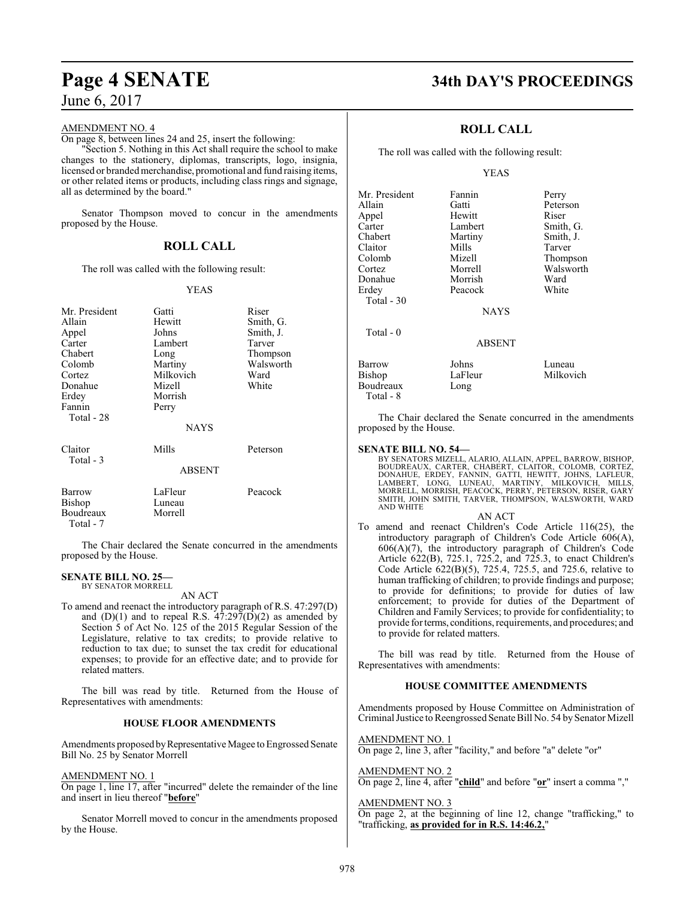AMENDMENT NO. 4

On page 8, between lines 24 and 25, insert the following:

"Section 5. Nothing in this Act shall require the school to make changes to the stationery, diplomas, transcripts, logo, insignia, licensed or branded merchandise, promotional and fund raising items, or other related items or products, including class rings and signage, all as determined by the board."

Senator Thompson moved to concur in the amendments proposed by the House.

## ROLL CALL

The roll was called with the following result:

YEAS

| | | |
|---|---|---|
| Mr. President | Gatti | Riser |
| Allain | Hewitt | Smith, G. |
| Appel | Johns | Smith, J. |
| Carter | Lambert | Tarver |
| Chabert | Long | Thompson |
| Colomb | Martiny | Walsworth |
| Cortez | Milkovich | Ward |
| Donahue | Mizell | White |
| Erdey | Morrish | |
| Fannin | Perry | |
| Total - 28 | | |

NAYS

| | | |
|---|---|---|
| Claitor | Mills | Peterson |
| Total - 3 | | |

ABSENT

| | | |
|---|---|---|
| Barrow | LaFleur | Peacock |
| Bishop | Luneau | |
| Boudreaux | Morrell | |
| Total - 7 | | |

The Chair declared the Senate concurred in the amendments proposed by the House.

**SENATE BILL NO. 25—**
BY SENATOR MORRELL

AN ACT

To amend and reenact the introductory paragraph of R.S. 47:297(D) and (D)(1) and to repeal R.S. 47:297(D)(2) as amended by Section 5 of Act No. 125 of the 2015 Regular Session of the Legislature, relative to tax credits; to provide relative to reduction to tax due; to sunset the tax credit for educational expenses; to provide for an effective date; and to provide for related matters.

The bill was read by title. Returned from the House of Representatives with amendments:

### HOUSE FLOOR AMENDMENTS

Amendments proposed by Representative Magee to Engrossed Senate Bill No. 25 by Senator Morrell

AMENDMENT NO. 1

On page 1, line 17, after "incurred" delete the remainder of the line and insert in lieu thereof "**before**"

Senator Morrell moved to concur in the amendments proposed by the House.

## ROLL CALL

The roll was called with the following result:

YEAS

| | | |
|---|---|---|
| Mr. President | Fannin | Perry |
| Allain | Gatti | Peterson |
| Appel | Hewitt | Riser |
| Carter | Lambert | Smith, G. |
| Chabert | Martiny | Smith, J. |
| Claitor | Mills | Tarver |
| Colomb | Mizell | Thompson |
| Cortez | Morrell | Walsworth |
| Donahue | Morrish | Ward |
| Erdey | Peacock | White |
| Total - 30 | | |

NAYS

Total - 0

ABSENT

| | | |
|---|---|---|
| Barrow | Johns | Luneau |
| Bishop | LaFleur | Milkovich |
| Boudreaux | Long | |
| Total - 8 | | |

The Chair declared the Senate concurred in the amendments proposed by the House.

**SENATE BILL NO. 54—**
BY SENATORS MIZELL, ALARIO, ALLAIN, APPEL, BARROW, BISHOP, BOUDREAUX, CARTER, CHABERT, CLAITOR, COLOMB, CORTEZ, DONAHUE, ERDEY, FANNIN, GATTI, HEWITT, JOHNS, LAFLEUR, LAMBERT, LONG, LUNEAU, MARTINY, MILKOVICH, MILLS, MORRELL, MORRISH, PEACOCK, PERRY, PETERSON, RISER, GARY SMITH, JOHN SMITH, TARVER, THOMPSON, WALSWORTH, WARD AND WHITE

AN ACT

To amend and reenact Children's Code Article 116(25), the introductory paragraph of Children's Code Article 606(A), 606(A)(7), the introductory paragraph of Children's Code Article 622(B), 725.1, 725.2, and 725.3, to enact Children's Code Article 622(B)(5), 725.4, 725.5, and 725.6, relative to human trafficking of children; to provide findings and purpose; to provide for definitions; to provide for duties of law enforcement; to provide for duties of the Department of Children and Family Services; to provide for confidentiality; to provide for terms, conditions, requirements, and procedures; and to provide for related matters.

The bill was read by title. Returned from the House of Representatives with amendments:

### HOUSE COMMITTEE AMENDMENTS

Amendments proposed by House Committee on Administration of Criminal Justice to Reengrossed Senate Bill No. 54 by Senator Mizell

AMENDMENT NO. 1

On page 2, line 3, after "facility," and before "a" delete "or"

AMENDMENT NO. 2

On page 2, line 4, after "**child**" and before "**or**" insert a comma ","

AMENDMENT NO. 3

On page 2, at the beginning of line 12, change "trafficking," to "trafficking, **as provided for in R.S. 14:46.2,**"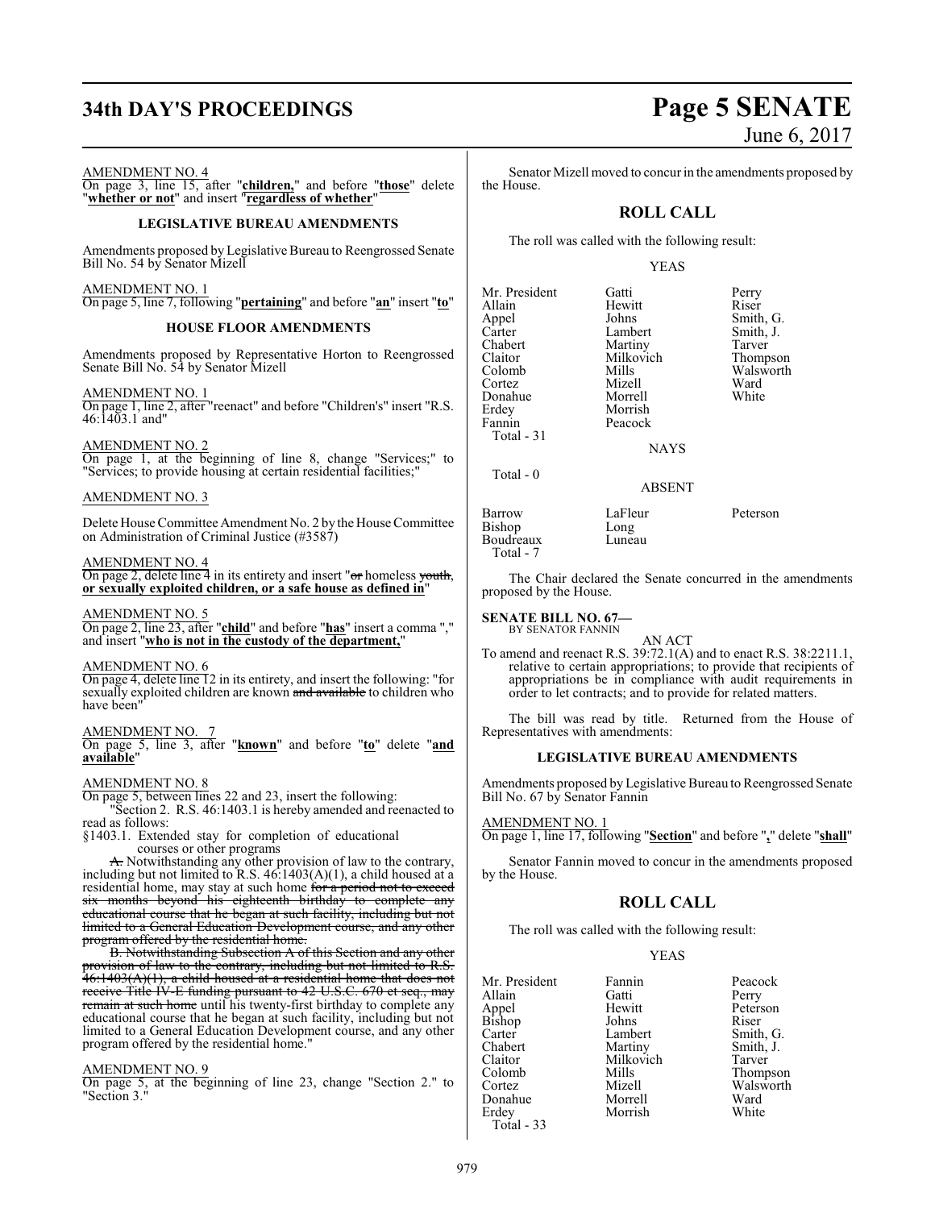AMENDMENT NO. 4
On page 3, line 15, after "**children,**" and before "**those**" delete "**whether or not**" and insert "**regardless of whether**"

**LEGISLATIVE BUREAU AMENDMENTS**

Amendments proposed by Legislative Bureau to Reengrossed Senate Bill No. 54 by Senator Mizell

AMENDMENT NO. 1
On page 5, line 7, following "**pertaining**" and before "**an**" insert "**to**"

**HOUSE FLOOR AMENDMENTS**

Amendments proposed by Representative Horton to Reengrossed Senate Bill No. 54 by Senator Mizell

AMENDMENT NO. 1
On page 1, line 2, after "reenact" and before "Children's" insert "R.S. 46:1403.1 and"

AMENDMENT NO. 2
On page 1, at the beginning of line 8, change "Services;" to "Services; to provide housing at certain residential facilities;"

AMENDMENT NO. 3

Delete House Committee Amendment No. 2 by the House Committee on Administration of Criminal Justice (#3587)

AMENDMENT NO. 4
On page 2, delete line 4 in its entirety and insert "~~or~~ homeless ~~youth~~, **or sexually exploited children, or a safe house as defined in**"

AMENDMENT NO. 5
On page 2, line 23, after "**child**" and before "**has**" insert a comma "," and insert "**who is not in the custody of the department,**"

AMENDMENT NO. 6
On page 4, delete line 12 in its entirety, and insert the following: "for sexually exploited children are known ~~and available~~ to children who have been"

AMENDMENT NO. 7
On page 5, line 3, after "**known**" and before "**to**" delete "**and available**"

AMENDMENT NO. 8
On page 5, between lines 22 and 23, insert the following:

"Section 2. R.S. 46:1403.1 is hereby amended and reenacted to read as follows:

§1403.1. Extended stay for completion of educational courses or other programs

~~A.~~ Notwithstanding any other provision of law to the contrary, including but not limited to R.S. 46:1403(A)(1), a child housed at a residential home, may stay at such home ~~for a period not to exceed six months beyond his eighteenth birthday to complete any educational course that he began at such facility, including but not limited to a General Education Development course, and any other program offered by the residential home.~~

~~B. Notwithstanding Subsection A of this Section and any other provision of law to the contrary, including but not limited to R.S. 46:1403(A)(1), a child housed at a residential home that does not receive Title IV-E funding pursuant to 42 U.S.C. 670 et seq., may remain at such home~~ until his twenty-first birthday to complete any educational course that he began at such facility, including but not limited to a General Education Development course, and any other program offered by the residential home."

AMENDMENT NO. 9
On page 5, at the beginning of line 23, change "Section 2." to "Section 3."

Senator Mizell moved to concur in the amendments proposed by the House.

## ROLL CALL

The roll was called with the following result:

YEAS

| | | |
|---|---|---|
| Mr. President | Gatti | Perry |
| Allain | Hewitt | Riser |
| Appel | Johns | Smith, G. |
| Carter | Lambert | Smith, J. |
| Chabert | Martiny | Tarver |
| Claitor | Milkovich | Thompson |
| Colomb | Mills | Walsworth |
| Cortez | Mizell | Ward |
| Donahue | Morrell | White |
| Erdey | Morrish | |
| Fannin | Peacock | |

Total - 31

NAYS

Total - 0

ABSENT

| | | |
|---|---|---|
| Barrow | LaFleur | Peterson |
| Bishop | Long | |
| Boudreaux | Luneau | |

Total - 7

The Chair declared the Senate concurred in the amendments proposed by the House.

**SENATE BILL NO. 67—**
BY SENATOR FANNIN

AN ACT

To amend and reenact R.S. 39:72.1(A) and to enact R.S. 38:2211.1, relative to certain appropriations; to provide that recipients of appropriations be in compliance with audit requirements in order to let contracts; and to provide for related matters.

The bill was read by title. Returned from the House of Representatives with amendments:

**LEGISLATIVE BUREAU AMENDMENTS**

Amendments proposed by Legislative Bureau to Reengrossed Senate Bill No. 67 by Senator Fannin

AMENDMENT NO. 1
On page 1, line 17, following "**Section**" and before "**,**" delete "**shall**"

Senator Fannin moved to concur in the amendments proposed by the House.

## ROLL CALL

The roll was called with the following result:

YEAS

| | | |
|---|---|---|
| Mr. President | Fannin | Peacock |
| Allain | Gatti | Perry |
| Appel | Hewitt | Peterson |
| Bishop | Johns | Riser |
| Carter | Lambert | Smith, G. |
| Chabert | Martiny | Smith, J. |
| Claitor | Milkovich | Tarver |
| Colomb | Mills | Thompson |
| Cortez | Mizell | Walsworth |
| Donahue | Morrell | Ward |
| Erdey | Morrish | White |

Total - 33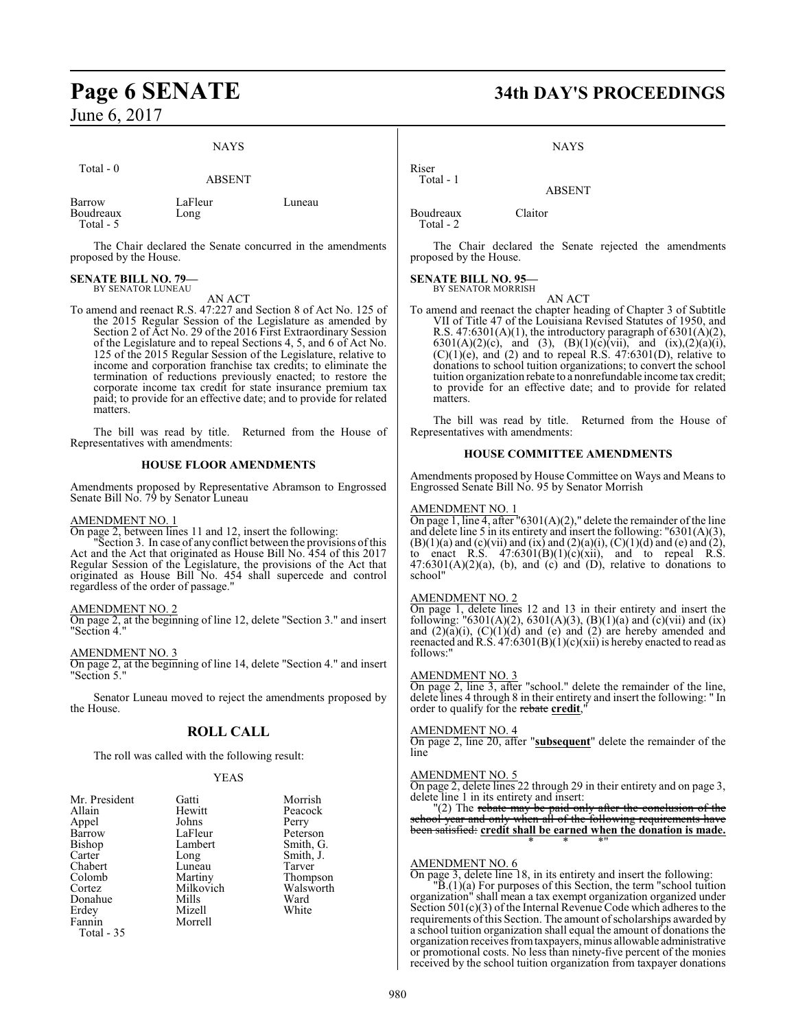NAYS

Total - 0

ABSENT

| | | |
|---|---|---|
| Barrow | LaFleur | Luneau |
| Boudreaux | Long | |

Total - 5

The Chair declared the Senate concurred in the amendments proposed by the House.

**SENATE BILL NO. 79—**
BY SENATOR LUNEAU

AN ACT

To amend and reenact R.S. 47:227 and Section 8 of Act No. 125 of the 2015 Regular Session of the Legislature as amended by Section 2 of Act No. 29 of the 2016 First Extraordinary Session of the Legislature and to repeal Sections 4, 5, and 6 of Act No. 125 of the 2015 Regular Session of the Legislature, relative to income and corporation franchise tax credits; to eliminate the termination of reductions previously enacted; to restore the corporate income tax credit for state insurance premium tax paid; to provide for an effective date; and to provide for related matters.

The bill was read by title. Returned from the House of Representatives with amendments:

**HOUSE FLOOR AMENDMENTS**

Amendments proposed by Representative Abramson to Engrossed Senate Bill No. 79 by Senator Luneau

AMENDMENT NO. 1

On page 2, between lines 11 and 12, insert the following:

"Section 3. In case of any conflict between the provisions of this Act and the Act that originated as House Bill No. 454 of this 2017 Regular Session of the Legislature, the provisions of the Act that originated as House Bill No. 454 shall supercede and control regardless of the order of passage."

AMENDMENT NO. 2

On page 2, at the beginning of line 12, delete "Section 3." and insert "Section 4."

AMENDMENT NO. 3

On page 2, at the beginning of line 14, delete "Section 4." and insert "Section 5."

Senator Luneau moved to reject the amendments proposed by the House.

## ROLL CALL

The roll was called with the following result:

YEAS

| | | |
|---|---|---|
| Mr. President | Gatti | Morrish |
| Allain | Hewitt | Peacock |
| Appel | Johns | Perry |
| Barrow | LaFleur | Peterson |
| Bishop | Lambert | Smith, G. |
| Carter | Long | Smith, J. |
| Chabert | Luneau | Tarver |
| Colomb | Martiny | Thompson |
| Cortez | Milkovich | Walsworth |
| Donahue | Mills | Ward |
| Erdey | Mizell | White |
| Fannin | Morrell | |

Total - 35

NAYS

Riser

Total - 1

ABSENT

| | |
|---|---|
| Boudreaux | Claitor |

Total - 2

The Chair declared the Senate rejected the amendments proposed by the House.

**SENATE BILL NO. 95—**
BY SENATOR MORRISH

AN ACT

To amend and reenact the chapter heading of Chapter 3 of Subtitle VII of Title 47 of the Louisiana Revised Statutes of 1950, and R.S. 47:6301(A)(1), the introductory paragraph of 6301(A)(2), 6301(A)(2)(c), and (3), (B)(1)(c)(vii), and (ix),(2)(a)(i), (C)(1)(e), and (2) and to repeal R.S. 47:6301(D), relative to donations to school tuition organizations; to convert the school tuition organization rebate to a nonrefundable income tax credit; to provide for an effective date; and to provide for related matters.

The bill was read by title. Returned from the House of Representatives with amendments:

**HOUSE COMMITTEE AMENDMENTS**

Amendments proposed by House Committee on Ways and Means to Engrossed Senate Bill No. 95 by Senator Morrish

AMENDMENT NO. 1

On page 1, line 4, after "6301(A)(2)," delete the remainder of the line and delete line 5 in its entirety and insert the following: "6301(A)(3), (B)(1)(a) and (c)(vii) and (ix) and (2)(a)(i), (C)(1)(d) and (e) and (2), to enact R.S. 47:6301(B)(1)(c)(xii), and to repeal R.S. 47:6301(A)(2)(a), (b), and (c) and (D), relative to donations to school"

AMENDMENT NO. 2

On page 1, delete lines 12 and 13 in their entirety and insert the following: "6301(A)(2), 6301(A)(3), (B)(1)(a) and (c)(vii) and (ix) and (2)(a)(i), (C)(1)(d) and (e) and (2) are hereby amended and reenacted and R.S. 47:6301(B)(1)(c)(xii) is hereby enacted to read as follows:"

AMENDMENT NO. 3

On page 2, line 3, after "school." delete the remainder of the line, delete lines 4 through 8 in their entirety and insert the following: " In order to qualify for the ~~rebate~~ **credit**,"

AMENDMENT NO. 4

On page 2, line 20, after "**subsequent**" delete the remainder of the line

AMENDMENT NO. 5

On page 2, delete lines 22 through 29 in their entirety and on page 3, delete line 1 in its entirety and insert:

"(2) The ~~rebate may be paid only after the conclusion of the school year and only when all of the following requirements have been satisfied:~~ **credit shall be earned when the donation is made.**

\* \* \*"

AMENDMENT NO. 6

On page 3, delete line 18, in its entirety and insert the following:

"B.(1)(a) For purposes of this Section, the term "school tuition organization" shall mean a tax exempt organization organized under Section 501(c)(3) of the Internal Revenue Code which adheres to the requirements of this Section. The amount of scholarships awarded by a school tuition organization shall equal the amount of donations the organization receives from taxpayers, minus allowable administrative or promotional costs. No less than ninety-five percent of the monies received by the school tuition organization from taxpayer donations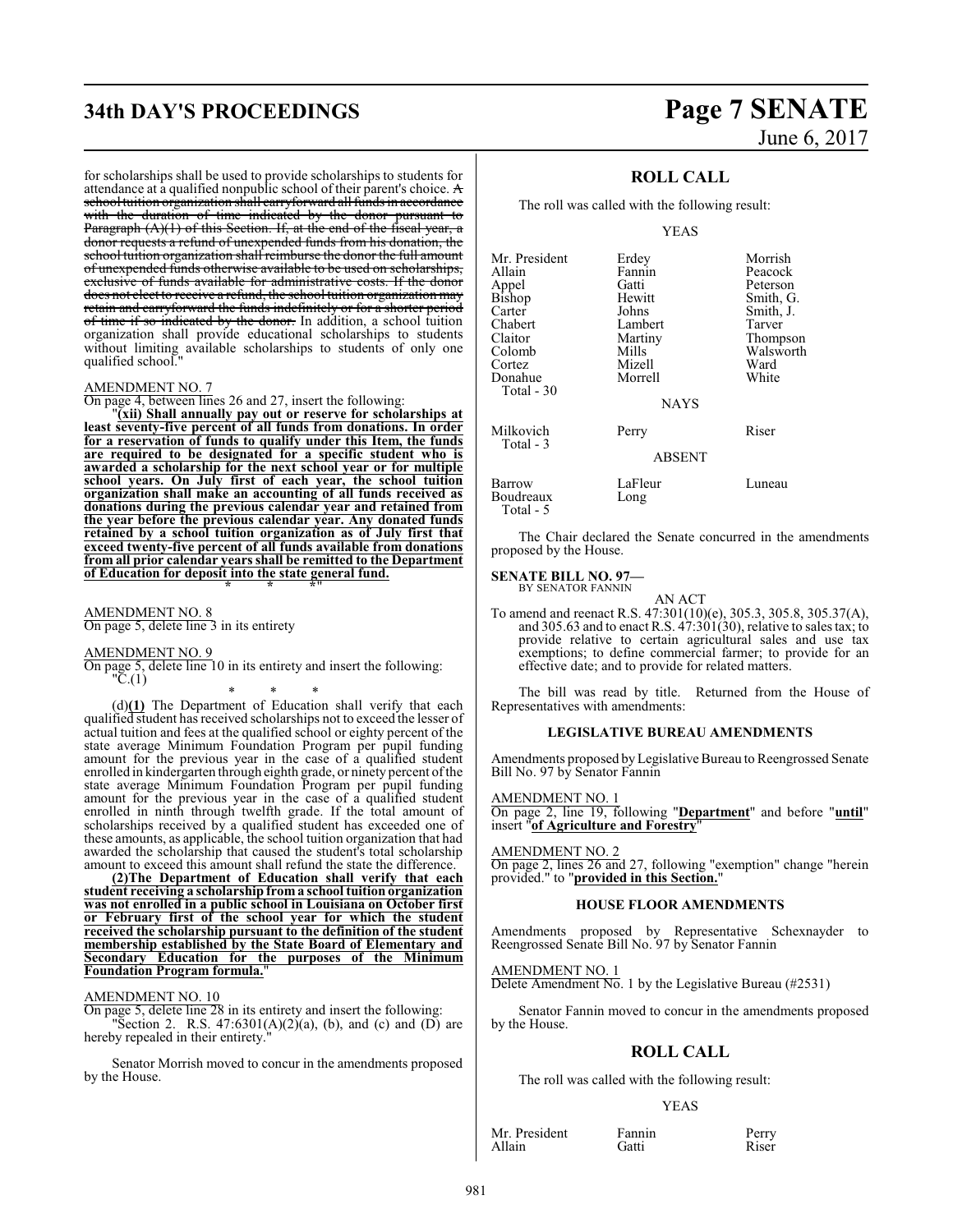for scholarships shall be used to provide scholarships to students for attendance at a qualified nonpublic school of their parent's choice. ~~A school tuition organization shall carryforward all funds in accordance with the duration of time indicated by the donor pursuant to Paragraph (A)(1) of this Section. If, at the end of the fiscal year, a donor requests a refund of unexpended funds from his donation, the school tuition organization shall reimburse the donor the full amount of unexpended funds otherwise available to be used on scholarships, exclusive of funds available for administrative costs. If the donor does not elect to receive a refund, the school tuition organization may retain and carryforward the funds indefinitely or for a shorter period of time if so indicated by the donor.~~ In addition, a school tuition organization shall provide educational scholarships to students without limiting available scholarships to students of only one qualified school."

AMENDMENT NO. 7

On page 4, between lines 26 and 27, insert the following:

"**(xii) Shall annually pay out or reserve for scholarships at least seventy-five percent of all funds from donations. In order for a reservation of funds to qualify under this Item, the funds are required to be designated for a specific student who is awarded a scholarship for the next school year or for multiple school years. On July first of each year, the school tuition organization shall make an accounting of all funds received as donations during the previous calendar year and retained from the year before the previous calendar year. Any donated funds retained by a school tuition organization as of July first that exceed twenty-five percent of all funds available from donations from all prior calendar years shall be remitted to the Department of Education for deposit into the state general fund.**

\* \* \*"

AMENDMENT NO. 8

On page 5, delete line 3 in its entirety

AMENDMENT NO. 9

On page 5, delete line 10 in its entirety and insert the following:

"C.(1)

\* \* \*

(d)**(1)** The Department of Education shall verify that each qualified student has received scholarships not to exceed the lesser of actual tuition and fees at the qualified school or eighty percent of the state average Minimum Foundation Program per pupil funding amount for the previous year in the case of a qualified student enrolled in kindergarten through eighth grade, or ninety percent of the state average Minimum Foundation Program per pupil funding amount for the previous year in the case of a qualified student enrolled in ninth through twelfth grade. If the total amount of scholarships received by a qualified student has exceeded one of these amounts, as applicable, the school tuition organization that had awarded the scholarship that caused the student's total scholarship amount to exceed this amount shall refund the state the difference.

**(2)The Department of Education shall verify that each student receiving a scholarship from a school tuition organization was not enrolled in a public school in Louisiana on October first or February first of the school year for which the student received the scholarship pursuant to the definition of the student membership established by the State Board of Elementary and Secondary Education for the purposes of the Minimum Foundation Program formula.**"

AMENDMENT NO. 10

On page 5, delete line 28 in its entirety and insert the following:

"Section 2. R.S. 47:6301(A)(2)(a), (b), and (c) and (D) are hereby repealed in their entirety."

Senator Morrish moved to concur in the amendments proposed by the House.

## ROLL CALL

The roll was called with the following result:

YEAS

| | | |
|---|---|---|
| Mr. President | Erdey | Morrish |
| Allain | Fannin | Peacock |
| Appel | Gatti | Peterson |
| Bishop | Hewitt | Smith, G. |
| Carter | Johns | Smith, J. |
| Chabert | Lambert | Tarver |
| Claitor | Martiny | Thompson |
| Colomb | Mills | Walsworth |
| Cortez | Mizell | Ward |
| Donahue | Morrell | White |
| Total - 30 | | |

NAYS

| | | |
|---|---|---|
| Milkovich | Perry | Riser |
| Total - 3 | | |

ABSENT

| | | |
|---|---|---|
| Barrow | LaFleur | Luneau |
| Boudreaux | Long | |
| Total - 5 | | |

The Chair declared the Senate concurred in the amendments proposed by the House.

**SENATE BILL NO. 97—**
BY SENATOR FANNIN

AN ACT

To amend and reenact R.S. 47:301(10)(e), 305.3, 305.8, 305.37(A), and 305.63 and to enact R.S. 47:301(30), relative to sales tax; to provide relative to certain agricultural sales and use tax exemptions; to define commercial farmer; to provide for an effective date; and to provide for related matters.

The bill was read by title. Returned from the House of Representatives with amendments:

### LEGISLATIVE BUREAU AMENDMENTS

Amendments proposed by Legislative Bureau to Reengrossed Senate Bill No. 97 by Senator Fannin

AMENDMENT NO. 1

On page 2, line 19, following "**Department**" and before "**until**" insert "**of Agriculture and Forestry**"

AMENDMENT NO. 2

On page 2, lines 26 and 27, following "exemption" change "herein provided." to "**provided in this Section.**"

### HOUSE FLOOR AMENDMENTS

Amendments proposed by Representative Schexnayder to Reengrossed Senate Bill No. 97 by Senator Fannin

AMENDMENT NO. 1

Delete Amendment No. 1 by the Legislative Bureau (#2531)

Senator Fannin moved to concur in the amendments proposed by the House.

## ROLL CALL

The roll was called with the following result:

YEAS

| | | |
|---|---|---|
| Mr. President | Fannin | Perry |
| Allain | Gatti | Riser |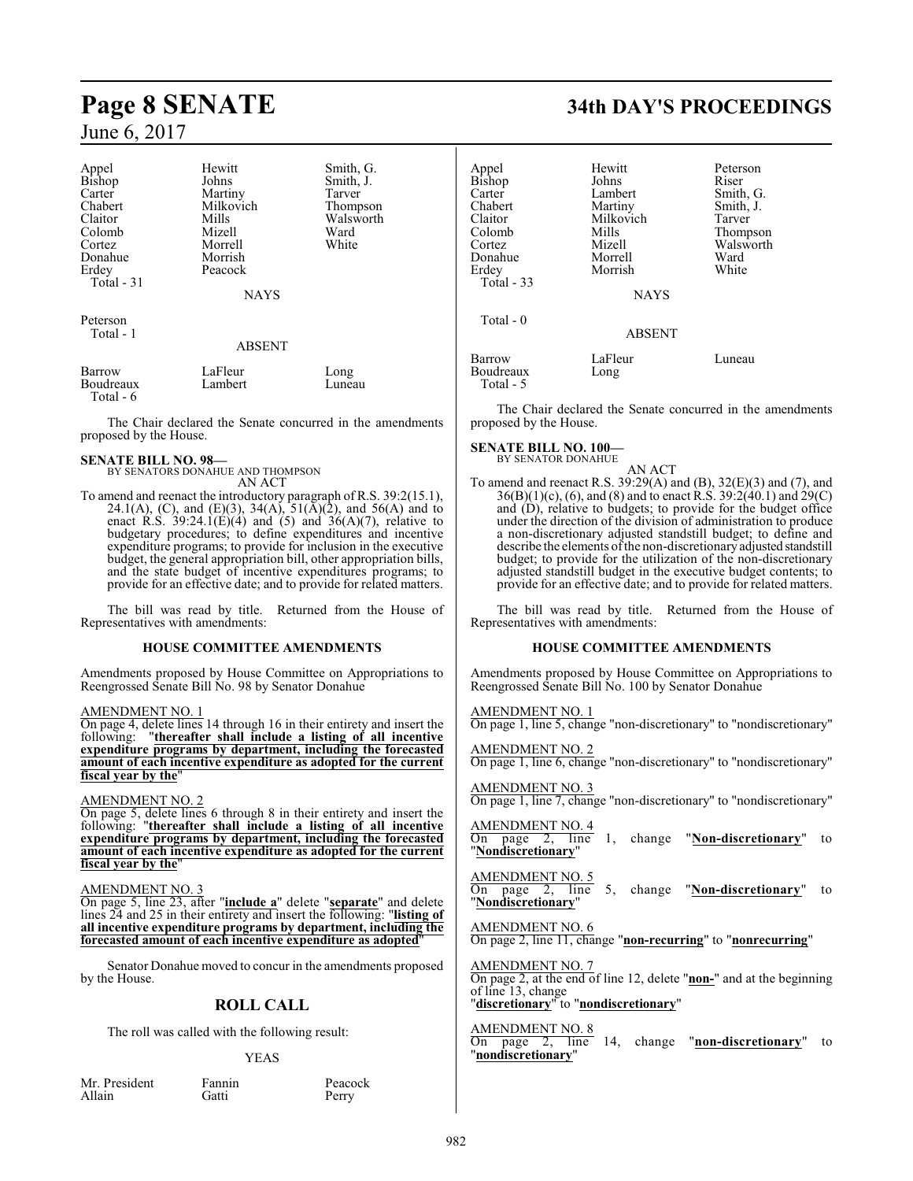| Appel | Hewitt | Smith, G. |
|---|---|---|
| Bishop | Johns | Smith, J. |
| Carter | Martiny | Tarver |
| Chabert | Milkovich | Thompson |
| Claitor | Mills | Walsworth |
| Colomb | Mizell | Ward |
| Cortez | Morrell | White |
| Donahue | Morrish | |
| Erdey | Peacock | |

Total - 31

NAYS

Peterson

Total - 1

ABSENT

| Barrow | LaFleur | Long |
|---|---|---|
| Boudreaux | Lambert | Luneau |

Total - 6

The Chair declared the Senate concurred in the amendments proposed by the House.

**SENATE BILL NO. 98—**
BY SENATORS DONAHUE AND THOMPSON
AN ACT

To amend and reenact the introductory paragraph of R.S. 39:2(15.1), 24.1(A), (C), and (E)(3), 34(A), 51(A)(2), and 56(A) and to enact R.S. 39:24.1(E)(4) and (5) and 36(A)(7), relative to budgetary procedures; to define expenditures and incentive expenditure programs; to provide for inclusion in the executive budget, the general appropriation bill, other appropriation bills, and the state budget of incentive expenditures programs; to provide for an effective date; and to provide for related matters.

The bill was read by title. Returned from the House of Representatives with amendments:

**HOUSE COMMITTEE AMENDMENTS**

Amendments proposed by House Committee on Appropriations to Reengrossed Senate Bill No. 98 by Senator Donahue

AMENDMENT NO. 1

On page 4, delete lines 14 through 16 in their entirety and insert the following: "**thereafter shall include a listing of all incentive expenditure programs by department, including the forecasted amount of each incentive expenditure as adopted for the current fiscal year by the**"

AMENDMENT NO. 2

On page 5, delete lines 6 through 8 in their entirety and insert the following: "**thereafter shall include a listing of all incentive expenditure programs by department, including the forecasted amount of each incentive expenditure as adopted for the current fiscal year by the**"

AMENDMENT NO. 3

On page 5, line 23, after "**include a**" delete "**separate**" and delete lines 24 and 25 in their entirety and insert the following: "**listing of all incentive expenditure programs by department, including the forecasted amount of each incentive expenditure as adopted**"

Senator Donahue moved to concur in the amendments proposed by the House.

## ROLL CALL

The roll was called with the following result:

YEAS

| Mr. President | Fannin | Peacock |
|---|---|---|
| Allain | Gatti | Perry |
| Appel | Hewitt | Peterson |
| Bishop | Johns | Riser |
| Carter | Lambert | Smith, G. |
| Chabert | Martiny | Smith, J. |
| Claitor | Milkovich | Tarver |
| Colomb | Mills | Thompson |
| Cortez | Mizell | Walsworth |
| Donahue | Morrell | Ward |
| Erdey | Morrish | White |

Total - 33

NAYS

Total - 0

ABSENT

| Barrow | LaFleur | Luneau |
|---|---|---|
| Boudreaux | Long | |

Total - 5

The Chair declared the Senate concurred in the amendments proposed by the House.

**SENATE BILL NO. 100—**
BY SENATOR DONAHUE
AN ACT

To amend and reenact R.S. 39:29(A) and (B), 32(E)(3) and (7), and 36(B)(1)(c), (6), and (8) and to enact R.S. 39:2(40.1) and 29(C) and (D), relative to budgets; to provide for the budget office under the direction of the division of administration to produce a non-discretionary adjusted standstill budget; to define and describe the elements of the non-discretionary adjusted standstill budget; to provide for the utilization of the non-discretionary adjusted standstill budget in the executive budget contents; to provide for an effective date; and to provide for related matters.

The bill was read by title. Returned from the House of Representatives with amendments:

**HOUSE COMMITTEE AMENDMENTS**

Amendments proposed by House Committee on Appropriations to Reengrossed Senate Bill No. 100 by Senator Donahue

AMENDMENT NO. 1

On page 1, line 5, change "non-discretionary" to "nondiscretionary"

AMENDMENT NO. 2

On page 1, line 6, change "non-discretionary" to "nondiscretionary"

AMENDMENT NO. 3

On page 1, line 7, change "non-discretionary" to "nondiscretionary"

AMENDMENT NO. 4

On page 2, line 1, change "**Non-discretionary**" to "**Nondiscretionary**"

AMENDMENT NO. 5

On page 2, line 5, change "**Non-discretionary**" to "**Nondiscretionary**"

AMENDMENT NO. 6

On page 2, line 11, change "**non-recurring**" to "**nonrecurring**"

AMENDMENT NO. 7

On page 2, at the end of line 12, delete "**non-**" and at the beginning of line 13, change "**discretionary**" to "**nondiscretionary**"

AMENDMENT NO. 8

On page 2, line 14, change "**non-discretionary**" to "**nondiscretionary**"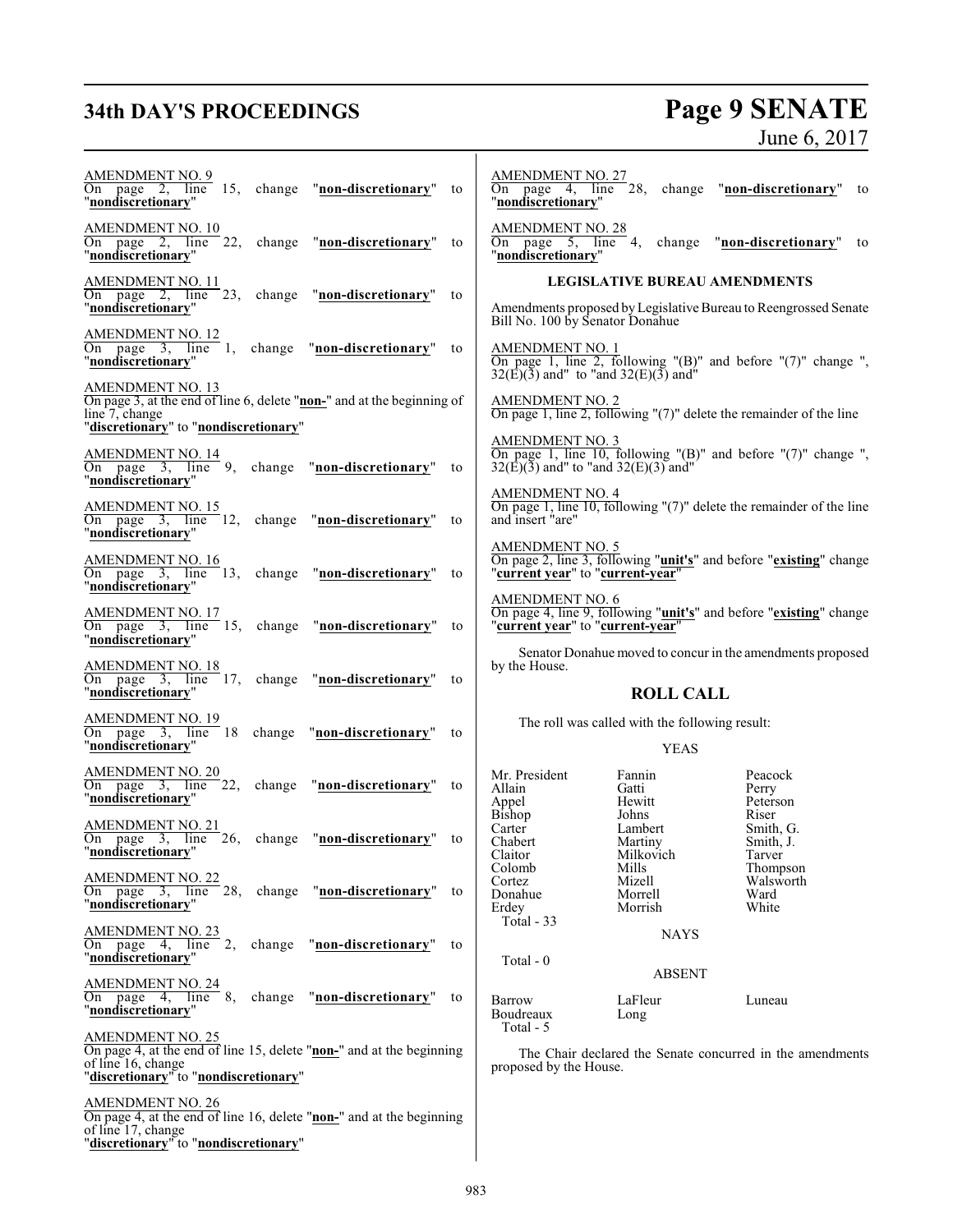AMENDMENT NO. 9
On page 2, line 15, change "**non-discretionary**" to "**nondiscretionary**"

AMENDMENT NO. 10
On page 2, line 22, change "**non-discretionary**" to "**nondiscretionary**"

AMENDMENT NO. 11
On page 2, line 23, change "**non-discretionary**" to "**nondiscretionary**"

AMENDMENT NO. 12
On page 3, line 1, change "**non-discretionary**" to "**nondiscretionary**"

AMENDMENT NO. 13
On page 3, at the end of line 6, delete "**non-**" and at the beginning of line 7, change "**discretionary**" to "**nondiscretionary**"

AMENDMENT NO. 14
On page 3, line 9, change "**non-discretionary**" to "**nondiscretionary**"

AMENDMENT NO. 15
On page 3, line 12, change "**non-discretionary**" to "**nondiscretionary**"

AMENDMENT NO. 16
On page 3, line 13, change "**non-discretionary**" to "**nondiscretionary**"

AMENDMENT NO. 17
On page 3, line 15, change "**non-discretionary**" to "**nondiscretionary**"

AMENDMENT NO. 18
On page 3, line 17, change "**non-discretionary**" to "**nondiscretionary**"

AMENDMENT NO. 19
On page 3, line 18 change "**non-discretionary**" to "**nondiscretionary**"

AMENDMENT NO. 20
On page 3, line 22, change "**non-discretionary**" to "**nondiscretionary**"

AMENDMENT NO. 21
On page 3, line 26, change "**non-discretionary**" to "**nondiscretionary**"

AMENDMENT NO. 22
On page 3, line 28, change "**non-discretionary**" to "**nondiscretionary**"

AMENDMENT NO. 23
On page 4, line 2, change "**non-discretionary**" to "**nondiscretionary**"

AMENDMENT NO. 24
On page 4, line 8, change "**non-discretionary**" to "**nondiscretionary**"

AMENDMENT NO. 25
On page 4, at the end of line 15, delete "**non-**" and at the beginning of line 16, change "**discretionary**" to "**nondiscretionary**"

AMENDMENT NO. 26
On page 4, at the end of line 16, delete "**non-**" and at the beginning of line 17, change "**discretionary**" to "**nondiscretionary**"

AMENDMENT NO. 27
On page 4, line 28, change "**non-discretionary**" to "**nondiscretionary**"

AMENDMENT NO. 28
On page 5, line 4, change "**non-discretionary**" to "**nondiscretionary**"

**LEGISLATIVE BUREAU AMENDMENTS**

Amendments proposed by Legislative Bureau to Reengrossed Senate Bill No. 100 by Senator Donahue

AMENDMENT NO. 1
On page 1, line 2, following "(B)" and before "(7)" change ", 32(E)(3) and" to "and 32(E)(3) and"

AMENDMENT NO. 2
On page 1, line 2, following "(7)" delete the remainder of the line

AMENDMENT NO. 3
On page 1, line 10, following "(B)" and before "(7)" change ", 32(E)(3) and" to "and 32(E)(3) and"

AMENDMENT NO. 4
On page 1, line 10, following "(7)" delete the remainder of the line and insert "are"

AMENDMENT NO. 5
On page 2, line 3, following "**unit's**" and before "**existing**" change "**current year**" to "**current-year**"

AMENDMENT NO. 6
On page 4, line 9, following "**unit's**" and before "**existing**" change "**current year**" to "**current-year**"

Senator Donahue moved to concur in the amendments proposed by the House.

## ROLL CALL

The roll was called with the following result:

YEAS

| | | |
|---|---|---|
| Mr. President | Fannin | Peacock |
| Allain | Gatti | Perry |
| Appel | Hewitt | Peterson |
| Bishop | Johns | Riser |
| Carter | Lambert | Smith, G. |
| Chabert | Martiny | Smith, J. |
| Claitor | Milkovich | Tarver |
| Colomb | Mills | Thompson |
| Cortez | Mizell | Walsworth |
| Donahue | Morrell | Ward |
| Erdey | Morrish | White |

Total - 33

NAYS

Total - 0

ABSENT

| | | |
|---|---|---|
| Barrow | LaFleur | Luneau |
| Boudreaux | Long | |

Total - 5

The Chair declared the Senate concurred in the amendments proposed by the House.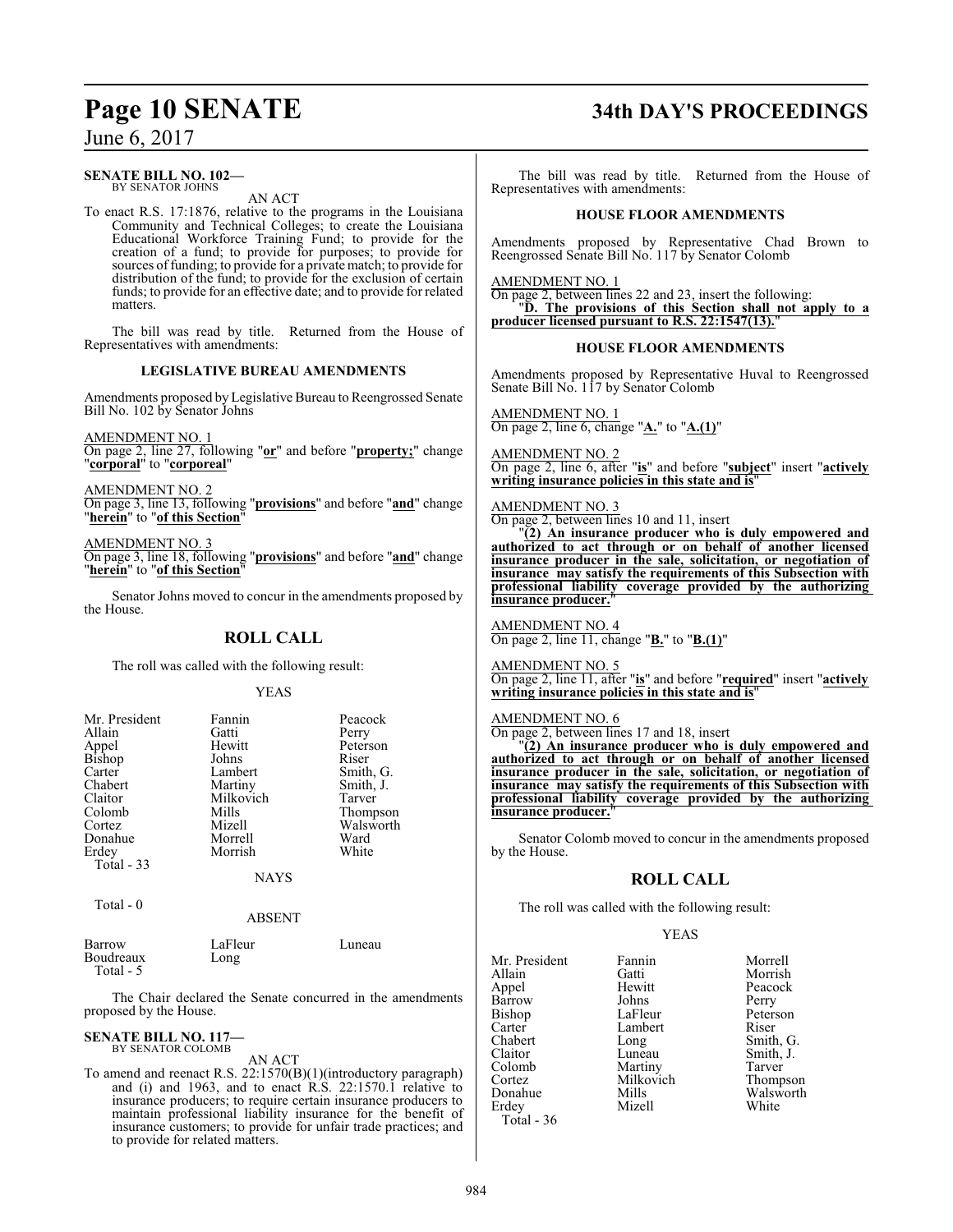**SENATE BILL NO. 102—**
BY SENATOR JOHNS

AN ACT

To enact R.S. 17:1876, relative to the programs in the Louisiana Community and Technical Colleges; to create the Louisiana Educational Workforce Training Fund; to provide for the creation of a fund; to provide for purposes; to provide for sources of funding; to provide for a private match; to provide for distribution of the fund; to provide for the exclusion of certain funds; to provide for an effective date; and to provide for related matters.

The bill was read by title. Returned from the House of Representatives with amendments:

### LEGISLATIVE BUREAU AMENDMENTS

Amendments proposed by Legislative Bureau to Reengrossed Senate Bill No. 102 by Senator Johns

AMENDMENT NO. 1
On page 2, line 27, following "**or**" and before "**property;**" change "**corporal**" to "**corporeal**"

AMENDMENT NO. 2
On page 3, line 13, following "**provisions**" and before "**and**" change "**herein**" to "**of this Section**"

AMENDMENT NO. 3
On page 3, line 18, following "**provisions**" and before "**and**" change "**herein**" to "**of this Section**"

Senator Johns moved to concur in the amendments proposed by the House.

## ROLL CALL

The roll was called with the following result:

YEAS

| | | |
|---|---|---|
| Mr. President | Fannin | Peacock |
| Allain | Gatti | Perry |
| Appel | Hewitt | Peterson |
| Bishop | Johns | Riser |
| Carter | Lambert | Smith, G. |
| Chabert | Martiny | Smith, J. |
| Claitor | Milkovich | Tarver |
| Colomb | Mills | Thompson |
| Cortez | Mizell | Walsworth |
| Donahue | Morrell | Ward |
| Erdey | Morrish | White |

Total - 33

NAYS

Total - 0

ABSENT

| | | |
|---|---|---|
| Barrow | LaFleur | Luneau |
| Boudreaux | Long | |

Total - 5

The Chair declared the Senate concurred in the amendments proposed by the House.

**SENATE BILL NO. 117—**
BY SENATOR COLOMB

AN ACT

To amend and reenact R.S. 22:1570(B)(1)(introductory paragraph) and (i) and 1963, and to enact R.S. 22:1570.1 relative to insurance producers; to require certain insurance producers to maintain professional liability insurance for the benefit of insurance customers; to provide for unfair trade practices; and to provide for related matters.

The bill was read by title. Returned from the House of Representatives with amendments:

### HOUSE FLOOR AMENDMENTS

Amendments proposed by Representative Chad Brown to Reengrossed Senate Bill No. 117 by Senator Colomb

AMENDMENT NO. 1
On page 2, between lines 22 and 23, insert the following:
"**D. The provisions of this Section shall not apply to a producer licensed pursuant to R.S. 22:1547(13).**"

### HOUSE FLOOR AMENDMENTS

Amendments proposed by Representative Huval to Reengrossed Senate Bill No. 117 by Senator Colomb

AMENDMENT NO. 1
On page 2, line 6, change "**A.**" to "**A.(1)**"

AMENDMENT NO. 2
On page 2, line 6, after "**is**" and before "**subject**" insert "**actively writing insurance policies in this state and is**"

AMENDMENT NO. 3
On page 2, between lines 10 and 11, insert
"**(2) An insurance producer who is duly empowered and authorized to act through or on behalf of another licensed insurance producer in the sale, solicitation, or negotiation of insurance may satisfy the requirements of this Subsection with professional liability coverage provided by the authorizing insurance producer.**"

AMENDMENT NO. 4
On page 2, line 11, change "**B.**" to "**B.(1)**"

AMENDMENT NO. 5
On page 2, line 11, after "**is**" and before "**required**" insert "**actively writing insurance policies in this state and is**"

AMENDMENT NO. 6
On page 2, between lines 17 and 18, insert
"**(2) An insurance producer who is duly empowered and authorized to act through or on behalf of another licensed insurance producer in the sale, solicitation, or negotiation of insurance may satisfy the requirements of this Subsection with professional liability coverage provided by the authorizing insurance producer.**"

Senator Colomb moved to concur in the amendments proposed by the House.

## ROLL CALL

The roll was called with the following result:

YEAS

| | | |
|---|---|---|
| Mr. President | Fannin | Morrell |
| Allain | Gatti | Morrish |
| Appel | Hewitt | Peacock |
| Barrow | Johns | Perry |
| Bishop | LaFleur | Peterson |
| Carter | Lambert | Riser |
| Chabert | Long | Smith, G. |
| Claitor | Luneau | Smith, J. |
| Colomb | Martiny | Tarver |
| Cortez | Milkovich | Thompson |
| Donahue | Mills | Walsworth |
| Erdey | Mizell | White |

Total - 36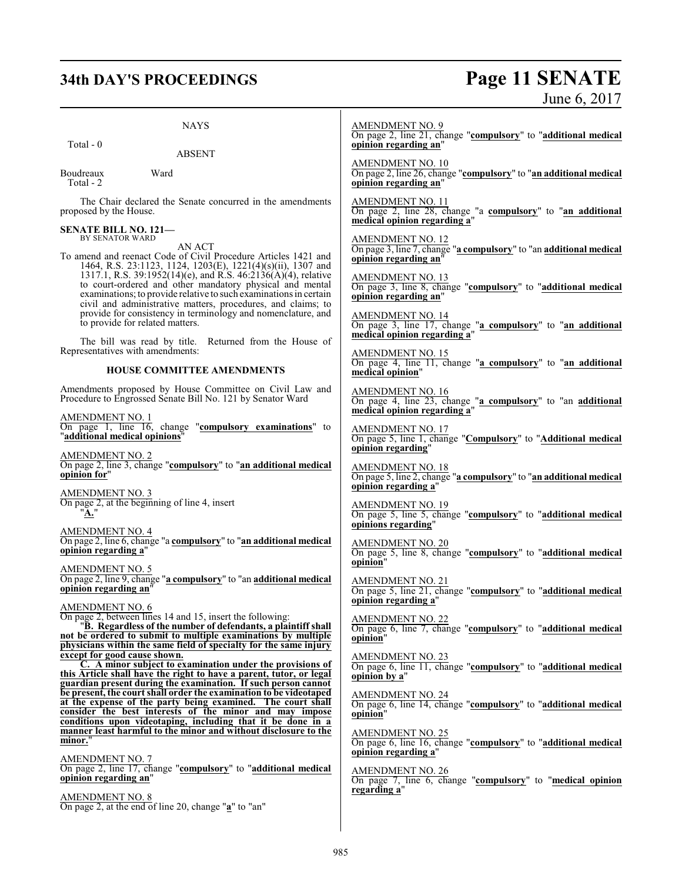NAYS

Total - 0

ABSENT

Boudreaux Ward
Total - 2

The Chair declared the Senate concurred in the amendments proposed by the House.

**SENATE BILL NO. 121—**
BY SENATOR WARD

AN ACT

To amend and reenact Code of Civil Procedure Articles 1421 and 1464, R.S. 23:1123, 1124, 1203(E), 1221(4)(s)(ii), 1307 and 1317.1, R.S. 39:1952(14)(e), and R.S. 46:2136(A)(4), relative to court-ordered and other mandatory physical and mental examinations; to provide relative to such examinations in certain civil and administrative matters, procedures, and claims; to provide for consistency in terminology and nomenclature, and to provide for related matters.

The bill was read by title. Returned from the House of Representatives with amendments:

**HOUSE COMMITTEE AMENDMENTS**

Amendments proposed by House Committee on Civil Law and Procedure to Engrossed Senate Bill No. 121 by Senator Ward

AMENDMENT NO. 1
On page 1, line 16, change "**compulsory examinations**" to "**additional medical opinions**"

AMENDMENT NO. 2
On page 2, line 3, change "**compulsory**" to "**an additional medical opinion for**"

AMENDMENT NO. 3
On page 2, at the beginning of line 4, insert
"**A.**"

AMENDMENT NO. 4
On page 2, line 6, change "a **compulsory**" to "**an additional medical opinion regarding a**"

AMENDMENT NO. 5
On page 2, line 9, change "**a compulsory**" to "an **additional medical opinion regarding an**"

AMENDMENT NO. 6
On page 2, between lines 14 and 15, insert the following:

"**B. Regardless of the number of defendants, a plaintiff shall not be ordered to submit to multiple examinations by multiple physicians within the same field of specialty for the same injury except for good cause shown.**

**C. A minor subject to examination under the provisions of this Article shall have the right to have a parent, tutor, or legal guardian present during the examination. If such person cannot be present, the court shall order the examination to be videotaped at the expense of the party being examined. The court shall consider the best interests of the minor and may impose conditions upon videotaping, including that it be done in a manner least harmful to the minor and without disclosure to the minor.**"

AMENDMENT NO. 7
On page 2, line 17, change "**compulsory**" to "**additional medical opinion regarding an**"

AMENDMENT NO. 8
On page 2, at the end of line 20, change "**a**" to "an"

AMENDMENT NO. 9
On page 2, line 21, change "**compulsory**" to "**additional medical opinion regarding an**"

AMENDMENT NO. 10
On page 2, line 26, change "**compulsory**" to "**an additional medical opinion regarding an**"

AMENDMENT NO. 11
On page 2, line 28, change "a **compulsory**" to "**an additional medical opinion regarding a**"

AMENDMENT NO. 12
On page 3, line 7, change "**a compulsory**" to "an **additional medical opinion regarding an**"

AMENDMENT NO. 13
On page 3, line 8, change "**compulsory**" to "**additional medical opinion regarding an**"

AMENDMENT NO. 14
On page 3, line 17, change "**a compulsory**" to "**an additional medical opinion regarding a**"

AMENDMENT NO. 15
On page 4, line 11, change "**a compulsory**" to "**an additional medical opinion**"

AMENDMENT NO. 16
On page 4, line 23, change "**a compulsory**" to "an **additional medical opinion regarding a**"

AMENDMENT NO. 17
On page 5, line 1, change "**Compulsory**" to "**Additional medical opinion regarding**"

AMENDMENT NO. 18
On page 5, line 2, change "**a compulsory**" to "**an additional medical opinion regarding a**"

AMENDMENT NO. 19
On page 5, line 5, change "**compulsory**" to "**additional medical opinions regarding**"

AMENDMENT NO. 20
On page 5, line 8, change "**compulsory**" to "**additional medical opinion**"

AMENDMENT NO. 21
On page 5, line 21, change "**compulsory**" to "**additional medical opinion regarding a**"

AMENDMENT NO. 22
On page 6, line 7, change "**compulsory**" to "**additional medical opinion**"

AMENDMENT NO. 23
On page 6, line 11, change "**compulsory**" to "**additional medical opinion by a**"

AMENDMENT NO. 24
On page 6, line 14, change "**compulsory**" to "**additional medical opinion**"

AMENDMENT NO. 25
On page 6, line 16, change "**compulsory**" to "**additional medical opinion regarding a**"

AMENDMENT NO. 26
On page 7, line 6, change "**compulsory**" to "**medical opinion regarding a**"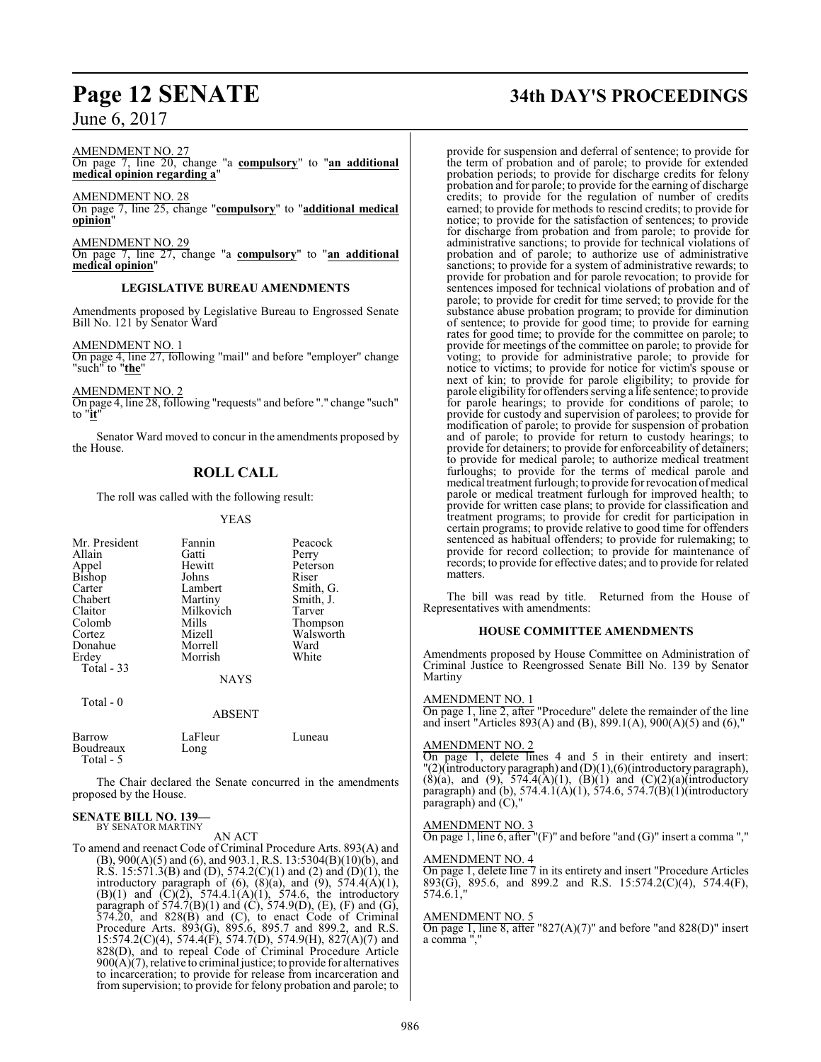AMENDMENT NO. 27

On page 7, line 20, change "a **compulsory**" to "**an additional medical opinion regarding a**"

AMENDMENT NO. 28

On page 7, line 25, change "**compulsory**" to "**additional medical opinion**"

AMENDMENT NO. 29

On page 7, line 27, change "a **compulsory**" to "**an additional medical opinion**"

**LEGISLATIVE BUREAU AMENDMENTS**

Amendments proposed by Legislative Bureau to Engrossed Senate Bill No. 121 by Senator Ward

AMENDMENT NO. 1

On page 4, line 27, following "mail" and before "employer" change "such" to "**the**"

AMENDMENT NO. 2

On page 4, line 28, following "requests" and before "." change "such" to "**it**"

Senator Ward moved to concur in the amendments proposed by the House.

## ROLL CALL

The roll was called with the following result:

YEAS

| | | |
|---|---|---|
| Mr. President | Fannin | Peacock |
| Allain | Gatti | Perry |
| Appel | Hewitt | Peterson |
| Bishop | Johns | Riser |
| Carter | Lambert | Smith, G. |
| Chabert | Martiny | Smith, J. |
| Claitor | Milkovich | Tarver |
| Colomb | Mills | Thompson |
| Cortez | Mizell | Walsworth |
| Donahue | Morrell | Ward |
| Erdey | Morrish | White |

Total - 33

NAYS

Total - 0

ABSENT

| | | |
|---|---|---|
| Barrow | LaFleur | Luneau |
| Boudreaux | Long | |

Total - 5

The Chair declared the Senate concurred in the amendments proposed by the House.

**SENATE BILL NO. 139—**
BY SENATOR MARTINY

AN ACT

To amend and reenact Code of Criminal Procedure Arts. 893(A) and (B), 900(A)(5) and (6), and 903.1, R.S. 13:5304(B)(10)(b), and R.S. 15:571.3(B) and (D), 574.2(C)(1) and (2) and (D)(1), the introductory paragraph of (6), (8)(a), and (9), 574.4(A)(1), (B)(1) and (C)(2), 574.4.1(A)(1), 574.6, the introductory paragraph of 574.7(B)(1) and (C), 574.9(D), (E), (F) and (G), 574.20, and 828(B) and (C), to enact Code of Criminal Procedure Arts. 893(G), 895.6, 895.7 and 899.2, and R.S. 15:574.2(C)(4), 574.4(F), 574.7(D), 574.9(H), 827(A)(7) and 828(D), and to repeal Code of Criminal Procedure Article 900(A)(7), relative to criminal justice; to provide for alternatives to incarceration; to provide for release from incarceration and from supervision; to provide for felony probation and parole; to provide for suspension and deferral of sentence; to provide for the term of probation and of parole; to provide for extended probation periods; to provide for discharge credits for felony probation and for parole; to provide for the earning of discharge credits; to provide for the regulation of number of credits earned; to provide for methods to rescind credits; to provide for notice; to provide for the satisfaction of sentences; to provide for discharge from probation and from parole; to provide for administrative sanctions; to provide for technical violations of probation and of parole; to authorize use of administrative sanctions; to provide for a system of administrative rewards; to provide for probation and for parole revocation; to provide for sentences imposed for technical violations of probation and of parole; to provide for credit for time served; to provide for the substance abuse probation program; to provide for diminution of sentence; to provide for good time; to provide for earning rates for good time; to provide for the committee on parole; to provide for meetings of the committee on parole; to provide for voting; to provide for administrative parole; to provide for notice to victims; to provide for notice for victim's spouse or next of kin; to provide for parole eligibility; to provide for parole eligibility for offenders serving a life sentence; to provide for parole hearings; to provide for conditions of parole; to provide for custody and supervision of parolees; to provide for modification of parole; to provide for suspension of probation and of parole; to provide for return to custody hearings; to provide for detainers; to provide for enforceability of detainers; to provide for medical parole; to authorize medical treatment furloughs; to provide for the terms of medical parole and medical treatment furlough; to provide for revocation of medical parole or medical treatment furlough for improved health; to provide for written case plans; to provide for classification and treatment programs; to provide for credit for participation in certain programs; to provide relative to good time for offenders sentenced as habitual offenders; to provide for rulemaking; to provide for record collection; to provide for maintenance of records; to provide for effective dates; and to provide for related matters.

The bill was read by title. Returned from the House of Representatives with amendments:

**HOUSE COMMITTEE AMENDMENTS**

Amendments proposed by House Committee on Administration of Criminal Justice to Reengrossed Senate Bill No. 139 by Senator Martiny

AMENDMENT NO. 1

On page 1, line 2, after "Procedure" delete the remainder of the line and insert "Articles 893(A) and (B), 899.1(A), 900(A)(5) and (6),"

AMENDMENT NO. 2

On page 1, delete lines 4 and 5 in their entirety and insert: "(2)(introductory paragraph) and (D)(1),(6)(introductory paragraph), (8)(a), and (9), 574.4(A)(1), (B)(1) and (C)(2)(a)(introductory paragraph) and (b), 574.4.1(A)(1), 574.6, 574.7(B)(1)(introductory paragraph) and (C),"

AMENDMENT NO. 3

On page 1, line 6, after "(F)" and before "and (G)" insert a comma ","

AMENDMENT NO. 4

On page 1, delete line 7 in its entirety and insert "Procedure Articles 893(G), 895.6, and 899.2 and R.S. 15:574.2(C)(4), 574.4(F), 574.6.1,"

AMENDMENT NO. 5

On page 1, line 8, after "827(A)(7)" and before "and 828(D)" insert a comma ","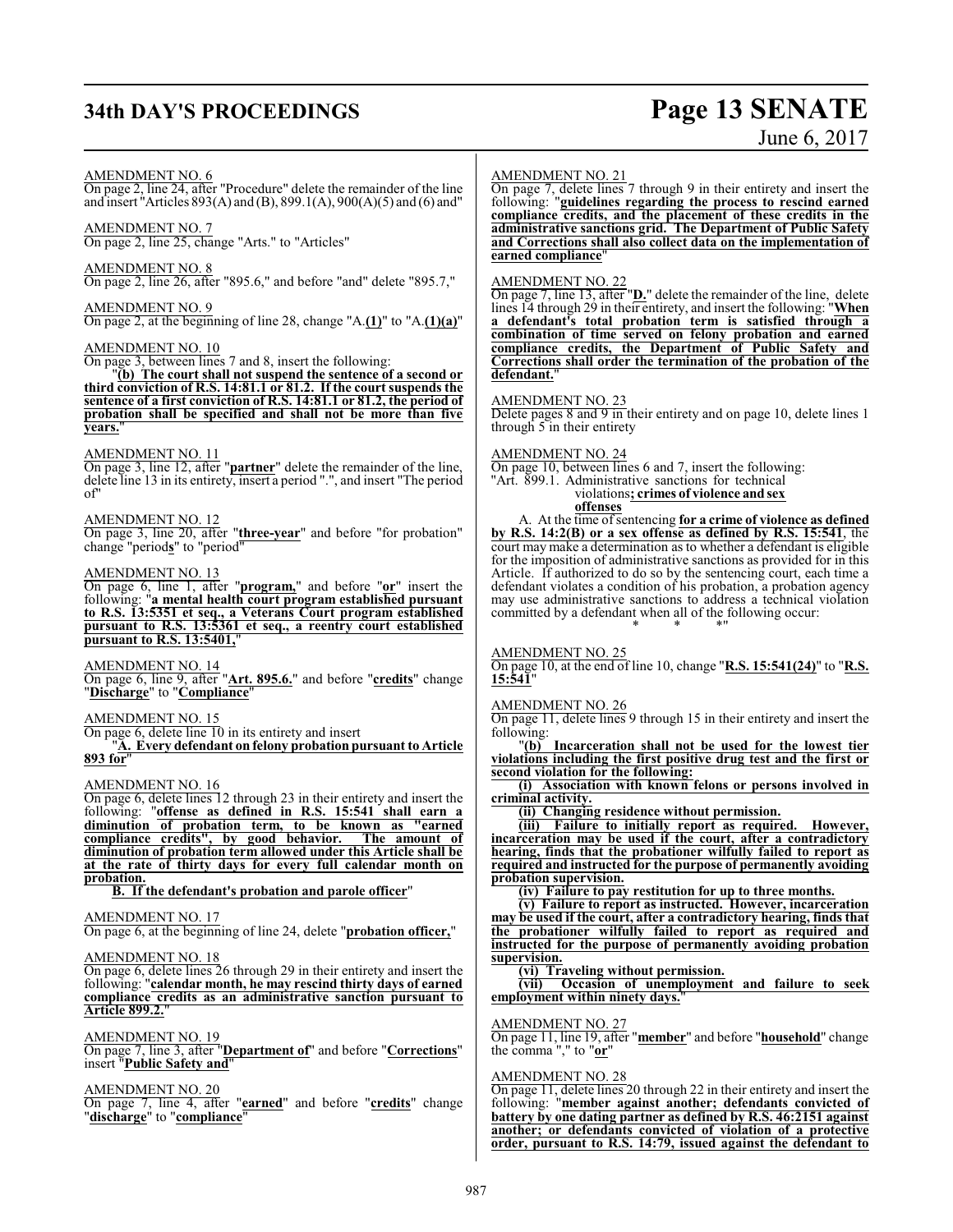AMENDMENT NO. 6

On page 2, line 24, after "Procedure" delete the remainder of the line and insert "Articles 893(A) and (B), 899.1(A), 900(A)(5) and (6) and"

AMENDMENT NO. 7

On page 2, line 25, change "Arts." to "Articles"

AMENDMENT NO. 8

On page 2, line 26, after "895.6," and before "and" delete "895.7,"

AMENDMENT NO. 9

On page 2, at the beginning of line 28, change "A.**(1)**" to "A.**(1)(a)**"

AMENDMENT NO. 10

On page 3, between lines 7 and 8, insert the following:

"**(b) The court shall not suspend the sentence of a second or third conviction of R.S. 14:81.1 or 81.2. If the court suspends the sentence of a first conviction of R.S. 14:81.1 or 81.2, the period of probation shall be specified and shall not be more than five years.**"

AMENDMENT NO. 11

On page 3, line 12, after "**partner**" delete the remainder of the line, delete line 13 in its entirety, insert a period ".", and insert "The period of"

AMENDMENT NO. 12

On page 3, line 20, after "**three-year**" and before "for probation" change "period**s**" to "period"

AMENDMENT NO. 13

On page 6, line 1, after "**program,**" and before "**or**" insert the following: "**a mental health court program established pursuant to R.S. 13:5351 et seq., a Veterans Court program established pursuant to R.S. 13:5361 et seq., a reentry court established pursuant to R.S. 13:5401,**"

AMENDMENT NO. 14

On page 6, line 9, after "**Art. 895.6.**" and before "**credits**" change "**Discharge**" to "**Compliance**"

AMENDMENT NO. 15

On page 6, delete line 10 in its entirety and insert

"**A. Every defendant on felony probation pursuant to Article 893 for**"

AMENDMENT NO. 16

On page 6, delete lines 12 through 23 in their entirety and insert the following: "**offense as defined in R.S. 15:541 shall earn a diminution of probation term, to be known as "earned compliance credits", by good behavior. The amount of diminution of probation term allowed under this Article shall be at the rate of thirty days for every full calendar month on probation.**

**B. If the defendant's probation and parole officer**"

AMENDMENT NO. 17

On page 6, at the beginning of line 24, delete "**probation officer,**"

AMENDMENT NO. 18

On page 6, delete lines 26 through 29 in their entirety and insert the following: "**calendar month, he may rescind thirty days of earned compliance credits as an administrative sanction pursuant to Article 899.2.**"

AMENDMENT NO. 19

On page 7, line 3, after "**Department of**" and before "**Corrections**" insert "**Public Safety and**"

AMENDMENT NO. 20

On page 7, line 4, after "**earned**" and before "**credits**" change "**discharge**" to "**compliance**"

AMENDMENT NO. 21

On page 7, delete lines 7 through 9 in their entirety and insert the following: "**guidelines regarding the process to rescind earned compliance credits, and the placement of these credits in the administrative sanctions grid. The Department of Public Safety and Corrections shall also collect data on the implementation of earned compliance**"

AMENDMENT NO. 22

On page 7, line 13, after "**D.**" delete the remainder of the line, delete lines 14 through 29 in their entirety, and insert the following: "**When a defendant's total probation term is satisfied through a combination of time served on felony probation and earned compliance credits, the Department of Public Safety and Corrections shall order the termination of the probation of the defendant.**"

AMENDMENT NO. 23

Delete pages 8 and 9 in their entirety and on page 10, delete lines 1 through 5 in their entirety

AMENDMENT NO. 24

On page 10, between lines 6 and 7, insert the following:

"Art. 899.1. Administrative sanctions for technical violations**; crimes of violence and sex offenses**

A. At the time of sentencing **for a crime of violence as defined by R.S. 14:2(B) or a sex offense as defined by R.S. 15:541**, the court may make a determination as to whether a defendant is eligible for the imposition of administrative sanctions as provided for in this Article. If authorized to do so by the sentencing court, each time a defendant violates a condition of his probation, a probation agency may use administrative sanctions to address a technical violation committed by a defendant when all of the following occur:

\* \* \*"

AMENDMENT NO. 25

On page 10, at the end of line 10, change "**R.S. 15:541(24)**" to "**R.S. 15:541**"

AMENDMENT NO. 26

On page 11, delete lines 9 through 15 in their entirety and insert the following:

"**(b) Incarceration shall not be used for the lowest tier violations including the first positive drug test and the first or second violation for the following:**

**(i) Association with known felons or persons involved in criminal activity.**

**(ii) Changing residence without permission.**

**(iii) Failure to initially report as required. However, incarceration may be used if the court, after a contradictory hearing, finds that the probationer wilfully failed to report as required and instructed for the purpose of permanently avoiding probation supervision.**

**(iv) Failure to pay restitution for up to three months.**

**(v) Failure to report as instructed. However, incarceration may be used if the court, after a contradictory hearing, finds that the probationer wilfully failed to report as required and instructed for the purpose of permanently avoiding probation supervision.**

**(vi) Traveling without permission.**

**(vii) Occasion of unemployment and failure to seek employment within ninety days.**"

AMENDMENT NO. 27

On page 11, line 19, after "**member**" and before "**household**" change the comma "," to "**or**"

AMENDMENT NO. 28

On page 11, delete lines 20 through 22 in their entirety and insert the following: "**member against another; defendants convicted of battery by one dating partner as defined by R.S. 46:2151 against another; or defendants convicted of violation of a protective order, pursuant to R.S. 14:79, issued against the defendant to**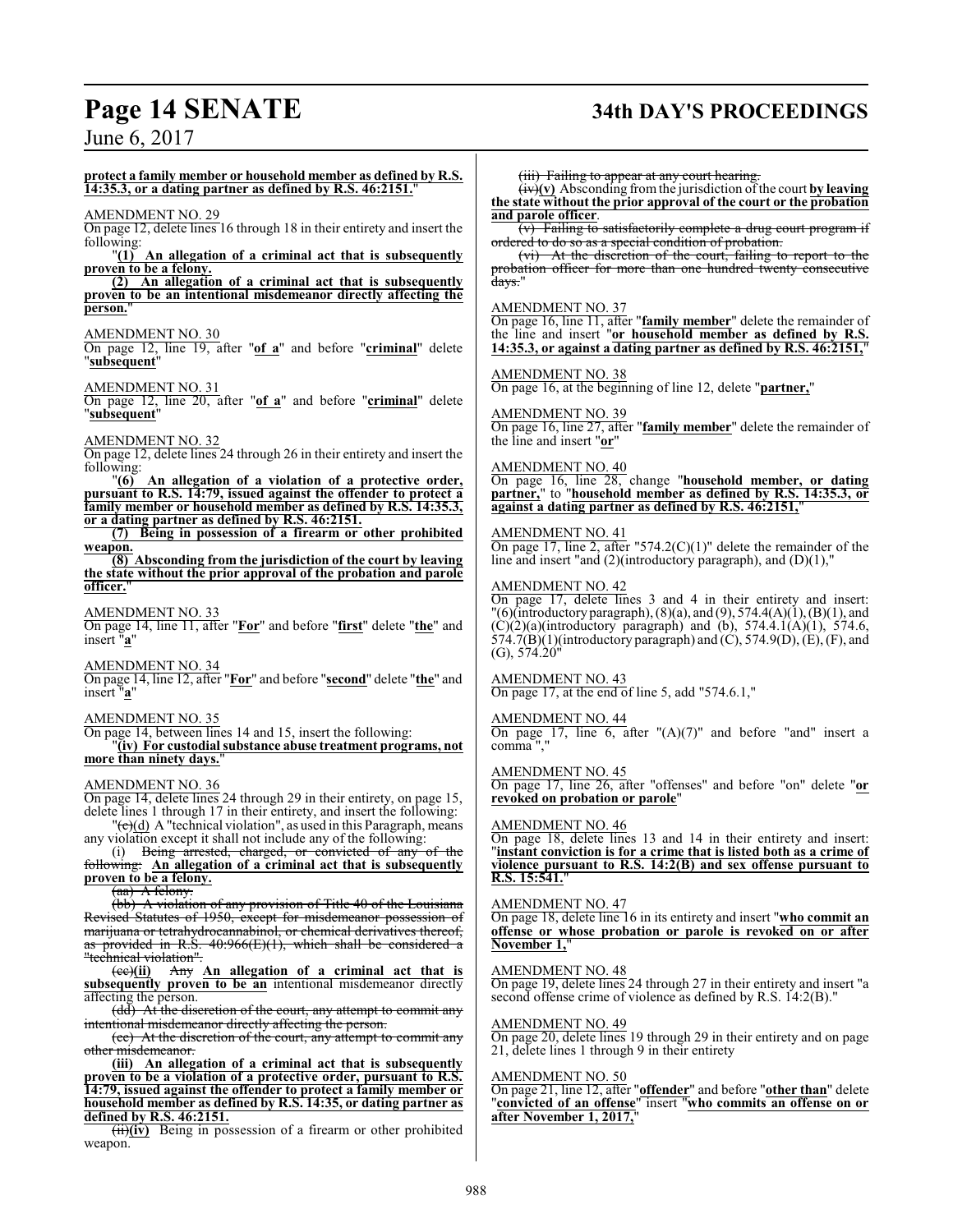**protect a family member or household member as defined by R.S. 14:35.3, or a dating partner as defined by R.S. 46:2151.**"

AMENDMENT NO. 29

On page 12, delete lines 16 through 18 in their entirety and insert the following:

"**(1) An allegation of a criminal act that is subsequently proven to be a felony.**

**(2) An allegation of a criminal act that is subsequently proven to be an intentional misdemeanor directly affecting the person.**"

AMENDMENT NO. 30

On page 12, line 19, after "**of a**" and before "**criminal**" delete "**subsequent**"

AMENDMENT NO. 31

On page 12, line 20, after "**of a**" and before "**criminal**" delete "**subsequent**"

AMENDMENT NO. 32

On page 12, delete lines 24 through 26 in their entirety and insert the following:

"**(6) An allegation of a violation of a protective order, pursuant to R.S. 14:79, issued against the offender to protect a family member or household member as defined by R.S. 14:35.3, or a dating partner as defined by R.S. 46:2151.**

**(7) Being in possession of a firearm or other prohibited weapon.**

**(8) Absconding from the jurisdiction of the court by leaving the state without the prior approval of the probation and parole officer.**"

AMENDMENT NO. 33

On page 14, line 11, after "**For**" and before "**first**" delete "**the**" and insert "**a**"

AMENDMENT NO. 34

On page 14, line 12, after "**For**" and before "**second**" delete "**the**" and insert "**a**"

AMENDMENT NO. 35

On page 14, between lines 14 and 15, insert the following:

"**(iv) For custodial substance abuse treatment programs, not more than ninety days.**"

AMENDMENT NO. 36

On page 14, delete lines 24 through 29 in their entirety, on page 15, delete lines 1 through 17 in their entirety, and insert the following:

"~~(c)~~(d) A "technical violation", as used in this Paragraph, means any violation except it shall not include any of the following:

(i) ~~Being arrested, charged, or convicted of any of the following:~~ **An allegation of a criminal act that is subsequently proven to be a felony.**

~~(aa) A felony.~~

~~(bb) A violation of any provision of Title 40 of the Louisiana Revised Statutes of 1950, except for misdemeanor possession of marijuana or tetrahydrocannabinol, or chemical derivatives thereof, as provided in R.S. 40:966(E)(1), which shall be considered a "technical violation".~~

~~(cc)~~**(ii)** ~~Any~~ **An allegation of a criminal act that is subsequently proven to be an** intentional misdemeanor directly affecting the person.

~~(dd) At the discretion of the court, any attempt to commit any intentional misdemeanor directly affecting the person.~~

~~(ee) At the discretion of the court, any attempt to commit any other misdemeanor.~~

**(iii) An allegation of a criminal act that is subsequently proven to be a violation of a protective order, pursuant to R.S. 14:79, issued against the offender to protect a family member or household member as defined by R.S. 14:35, or dating partner as defined by R.S. 46:2151.**

~~(ii)~~**(iv)** Being in possession of a firearm or other prohibited weapon.

~~(iii) Failing to appear at any court hearing.~~

~~(iv)~~**(v)** Absconding from the jurisdiction of the court **by leaving the state without the prior approval of the court or the probation and parole officer**.

~~(v) Failing to satisfactorily complete a drug court program if ordered to do so as a special condition of probation.~~

~~(vi) At the discretion of the court, failing to report to the probation officer for more than one hundred twenty consecutive days.~~"

AMENDMENT NO. 37

On page 16, line 11, after "**family member**" delete the remainder of the line and insert "**or household member as defined by R.S. 14:35.3, or against a dating partner as defined by R.S. 46:2151,**"

AMENDMENT NO. 38

On page 16, at the beginning of line 12, delete "**partner,**"

AMENDMENT NO. 39

On page 16, line 27, after "**family member**" delete the remainder of the line and insert "**or**"

AMENDMENT NO. 40

On page 16, line 28, change "**household member, or dating partner,**" to "**household member as defined by R.S. 14:35.3, or against a dating partner as defined by R.S. 46:2151,**"

AMENDMENT NO. 41

On page 17, line 2, after "574.2(C)(1)" delete the remainder of the line and insert "and (2)(introductory paragraph), and (D)(1),"

AMENDMENT NO. 42

On page 17, delete lines 3 and 4 in their entirety and insert: "(6)(introductory paragraph), (8)(a), and (9), 574.4(A)(1), (B)(1), and (C)(2)(a)(introductory paragraph) and (b), 574.4.1(A)(1), 574.6, 574.7(B)(1)(introductory paragraph) and (C), 574.9(D), (E), (F), and (G), 574.20"

AMENDMENT NO. 43

On page 17, at the end of line 5, add "574.6.1,"

AMENDMENT NO. 44

On page 17, line 6, after "(A)(7)" and before "and" insert a comma ","

AMENDMENT NO. 45

On page 17, line 26, after "offenses" and before "on" delete "**or revoked on probation or parole**"

AMENDMENT NO. 46

On page 18, delete lines 13 and 14 in their entirety and insert: "**instant conviction is for a crime that is listed both as a crime of violence pursuant to R.S. 14:2(B) and sex offense pursuant to R.S. 15:541.**"

AMENDMENT NO. 47

On page 18, delete line 16 in its entirety and insert "**who commit an offense or whose probation or parole is revoked on or after November 1,**"

AMENDMENT NO. 48

On page 19, delete lines 24 through 27 in their entirety and insert "a second offense crime of violence as defined by R.S. 14:2(B)."

AMENDMENT NO. 49

On page 20, delete lines 19 through 29 in their entirety and on page 21, delete lines 1 through 9 in their entirety

AMENDMENT NO. 50

On page 21, line 12, after "**offender**" and before "**other than**" delete "**convicted of an offense**" insert "**who commits an offense on or after November 1, 2017,**"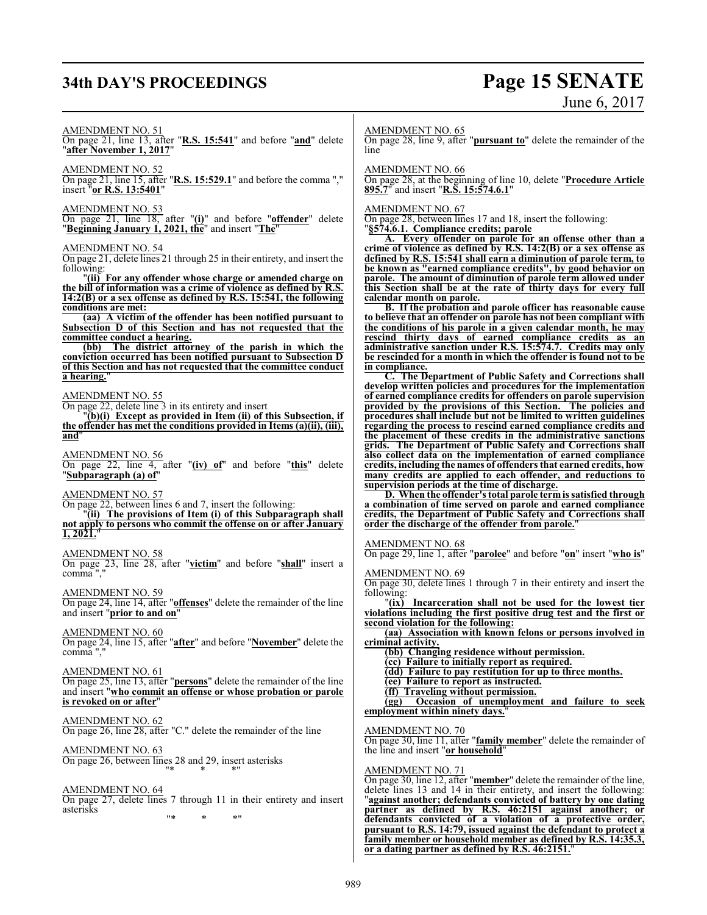AMENDMENT NO. 51

On page 21, line 13, after "**R.S. 15:541**" and before "**and**" delete "**after November 1, 2017**"

AMENDMENT NO. 52

On page 21, line 15, after "**R.S. 15:529.1**" and before the comma "," insert "**or R.S. 13:5401**"

AMENDMENT NO. 53

On page 21, line 18, after "**(i)**" and before "**offender**" delete "**Beginning January 1, 2021, the**" and insert "**The**"

AMENDMENT NO. 54

On page 21, delete lines 21 through 25 in their entirety, and insert the following:

"**(ii) For any offender whose charge or amended charge on the bill of information was a crime of violence as defined by R.S. 14:2(B) or a sex offense as defined by R.S. 15:541, the following conditions are met:**

**(aa) A victim of the offender has been notified pursuant to Subsection D of this Section and has not requested that the committee conduct a hearing.**

**(bb) The district attorney of the parish in which the conviction occurred has been notified pursuant to Subsection D of this Section and has not requested that the committee conduct a hearing.**"

AMENDMENT NO. 55

On page 22, delete line 3 in its entirety and insert

"**(b)(i) Except as provided in Item (ii) of this Subsection, if the offender has met the conditions provided in Items (a)(ii), (iii), and**"

AMENDMENT NO. 56

On page 22, line 4, after "**(iv) of**" and before "**this**" delete "**Subparagraph (a) of**"

AMENDMENT NO. 57

On page 22, between lines 6 and 7, insert the following:

"**(ii) The provisions of Item (i) of this Subparagraph shall not apply to persons who commit the offense on or after January 1, 2021.**"

AMENDMENT NO. 58

On page 23, line 28, after "**victim**" and before "**shall**" insert a comma ","

AMENDMENT NO. 59

On page 24, line 14, after "**offenses**" delete the remainder of the line and insert "**prior to and on**"

AMENDMENT NO. 60

On page 24, line 15, after "**after**" and before "**November**" delete the comma ","

AMENDMENT NO. 61

On page 25, line 13, after "**persons**" delete the remainder of the line and insert "**who commit an offense or whose probation or parole is revoked on or after**"

AMENDMENT NO. 62

On page 26, line 28, after "C." delete the remainder of the line

AMENDMENT NO. 63

On page 26, between lines 28 and 29, insert asterisks

"* * *"

AMENDMENT NO. 64

On page 27, delete lines 7 through 11 in their entirety and insert asterisks

"* * *"

AMENDMENT NO. 65

On page 28, line 9, after "**pursuant to**" delete the remainder of the line

AMENDMENT NO. 66

On page 28, at the beginning of line 10, delete "**Procedure Article 895.7**" and insert "**R.S. 15:574.6.1**"

AMENDMENT NO. 67

On page 28, between lines 17 and 18, insert the following:

"**§574.6.1. Compliance credits; parole**

**A. Every offender on parole for an offense other than a crime of violence as defined by R.S. 14:2(B) or a sex offense as defined by R.S. 15:541 shall earn a diminution of parole term, to be known as "earned compliance credits", by good behavior on parole. The amount of diminution of parole term allowed under this Section shall be at the rate of thirty days for every full calendar month on parole.**

**B. If the probation and parole officer has reasonable cause to believe that an offender on parole has not been compliant with the conditions of his parole in a given calendar month, he may rescind thirty days of earned compliance credits as an administrative sanction under R.S. 15:574.7. Credits may only be rescinded for a month in which the offender is found not to be in compliance.**

**C. The Department of Public Safety and Corrections shall develop written policies and procedures for the implementation of earned compliance credits for offenders on parole supervision provided by the provisions of this Section. The policies and procedures shall include but not be limited to written guidelines regarding the process to rescind earned compliance credits and the placement of these credits in the administrative sanctions grids. The Department of Public Safety and Corrections shall also collect data on the implementation of earned compliance credits, including the names of offenders that earned credits, how many credits are applied to each offender, and reductions to supervision periods at the time of discharge.**

**D. When the offender's total parole term is satisfied through a combination of time served on parole and earned compliance credits, the Department of Public Safety and Corrections shall order the discharge of the offender from parole.**"

AMENDMENT NO. 68

On page 29, line 1, after "**parolee**" and before "**on**" insert "**who is**"

AMENDMENT NO. 69

On page 30, delete lines 1 through 7 in their entirety and insert the following:

"**(ix) Incarceration shall not be used for the lowest tier violations including the first positive drug test and the first or second violation for the following:**

**(aa) Association with known felons or persons involved in criminal activity.**

**(bb) Changing residence without permission.**

**(cc) Failure to initially report as required.**

**(dd) Failure to pay restitution for up to three months.**

**(ee) Failure to report as instructed.**

**(ff) Traveling without permission.**

**(gg) Occasion of unemployment and failure to seek employment within ninety days.**"

AMENDMENT NO. 70

On page 30, line 11, after "**family member**" delete the remainder of the line and insert "**or household**"

AMENDMENT NO. 71

On page 30, line 12, after "**member**" delete the remainder of the line, delete lines 13 and 14 in their entirety, and insert the following: "**against another; defendants convicted of battery by one dating partner as defined by R.S. 46:2151 against another; or defendants convicted of a violation of a protective order, pursuant to R.S. 14:79, issued against the defendant to protect a family member or household member as defined by R.S. 14:35.3, or a dating partner as defined by R.S. 46:2151.**"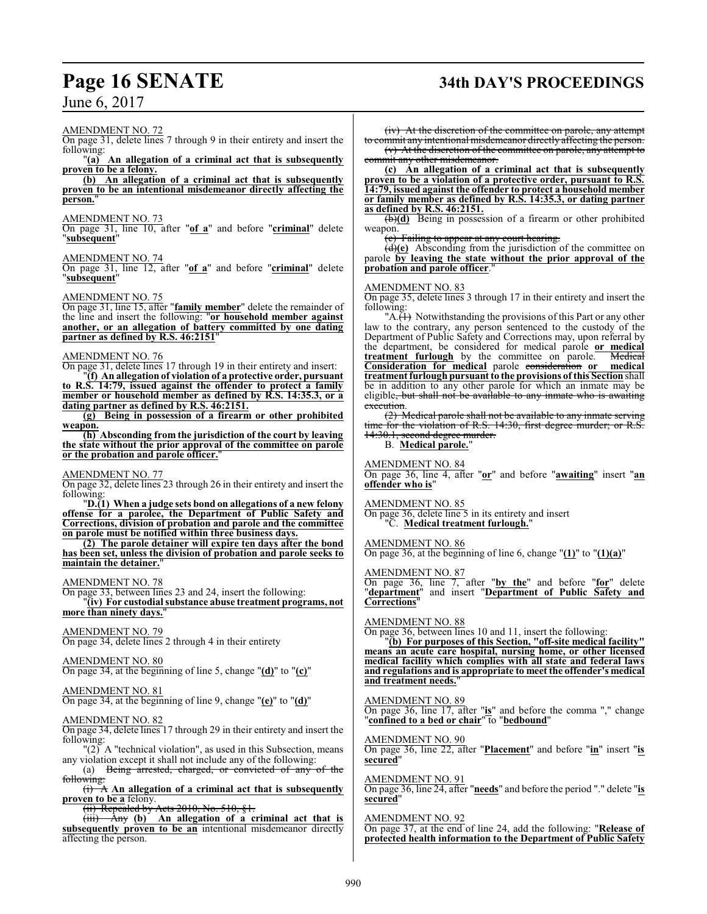AMENDMENT NO. 72

On page 31, delete lines 7 through 9 in their entirety and insert the following:

"**(a) An allegation of a criminal act that is subsequently proven to be a felony.**

**(b) An allegation of a criminal act that is subsequently proven to be an intentional misdemeanor directly affecting the person.**"

AMENDMENT NO. 73

On page 31, line 10, after "**of a**" and before "**criminal**" delete "**subsequent**"

AMENDMENT NO. 74

On page 31, line 12, after "**of a**" and before "**criminal**" delete "**subsequent**"

AMENDMENT NO. 75

On page 31, line 15, after "**family member**" delete the remainder of the line and insert the following: "**or household member against another, or an allegation of battery committed by one dating partner as defined by R.S. 46:2151**"

AMENDMENT NO. 76

On page 31, delete lines 17 through 19 in their entirety and insert:

"**(f) An allegation of violation of a protective order, pursuant to R.S. 14:79, issued against the offender to protect a family member or household member as defined by R.S. 14:35.3, or a dating partner as defined by R.S. 46:2151.**

**(g) Being in possession of a firearm or other prohibited weapon.**

**(h) Absconding from the jurisdiction of the court by leaving the state without the prior approval of the committee on parole or the probation and parole officer.**"

AMENDMENT NO. 77

On page 32, delete lines 23 through 26 in their entirety and insert the following:

"**D.(1) When a judge sets bond on allegations of a new felony offense for a parolee, the Department of Public Safety and Corrections, division of probation and parole and the committee on parole must be notified within three business days.**

**(2) The parole detainer will expire ten days after the bond has been set, unless the division of probation and parole seeks to maintain the detainer.**"

AMENDMENT NO. 78

On page 33, between lines 23 and 24, insert the following:

"**(iv) For custodial substance abuse treatment programs, not more than ninety days.**"

AMENDMENT NO. 79

On page 34, delete lines 2 through 4 in their entirety

AMENDMENT NO. 80

On page 34, at the beginning of line 5, change "**(d)**" to "**(c)**"

AMENDMENT NO. 81

On page 34, at the beginning of line 9, change "**(e)**" to "**(d)**"

AMENDMENT NO. 82

On page 34, delete lines 17 through 29 in their entirety and insert the following:

"(2) A "technical violation", as used in this Subsection, means any violation except it shall not include any of the following:

(a) ~~Being arrested, charged, or convicted of any of the following:~~

~~(i) A~~ **An allegation of a criminal act that is subsequently proven to be a** felony.

~~(ii) Repealed by Acts 2010, No. 510, §1.~~

~~(iii) Any~~ **(b) An allegation of a criminal act that is subsequently proven to be an** intentional misdemeanor directly affecting the person.

~~(iv) At the discretion of the committee on parole, any attempt to commit any intentional misdemeanor directly affecting the person.~~

~~(v) At the discretion of the committee on parole, any attempt to commit any other misdemeanor.~~

**(c) An allegation of a criminal act that is subsequently proven to be a violation of a protective order, pursuant to R.S. 14:79, issued against the offender to protect a household member or family member as defined by R.S. 14:35.3, or dating partner as defined by R.S. 46:2151.**

~~(b)~~**(d)** Being in possession of a firearm or other prohibited weapon.

~~(c) Failing to appear at any court hearing.~~

~~(d)~~**(e)** Absconding from the jurisdiction of the committee on parole **by leaving the state without the prior approval of the probation and parole officer**."

AMENDMENT NO. 83

On page 35, delete lines 3 through 17 in their entirety and insert the following:

"A.~~(1)~~ Notwithstanding the provisions of this Part or any other law to the contrary, any person sentenced to the custody of the Department of Public Safety and Corrections may, upon referral by the department, be considered for medical parole **or medical treatment furlough** by the committee on parole. ~~Medical~~ **Consideration for medical** parole ~~consideration~~ **or medical treatment furlough pursuant to the provisions of this Section** shall be in addition to any other parole for which an inmate may be eligible~~, but shall not be available to any inmate who is awaiting execution~~.

~~(2) Medical parole shall not be available to any inmate serving time for the violation of R.S. 14:30, first degree murder; or R.S. 14:30.1, second degree murder.~~

B. **Medical parole.**"

AMENDMENT NO. 84

On page 36, line 4, after "**or**" and before "**awaiting**" insert "**an offender who is**"

AMENDMENT NO. 85

On page 36, delete line 5 in its entirety and insert

"C. **Medical treatment furlough.**"

AMENDMENT NO. 86

On page 36, at the beginning of line 6, change "**(1)**" to "**(1)(a)**"

AMENDMENT NO. 87

On page 36, line 7, after "**by the**" and before "**for**" delete "**department**" and insert "**Department of Public Safety and Corrections**"

AMENDMENT NO. 88

On page 36, between lines 10 and 11, insert the following:

"**(b) For purposes of this Section, "off-site medical facility" means an acute care hospital, nursing home, or other licensed medical facility which complies with all state and federal laws and regulations and is appropriate to meet the offender's medical and treatment needs.**"

AMENDMENT NO. 89

On page 36, line 17, after "**is**" and before the comma "," change "**confined to a bed or chair**" to "**bedbound**"

AMENDMENT NO. 90

On page 36, line 22, after "**Placement**" and before "**in**" insert "**is secured**"

AMENDMENT NO. 91

On page 36, line 24, after "**needs**" and before the period "." delete "**is secured**"

AMENDMENT NO. 92

On page 37, at the end of line 24, add the following: "**Release of protected health information to the Department of Public Safety**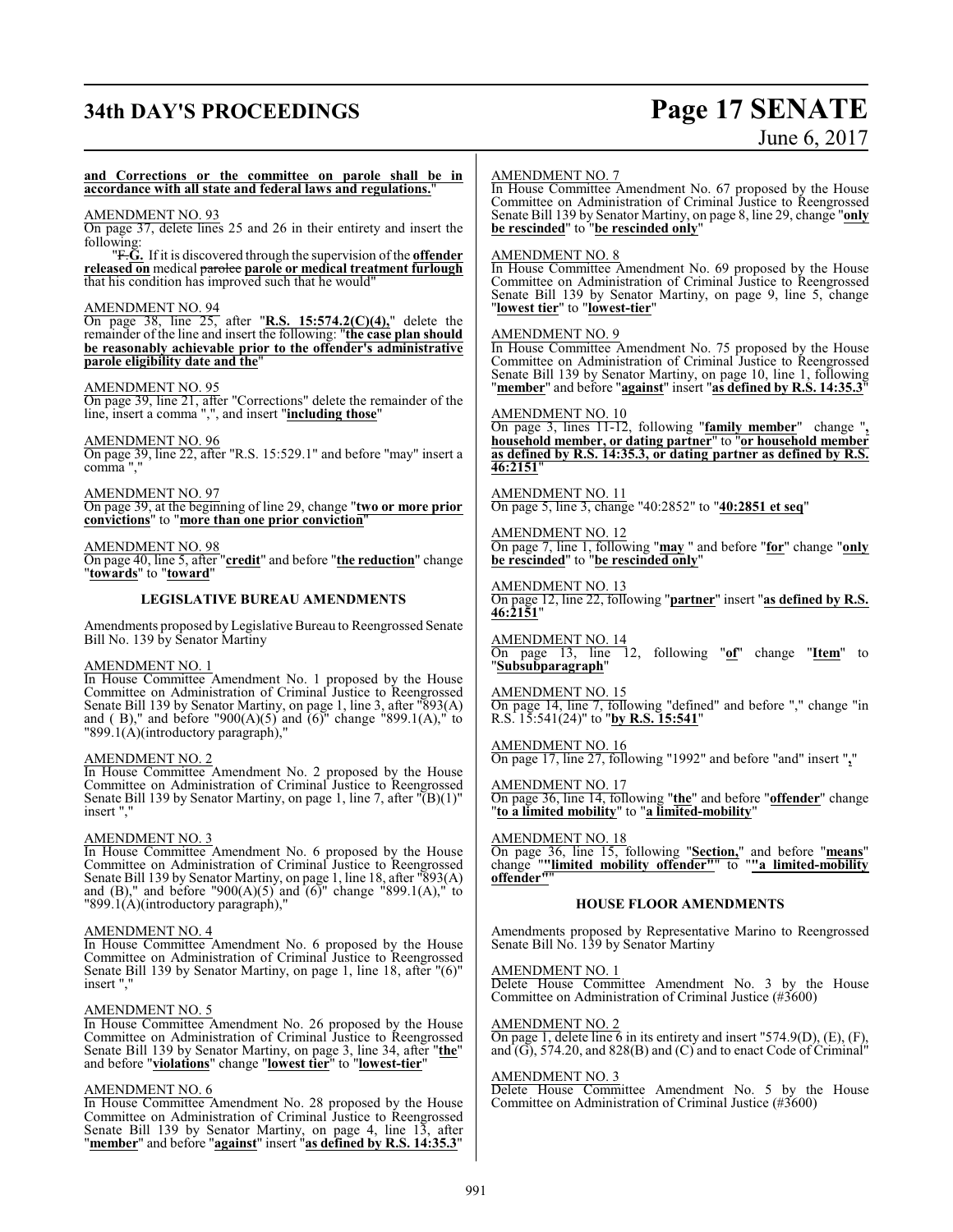**and Corrections or the committee on parole shall be in accordance with all state and federal laws and regulations.**"

AMENDMENT NO. 93

On page 37, delete lines 25 and 26 in their entirety and insert the following:

"~~F.~~**G.** If it is discovered through the supervision of the **offender released on** medical ~~parolee~~ **parole or medical treatment furlough** that his condition has improved such that he would"

AMENDMENT NO. 94

On page 38, line 25, after "**R.S. 15:574.2(C)(4),**" delete the remainder of the line and insert the following: "**the case plan should be reasonably achievable prior to the offender's administrative parole eligibility date and the**"

AMENDMENT NO. 95

On page 39, line 21, after "Corrections" delete the remainder of the line, insert a comma ",", and insert "**including those**"

AMENDMENT NO. 96

On page 39, line 22, after "R.S. 15:529.1" and before "may" insert a comma ","

AMENDMENT NO. 97

On page 39, at the beginning of line 29, change "**two or more prior convictions**" to "**more than one prior conviction**"

AMENDMENT NO. 98

On page 40, line 5, after "**credit**" and before "**the reduction**" change "**towards**" to "**toward**"

## LEGISLATIVE BUREAU AMENDMENTS

Amendments proposed by Legislative Bureau to Reengrossed Senate Bill No. 139 by Senator Martiny

AMENDMENT NO. 1

In House Committee Amendment No. 1 proposed by the House Committee on Administration of Criminal Justice to Reengrossed Senate Bill 139 by Senator Martiny, on page 1, line 3, after "893(A) and ( B)," and before "900(A)(5) and (6)" change "899.1(A)," to "899.1(A)(introductory paragraph),"

AMENDMENT NO. 2

In House Committee Amendment No. 2 proposed by the House Committee on Administration of Criminal Justice to Reengrossed Senate Bill 139 by Senator Martiny, on page 1, line 7, after "(B)(1)" insert ","

AMENDMENT NO. 3

In House Committee Amendment No. 6 proposed by the House Committee on Administration of Criminal Justice to Reengrossed Senate Bill 139 by Senator Martiny, on page 1, line 18, after "893(A) and (B)," and before "900(A)(5) and (6)" change "899.1(A)," to "899.1(A)(introductory paragraph),"

AMENDMENT NO. 4

In House Committee Amendment No. 6 proposed by the House Committee on Administration of Criminal Justice to Reengrossed Senate Bill 139 by Senator Martiny, on page 1, line 18, after "(6)" insert ","

AMENDMENT NO. 5

In House Committee Amendment No. 26 proposed by the House Committee on Administration of Criminal Justice to Reengrossed Senate Bill 139 by Senator Martiny, on page 3, line 34, after "**the**" and before "**violations**" change "**lowest tier**" to "**lowest-tier**"

AMENDMENT NO. 6

In House Committee Amendment No. 28 proposed by the House Committee on Administration of Criminal Justice to Reengrossed Senate Bill 139 by Senator Martiny, on page 4, line 13, after "**member**" and before "**against**" insert "**as defined by R.S. 14:35.3**"

AMENDMENT NO. 7

In House Committee Amendment No. 67 proposed by the House Committee on Administration of Criminal Justice to Reengrossed Senate Bill 139 by Senator Martiny, on page 8, line 29, change "**only be rescinded**" to "**be rescinded only**"

AMENDMENT NO. 8

In House Committee Amendment No. 69 proposed by the House Committee on Administration of Criminal Justice to Reengrossed Senate Bill 139 by Senator Martiny, on page 9, line 5, change "**lowest tier**" to "**lowest-tier**"

AMENDMENT NO. 9

In House Committee Amendment No. 75 proposed by the House Committee on Administration of Criminal Justice to Reengrossed Senate Bill 139 by Senator Martiny, on page 10, line 1, following "**member**" and before "**against**" insert "**as defined by R.S. 14:35.3**"

AMENDMENT NO. 10

On page 3, lines 11-12, following "**family member**" change "**, household member, or dating partner**" to "**or household member as defined by R.S. 14:35.3, or dating partner as defined by R.S. 46:2151**"

AMENDMENT NO. 11

On page 5, line 3, change "40:2852" to "**40:2851 et seq**"

AMENDMENT NO. 12

On page 7, line 1, following "**may** " and before "**for**" change "**only be rescinded**" to "**be rescinded only**"

AMENDMENT NO. 13

On page 12, line 22, following "**partner**" insert "**as defined by R.S. 46:2151**"

AMENDMENT NO. 14

On page 13, line 12, following "**of**" change "**Item**" to "**Subsubparagraph**"

AMENDMENT NO. 15

On page 14, line 7, following "defined" and before "," change "in R.S. 15:541(24)" to "**by R.S. 15:541**"

AMENDMENT NO. 16

On page 17, line 27, following "1992" and before "and" insert "**,**"

AMENDMENT NO. 17

On page 36, line 14, following "**the**" and before "**offender**" change "**to a limited mobility**" to "**a limited-mobility**"

AMENDMENT NO. 18

On page 36, line 15, following "**Section,**" and before "**means**" change "**"limited mobility offender"**" to "**"a limited-mobility offender"**"

## HOUSE FLOOR AMENDMENTS

Amendments proposed by Representative Marino to Reengrossed Senate Bill No. 139 by Senator Martiny

AMENDMENT NO. 1

Delete House Committee Amendment No. 3 by the House Committee on Administration of Criminal Justice (#3600)

AMENDMENT NO. 2

On page 1, delete line 6 in its entirety and insert "574.9(D), (E), (F), and (G), 574.20, and 828(B) and (C) and to enact Code of Criminal"

AMENDMENT NO. 3

Delete House Committee Amendment No. 5 by the House Committee on Administration of Criminal Justice (#3600)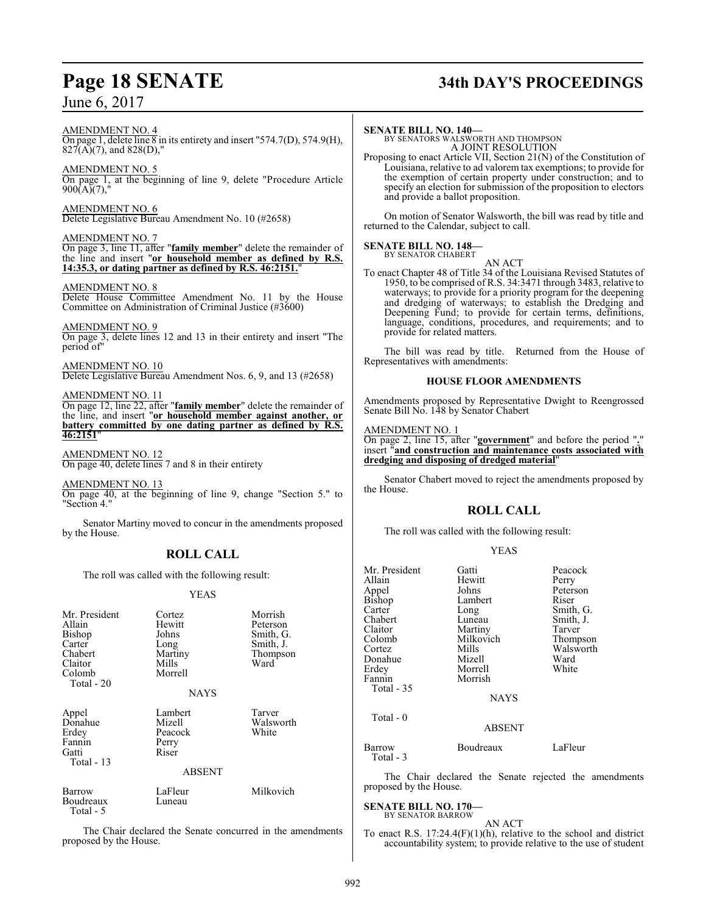AMENDMENT NO. 4

On page 1, delete line 8 in its entirety and insert "574.7(D), 574.9(H), 827(A)(7), and 828(D),"

AMENDMENT NO. 5

On page 1, at the beginning of line 9, delete "Procedure Article 900(A)(7),"

AMENDMENT NO. 6

Delete Legislative Bureau Amendment No. 10 (#2658)

AMENDMENT NO. 7

On page 3, line 11, after "**family member**" delete the remainder of the line and insert "**or household member as defined by R.S. 14:35.3, or dating partner as defined by R.S. 46:2151.**"

AMENDMENT NO. 8

Delete House Committee Amendment No. 11 by the House Committee on Administration of Criminal Justice (#3600)

AMENDMENT NO. 9

On page 3, delete lines 12 and 13 in their entirety and insert "The period of"

AMENDMENT NO. 10

Delete Legislative Bureau Amendment Nos. 6, 9, and 13 (#2658)

AMENDMENT NO. 11

On page 12, line 22, after "**family member**" delete the remainder of the line, and insert "**or household member against another, or battery committed by one dating partner as defined by R.S. 46:2151**"

AMENDMENT NO. 12

On page 40, delete lines 7 and 8 in their entirety

AMENDMENT NO. 13

On page 40, at the beginning of line 9, change "Section 5." to "Section 4."

Senator Martiny moved to concur in the amendments proposed by the House.

## ROLL CALL

The roll was called with the following result:

YEAS

| | | |
|---|---|---|
| Mr. President | Cortez | Morrish |
| Allain | Hewitt | Peterson |
| Bishop | Johns | Smith, G. |
| Carter | Long | Smith, J. |
| Chabert | Martiny | Thompson |
| Claitor | Mills | Ward |
| Colomb | Morrell | |
| Total - 20 | | |

NAYS

| | | |
|---|---|---|
| Appel | Lambert | Tarver |
| Donahue | Mizell | Walsworth |
| Erdey | Peacock | White |
| Fannin | Perry | |
| Gatti | Riser | |
| Total - 13 | | |

ABSENT

| | | |
|---|---|---|
| Barrow | LaFleur | Milkovich |
| Boudreaux | Luneau | |
| Total - 5 | | |

The Chair declared the Senate concurred in the amendments proposed by the House.

**SENATE BILL NO. 140—**
BY SENATORS WALSWORTH AND THOMPSON
A JOINT RESOLUTION

Proposing to enact Article VII, Section 21(N) of the Constitution of Louisiana, relative to ad valorem tax exemptions; to provide for the exemption of certain property under construction; and to specify an election for submission of the proposition to electors and provide a ballot proposition.

On motion of Senator Walsworth, the bill was read by title and returned to the Calendar, subject to call.

**SENATE BILL NO. 148—**
BY SENATOR CHABERT
AN ACT

To enact Chapter 48 of Title 34 of the Louisiana Revised Statutes of 1950, to be comprised of R.S. 34:3471 through 3483, relative to waterways; to provide for a priority program for the deepening and dredging of waterways; to establish the Dredging and Deepening Fund; to provide for certain terms, definitions, language, conditions, procedures, and requirements; and to provide for related matters.

The bill was read by title. Returned from the House of Representatives with amendments:

### HOUSE FLOOR AMENDMENTS

Amendments proposed by Representative Dwight to Reengrossed Senate Bill No. 148 by Senator Chabert

AMENDMENT NO. 1

On page 2, line 15, after "**government**" and before the period "**.**" insert "**and construction and maintenance costs associated with dredging and disposing of dredged material**"

Senator Chabert moved to reject the amendments proposed by the House.

## ROLL CALL

The roll was called with the following result:

YEAS

| | | |
|---|---|---|
| Mr. President | Gatti | Peacock |
| Allain | Hewitt | Perry |
| Appel | Johns | Peterson |
| Bishop | Lambert | Riser |
| Carter | Long | Smith, G. |
| Chabert | Luneau | Smith, J. |
| Claitor | Martiny | Tarver |
| Colomb | Milkovich | Thompson |
| Cortez | Mills | Walsworth |
| Donahue | Mizell | Ward |
| Erdey | Morrell | White |
| Fannin | Morrish | |
| Total - 35 | | |

NAYS

Total - 0

ABSENT

| | | |
|---|---|---|
| Barrow | Boudreaux | LaFleur |
| Total - 3 | | |

The Chair declared the Senate rejected the amendments proposed by the House.

**SENATE BILL NO. 170—**
BY SENATOR BARROW
AN ACT

To enact R.S. 17:24.4(F)(1)(h), relative to the school and district accountability system; to provide relative to the use of student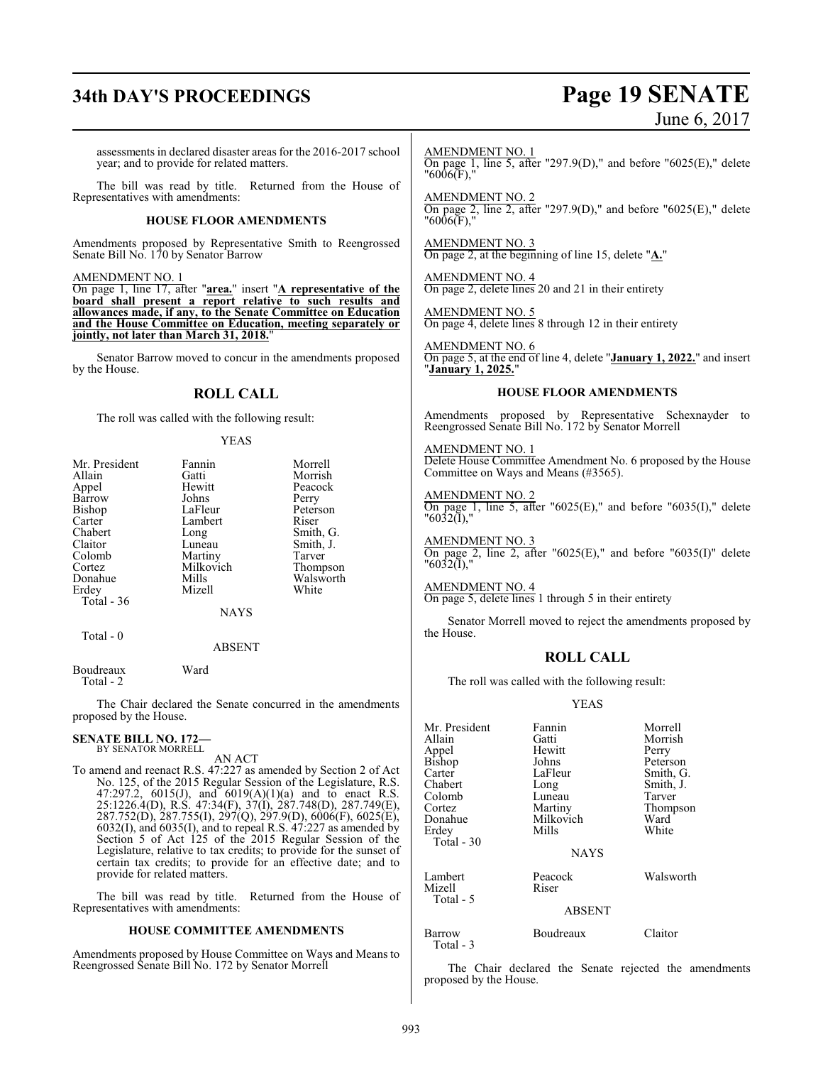assessments in declared disaster areas for the 2016-2017 school year; and to provide for related matters.

The bill was read by title. Returned from the House of Representatives with amendments:

### HOUSE FLOOR AMENDMENTS

Amendments proposed by Representative Smith to Reengrossed Senate Bill No. 170 by Senator Barrow

AMENDMENT NO. 1
On page 1, line 17, after "**area.**" insert "**A representative of the board shall present a report relative to such results and allowances made, if any, to the Senate Committee on Education and the House Committee on Education, meeting separately or jointly, not later than March 31, 2018.**"

Senator Barrow moved to concur in the amendments proposed by the House.

## ROLL CALL

The roll was called with the following result:

YEAS

| | | |
|---|---|---|
| Mr. President | Fannin | Morrell |
| Allain | Gatti | Morrish |
| Appel | Hewitt | Peacock |
| Barrow | Johns | Perry |
| Bishop | LaFleur | Peterson |
| Carter | Lambert | Riser |
| Chabert | Long | Smith, G. |
| Claitor | Luneau | Smith, J. |
| Colomb | Martiny | Tarver |
| Cortez | Milkovich | Thompson |
| Donahue | Mills | Walsworth |
| Erdey | Mizell | White |

Total - 36

NAYS

Total - 0

ABSENT

| | |
|---|---|
| Boudreaux | Ward |

Total - 2

The Chair declared the Senate concurred in the amendments proposed by the House.

**SENATE BILL NO. 172—**
BY SENATOR MORRELL

AN ACT

To amend and reenact R.S. 47:227 as amended by Section 2 of Act No. 125, of the 2015 Regular Session of the Legislature, R.S. 47:297.2, 6015(J), and 6019(A)(1)(a) and to enact R.S. 25:1226.4(D), R.S. 47:34(F), 37(I), 287.748(D), 287.749(E), 287.752(D), 287.755(I), 297(Q), 297.9(D), 6006(F), 6025(E), 6032(I), and 6035(I), and to repeal R.S. 47:227 as amended by Section 5 of Act 125 of the 2015 Regular Session of the Legislature, relative to tax credits; to provide for the sunset of certain tax credits; to provide for an effective date; and to provide for related matters.

The bill was read by title. Returned from the House of Representatives with amendments:

### HOUSE COMMITTEE AMENDMENTS

Amendments proposed by House Committee on Ways and Means to Reengrossed Senate Bill No. 172 by Senator Morrell

AMENDMENT NO. 1
On page 1, line 5, after "297.9(D)," and before "6025(E)," delete "6006(F),"

AMENDMENT NO. 2
On page 2, line 2, after "297.9(D)," and before "6025(E)," delete "6006(F),"

AMENDMENT NO. 3
On page 2, at the beginning of line 15, delete "**A.**"

AMENDMENT NO. 4
On page 2, delete lines 20 and 21 in their entirety

AMENDMENT NO. 5
On page 4, delete lines 8 through 12 in their entirety

AMENDMENT NO. 6
On page 5, at the end of line 4, delete "**January 1, 2022.**" and insert "**January 1, 2025.**"

### HOUSE FLOOR AMENDMENTS

Amendments proposed by Representative Schexnayder to Reengrossed Senate Bill No. 172 by Senator Morrell

AMENDMENT NO. 1
Delete House Committee Amendment No. 6 proposed by the House Committee on Ways and Means (#3565).

AMENDMENT NO. 2
On page 1, line 5, after "6025(E)," and before "6035(I)," delete "6032(I),"

AMENDMENT NO. 3
On page 2, line 2, after "6025(E)," and before "6035(I)" delete "6032(I),"

AMENDMENT NO. 4
On page 5, delete lines 1 through 5 in their entirety

Senator Morrell moved to reject the amendments proposed by the House.

## ROLL CALL

The roll was called with the following result:

YEAS

| | | |
|---|---|---|
| Mr. President | Fannin | Morrell |
| Allain | Gatti | Morrish |
| Appel | Hewitt | Perry |
| Bishop | Johns | Peterson |
| Carter | LaFleur | Smith, G. |
| Chabert | Long | Smith, J. |
| Colomb | Luneau | Tarver |
| Cortez | Martiny | Thompson |
| Donahue | Milkovich | Ward |
| Erdey | Mills | White |

Total - 30

NAYS

| | | |
|---|---|---|
| Lambert | Peacock | Walsworth |
| Mizell | Riser | |

Total - 5

ABSENT

| | | |
|---|---|---|
| Barrow | Boudreaux | Claitor |

Total - 3

The Chair declared the Senate rejected the amendments proposed by the House.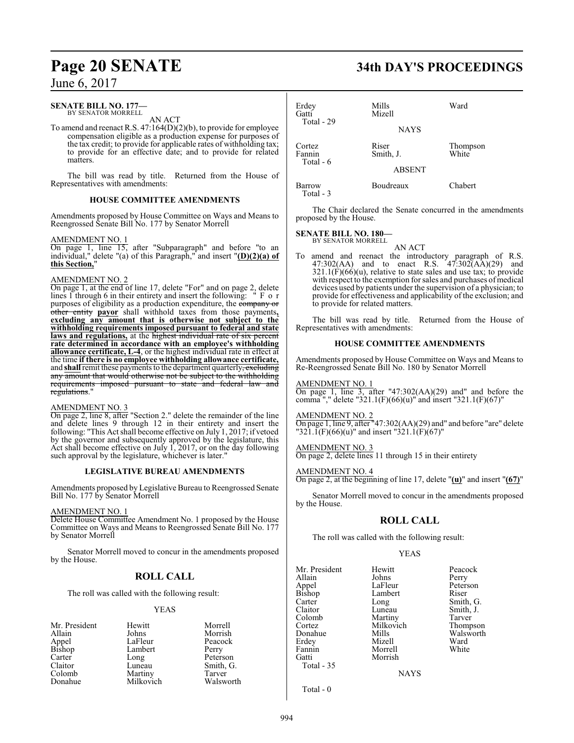**SENATE BILL NO. 177—**
BY SENATOR MORRELL

AN ACT

To amend and reenact R.S. 47:164(D)(2)(b), to provide for employee compensation eligible as a production expense for purposes of the tax credit; to provide for applicable rates of withholding tax; to provide for an effective date; and to provide for related matters.

The bill was read by title. Returned from the House of Representatives with amendments:

### HOUSE COMMITTEE AMENDMENTS

Amendments proposed by House Committee on Ways and Means to Reengrossed Senate Bill No. 177 by Senator Morrell

AMENDMENT NO. 1

On page 1, line 15, after "Subparagraph" and before "to an individual," delete "(a) of this Paragraph," and insert "**(D)(2)(a) of this Section,**"

AMENDMENT NO. 2

On page 1, at the end of line 17, delete "For" and on page 2, delete lines 1 through 6 in their entirety and insert the following: " F o r purposes of eligibility as a production expenditure, the ~~company or other entity~~ **payor** shall withhold taxes from those payments**, excluding any amount that is otherwise not subject to the withholding requirements imposed pursuant to federal and state laws and regulations,** at the ~~highest individual rate of six percent~~ **rate determined in accordance with an employee's withholding allowance certificate, L-4**, or the highest individual rate in effect at the time **if there is no employee withholding allowance certificate,** and **shall** remit these payments to the department quarterly~~, excluding any amount that would otherwise not be subject to the withholding requirements imposed pursuant to state and federal law and regulations~~."

AMENDMENT NO. 3

On page 2, line 8, after "Section 2." delete the remainder of the line and delete lines 9 through 12 in their entirety and insert the following: "This Act shall become effective on July 1, 2017; if vetoed by the governor and subsequently approved by the legislature, this Act shall become effective on July 1, 2017, or on the day following such approval by the legislature, whichever is later."

### LEGISLATIVE BUREAU AMENDMENTS

Amendments proposed by Legislative Bureau to Reengrossed Senate Bill No. 177 by Senator Morrell

AMENDMENT NO. 1

Delete House Committee Amendment No. 1 proposed by the House Committee on Ways and Means to Reengrossed Senate Bill No. 177 by Senator Morrell

Senator Morrell moved to concur in the amendments proposed by the House.

## ROLL CALL

The roll was called with the following result:

YEAS

| | | |
|---|---|---|
| Mr. President | Hewitt | Morrell |
| Allain | Johns | Morrish |
| Appel | LaFleur | Peacock |
| Bishop | Lambert | Perry |
| Carter | Long | Peterson |
| Claitor | Luneau | Smith, G. |
| Colomb | Martiny | Tarver |
| Donahue | Milkovich | Walsworth |
| Erdey | Mills | Ward |
| Gatti | Mizell | |

Total - 29

NAYS

| | | |
|---|---|---|
| Cortez | Riser | Thompson |
| Fannin | Smith, J. | White |

Total - 6

ABSENT

| | | |
|---|---|---|
| Barrow | Boudreaux | Chabert |

Total - 3

The Chair declared the Senate concurred in the amendments proposed by the House.

**SENATE BILL NO. 180—**
BY SENATOR MORRELL

AN ACT

To amend and reenact the introductory paragraph of R.S. 47:302(AA) and to enact R.S. 47:302(AA)(29) and 321.1(F)(66)(u), relative to state sales and use tax; to provide with respect to the exemption for sales and purchases of medical devices used by patients under the supervision of a physician; to provide for effectiveness and applicability of the exclusion; and to provide for related matters.

The bill was read by title. Returned from the House of Representatives with amendments:

### HOUSE COMMITTEE AMENDMENTS

Amendments proposed by House Committee on Ways and Means to Re-Reengrossed Senate Bill No. 180 by Senator Morrell

AMENDMENT NO. 1

On page 1, line 3, after "47:302(AA)(29) and" and before the comma "," delete "321.1(F)(66)(u)" and insert "321.1(F)(67)"

AMENDMENT NO. 2

On page 1, line 9, after "47:302(AA)(29) and" and before "are" delete "321.1(F)(66)(u)" and insert "321.1(F)(67)"

AMENDMENT NO. 3

On page 2, delete lines 11 through 15 in their entirety

AMENDMENT NO. 4

On page 2, at the beginning of line 17, delete "**(u)**" and insert "**(67)**"

Senator Morrell moved to concur in the amendments proposed by the House.

## ROLL CALL

The roll was called with the following result:

YEAS

| | | |
|---|---|---|
| Mr. President | Hewitt | Peacock |
| Allain | Johns | Perry |
| Appel | LaFleur | Peterson |
| Bishop | Lambert | Riser |
| Carter | Long | Smith, G. |
| Claitor | Luneau | Smith, J. |
| Colomb | Martiny | Tarver |
| Cortez | Milkovich | Thompson |
| Donahue | Mills | Walsworth |
| Erdey | Mizell | Ward |
| Fannin | Morrell | White |
| Gatti | Morrish | |

Total - 35

NAYS

Total - 0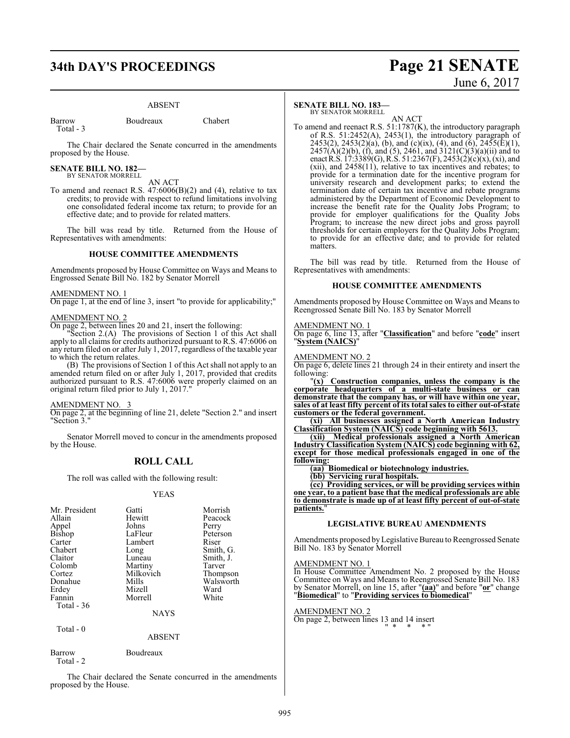ABSENT

| | | |
|---|---|---|
| Barrow | Boudreaux | Chabert |
| Total - 3 | | |

The Chair declared the Senate concurred in the amendments proposed by the House.

**SENATE BILL NO. 182—**
BY SENATOR MORRELL

AN ACT

To amend and reenact R.S. 47:6006(B)(2) and (4), relative to tax credits; to provide with respect to refund limitations involving one consolidated federal income tax return; to provide for an effective date; and to provide for related matters.

The bill was read by title. Returned from the House of Representatives with amendments:

**HOUSE COMMITTEE AMENDMENTS**

Amendments proposed by House Committee on Ways and Means to Engrossed Senate Bill No. 182 by Senator Morrell

AMENDMENT NO. 1
On page 1, at the end of line 3, insert "to provide for applicability;"

AMENDMENT NO. 2
On page 2, between lines 20 and 21, insert the following:

"Section 2.(A) The provisions of Section 1 of this Act shall apply to all claims for credits authorized pursuant to R.S. 47:6006 on any return filed on or after July 1, 2017, regardless of the taxable year to which the return relates.

(B) The provisions of Section 1 of this Act shall not apply to an amended return filed on or after July 1, 2017, provided that credits authorized pursuant to R.S. 47:6006 were properly claimed on an original return filed prior to July 1, 2017."

AMENDMENT NO. 3
On page 2, at the beginning of line 21, delete "Section 2." and insert "Section 3."

Senator Morrell moved to concur in the amendments proposed by the House.

## ROLL CALL

The roll was called with the following result:

YEAS

| | | |
|---|---|---|
| Mr. President | Gatti | Morrish |
| Allain | Hewitt | Peacock |
| Appel | Johns | Perry |
| Bishop | LaFleur | Peterson |
| Carter | Lambert | Riser |
| Chabert | Long | Smith, G. |
| Claitor | Luneau | Smith, J. |
| Colomb | Martiny | Tarver |
| Cortez | Milkovich | Thompson |
| Donahue | Mills | Walsworth |
| Erdey | Mizell | Ward |
| Fannin | Morrell | White |
| Total - 36 | | |

NAYS

Total - 0

ABSENT

| | |
|---|---|
| Barrow | Boudreaux |
| Total - 2 | |

The Chair declared the Senate concurred in the amendments proposed by the House.

**SENATE BILL NO. 183—**
BY SENATOR MORRELL

AN ACT

To amend and reenact R.S. 51:1787(K), the introductory paragraph of R.S. 51:2452(A), 2453(1), the introductory paragraph of 2453(2), 2453(2)(a), (b), and (c)(ix), (4), and (6), 2455(E)(1), 2457(A)(2)(b), (f), and (5), 2461, and 3121(C)(3)(a)(ii) and to enact R.S. 17:3389(G), R.S. 51:2367(F), 2453(2)(c)(x), (xi), and (xii), and 2458(11), relative to tax incentives and rebates; to provide for a termination date for the incentive program for university research and development parks; to extend the termination date of certain tax incentive and rebate programs administered by the Department of Economic Development to increase the benefit rate for the Quality Jobs Program; to provide for employer qualifications for the Quality Jobs Program; to increase the new direct jobs and gross payroll thresholds for certain employers for the Quality Jobs Program; to provide for an effective date; and to provide for related matters.

The bill was read by title. Returned from the House of Representatives with amendments:

**HOUSE COMMITTEE AMENDMENTS**

Amendments proposed by House Committee on Ways and Means to Reengrossed Senate Bill No. 183 by Senator Morrell

AMENDMENT NO. 1
On page 6, line 13, after "**Classification**" and before "**code**" insert "**System (NAICS)**"

AMENDMENT NO. 2
On page 6, delete lines 21 through 24 in their entirety and insert the following:

"**(x) Construction companies, unless the company is the corporate headquarters of a multi-state business or can demonstrate that the company has, or will have within one year, sales of at least fifty percent of its total sales to either out-of-state customers or the federal government.**

**(xi) All businesses assigned a North American Industry Classification System (NAICS) code beginning with 5613.**

**(xii) Medical professionals assigned a North American Industry Classification System (NAICS) code beginning with 62, except for those medical professionals engaged in one of the following:**

**(aa) Biomedical or biotechnology industries.**

**(bb) Servicing rural hospitals.**

**(cc) Providing services, or will be providing services within one year, to a patient base that the medical professionals are able to demonstrate is made up of at least fifty percent of out-of-state patients.**"

**LEGISLATIVE BUREAU AMENDMENTS**

Amendments proposed by Legislative Bureau to Reengrossed Senate Bill No. 183 by Senator Morrell

AMENDMENT NO. 1
In House Committee Amendment No. 2 proposed by the House Committee on Ways and Means to Reengrossed Senate Bill No. 183 by Senator Morrell, on line 15, after "**(aa)**" and before "**or**" change "**Biomedical**" to "**Providing services to biomedical**"

AMENDMENT NO. 2
On page 2, between lines 13 and 14 insert
" * * * "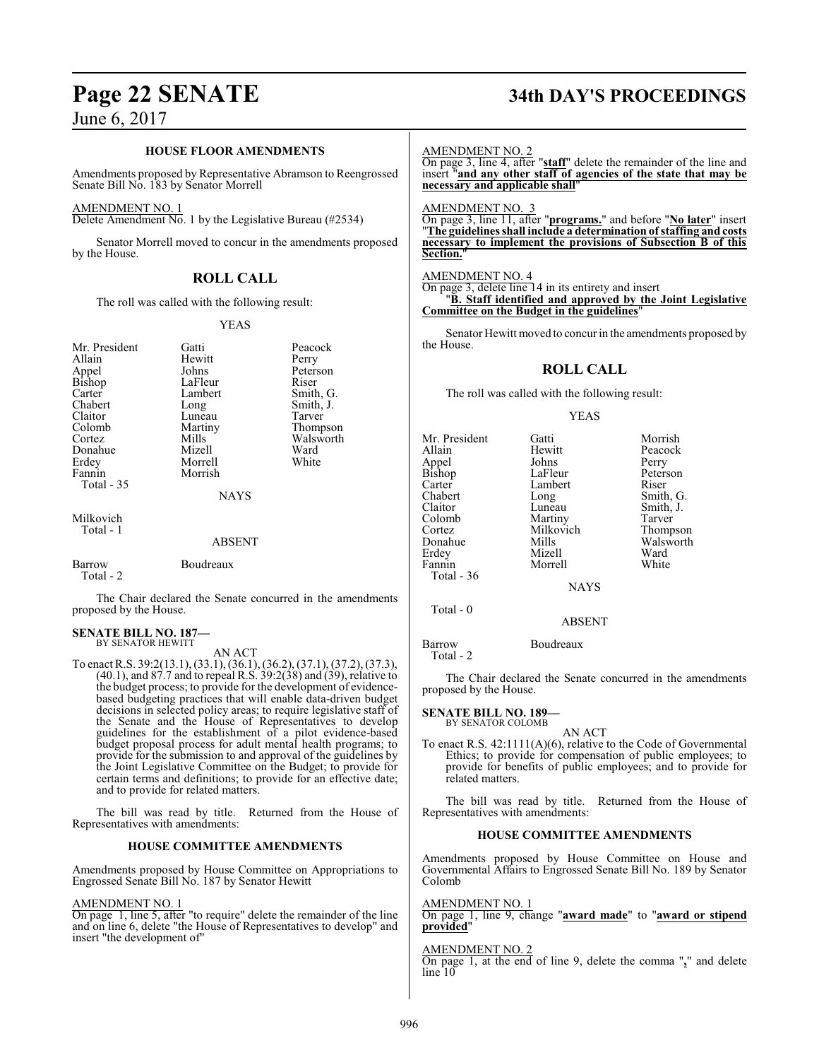### HOUSE FLOOR AMENDMENTS

Amendments proposed by Representative Abramson to Reengrossed Senate Bill No. 183 by Senator Morrell

AMENDMENT NO. 1
Delete Amendment No. 1 by the Legislative Bureau (#2534)

Senator Morrell moved to concur in the amendments proposed by the House.

## ROLL CALL

The roll was called with the following result:

YEAS

| | | |
|---|---|---|
| Mr. President | Gatti | Peacock |
| Allain | Hewitt | Perry |
| Appel | Johns | Peterson |
| Bishop | LaFleur | Riser |
| Carter | Lambert | Smith, G. |
| Chabert | Long | Smith, J. |
| Claitor | Luneau | Tarver |
| Colomb | Martiny | Thompson |
| Cortez | Mills | Walsworth |
| Donahue | Mizell | Ward |
| Erdey | Morrell | White |
| Fannin | Morrish | |

Total - 35

NAYS

Milkovich
Total - 1

ABSENT

Barrow Boudreaux
Total - 2

The Chair declared the Senate concurred in the amendments proposed by the House.

**SENATE BILL NO. 187—**
BY SENATOR HEWITT

AN ACT

To enact R.S. 39:2(13.1), (33.1), (36.1), (36.2), (37.1), (37.2), (37.3), (40.1), and 87.7 and to repeal R.S. 39:2(38) and (39), relative to the budget process; to provide for the development of evidence-based budgeting practices that will enable data-driven budget decisions in selected policy areas; to require legislative staff of the Senate and the House of Representatives to develop guidelines for the establishment of a pilot evidence-based budget proposal process for adult mental health programs; to provide for the submission to and approval of the guidelines by the Joint Legislative Committee on the Budget; to provide for certain terms and definitions; to provide for an effective date; and to provide for related matters.

The bill was read by title. Returned from the House of Representatives with amendments:

### HOUSE COMMITTEE AMENDMENTS

Amendments proposed by House Committee on Appropriations to Engrossed Senate Bill No. 187 by Senator Hewitt

AMENDMENT NO. 1
On page 1, line 5, after "to require" delete the remainder of the line and on line 6, delete "the House of Representatives to develop" and insert "the development of"

AMENDMENT NO. 2
On page 3, line 4, after "**staff**" delete the remainder of the line and insert "**and any other staff of agencies of the state that may be necessary and applicable shall**"

AMENDMENT NO. 3
On page 3, line 11, after "**programs.**" and before "**No later**" insert "**The guidelines shall include a determination of staffing and costs necessary to implement the provisions of Subsection B of this Section.**"

AMENDMENT NO. 4
On page 3, delete line 14 in its entirety and insert
"**B. Staff identified and approved by the Joint Legislative Committee on the Budget in the guidelines**"

Senator Hewitt moved to concur in the amendments proposed by the House.

## ROLL CALL

The roll was called with the following result:

YEAS

| | | |
|---|---|---|
| Mr. President | Gatti | Morrish |
| Allain | Hewitt | Peacock |
| Appel | Johns | Perry |
| Bishop | LaFleur | Peterson |
| Carter | Lambert | Riser |
| Chabert | Long | Smith, G. |
| Claitor | Luneau | Smith, J. |
| Colomb | Martiny | Tarver |
| Cortez | Milkovich | Thompson |
| Donahue | Mills | Walsworth |
| Erdey | Mizell | Ward |
| Fannin | Morrell | White |

Total - 36

NAYS

Total - 0

ABSENT

Barrow Boudreaux
Total - 2

The Chair declared the Senate concurred in the amendments proposed by the House.

**SENATE BILL NO. 189—**
BY SENATOR COLOMB

AN ACT

To enact R.S. 42:1111(A)(6), relative to the Code of Governmental Ethics; to provide for compensation of public employees; to provide for benefits of public employees; and to provide for related matters.

The bill was read by title. Returned from the House of Representatives with amendments:

### HOUSE COMMITTEE AMENDMENTS

Amendments proposed by House Committee on House and Governmental Affairs to Engrossed Senate Bill No. 189 by Senator Colomb

AMENDMENT NO. 1
On page 1, line 9, change "**award made**" to "**award or stipend provided**"

AMENDMENT NO. 2
On page 1, at the end of line 9, delete the comma "**,**" and delete line 10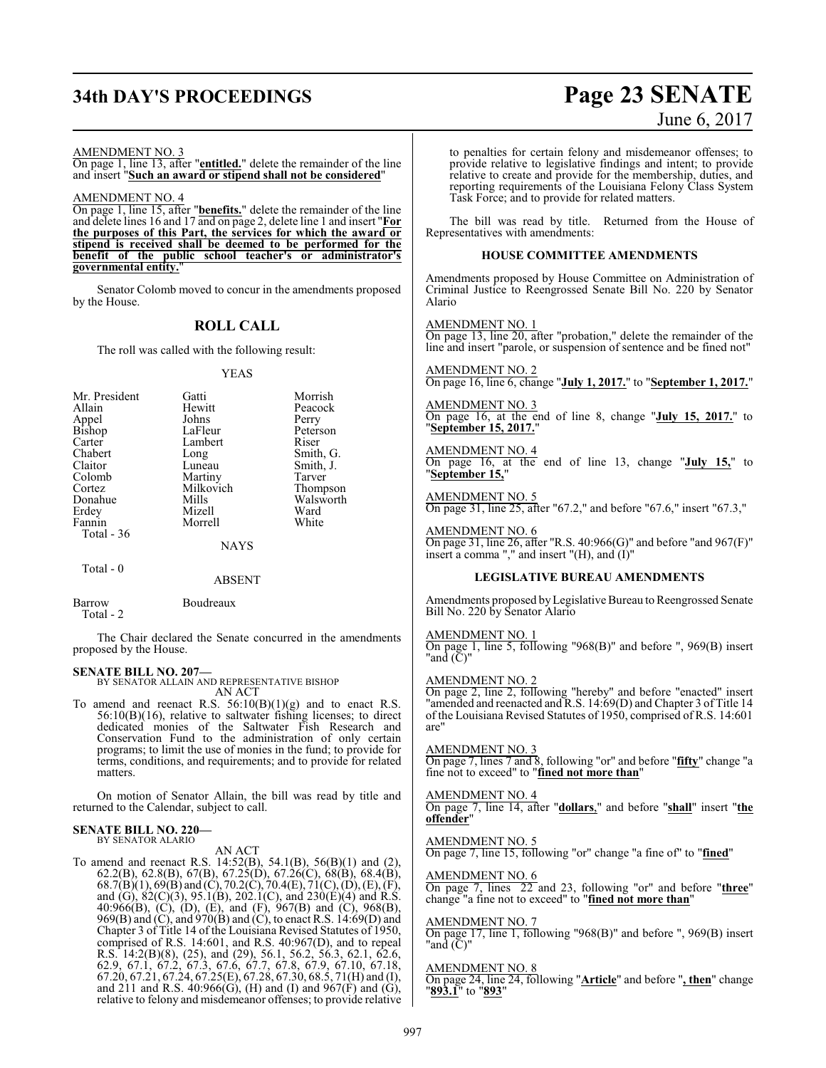AMENDMENT NO. 3

On page 1, line 13, after "**entitled.**" delete the remainder of the line and insert "**Such an award or stipend shall not be considered**"

AMENDMENT NO. 4

On page 1, line 15, after "**benefits.**" delete the remainder of the line and delete lines 16 and 17 and on page 2, delete line 1 and insert "**For the purposes of this Part, the services for which the award or stipend is received shall be deemed to be performed for the benefit of the public school teacher's or administrator's governmental entity.**"

Senator Colomb moved to concur in the amendments proposed by the House.

## ROLL CALL

The roll was called with the following result:

YEAS

| | | |
|---|---|---|
| Mr. President | Gatti | Morrish |
| Allain | Hewitt | Peacock |
| Appel | Johns | Perry |
| Bishop | LaFleur | Peterson |
| Carter | Lambert | Riser |
| Chabert | Long | Smith, G. |
| Claitor | Luneau | Smith, J. |
| Colomb | Martiny | Tarver |
| Cortez | Milkovich | Thompson |
| Donahue | Mills | Walsworth |
| Erdey | Mizell | Ward |
| Fannin | Morrell | White |

Total - 36

NAYS

Total - 0

ABSENT

| | |
|---|---|
| Barrow | Boudreaux |

Total - 2

The Chair declared the Senate concurred in the amendments proposed by the House.

**SENATE BILL NO. 207—**
BY SENATOR ALLAIN AND REPRESENTATIVE BISHOP
AN ACT

To amend and reenact R.S. 56:10(B)(1)(g) and to enact R.S. 56:10(B)(16), relative to saltwater fishing licenses; to direct dedicated monies of the Saltwater Fish Research and Conservation Fund to the administration of only certain programs; to limit the use of monies in the fund; to provide for terms, conditions, and requirements; and to provide for related matters.

On motion of Senator Allain, the bill was read by title and returned to the Calendar, subject to call.

**SENATE BILL NO. 220—**
BY SENATOR ALARIO
AN ACT

To amend and reenact R.S. 14:52(B), 54.1(B), 56(B)(1) and (2), 62.2(B), 62.8(B), 67(B), 67.25(D), 67.26(C), 68(B), 68.4(B), 68.7(B)(1), 69(B) and (C), 70.2(C), 70.4(E), 71(C), (D), (E), (F), and (G), 82(C)(3), 95.1(B), 202.1(C), and 230(E)(4) and R.S. 40:966(B), (C), (D), (E), and (F), 967(B) and (C), 968(B), 969(B) and (C), and 970(B) and (C), to enact R.S. 14:69(D) and Chapter 3 of Title 14 of the Louisiana Revised Statutes of 1950, comprised of R.S. 14:601, and R.S. 40:967(D), and to repeal R.S. 14:2(B)(8), (25), and (29), 56.1, 56.2, 56.3, 62.1, 62.6, 62.9, 67.1, 67.2, 67.3, 67.6, 67.7, 67.8, 67.9, 67.10, 67.18, 67.20, 67.21, 67.24, 67.25(E), 67.28, 67.30, 68.5, 71(H) and (I), and 211 and R.S. 40:966(G), (H) and (I) and 967(F) and (G), relative to felony and misdemeanor offenses; to provide relative to penalties for certain felony and misdemeanor offenses; to provide relative to legislative findings and intent; to provide relative to create and provide for the membership, duties, and reporting requirements of the Louisiana Felony Class System Task Force; and to provide for related matters.

The bill was read by title. Returned from the House of Representatives with amendments:

### HOUSE COMMITTEE AMENDMENTS

Amendments proposed by House Committee on Administration of Criminal Justice to Reengrossed Senate Bill No. 220 by Senator Alario

AMENDMENT NO. 1

On page 13, line 20, after "probation," delete the remainder of the line and insert "parole, or suspension of sentence and be fined not"

AMENDMENT NO. 2

On page 16, line 6, change "**July 1, 2017.**" to "**September 1, 2017.**"

AMENDMENT NO. 3

On page 16, at the end of line 8, change "**July 15, 2017.**" to "**September 15, 2017.**"

AMENDMENT NO. 4

On page 16, at the end of line 13, change "**July 15,**" to "**September 15,**"

AMENDMENT NO. 5

On page 31, line 25, after "67.2," and before "67.6," insert "67.3,"

AMENDMENT NO. 6

On page 31, line 26, after "R.S. 40:966(G)" and before "and 967(F)" insert a comma "," and insert "(H), and (I)"

### LEGISLATIVE BUREAU AMENDMENTS

Amendments proposed by Legislative Bureau to Reengrossed Senate Bill No. 220 by Senator Alario

AMENDMENT NO. 1

On page 1, line 5, following "968(B)" and before ", 969(B) insert "and (C)"

AMENDMENT NO. 2

On page 2, line 2, following "hereby" and before "enacted" insert "amended and reenacted and R.S. 14:69(D) and Chapter 3 of Title 14 of the Louisiana Revised Statutes of 1950, comprised of R.S. 14:601 are"

AMENDMENT NO. 3

On page 7, lines 7 and 8, following "or" and before "**fifty**" change "a fine not to exceed" to "**fined not more than**"

AMENDMENT NO. 4

On page 7, line 14, after "**dollars**," and before "**shall**" insert "**the offender**"

AMENDMENT NO. 5

On page 7, line 15, following "or" change "a fine of" to "**fined**"

AMENDMENT NO. 6

On page 7, lines 22 and 23, following "or" and before "**three**" change "a fine not to exceed" to "**fined not more than**"

AMENDMENT NO. 7

On page 17, line 1, following "968(B)" and before ", 969(B) insert "and (C)"

AMENDMENT NO. 8

On page 24, line 24, following "**Article**" and before "**, then**" change "**893.1**" to "**893**"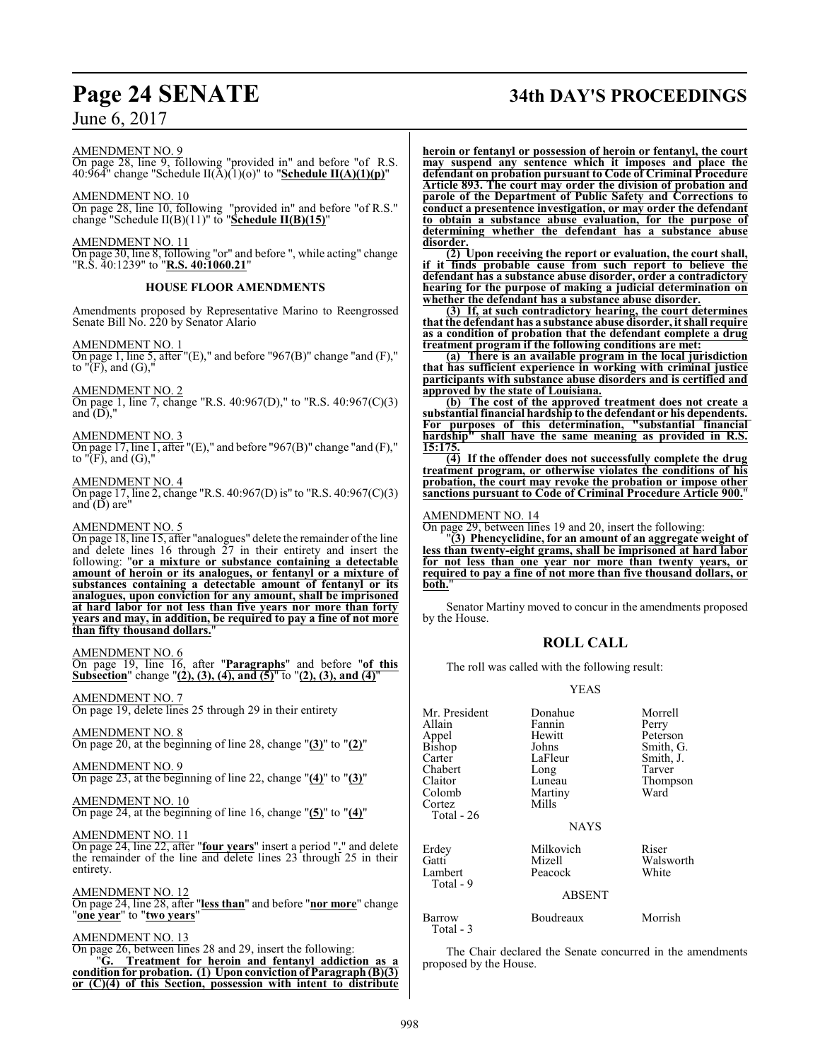AMENDMENT NO. 9

On page 28, line 9, following "provided in" and before "of R.S. 40:964" change "Schedule II(A)(1)(o)" to "**Schedule II(A)(1)(p)**"

AMENDMENT NO. 10

On page 28, line 10, following "provided in" and before "of R.S." change "Schedule II(B)(11)" to "**Schedule II(B)(15)**"

AMENDMENT NO. 11

On page 30, line 8, following "or" and before ", while acting" change "R.S. 40:1239" to "**R.S. 40:1060.21**"

### HOUSE FLOOR AMENDMENTS

Amendments proposed by Representative Marino to Reengrossed Senate Bill No. 220 by Senator Alario

AMENDMENT NO. 1

On page 1, line 5, after "(E)," and before "967(B)" change "and (F)," to "(F), and (G),"

AMENDMENT NO. 2

On page 1, line 7, change "R.S. 40:967(D)," to "R.S. 40:967(C)(3) and (D),"

AMENDMENT NO. 3

On page 17, line 1, after "(E)," and before "967(B)" change "and (F)," to "(F), and (G),"

AMENDMENT NO. 4

On page 17, line 2, change "R.S. 40:967(D) is" to "R.S. 40:967(C)(3) and (D) are"

AMENDMENT NO. 5

On page 18, line 15, after "analogues" delete the remainder of the line and delete lines 16 through 27 in their entirety and insert the following: "**or a mixture or substance containing a detectable amount of heroin or its analogues, or fentanyl or a mixture of substances containing a detectable amount of fentanyl or its analogues, upon conviction for any amount, shall be imprisoned at hard labor for not less than five years nor more than forty years and may, in addition, be required to pay a fine of not more than fifty thousand dollars.**"

AMENDMENT NO. 6

On page 19, line 16, after "**Paragraphs**" and before "**of this Subsection**" change "**(2), (3), (4), and (5)**" to "**(2), (3), and (4)**"

AMENDMENT NO. 7

On page 19, delete lines 25 through 29 in their entirety

AMENDMENT NO. 8

On page 20, at the beginning of line 28, change "**(3)**" to "**(2)**"

AMENDMENT NO. 9

On page 23, at the beginning of line 22, change "**(4)**" to "**(3)**"

AMENDMENT NO. 10

On page 24, at the beginning of line 16, change "**(5)**" to "**(4)**"

AMENDMENT NO. 11

On page 24, line 22, after "**four years**" insert a period "**.**" and delete the remainder of the line and delete lines 23 through 25 in their entirety.

AMENDMENT NO. 12

On page 24, line 28, after "**less than**" and before "**nor more**" change "**one year**" to "**two years**"

AMENDMENT NO. 13

On page 26, between lines 28 and 29, insert the following:

"**G. Treatment for heroin and fentanyl addiction as a condition for probation. (1) Upon conviction of Paragraph (B)(3) or (C)(4) of this Section, possession with intent to distribute heroin or fentanyl or possession of heroin or fentanyl, the court may suspend any sentence which it imposes and place the defendant on probation pursuant to Code of Criminal Procedure Article 893. The court may order the division of probation and parole of the Department of Public Safety and Corrections to conduct a presentence investigation, or may order the defendant to obtain a substance abuse evaluation, for the purpose of determining whether the defendant has a substance abuse disorder.**

**(2) Upon receiving the report or evaluation, the court shall, if it finds probable cause from such report to believe the defendant has a substance abuse disorder, order a contradictory hearing for the purpose of making a judicial determination on whether the defendant has a substance abuse disorder.**

**(3) If, at such contradictory hearing, the court determines that the defendant has a substance abuse disorder, it shall require as a condition of probation that the defendant complete a drug treatment program if the following conditions are met:**

**(a) There is an available program in the local jurisdiction that has sufficient experience in working with criminal justice participants with substance abuse disorders and is certified and approved by the state of Louisiana.**

**(b) The cost of the approved treatment does not create a substantial financial hardship to the defendant or his dependents. For purposes of this determination, "substantial financial hardship" shall have the same meaning as provided in R.S. 15:175.**

**(4) If the offender does not successfully complete the drug treatment program, or otherwise violates the conditions of his probation, the court may revoke the probation or impose other sanctions pursuant to Code of Criminal Procedure Article 900.**"

AMENDMENT NO. 14

On page 29, between lines 19 and 20, insert the following:

"**(3) Phencyclidine, for an amount of an aggregate weight of less than twenty-eight grams, shall be imprisoned at hard labor for not less than one year nor more than twenty years, or required to pay a fine of not more than five thousand dollars, or both.**"

Senator Martiny moved to concur in the amendments proposed by the House.

## ROLL CALL

The roll was called with the following result:

YEAS

| | | |
|---|---|---|
| Mr. President | Donahue | Morrell |
| Allain | Fannin | Perry |
| Appel | Hewitt | Peterson |
| Bishop | Johns | Smith, G. |
| Carter | LaFleur | Smith, J. |
| Chabert | Long | Tarver |
| Claitor | Luneau | Thompson |
| Colomb | Martiny | Ward |
| Cortez | Mills | |

Total - 26

NAYS

| | | |
|---|---|---|
| Erdey | Milkovich | Riser |
| Gatti | Mizell | Walsworth |
| Lambert | Peacock | White |

Total - 9

ABSENT

| | | |
|---|---|---|
| Barrow | Boudreaux | Morrish |

Total - 3

The Chair declared the Senate concurred in the amendments proposed by the House.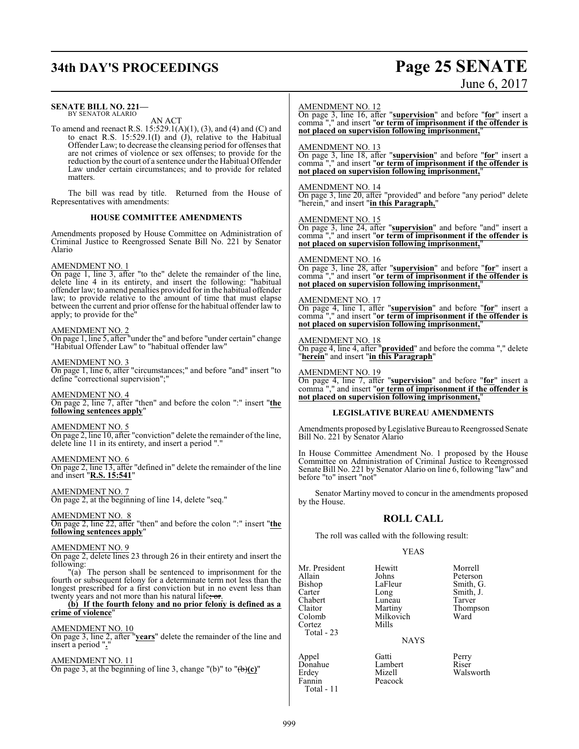**SENATE BILL NO. 221—**
BY SENATOR ALARIO

AN ACT

To amend and reenact R.S. 15:529.1(A)(1), (3), and (4) and (C) and to enact R.S. 15:529.1(I) and (J), relative to the Habitual Offender Law; to decrease the cleansing period for offenses that are not crimes of violence or sex offenses; to provide for the reduction by the court of a sentence under the Habitual Offender Law under certain circumstances; and to provide for related matters.

The bill was read by title. Returned from the House of Representatives with amendments:

**HOUSE COMMITTEE AMENDMENTS**

Amendments proposed by House Committee on Administration of Criminal Justice to Reengrossed Senate Bill No. 221 by Senator Alario

AMENDMENT NO. 1

On page 1, line 3, after "to the" delete the remainder of the line, delete line 4 in its entirety, and insert the following: "habitual offender law; to amend penalties provided for in the habitual offender law; to provide relative to the amount of time that must elapse between the current and prior offense for the habitual offender law to apply; to provide for the"

AMENDMENT NO. 2

On page 1, line 5, after "under the" and before "under certain" change "Habitual Offender Law" to "habitual offender law"

AMENDMENT NO. 3

On page 1, line 6, after "circumstances;" and before "and" insert "to define "correctional supervision";"

AMENDMENT NO. 4

On page 2, line 7, after "then" and before the colon ":" insert "**the following sentences apply**"

AMENDMENT NO. 5

On page 2, line 10, after "conviction" delete the remainder of the line, delete line 11 in its entirety, and insert a period "."

AMENDMENT NO. 6

On page 2, line 13, after "defined in" delete the remainder of the line and insert "**R.S. 15:541**"

AMENDMENT NO. 7

On page 2, at the beginning of line 14, delete "seq."

AMENDMENT NO. 8

On page 2, line 22, after "then" and before the colon ":" insert "**the following sentences apply**"

AMENDMENT NO. 9

On page 2, delete lines 23 through 26 in their entirety and insert the following:

"(a) The person shall be sentenced to imprisonment for the fourth or subsequent felony for a determinate term not less than the longest prescribed for a first conviction but in no event less than twenty years and not more than his natural life~~; or~~.

**(b) If the fourth felony and no prior felony is defined as a crime of violence**"

AMENDMENT NO. 10

On page 3, line 2, after "**years**" delete the remainder of the line and insert a period "**.**"

AMENDMENT NO. 11

On page 3, at the beginning of line 3, change "(b)" to "~~(b)~~**(c)**"

AMENDMENT NO. 12

On page 3, line 16, after "**supervision**" and before "**for**" insert a comma "," and insert "**or term of imprisonment if the offender is not placed on supervision following imprisonment,**"

AMENDMENT NO. 13

On page 3, line 18, after "**supervision**" and before "**for**" insert a comma "," and insert "**or term of imprisonment if the offender is not placed on supervision following imprisonment,**"

AMENDMENT NO. 14

On page 3, line 20, after "provided" and before "any period" delete "herein," and insert "**in this Paragraph,**"

AMENDMENT NO. 15

On page 3, line 24, after "**supervision**" and before "and" insert a comma "," and insert "**or term of imprisonment if the offender is not placed on supervision following imprisonment,**"

AMENDMENT NO. 16

On page 3, line 28, after "**supervision**" and before "**for**" insert a comma "," and insert "**or term of imprisonment if the offender is not placed on supervision following imprisonment,**"

AMENDMENT NO. 17

On page 4, line 1, after "**supervision**" and before "**for**" insert a comma "," and insert "**or term of imprisonment if the offender is not placed on supervision following imprisonment,**"

AMENDMENT NO. 18

On page 4, line 4, after "**provided**" and before the comma "," delete "**herein**" and insert "**in this Paragraph**"

AMENDMENT NO. 19

On page 4, line 7, after "**supervision**" and before "**for**" insert a comma "," and insert "**or term of imprisonment if the offender is not placed on supervision following imprisonment,**"

**LEGISLATIVE BUREAU AMENDMENTS**

Amendments proposed by Legislative Bureau to Reengrossed Senate Bill No. 221 by Senator Alario

In House Committee Amendment No. 1 proposed by the House Committee on Administration of Criminal Justice to Reengrossed Senate Bill No. 221 by Senator Alario on line 6, following "law" and before "to" insert "not"

Senator Martiny moved to concur in the amendments proposed by the House.

## ROLL CALL

The roll was called with the following result:

YEAS

| | | |
|---|---|---|
| Mr. President | Hewitt | Morrell |
| Allain | Johns | Peterson |
| Bishop | LaFleur | Smith, G. |
| Carter | Long | Smith, J. |
| Chabert | Luneau | Tarver |
| Claitor | Martiny | Thompson |
| Colomb | Milkovich | Ward |
| Cortez | Mills | |

Total - 23

NAYS

| | | |
|---|---|---|
| Appel | Gatti | Perry |
| Donahue | Lambert | Riser |
| Erdey | Mizell | Walsworth |
| Fannin | Peacock | |

Total - 11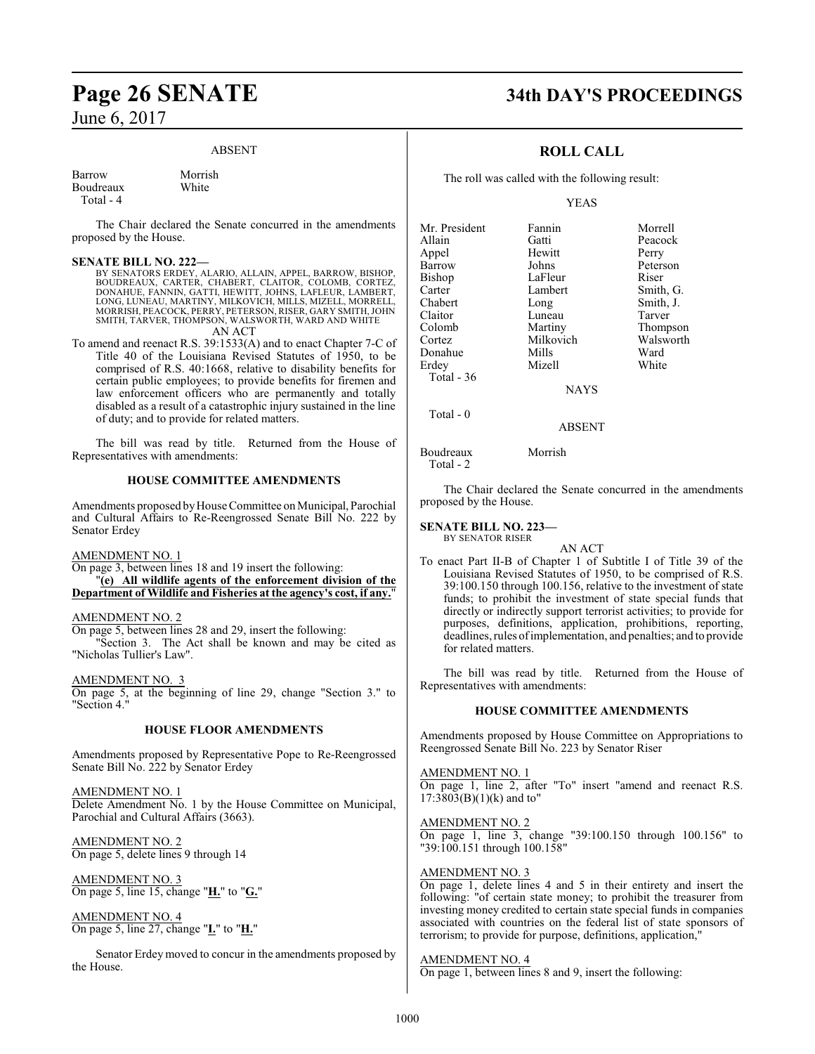ABSENT

| | |
|---|---|
| Barrow | Morrish |
| Boudreaux | White |
| Total - 4 | |

The Chair declared the Senate concurred in the amendments proposed by the House.

**SENATE BILL NO. 222—**
BY SENATORS ERDEY, ALARIO, ALLAIN, APPEL, BARROW, BISHOP, BOUDREAUX, CARTER, CHABERT, CLAITOR, COLOMB, CORTEZ, DONAHUE, FANNIN, GATTI, HEWITT, JOHNS, LAFLEUR, LAMBERT, LONG, LUNEAU, MARTINY, MILKOVICH, MILLS, MIZELL, MORRELL, MORRISH, PEACOCK, PERRY, PETERSON, RISER, GARY SMITH, JOHN SMITH, TARVER, THOMPSON, WALSWORTH, WARD AND WHITE

AN ACT

To amend and reenact R.S. 39:1533(A) and to enact Chapter 7-C of Title 40 of the Louisiana Revised Statutes of 1950, to be comprised of R.S. 40:1668, relative to disability benefits for certain public employees; to provide benefits for firemen and law enforcement officers who are permanently and totally disabled as a result of a catastrophic injury sustained in the line of duty; and to provide for related matters.

The bill was read by title. Returned from the House of Representatives with amendments:

**HOUSE COMMITTEE AMENDMENTS**

Amendments proposed by House Committee on Municipal, Parochial and Cultural Affairs to Re-Reengrossed Senate Bill No. 222 by Senator Erdey

AMENDMENT NO. 1

On page 3, between lines 18 and 19 insert the following:

"**(e) All wildlife agents of the enforcement division of the Department of Wildlife and Fisheries at the agency's cost, if any.**"

AMENDMENT NO. 2

On page 5, between lines 28 and 29, insert the following:

"Section 3. The Act shall be known and may be cited as "Nicholas Tullier's Law".

AMENDMENT NO. 3

On page 5, at the beginning of line 29, change "Section 3." to "Section 4."

**HOUSE FLOOR AMENDMENTS**

Amendments proposed by Representative Pope to Re-Reengrossed Senate Bill No. 222 by Senator Erdey

AMENDMENT NO. 1

Delete Amendment No. 1 by the House Committee on Municipal, Parochial and Cultural Affairs (3663).

AMENDMENT NO. 2

On page 5, delete lines 9 through 14

AMENDMENT NO. 3

On page 5, line 15, change "**H.**" to "**G.**"

AMENDMENT NO. 4

On page 5, line 27, change "**I.**" to "**H.**"

Senator Erdey moved to concur in the amendments proposed by the House.

## ROLL CALL

The roll was called with the following result:

YEAS

| | | |
|---|---|---|
| Mr. President | Fannin | Morrell |
| Allain | Gatti | Peacock |
| Appel | Hewitt | Perry |
| Barrow | Johns | Peterson |
| Bishop | LaFleur | Riser |
| Carter | Lambert | Smith, G. |
| Chabert | Long | Smith, J. |
| Claitor | Luneau | Tarver |
| Colomb | Martiny | Thompson |
| Cortez | Milkovich | Walsworth |
| Donahue | Mills | Ward |
| Erdey | Mizell | White |
| Total - 36 | | |

NAYS

Total - 0

ABSENT

| | |
|---|---|
| Boudreaux | Morrish |
| Total - 2 | |

The Chair declared the Senate concurred in the amendments proposed by the House.

**SENATE BILL NO. 223—**
BY SENATOR RISER

AN ACT

To enact Part II-B of Chapter 1 of Subtitle I of Title 39 of the Louisiana Revised Statutes of 1950, to be comprised of R.S. 39:100.150 through 100.156, relative to the investment of state funds; to prohibit the investment of state special funds that directly or indirectly support terrorist activities; to provide for purposes, definitions, application, prohibitions, reporting, deadlines, rules of implementation, and penalties; and to provide for related matters.

The bill was read by title. Returned from the House of Representatives with amendments:

**HOUSE COMMITTEE AMENDMENTS**

Amendments proposed by House Committee on Appropriations to Reengrossed Senate Bill No. 223 by Senator Riser

AMENDMENT NO. 1

On page 1, line 2, after "To" insert "amend and reenact R.S. 17:3803(B)(1)(k) and to"

AMENDMENT NO. 2

On page 1, line 3, change "39:100.150 through 100.156" to "39:100.151 through 100.158"

AMENDMENT NO. 3

On page 1, delete lines 4 and 5 in their entirety and insert the following: "of certain state money; to prohibit the treasurer from investing money credited to certain state special funds in companies associated with countries on the federal list of state sponsors of terrorism; to provide for purpose, definitions, application,"

AMENDMENT NO. 4

On page 1, between lines 8 and 9, insert the following: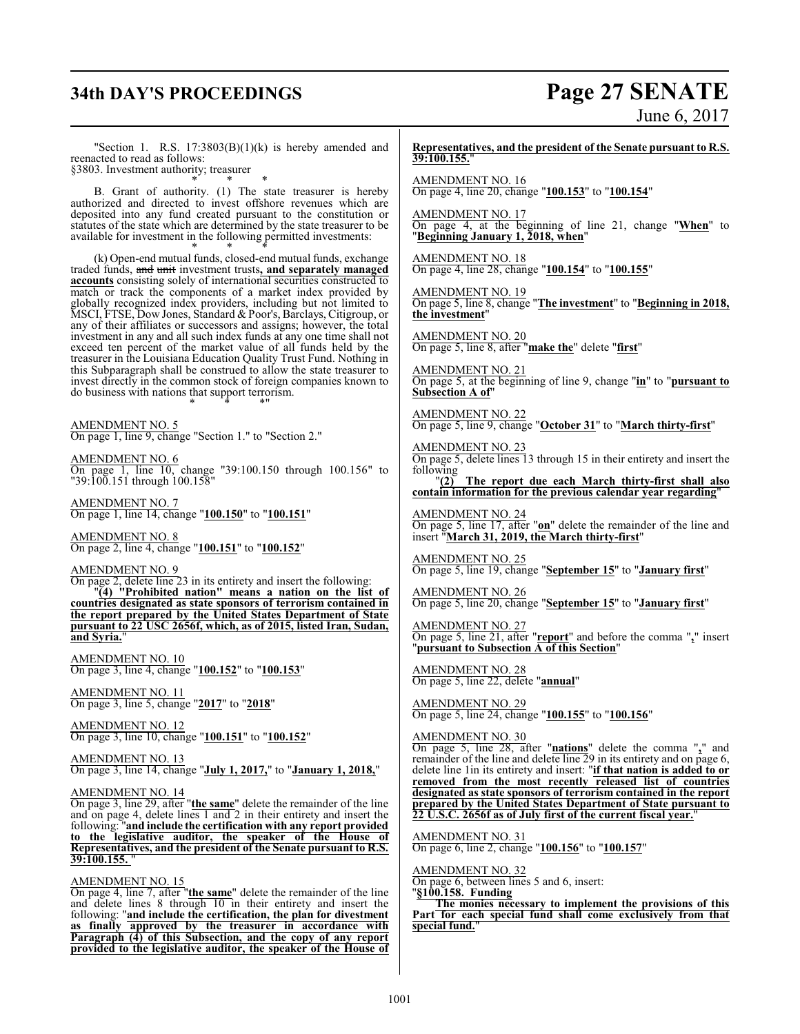"Section 1. R.S. 17:3803(B)(1)(k) is hereby amended and reenacted to read as follows:

§3803. Investment authority; treasurer

\* \* \*

B. Grant of authority. (1) The state treasurer is hereby authorized and directed to invest offshore revenues which are deposited into any fund created pursuant to the constitution or statutes of the state which are determined by the state treasurer to be available for investment in the following permitted investments:

\* \* \*

(k) Open-end mutual funds, closed-end mutual funds, exchange traded funds, ~~and unit~~ investment trusts**, and separately managed accounts** consisting solely of international securities constructed to match or track the components of a market index provided by globally recognized index providers, including but not limited to MSCI, FTSE, Dow Jones, Standard & Poor's, Barclays, Citigroup, or any of their affiliates or successors and assigns; however, the total investment in any and all such index funds at any one time shall not exceed ten percent of the market value of all funds held by the treasurer in the Louisiana Education Quality Trust Fund. Nothing in this Subparagraph shall be construed to allow the state treasurer to invest directly in the common stock of foreign companies known to do business with nations that support terrorism.

\* \* \*"

AMENDMENT NO. 5
On page 1, line 9, change "Section 1." to "Section 2."

AMENDMENT NO. 6
On page 1, line 10, change "39:100.150 through 100.156" to "39:100.151 through 100.158"

AMENDMENT NO. 7
On page 1, line 14, change "**100.150**" to "**100.151**"

AMENDMENT NO. 8
On page 2, line 4, change "**100.151**" to "**100.152**"

AMENDMENT NO. 9
On page 2, delete line 23 in its entirety and insert the following:
"**(4) "Prohibited nation" means a nation on the list of countries designated as state sponsors of terrorism contained in the report prepared by the United States Department of State pursuant to 22 USC 2656f, which, as of 2015, listed Iran, Sudan, and Syria.**"

AMENDMENT NO. 10
On page 3, line 4, change "**100.152**" to "**100.153**"

AMENDMENT NO. 11
On page 3, line 5, change "**2017**" to "**2018**"

AMENDMENT NO. 12
On page 3, line 10, change "**100.151**" to "**100.152**"

AMENDMENT NO. 13
On page 3, line 14, change "**July 1, 2017,**" to "**January 1, 2018,**"

AMENDMENT NO. 14
On page 3, line 29, after "**the same**" delete the remainder of the line and on page 4, delete lines 1 and 2 in their entirety and insert the following: "**and include the certification with any report provided to the legislative auditor, the speaker of the House of Representatives, and the president of the Senate pursuant to R.S. 39:100.155.** "

AMENDMENT NO. 15
On page 4, line 7, after "**the same**" delete the remainder of the line and delete lines 8 through 10 in their entirety and insert the following: "**and include the certification, the plan for divestment as finally approved by the treasurer in accordance with Paragraph (4) of this Subsection, and the copy of any report provided to the legislative auditor, the speaker of the House of Representatives, and the president of the Senate pursuant to R.S. 39:100.155.**"

AMENDMENT NO. 16
On page 4, line 20, change "**100.153**" to "**100.154**"

AMENDMENT NO. 17
On page 4, at the beginning of line 21, change "**When**" to "**Beginning January 1, 2018, when**"

AMENDMENT NO. 18
On page 4, line 28, change "**100.154**" to "**100.155**"

AMENDMENT NO. 19
On page 5, line 8, change "**The investment**" to "**Beginning in 2018, the investment**"

AMENDMENT NO. 20
On page 5, line 8, after "**make the**" delete "**first**"

AMENDMENT NO. 21
On page 5, at the beginning of line 9, change "**in**" to "**pursuant to Subsection A of**"

AMENDMENT NO. 22
On page 5, line 9, change "**October 31**" to "**March thirty-first**"

AMENDMENT NO. 23
On page 5, delete lines 13 through 15 in their entirety and insert the following
"**(2) The report due each March thirty-first shall also contain information for the previous calendar year regarding**"

AMENDMENT NO. 24
On page 5, line 17, after "**on**" delete the remainder of the line and insert "**March 31, 2019, the March thirty-first**"

AMENDMENT NO. 25
On page 5, line 19, change "**September 15**" to "**January first**"

AMENDMENT NO. 26
On page 5, line 20, change "**September 15**" to "**January first**"

AMENDMENT NO. 27
On page 5, line 21, after "**report**" and before the comma "**,**" insert "**pursuant to Subsection A of this Section**"

AMENDMENT NO. 28
On page 5, line 22, delete "**annual**"

AMENDMENT NO. 29
On page 5, line 24, change "**100.155**" to "**100.156**"

AMENDMENT NO. 30
On page 5, line 28, after "**nations**" delete the comma "**,**" and remainder of the line and delete line 29 in its entirety and on page 6, delete line 1in its entirety and insert: "**if that nation is added to or removed from the most recently released list of countries designated as state sponsors of terrorism contained in the report prepared by the United States Department of State pursuant to 22 U.S.C. 2656f as of July first of the current fiscal year.**"

AMENDMENT NO. 31
On page 6, line 2, change "**100.156**" to "**100.157**"

AMENDMENT NO. 32
On page 6, between lines 5 and 6, insert:
"**§100.158. Funding**
**The monies necessary to implement the provisions of this Part for each special fund shall come exclusively from that special fund.**"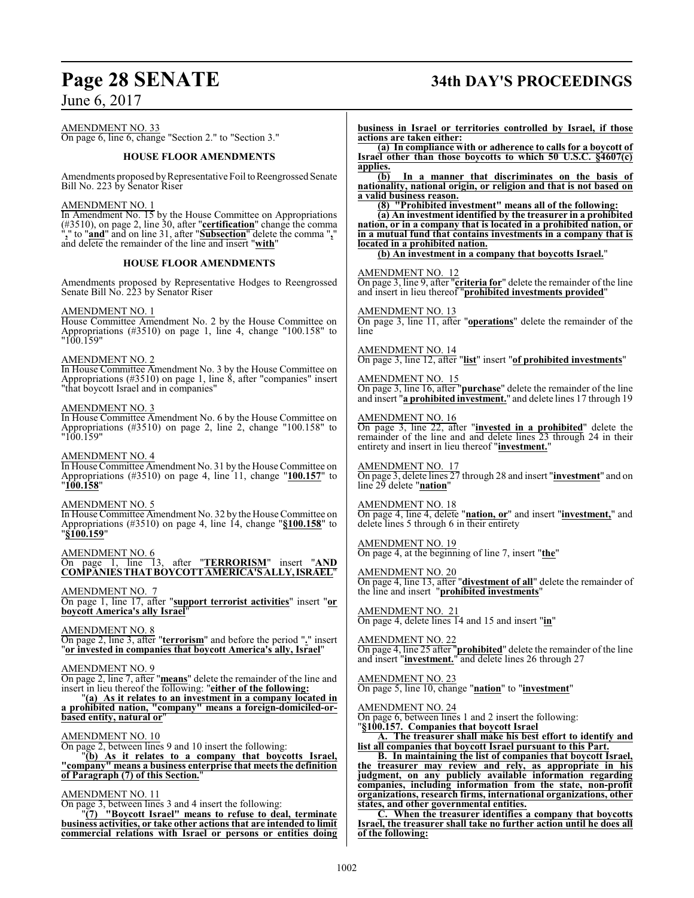AMENDMENT NO. 33

On page 6, line 6, change "Section 2." to "Section 3."

**HOUSE FLOOR AMENDMENTS**

Amendments proposed by Representative Foil to Reengrossed Senate Bill No. 223 by Senator Riser

AMENDMENT NO. 1

In Amendment No. 15 by the House Committee on Appropriations (#3510), on page 2, line 30, after "**certification**" change the comma "**,**" to "**and**" and on line 31, after "**Subsection**" delete the comma "**,**" and delete the remainder of the line and insert "**with**"

**HOUSE FLOOR AMENDMENTS**

Amendments proposed by Representative Hodges to Reengrossed Senate Bill No. 223 by Senator Riser

AMENDMENT NO. 1

House Committee Amendment No. 2 by the House Committee on Appropriations (#3510) on page 1, line 4, change "100.158" to "100.159"

AMENDMENT NO. 2

In House Committee Amendment No. 3 by the House Committee on Appropriations (#3510) on page 1, line 8, after "companies" insert "that boycott Israel and in companies"

AMENDMENT NO. 3

In House Committee Amendment No. 6 by the House Committee on Appropriations (#3510) on page 2, line 2, change "100.158" to "100.159"

AMENDMENT NO. 4

In House Committee Amendment No. 31 by the House Committee on Appropriations (#3510) on page 4, line 11, change "**100.157**" to "**100.158**"

AMENDMENT NO. 5

In House Committee Amendment No. 32 by the House Committee on Appropriations (#3510) on page 4, line 14, change "**§100.158**" to "**§100.159**"

AMENDMENT NO. 6

On page 1, line 13, after "**TERRORISM**" insert "**AND COMPANIES THAT BOYCOTT AMERICA'S ALLY, ISRAEL**"

AMENDMENT NO. 7

On page 1, line 17, after "**support terrorist activities**" insert "**or boycott America's ally Israel**"

AMENDMENT NO. 8

On page 2, line 3, after "**terrorism**" and before the period "**.**" insert "**or invested in companies that boycott America's ally, Israel**"

AMENDMENT NO. 9

On page 2, line 7, after "**means**" delete the remainder of the line and insert in lieu thereof the following: "**either of the following:**

"**(a) As it relates to an investment in a company located in a prohibited nation, "company" means a foreign-domiciled-or-based entity, natural or**"

AMENDMENT NO. 10

On page 2, between lines 9 and 10 insert the following:

"**(b) As it relates to a company that boycotts Israel, "company" means a business enterprise that meets the definition of Paragraph (7) of this Section.**"

AMENDMENT NO. 11

On page 3, between lines 3 and 4 insert the following:

"**(7) "Boycott Israel" means to refuse to deal, terminate business activities, or take other actions that are intended to limit commercial relations with Israel or persons or entities doing business in Israel or territories controlled by Israel, if those actions are taken either:**

**(a) In compliance with or adherence to calls for a boycott of Israel other than those boycotts to which 50 U.S.C. §4607(c) applies.**

**(b) In a manner that discriminates on the basis of nationality, national origin, or religion and that is not based on a valid business reason.**

**(8) "Prohibited investment" means all of the following:**

**(a) An investment identified by the treasurer in a prohibited nation, or in a company that is located in a prohibited nation, or in a mutual fund that contains investments in a company that is located in a prohibited nation.**

**(b) An investment in a company that boycotts Israel.**"

AMENDMENT NO. 12

On page 3, line 9, after "**criteria for**" delete the remainder of the line and insert in lieu thereof "**prohibited investments provided**"

AMENDMENT NO. 13

On page 3, line 11, after "**operations**" delete the remainder of the line

AMENDMENT NO. 14

On page 3, line 12, after "**list**" insert "**of prohibited investments**"

AMENDMENT NO. 15

On page 3, line 16, after "**purchase**" delete the remainder of the line and insert "**a prohibited investment.**" and delete lines 17 through 19

AMENDMENT NO. 16

On page 3, line 22, after "**invested in a prohibited**" delete the remainder of the line and and delete lines 23 through 24 in their entirety and insert in lieu thereof "**investment.**"

AMENDMENT NO. 17

On page 3, delete lines 27 through 28 and insert "**investment**" and on line 29 delete "**nation**"

AMENDMENT NO. 18

On page 4, line 4, delete "**nation, or**" and insert "**investment,**" and delete lines 5 through 6 in their entirety

AMENDMENT NO. 19

On page 4, at the beginning of line 7, insert "**the**"

AMENDMENT NO. 20

On page 4, line 13, after "**divestment of all**" delete the remainder of the line and insert "**prohibited investments**"

AMENDMENT NO. 21

On page 4, delete lines 14 and 15 and insert "**in**"

AMENDMENT NO. 22

On page 4, line 25 after "**prohibited**" delete the remainder of the line and insert "**investment.**" and delete lines 26 through 27

AMENDMENT NO. 23

On page 5, line 10, change "**nation**" to "**investment**"

AMENDMENT NO. 24

On page 6, between lines 1 and 2 insert the following:

"**§100.157. Companies that boycott Israel**

**A. The treasurer shall make his best effort to identify and list all companies that boycott Israel pursuant to this Part.**

**B. In maintaining the list of companies that boycott Israel, the treasurer may review and rely, as appropriate in his judgment, on any publicly available information regarding companies, including information from the state, non-profit organizations, research firms, international organizations, other states, and other governmental entities.**

**C. When the treasurer identifies a company that boycotts Israel, the treasurer shall take no further action until he does all of the following:**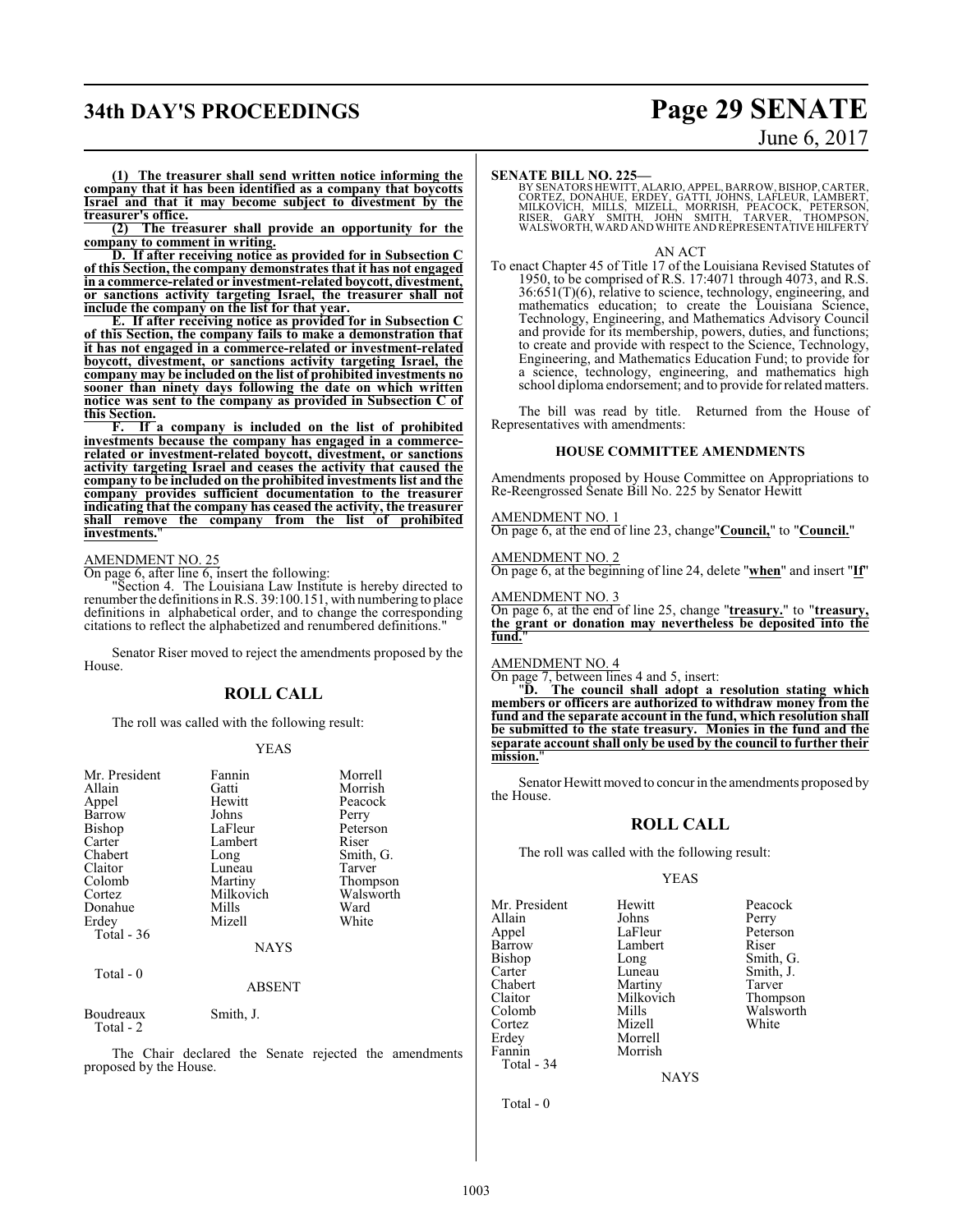**(1) The treasurer shall send written notice informing the company that it has been identified as a company that boycotts Israel and that it may become subject to divestment by the treasurer's office.**

**(2) The treasurer shall provide an opportunity for the company to comment in writing.**

**D. If after receiving notice as provided for in Subsection C of this Section, the company demonstrates that it has not engaged in a commerce-related or investment-related boycott, divestment, or sanctions activity targeting Israel, the treasurer shall not include the company on the list for that year.**

**E. If after receiving notice as provided for in Subsection C of this Section, the company fails to make a demonstration that it has not engaged in a commerce-related or investment-related boycott, divestment, or sanctions activity targeting Israel, the company may be included on the list of prohibited investments no sooner than ninety days following the date on which written notice was sent to the company as provided in Subsection C of this Section.**

**F. If a company is included on the list of prohibited investments because the company has engaged in a commerce-related or investment-related boycott, divestment, or sanctions activity targeting Israel and ceases the activity that caused the company to be included on the prohibited investments list and the company provides sufficient documentation to the treasurer indicating that the company has ceased the activity, the treasurer shall remove the company from the list of prohibited investments.**"

AMENDMENT NO. 25

On page 6, after line 6, insert the following:

"Section 4. The Louisiana Law Institute is hereby directed to renumber the definitions in R.S. 39:100.151, with numbering to place definitions in alphabetical order, and to change the corresponding citations to reflect the alphabetized and renumbered definitions."

Senator Riser moved to reject the amendments proposed by the House.

## ROLL CALL

The roll was called with the following result:

YEAS

| | | |
|---|---|---|
| Mr. President | Fannin | Morrell |
| Allain | Gatti | Morrish |
| Appel | Hewitt | Peacock |
| Barrow | Johns | Perry |
| Bishop | LaFleur | Peterson |
| Carter | Lambert | Riser |
| Chabert | Long | Smith, G. |
| Claitor | Luneau | Tarver |
| Colomb | Martiny | Thompson |
| Cortez | Milkovich | Walsworth |
| Donahue | Mills | Ward |
| Erdey | Mizell | White |
| Total - 36 | | |

NAYS

Total - 0

ABSENT

| | |
|---|---|
| Boudreaux | Smith, J. |
| Total - 2 | |

The Chair declared the Senate rejected the amendments proposed by the House.

**SENATE BILL NO. 225—**

BY SENATORS HEWITT, ALARIO, APPEL, BARROW, BISHOP, CARTER, CORTEZ, DONAHUE, ERDEY, GATTI, JOHNS, LAFLEUR, LAMBERT, MILKOVICH, MILLS, MIZELL, MORRISH, PEACOCK, PETERSON, RISER, GARY SMITH, JOHN SMITH, TARVER, THOMPSON, WALSWORTH, WARD AND WHITE AND REPRESENTATIVE HILFERTY

AN ACT

To enact Chapter 45 of Title 17 of the Louisiana Revised Statutes of 1950, to be comprised of R.S. 17:4071 through 4073, and R.S. 36:651(T)(6), relative to science, technology, engineering, and mathematics education; to create the Louisiana Science, Technology, Engineering, and Mathematics Advisory Council and provide for its membership, powers, duties, and functions; to create and provide with respect to the Science, Technology, Engineering, and Mathematics Education Fund; to provide for a science, technology, engineering, and mathematics high school diploma endorsement; and to provide for related matters.

The bill was read by title. Returned from the House of Representatives with amendments:

### HOUSE COMMITTEE AMENDMENTS

Amendments proposed by House Committee on Appropriations to Re-Reengrossed Senate Bill No. 225 by Senator Hewitt

AMENDMENT NO. 1

On page 6, at the end of line 23, change"**Council,**" to "**Council.**"

AMENDMENT NO. 2

On page 6, at the beginning of line 24, delete "**when**" and insert "**If**"

AMENDMENT NO. 3

On page 6, at the end of line 25, change "**treasury.**" to "**treasury, the grant or donation may nevertheless be deposited into the fund.**"

AMENDMENT NO. 4

On page 7, between lines 4 and 5, insert:

"**D. The council shall adopt a resolution stating which members or officers are authorized to withdraw money from the fund and the separate account in the fund, which resolution shall be submitted to the state treasury. Monies in the fund and the separate account shall only be used by the council to further their mission.**"

Senator Hewitt moved to concur in the amendments proposed by the House.

## ROLL CALL

The roll was called with the following result:

YEAS

| | | |
|---|---|---|
| Mr. President | Hewitt | Peacock |
| Allain | Johns | Perry |
| Appel | LaFleur | Peterson |
| Barrow | Lambert | Riser |
| Bishop | Long | Smith, G. |
| Carter | Luneau | Smith, J. |
| Chabert | Martiny | Tarver |
| Claitor | Milkovich | Thompson |
| Colomb | Mills | Walsworth |
| Cortez | Mizell | White |
| Erdey | Morrell | |
| Fannin | Morrish | |
| Total - 34 | | |

NAYS

Total - 0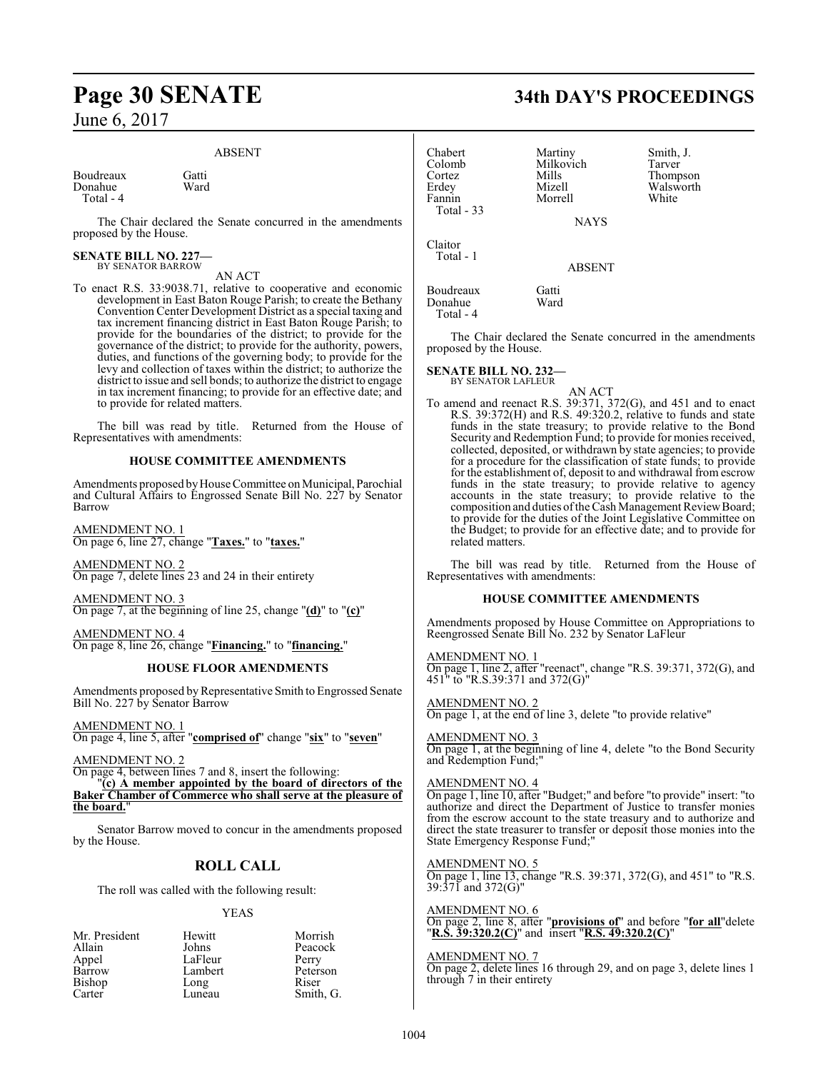ABSENT

| | |
|---|---|
| Boudreaux | Gatti |
| Donahue | Ward |
| Total - 4 | |

The Chair declared the Senate concurred in the amendments proposed by the House.

**SENATE BILL NO. 227—**
BY SENATOR BARROW

AN ACT

To enact R.S. 33:9038.71, relative to cooperative and economic development in East Baton Rouge Parish; to create the Bethany Convention Center Development District as a special taxing and tax increment financing district in East Baton Rouge Parish; to provide for the boundaries of the district; to provide for the governance of the district; to provide for the authority, powers, duties, and functions of the governing body; to provide for the levy and collection of taxes within the district; to authorize the district to issue and sell bonds; to authorize the district to engage in tax increment financing; to provide for an effective date; and to provide for related matters.

The bill was read by title. Returned from the House of Representatives with amendments:

**HOUSE COMMITTEE AMENDMENTS**

Amendments proposed by House Committee on Municipal, Parochial and Cultural Affairs to Engrossed Senate Bill No. 227 by Senator Barrow

AMENDMENT NO. 1
On page 6, line 27, change "**Taxes.**" to "**taxes.**"

AMENDMENT NO. 2
On page 7, delete lines 23 and 24 in their entirety

AMENDMENT NO. 3
On page 7, at the beginning of line 25, change "**(d)**" to "**(c)**"

AMENDMENT NO. 4
On page 8, line 26, change "**Financing.**" to "**financing.**"

**HOUSE FLOOR AMENDMENTS**

Amendments proposed by Representative Smith to Engrossed Senate Bill No. 227 by Senator Barrow

AMENDMENT NO. 1
On page 4, line 5, after "**comprised of**" change "**six**" to "**seven**"

AMENDMENT NO. 2
On page 4, between lines 7 and 8, insert the following:
"**(c) A member appointed by the board of directors of the Baker Chamber of Commerce who shall serve at the pleasure of the board.**"

Senator Barrow moved to concur in the amendments proposed by the House.

## ROLL CALL

The roll was called with the following result:

YEAS

| | | |
|---|---|---|
| Mr. President | Hewitt | Morrish |
| Allain | Johns | Peacock |
| Appel | LaFleur | Perry |
| Barrow | Lambert | Peterson |
| Bishop | Long | Riser |
| Carter | Luneau | Smith, G. |
| Chabert | Martiny | Smith, J. |
| Colomb | Milkovich | Tarver |
| Cortez | Mills | Thompson |
| Erdey | Mizell | Walsworth |
| Fannin | Morrell | White |
| Total - 33 | | |

NAYS

Claitor
Total - 1

ABSENT

| | |
|---|---|
| Boudreaux | Gatti |
| Donahue | Ward |
| Total - 4 | |

The Chair declared the Senate concurred in the amendments proposed by the House.

**SENATE BILL NO. 232—**
BY SENATOR LAFLEUR

AN ACT

To amend and reenact R.S. 39:371, 372(G), and 451 and to enact R.S. 39:372(H) and R.S. 49:320.2, relative to funds and state funds in the state treasury; to provide relative to the Bond Security and Redemption Fund; to provide for monies received, collected, deposited, or withdrawn by state agencies; to provide for a procedure for the classification of state funds; to provide for the establishment of, deposit to and withdrawal from escrow funds in the state treasury; to provide relative to agency accounts in the state treasury; to provide relative to the composition and duties of the Cash Management Review Board; to provide for the duties of the Joint Legislative Committee on the Budget; to provide for an effective date; and to provide for related matters.

The bill was read by title. Returned from the House of Representatives with amendments:

**HOUSE COMMITTEE AMENDMENTS**

Amendments proposed by House Committee on Appropriations to Reengrossed Senate Bill No. 232 by Senator LaFleur

AMENDMENT NO. 1
On page 1, line 2, after "reenact", change "R.S. 39:371, 372(G), and 451" to "R.S.39:371 and 372(G)"

AMENDMENT NO. 2
On page 1, at the end of line 3, delete "to provide relative"

AMENDMENT NO. 3
On page 1, at the beginning of line 4, delete "to the Bond Security and Redemption Fund;"

AMENDMENT NO. 4
On page 1, line 10, after "Budget;" and before "to provide" insert: "to authorize and direct the Department of Justice to transfer monies from the escrow account to the state treasury and to authorize and direct the state treasurer to transfer or deposit those monies into the State Emergency Response Fund;"

AMENDMENT NO. 5
On page 1, line 13, change "R.S. 39:371, 372(G), and 451" to "R.S. 39:371 and 372(G)"

AMENDMENT NO. 6
On page 2, line 8, after "**provisions of**" and before "**for all**"delete "**R.S. 39:320.2(C)**" and insert "**R.S. 49:320.2(C)**"

AMENDMENT NO. 7
On page 2, delete lines 16 through 29, and on page 3, delete lines 1 through 7 in their entirety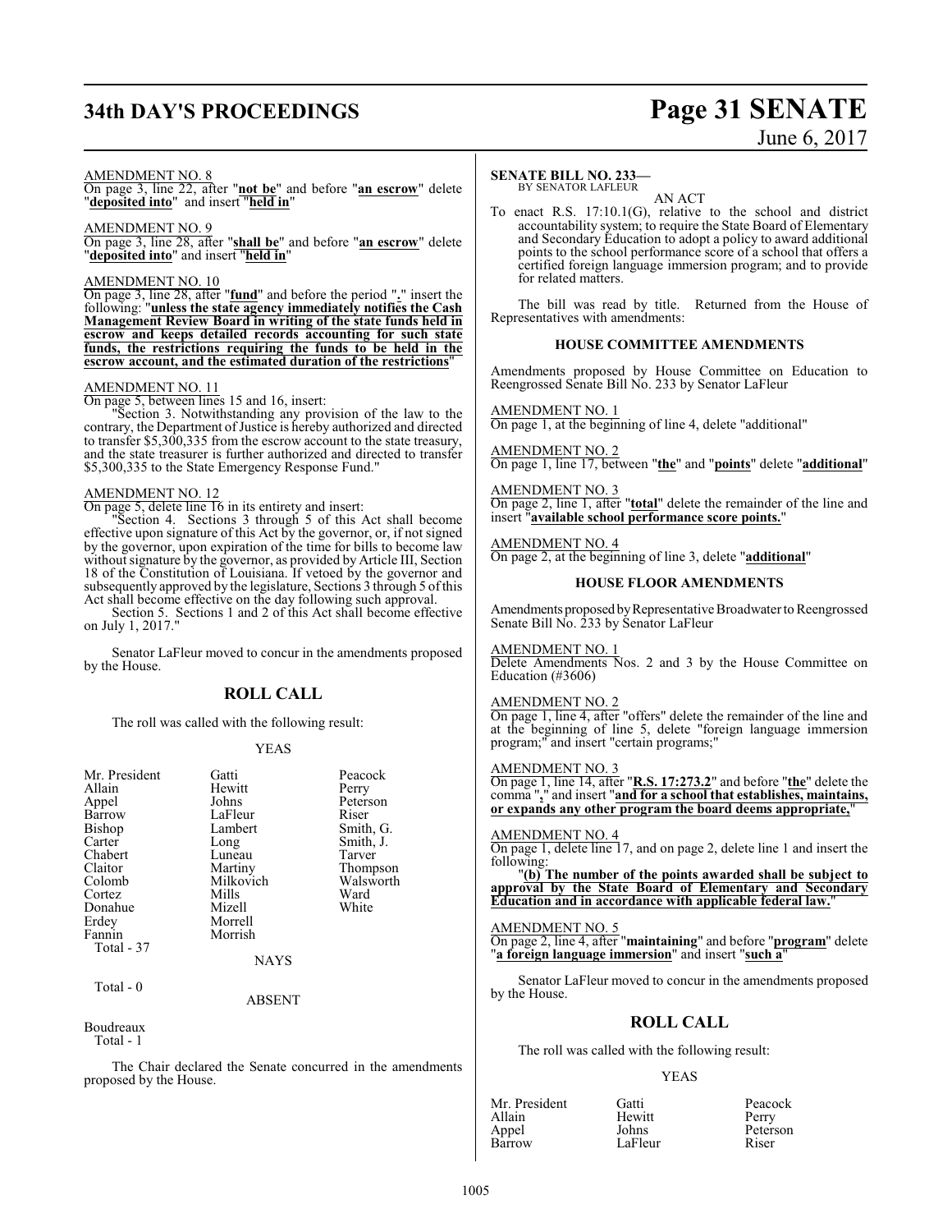AMENDMENT NO. 8

On page 3, line 22, after "**not be**" and before "**an escrow**" delete "**deposited into**" and insert "**held in**"

AMENDMENT NO. 9

On page 3, line 28, after "**shall be**" and before "**an escrow**" delete "**deposited into**" and insert "**held in**"

AMENDMENT NO. 10

On page 3, line 28, after "**fund**" and before the period "**.**" insert the following: "**unless the state agency immediately notifies the Cash Management Review Board in writing of the state funds held in escrow and keeps detailed records accounting for such state funds, the restrictions requiring the funds to be held in the escrow account, and the estimated duration of the restrictions**"

AMENDMENT NO. 11

On page 5, between lines 15 and 16, insert:

"Section 3. Notwithstanding any provision of the law to the contrary, the Department of Justice is hereby authorized and directed to transfer $5,300,335 from the escrow account to the state treasury, and the state treasurer is further authorized and directed to transfer $5,300,335 to the State Emergency Response Fund."

AMENDMENT NO. 12

On page 5, delete line 16 in its entirety and insert:

"Section 4. Sections 3 through 5 of this Act shall become effective upon signature of this Act by the governor, or, if not signed by the governor, upon expiration of the time for bills to become law without signature by the governor, as provided by Article III, Section 18 of the Constitution of Louisiana. If vetoed by the governor and subsequently approved by the legislature, Sections 3 through 5 of this Act shall become effective on the day following such approval.

Section 5. Sections 1 and 2 of this Act shall become effective on July 1, 2017."

Senator LaFleur moved to concur in the amendments proposed by the House.

## ROLL CALL

The roll was called with the following result:

YEAS

| | | |
|---|---|---|
| Mr. President | Gatti | Peacock |
| Allain | Hewitt | Perry |
| Appel | Johns | Peterson |
| Barrow | LaFleur | Riser |
| Bishop | Lambert | Smith, G. |
| Carter | Long | Smith, J. |
| Chabert | Luneau | Tarver |
| Claitor | Martiny | Thompson |
| Colomb | Milkovich | Walsworth |
| Cortez | Mills | Ward |
| Donahue | Mizell | White |
| Erdey | Morrell | |
| Fannin | Morrish | |

Total - 37

NAYS

Total - 0

ABSENT

Boudreaux

Total - 1

The Chair declared the Senate concurred in the amendments proposed by the House.

**SENATE BILL NO. 233—**
BY SENATOR LAFLEUR

AN ACT

To enact R.S. 17:10.1(G), relative to the school and district accountability system; to require the State Board of Elementary and Secondary Education to adopt a policy to award additional points to the school performance score of a school that offers a certified foreign language immersion program; and to provide for related matters.

The bill was read by title. Returned from the House of Representatives with amendments:

### HOUSE COMMITTEE AMENDMENTS

Amendments proposed by House Committee on Education to Reengrossed Senate Bill No. 233 by Senator LaFleur

AMENDMENT NO. 1

On page 1, at the beginning of line 4, delete "additional"

AMENDMENT NO. 2

On page 1, line 17, between "**the**" and "**points**" delete "**additional**"

AMENDMENT NO. 3

On page 2, line 1, after "**total**" delete the remainder of the line and insert "**available school performance score points.**"

AMENDMENT NO. 4

On page 2, at the beginning of line 3, delete "**additional**"

### HOUSE FLOOR AMENDMENTS

Amendments proposed by Representative Broadwater to Reengrossed Senate Bill No. 233 by Senator LaFleur

AMENDMENT NO. 1

Delete Amendments Nos. 2 and 3 by the House Committee on Education (#3606)

AMENDMENT NO. 2

On page 1, line 4, after "offers" delete the remainder of the line and at the beginning of line 5, delete "foreign language immersion program;" and insert "certain programs;"

AMENDMENT NO. 3

On page 1, line 14, after "**R.S. 17:273.2**" and before "**the**" delete the comma "**,**" and insert "**and for a school that establishes, maintains, or expands any other program the board deems appropriate,**"

AMENDMENT NO. 4

On page 1, delete line 17, and on page 2, delete line 1 and insert the following:

"**(b) The number of the points awarded shall be subject to approval by the State Board of Elementary and Secondary Education and in accordance with applicable federal law.**"

AMENDMENT NO. 5

On page 2, line 4, after "**maintaining**" and before "**program**" delete "**a foreign language immersion**" and insert "**such a**"

Senator LaFleur moved to concur in the amendments proposed by the House.

## ROLL CALL

The roll was called with the following result:

YEAS

| | | |
|---|---|---|
| Mr. President | Gatti | Peacock |
| Allain | Hewitt | Perry |
| Appel | Johns | Peterson |
| Barrow | LaFleur | Riser |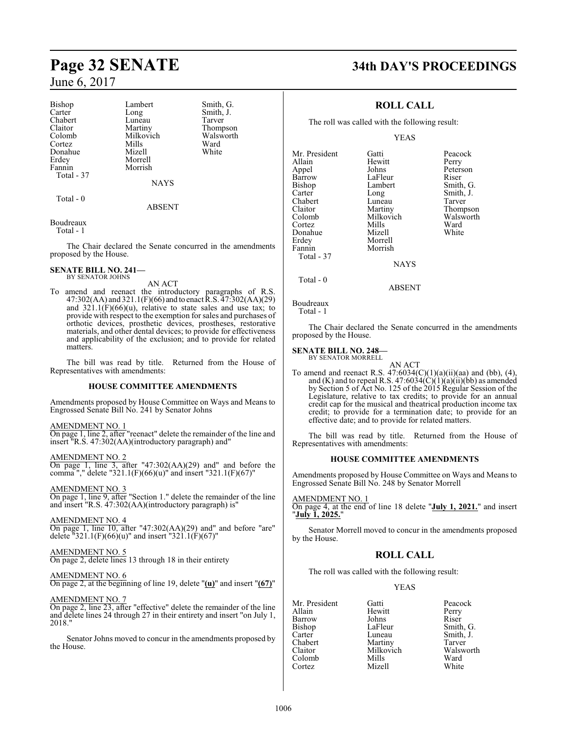| | | |
|---|---|---|
| Bishop | Lambert | Smith, G. |
| Carter | Long | Smith, J. |
| Chabert | Luneau | Tarver |
| Claitor | Martiny | Thompson |
| Colomb | Milkovich | Walsworth |
| Cortez | Mills | Ward |
| Donahue | Mizell | White |
| Erdey | Morrell | |
| Fannin | Morrish | |
| Total - 37 | | |

NAYS

Total - 0

ABSENT

Boudreaux
Total - 1

The Chair declared the Senate concurred in the amendments proposed by the House.

**SENATE BILL NO. 241—**
BY SENATOR JOHNS

AN ACT

To amend and reenact the introductory paragraphs of R.S. 47:302(AA) and 321.1(F)(66) and to enact R.S. 47:302(AA)(29) and 321.1(F)(66)(u), relative to state sales and use tax; to provide with respect to the exemption for sales and purchases of orthotic devices, prosthetic devices, prostheses, restorative materials, and other dental devices; to provide for effectiveness and applicability of the exclusion; and to provide for related matters.

The bill was read by title. Returned from the House of Representatives with amendments:

**HOUSE COMMITTEE AMENDMENTS**

Amendments proposed by House Committee on Ways and Means to Engrossed Senate Bill No. 241 by Senator Johns

AMENDMENT NO. 1
On page 1, line 2, after "reenact" delete the remainder of the line and insert "R.S. 47:302(AA)(introductory paragraph) and"

AMENDMENT NO. 2
On page 1, line 3, after "47:302(AA)(29) and" and before the comma "," delete "321.1(F)(66)(u)" and insert "321.1(F)(67)"

AMENDMENT NO. 3
On page 1, line 9, after "Section 1." delete the remainder of the line and insert "R.S. 47:302(AA)(introductory paragraph) is"

AMENDMENT NO. 4
On page 1, line 10, after "47:302(AA)(29) and" and before "are" delete "321.1(F)(66)(u)" and insert "321.1(F)(67)"

AMENDMENT NO. 5
On page 2, delete lines 13 through 18 in their entirety

AMENDMENT NO. 6
On page 2, at the beginning of line 19, delete "**(u)**" and insert "**(67)**"

AMENDMENT NO. 7
On page 2, line 23, after "effective" delete the remainder of the line and delete lines 24 through 27 in their entirety and insert "on July 1, 2018."

Senator Johns moved to concur in the amendments proposed by the House.

## ROLL CALL

The roll was called with the following result:

YEAS

| | | |
|---|---|---|
| Mr. President | Gatti | Peacock |
| Allain | Hewitt | Perry |
| Appel | Johns | Peterson |
| Barrow | LaFleur | Riser |
| Bishop | Lambert | Smith, G. |
| Carter | Long | Smith, J. |
| Chabert | Luneau | Tarver |
| Claitor | Martiny | Thompson |
| Colomb | Milkovich | Walsworth |
| Cortez | Mills | Ward |
| Donahue | Mizell | White |
| Erdey | Morrell | |
| Fannin | Morrish | |
| Total - 37 | | |

NAYS

Total - 0

ABSENT

Boudreaux
Total - 1

The Chair declared the Senate concurred in the amendments proposed by the House.

**SENATE BILL NO. 248—**
BY SENATOR MORRELL

AN ACT

To amend and reenact R.S. 47:6034(C)(1)(a)(ii)(aa) and (bb), (4), and (K) and to repeal R.S. 47:6034(C)(1)(a)(ii)(bb) as amended by Section 5 of Act No. 125 of the 2015 Regular Session of the Legislature, relative to tax credits; to provide for an annual credit cap for the musical and theatrical production income tax credit; to provide for a termination date; to provide for an effective date; and to provide for related matters.

The bill was read by title. Returned from the House of Representatives with amendments:

**HOUSE COMMITTEE AMENDMENTS**

Amendments proposed by House Committee on Ways and Means to Engrossed Senate Bill No. 248 by Senator Morrell

AMENDMENT NO. 1
On page 4, at the end of line 18 delete "**July 1, 2021.**" and insert "**July 1, 2025.**"

Senator Morrell moved to concur in the amendments proposed by the House.

## ROLL CALL

The roll was called with the following result:

YEAS

| | | |
|---|---|---|
| Mr. President | Gatti | Peacock |
| Allain | Hewitt | Perry |
| Barrow | Johns | Riser |
| Bishop | LaFleur | Smith, G. |
| Carter | Luneau | Smith, J. |
| Chabert | Martiny | Tarver |
| Claitor | Milkovich | Walsworth |
| Colomb | Mills | Ward |
| Cortez | Mizell | White |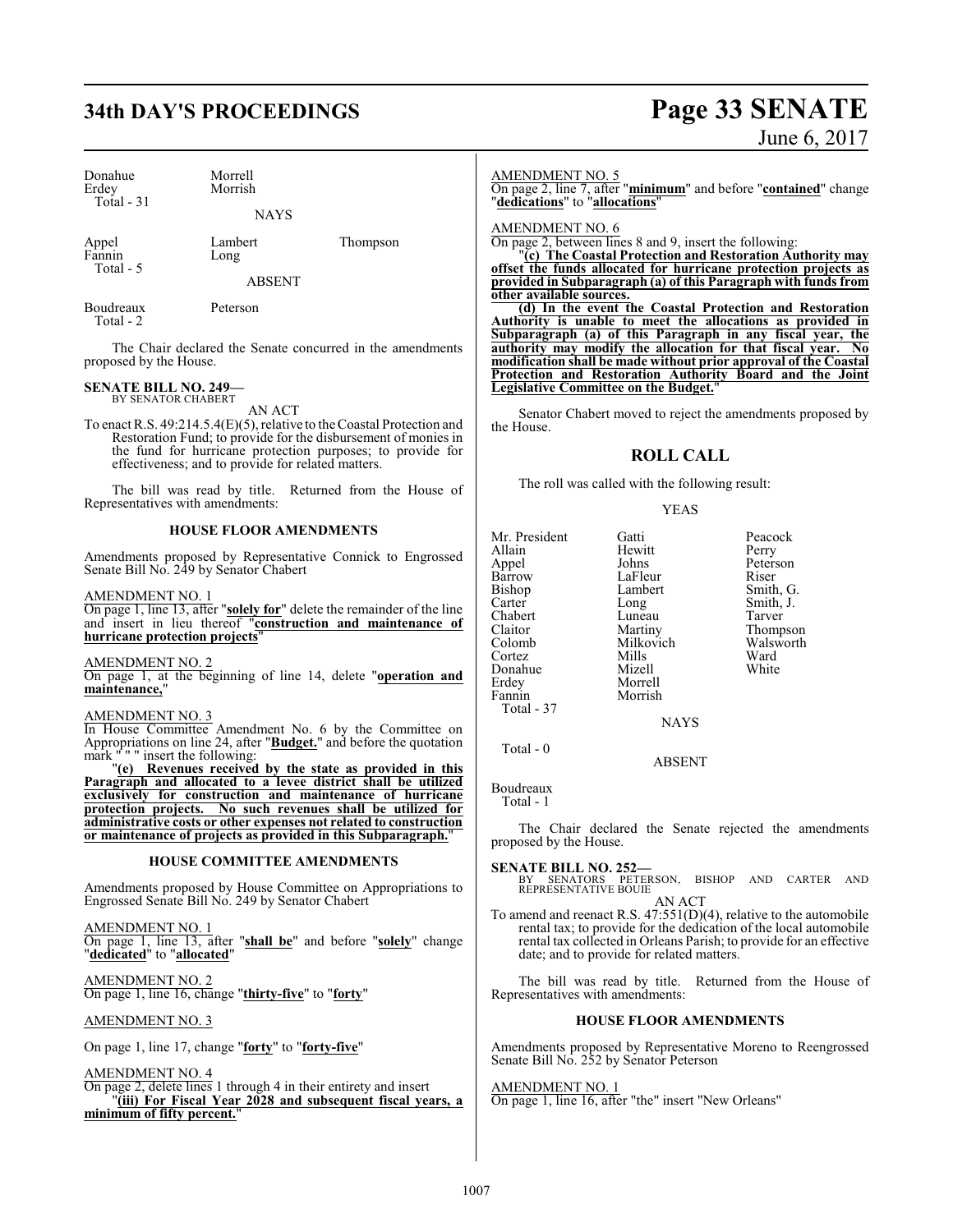Donahue Morrell
Erdey Morrish
Total - 31

NAYS

Appel Lambert Thompson
Fannin Long
Total - 5

ABSENT

Boudreaux Peterson
Total - 2

The Chair declared the Senate concurred in the amendments proposed by the House.

**SENATE BILL NO. 249—**
BY SENATOR CHABERT

AN ACT

To enact R.S. 49:214.5.4(E)(5), relative to the Coastal Protection and Restoration Fund; to provide for the disbursement of monies in the fund for hurricane protection purposes; to provide for effectiveness; and to provide for related matters.

The bill was read by title. Returned from the House of Representatives with amendments:

### HOUSE FLOOR AMENDMENTS

Amendments proposed by Representative Connick to Engrossed Senate Bill No. 249 by Senator Chabert

AMENDMENT NO. 1
On page 1, line 13, after "**solely for**" delete the remainder of the line and insert in lieu thereof "**construction and maintenance of hurricane protection projects**"

AMENDMENT NO. 2
On page 1, at the beginning of line 14, delete "**operation and maintenance,**"

AMENDMENT NO. 3
In House Committee Amendment No. 6 by the Committee on Appropriations on line 24, after "**Budget.**" and before the quotation mark " " " insert the following:

"**(e) Revenues received by the state as provided in this Paragraph and allocated to a levee district shall be utilized exclusively for construction and maintenance of hurricane protection projects. No such revenues shall be utilized for administrative costs or other expenses not related to construction or maintenance of projects as provided in this Subparagraph.**"

### HOUSE COMMITTEE AMENDMENTS

Amendments proposed by House Committee on Appropriations to Engrossed Senate Bill No. 249 by Senator Chabert

AMENDMENT NO. 1
On page 1, line 13, after "**shall be**" and before "**solely**" change "**dedicated**" to "**allocated**"

AMENDMENT NO. 2
On page 1, line 16, change "**thirty-five**" to "**forty**"

AMENDMENT NO. 3

On page 1, line 17, change "**forty**" to "**forty-five**"

AMENDMENT NO. 4
On page 2, delete lines 1 through 4 in their entirety and insert
"**(iii) For Fiscal Year 2028 and subsequent fiscal years, a minimum of fifty percent.**"

AMENDMENT NO. 5
On page 2, line 7, after "**minimum**" and before "**contained**" change "**dedications**" to "**allocations**"

AMENDMENT NO. 6
On page 2, between lines 8 and 9, insert the following:

"**(c) The Coastal Protection and Restoration Authority may offset the funds allocated for hurricane protection projects as provided in Subparagraph (a) of this Paragraph with funds from other available sources.**

**(d) In the event the Coastal Protection and Restoration Authority is unable to meet the allocations as provided in Subparagraph (a) of this Paragraph in any fiscal year, the authority may modify the allocation for that fiscal year. No modification shall be made without prior approval of the Coastal Protection and Restoration Authority Board and the Joint Legislative Committee on the Budget.**"

Senator Chabert moved to reject the amendments proposed by the House.

## ROLL CALL

The roll was called with the following result:

YEAS

Mr. President Gatti Peacock
Allain Hewitt Perry
Appel Johns Peterson
Barrow LaFleur Riser
Bishop Lambert Smith, G.
Carter Long Smith, J.
Chabert Luneau Tarver
Claitor Martiny Thompson
Colomb Milkovich Walsworth
Cortez Mills Ward
Donahue Mizell White
Erdey Morrell
Fannin Morrish
Total - 37

NAYS

Total - 0

ABSENT

Boudreaux
Total - 1

The Chair declared the Senate rejected the amendments proposed by the House.

**SENATE BILL NO. 252—**
BY SENATORS PETERSON, BISHOP AND CARTER AND REPRESENTATIVE BOUIE

AN ACT

To amend and reenact R.S. 47:551(D)(4), relative to the automobile rental tax; to provide for the dedication of the local automobile rental tax collected in Orleans Parish; to provide for an effective date; and to provide for related matters.

The bill was read by title. Returned from the House of Representatives with amendments:

### HOUSE FLOOR AMENDMENTS

Amendments proposed by Representative Moreno to Reengrossed Senate Bill No. 252 by Senator Peterson

AMENDMENT NO. 1
On page 1, line 16, after "the" insert "New Orleans"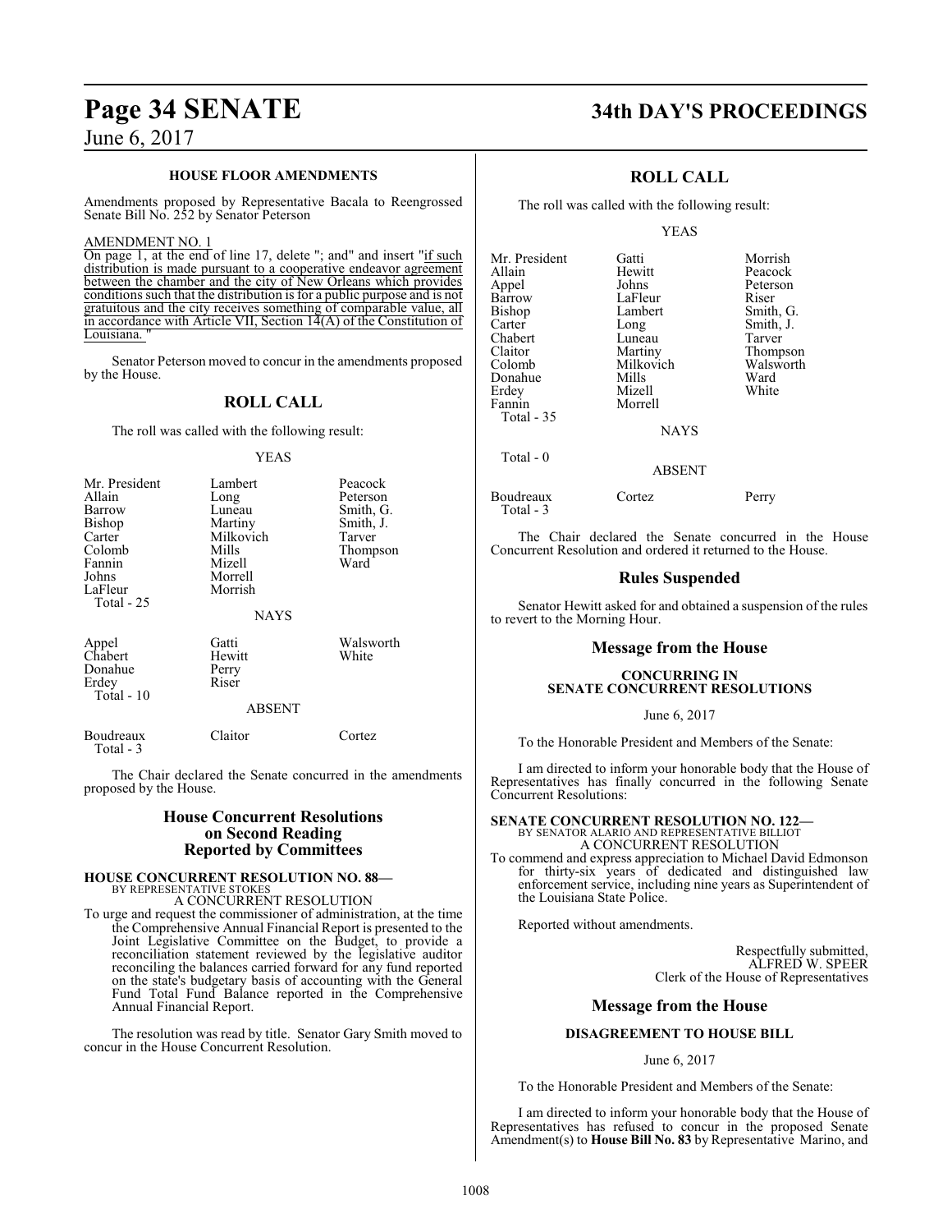### HOUSE FLOOR AMENDMENTS

Amendments proposed by Representative Bacala to Reengrossed Senate Bill No. 252 by Senator Peterson

AMENDMENT NO. 1

On page 1, at the end of line 17, delete "; and" and insert "if such distribution is made pursuant to a cooperative endeavor agreement between the chamber and the city of New Orleans which provides conditions such that the distribution is for a public purpose and is not gratuitous and the city receives something of comparable value, all in accordance with Article VII, Section 14(A) of the Constitution of Louisiana. "

Senator Peterson moved to concur in the amendments proposed by the House.

## ROLL CALL

The roll was called with the following result:

YEAS

| | | |
|---|---|---|
| Mr. President | Lambert | Peacock |
| Allain | Long | Peterson |
| Barrow | Luneau | Smith, G. |
| Bishop | Martiny | Smith, J. |
| Carter | Milkovich | Tarver |
| Colomb | Mills | Thompson |
| Fannin | Mizell | Ward |
| Johns | Morrell | |
| LaFleur | Morrish | |

Total - 25

NAYS

| | | |
|---|---|---|
| Appel | Gatti | Walsworth |
| Chabert | Hewitt | White |
| Donahue | Perry | |
| Erdey | Riser | |

Total - 10

ABSENT

| | | |
|---|---|---|
| Boudreaux | Claitor | Cortez |

Total - 3

The Chair declared the Senate concurred in the amendments proposed by the House.

## House Concurrent Resolutions on Second Reading Reported by Committees

**HOUSE CONCURRENT RESOLUTION NO. 88—**
BY REPRESENTATIVE STOKES
A CONCURRENT RESOLUTION

To urge and request the commissioner of administration, at the time the Comprehensive Annual Financial Report is presented to the Joint Legislative Committee on the Budget, to provide a reconciliation statement reviewed by the legislative auditor reconciling the balances carried forward for any fund reported on the state's budgetary basis of accounting with the General Fund Total Fund Balance reported in the Comprehensive Annual Financial Report.

The resolution was read by title. Senator Gary Smith moved to concur in the House Concurrent Resolution.

## ROLL CALL

The roll was called with the following result:

YEAS

| | | |
|---|---|---|
| Mr. President | Gatti | Morrish |
| Allain | Hewitt | Peacock |
| Appel | Johns | Peterson |
| Barrow | LaFleur | Riser |
| Bishop | Lambert | Smith, G. |
| Carter | Long | Smith, J. |
| Chabert | Luneau | Tarver |
| Claitor | Martiny | Thompson |
| Colomb | Milkovich | Walsworth |
| Donahue | Mills | Ward |
| Erdey | Mizell | White |
| Fannin | Morrell | |

Total - 35

NAYS

Total - 0

ABSENT

| | | |
|---|---|---|
| Boudreaux | Cortez | Perry |

Total - 3

The Chair declared the Senate concurred in the House Concurrent Resolution and ordered it returned to the House.

## Rules Suspended

Senator Hewitt asked for and obtained a suspension of the rules to revert to the Morning Hour.

## Message from the House

### CONCURRING IN SENATE CONCURRENT RESOLUTIONS

June 6, 2017

To the Honorable President and Members of the Senate:

I am directed to inform your honorable body that the House of Representatives has finally concurred in the following Senate Concurrent Resolutions:

**SENATE CONCURRENT RESOLUTION NO. 122—**
BY SENATOR ALARIO AND REPRESENTATIVE BILLIOT
A CONCURRENT RESOLUTION

To commend and express appreciation to Michael David Edmonson for thirty-six years of dedicated and distinguished law enforcement service, including nine years as Superintendent of the Louisiana State Police.

Reported without amendments.

Respectfully submitted,
ALFRED W. SPEER
Clerk of the House of Representatives

## Message from the House

### DISAGREEMENT TO HOUSE BILL

June 6, 2017

To the Honorable President and Members of the Senate:

I am directed to inform your honorable body that the House of Representatives has refused to concur in the proposed Senate Amendment(s) to **House Bill No. 83** by Representative Marino, and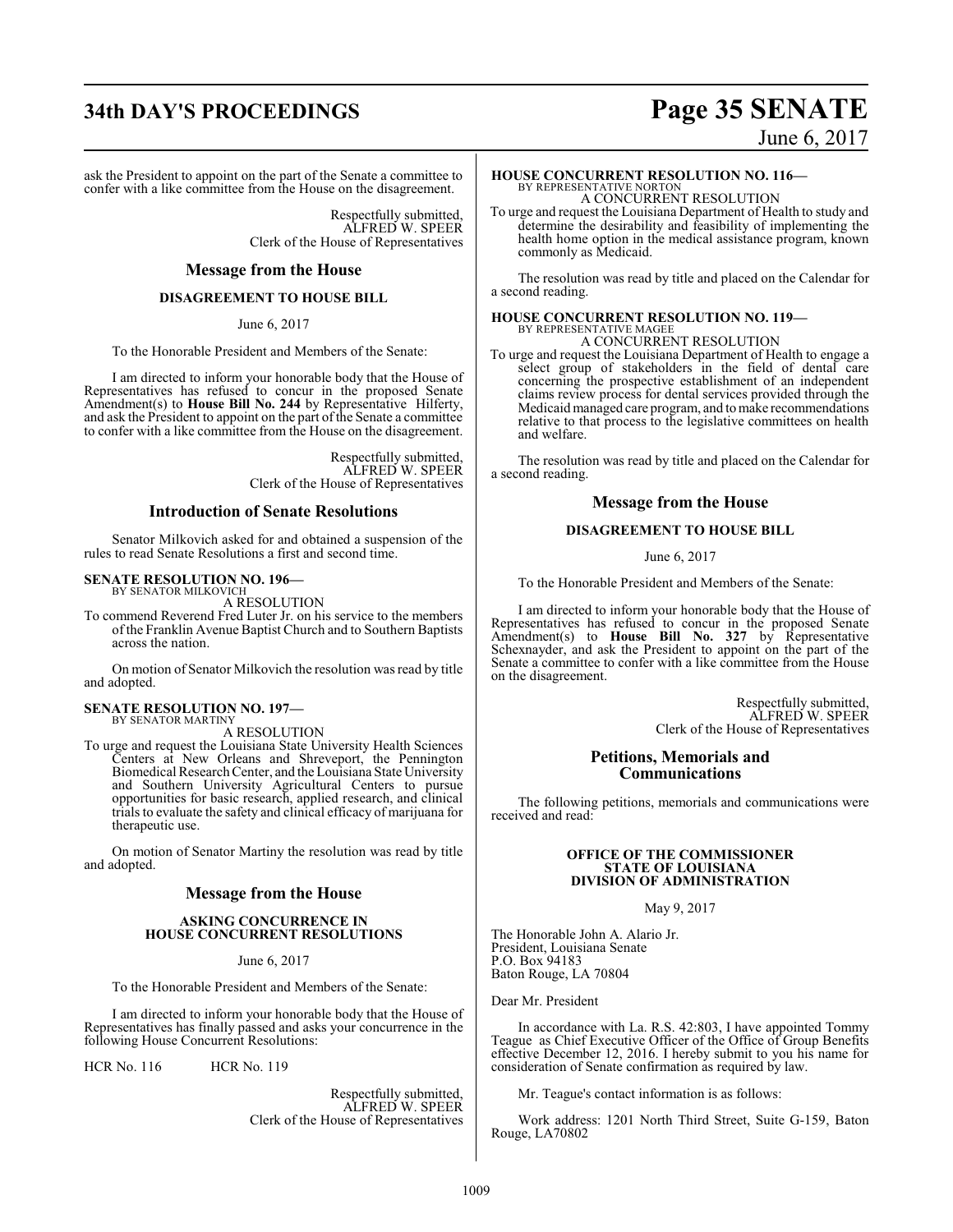ask the President to appoint on the part of the Senate a committee to confer with a like committee from the House on the disagreement.

Respectfully submitted,
ALFRED W. SPEER
Clerk of the House of Representatives

## Message from the House

### DISAGREEMENT TO HOUSE BILL

June 6, 2017

To the Honorable President and Members of the Senate:

I am directed to inform your honorable body that the House of Representatives has refused to concur in the proposed Senate Amendment(s) to **House Bill No. 244** by Representative Hilferty, and ask the President to appoint on the part of the Senate a committee to confer with a like committee from the House on the disagreement.

Respectfully submitted,
ALFRED W. SPEER
Clerk of the House of Representatives

## Introduction of Senate Resolutions

Senator Milkovich asked for and obtained a suspension of the rules to read Senate Resolutions a first and second time.

**SENATE RESOLUTION NO. 196—**
BY SENATOR MILKOVICH
A RESOLUTION

To commend Reverend Fred Luter Jr. on his service to the members of the Franklin Avenue Baptist Church and to Southern Baptists across the nation.

On motion of Senator Milkovich the resolution was read by title and adopted.

**SENATE RESOLUTION NO. 197—**
BY SENATOR MARTINY
A RESOLUTION

To urge and request the Louisiana State University Health Sciences Centers at New Orleans and Shreveport, the Pennington Biomedical Research Center, and the Louisiana State University and Southern University Agricultural Centers to pursue opportunities for basic research, applied research, and clinical trials to evaluate the safety and clinical efficacy of marijuana for therapeutic use.

On motion of Senator Martiny the resolution was read by title and adopted.

## Message from the House

### ASKING CONCURRENCE IN HOUSE CONCURRENT RESOLUTIONS

June 6, 2017

To the Honorable President and Members of the Senate:

I am directed to inform your honorable body that the House of Representatives has finally passed and asks your concurrence in the following House Concurrent Resolutions:

HCR No. 116 HCR No. 119

Respectfully submitted,
ALFRED W. SPEER
Clerk of the House of Representatives

**HOUSE CONCURRENT RESOLUTION NO. 116—**
BY REPRESENTATIVE NORTON
A CONCURRENT RESOLUTION

To urge and request the Louisiana Department of Health to study and determine the desirability and feasibility of implementing the health home option in the medical assistance program, known commonly as Medicaid.

The resolution was read by title and placed on the Calendar for a second reading.

**HOUSE CONCURRENT RESOLUTION NO. 119—**
BY REPRESENTATIVE MAGEE
A CONCURRENT RESOLUTION

To urge and request the Louisiana Department of Health to engage a select group of stakeholders in the field of dental care concerning the prospective establishment of an independent claims review process for dental services provided through the Medicaid managed care program, and to make recommendations relative to that process to the legislative committees on health and welfare.

The resolution was read by title and placed on the Calendar for a second reading.

## Message from the House

### DISAGREEMENT TO HOUSE BILL

June 6, 2017

To the Honorable President and Members of the Senate:

I am directed to inform your honorable body that the House of Representatives has refused to concur in the proposed Senate Amendment(s) to **House Bill No. 327** by Representative Schexnayder, and ask the President to appoint on the part of the Senate a committee to confer with a like committee from the House on the disagreement.

Respectfully submitted,
ALFRED W. SPEER
Clerk of the House of Representatives

## Petitions, Memorials and Communications

The following petitions, memorials and communications were received and read:

**OFFICE OF THE COMMISSIONER**
**STATE OF LOUISIANA**
**DIVISION OF ADMINISTRATION**

May 9, 2017

The Honorable John A. Alario Jr.
President, Louisiana Senate
P.O. Box 94183
Baton Rouge, LA 70804

Dear Mr. President

In accordance with La. R.S. 42:803, I have appointed Tommy Teague as Chief Executive Officer of the Office of Group Benefits effective December 12, 2016. I hereby submit to you his name for consideration of Senate confirmation as required by law.

Mr. Teague's contact information is as follows:

Work address: 1201 North Third Street, Suite G-159, Baton Rouge, LA70802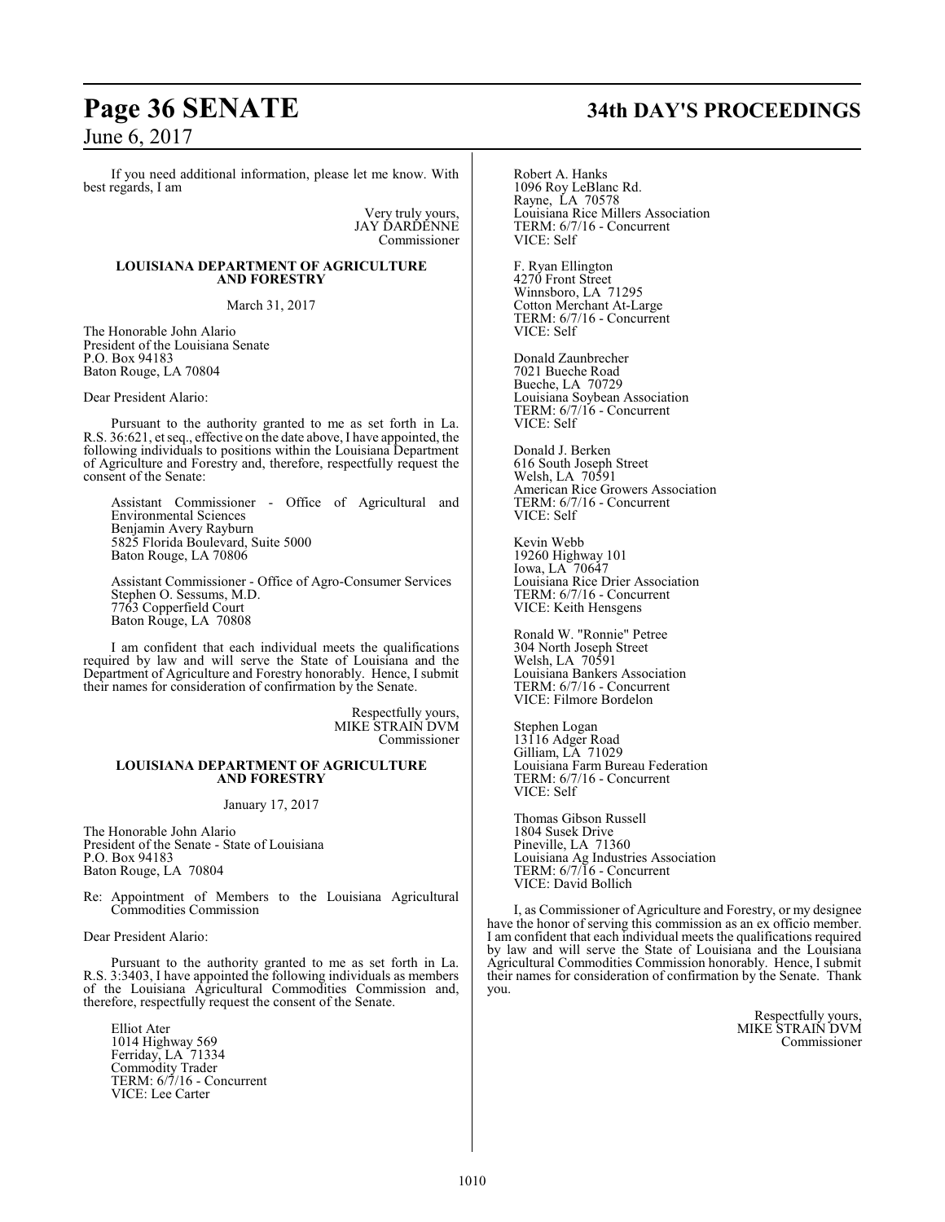If you need additional information, please let me know. With best regards, I am

Very truly yours,
JAY DARDENNE
Commissioner

**LOUISIANA DEPARTMENT OF AGRICULTURE AND FORESTRY**

March 31, 2017

The Honorable John Alario
President of the Louisiana Senate
P.O. Box 94183
Baton Rouge, LA 70804

Dear President Alario:

Pursuant to the authority granted to me as set forth in La. R.S. 36:621, et seq., effective on the date above, I have appointed, the following individuals to positions within the Louisiana Department of Agriculture and Forestry and, therefore, respectfully request the consent of the Senate:

Assistant Commissioner - Office of Agricultural and Environmental Sciences
Benjamin Avery Rayburn
5825 Florida Boulevard, Suite 5000
Baton Rouge, LA 70806

Assistant Commissioner - Office of Agro-Consumer Services
Stephen O. Sessums, M.D.
7763 Copperfield Court
Baton Rouge, LA 70808

I am confident that each individual meets the qualifications required by law and will serve the State of Louisiana and the Department of Agriculture and Forestry honorably. Hence, I submit their names for consideration of confirmation by the Senate.

Respectfully yours,
MIKE STRAIN DVM
Commissioner

**LOUISIANA DEPARTMENT OF AGRICULTURE AND FORESTRY**

January 17, 2017

The Honorable John Alario
President of the Senate - State of Louisiana
P.O. Box 94183
Baton Rouge, LA 70804

Re: Appointment of Members to the Louisiana Agricultural Commodities Commission

Dear President Alario:

Pursuant to the authority granted to me as set forth in La. R.S. 3:3403, I have appointed the following individuals as members of the Louisiana Agricultural Commodities Commission and, therefore, respectfully request the consent of the Senate.

Elliot Ater
1014 Highway 569
Ferriday, LA 71334
Commodity Trader
TERM: 6/7/16 - Concurrent
VICE: Lee Carter

Robert A. Hanks
1096 Roy LeBlanc Rd.
Rayne, LA 70578
Louisiana Rice Millers Association
TERM: 6/7/16 - Concurrent
VICE: Self

F. Ryan Ellington
4270 Front Street
Winnsboro, LA 71295
Cotton Merchant At-Large
TERM: 6/7/16 - Concurrent
VICE: Self

Donald Zaunbrecher
7021 Bueche Road
Bueche, LA 70729
Louisiana Soybean Association
TERM: 6/7/16 - Concurrent
VICE: Self

Donald J. Berken
616 South Joseph Street
Welsh, LA 70591
American Rice Growers Association
TERM: 6/7/16 - Concurrent
VICE: Self

Kevin Webb
19260 Highway 101
Iowa, LA 70647
Louisiana Rice Drier Association
TERM: 6/7/16 - Concurrent
VICE: Keith Hensgens

Ronald W. "Ronnie" Petree
304 North Joseph Street
Welsh, LA 70591
Louisiana Bankers Association
TERM: 6/7/16 - Concurrent
VICE: Filmore Bordelon

Stephen Logan
13116 Adger Road
Gilliam, LA 71029
Louisiana Farm Bureau Federation
TERM: 6/7/16 - Concurrent
VICE: Self

Thomas Gibson Russell
1804 Susek Drive
Pineville, LA 71360
Louisiana Ag Industries Association
TERM: 6/7/16 - Concurrent
VICE: David Bollich

I, as Commissioner of Agriculture and Forestry, or my designee have the honor of serving this commission as an ex officio member. I am confident that each individual meets the qualifications required by law and will serve the State of Louisiana and the Louisiana Agricultural Commodities Commission honorably. Hence, I submit their names for consideration of confirmation by the Senate. Thank you.

Respectfully yours,
MIKE STRAIN DVM
Commissioner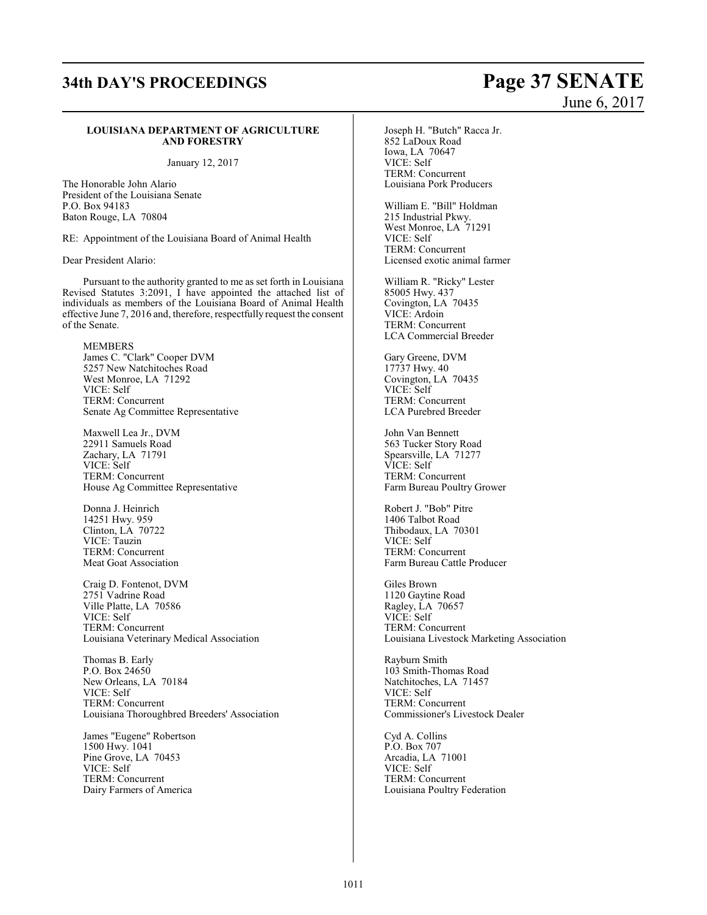#### LOUISIANA DEPARTMENT OF AGRICULTURE AND FORESTRY

January 12, 2017

The Honorable John Alario
President of the Louisiana Senate
P.O. Box 94183
Baton Rouge, LA 70804

RE: Appointment of the Louisiana Board of Animal Health

Dear President Alario:

Pursuant to the authority granted to me as set forth in Louisiana Revised Statutes 3:2091, I have appointed the attached list of individuals as members of the Louisiana Board of Animal Health effective June 7, 2016 and, therefore, respectfully request the consent of the Senate.

MEMBERS

James C. "Clark" Cooper DVM
5257 New Natchitoches Road
West Monroe, LA 71292
VICE: Self
TERM: Concurrent
Senate Ag Committee Representative

Maxwell Lea Jr., DVM
22911 Samuels Road
Zachary, LA 71791
VICE: Self
TERM: Concurrent
House Ag Committee Representative

Donna J. Heinrich
14251 Hwy. 959
Clinton, LA 70722
VICE: Tauzin
TERM: Concurrent
Meat Goat Association

Craig D. Fontenot, DVM
2751 Vadrine Road
Ville Platte, LA 70586
VICE: Self
TERM: Concurrent
Louisiana Veterinary Medical Association

Thomas B. Early
P.O. Box 24650
New Orleans, LA 70184
VICE: Self
TERM: Concurrent
Louisiana Thoroughbred Breeders' Association

James "Eugene" Robertson
1500 Hwy. 1041
Pine Grove, LA 70453
VICE: Self
TERM: Concurrent
Dairy Farmers of America

Joseph H. "Butch" Racca Jr.
852 LaDoux Road
Iowa, LA 70647
VICE: Self
TERM: Concurrent
Louisiana Pork Producers

William E. "Bill" Holdman
215 Industrial Pkwy.
West Monroe, LA 71291
VICE: Self
TERM: Concurrent
Licensed exotic animal farmer

William R. "Ricky" Lester
85005 Hwy. 437
Covington, LA 70435
VICE: Ardoin
TERM: Concurrent
LCA Commercial Breeder

Gary Greene, DVM
17737 Hwy. 40
Covington, LA 70435
VICE: Self
TERM: Concurrent
LCA Purebred Breeder

John Van Bennett
563 Tucker Story Road
Spearsville, LA 71277
VICE: Self
TERM: Concurrent
Farm Bureau Poultry Grower

Robert J. "Bob" Pitre
1406 Talbot Road
Thibodaux, LA 70301
VICE: Self
TERM: Concurrent
Farm Bureau Cattle Producer

Giles Brown
1120 Gaytine Road
Ragley, LA 70657
VICE: Self
TERM: Concurrent
Louisiana Livestock Marketing Association

Rayburn Smith
103 Smith-Thomas Road
Natchitoches, LA 71457
VICE: Self
TERM: Concurrent
Commissioner's Livestock Dealer

Cyd A. Collins
P.O. Box 707
Arcadia, LA 71001
VICE: Self
TERM: Concurrent
Louisiana Poultry Federation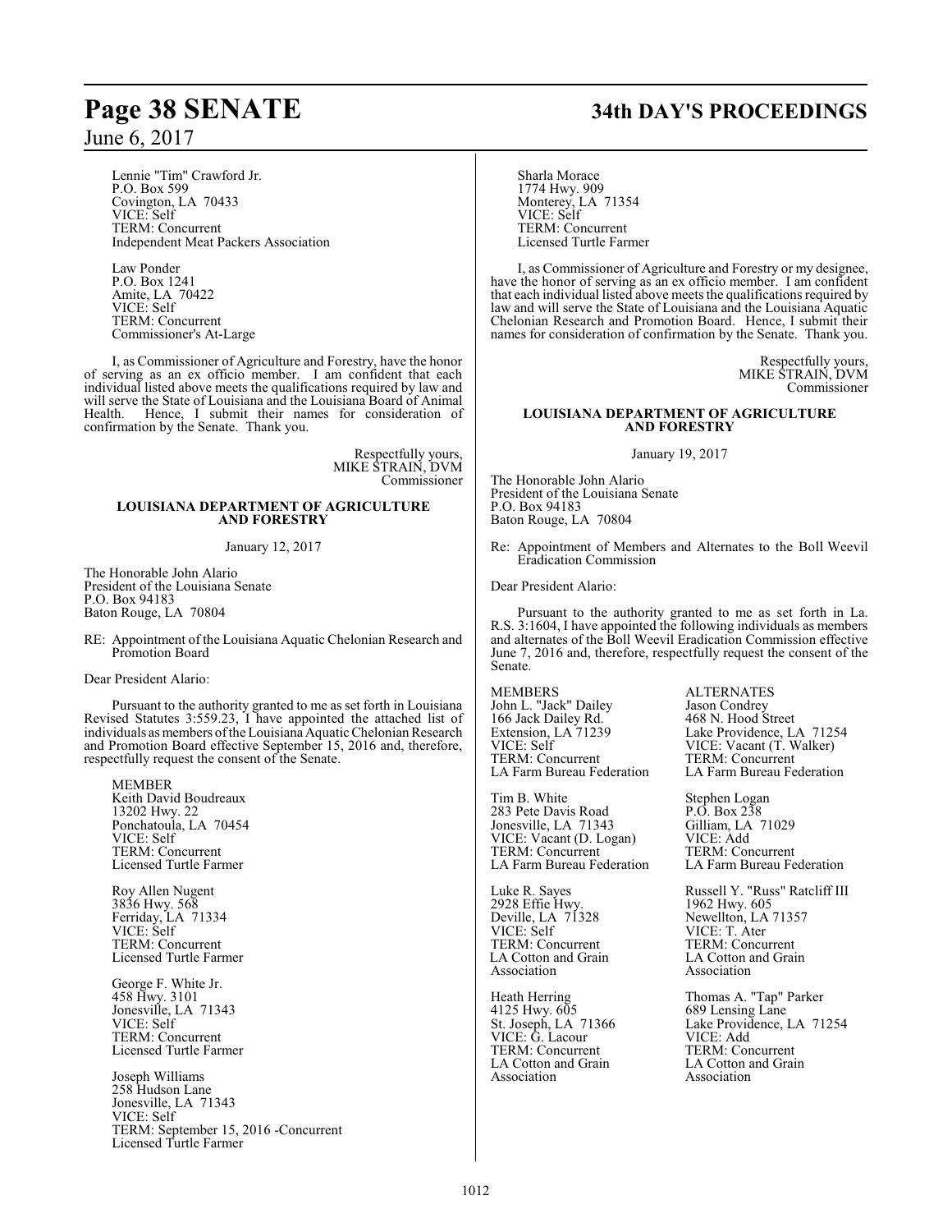Lennie "Tim" Crawford Jr.
P.O. Box 599
Covington, LA 70433
VICE: Self
TERM: Concurrent
Independent Meat Packers Association

Law Ponder
P.O. Box 1241
Amite, LA 70422
VICE: Self
TERM: Concurrent
Commissioner's At-Large

I, as Commissioner of Agriculture and Forestry, have the honor of serving as an ex officio member. I am confident that each individual listed above meets the qualifications required by law and will serve the State of Louisiana and the Louisiana Board of Animal Health. Hence, I submit their names for consideration of confirmation by the Senate. Thank you.

Respectfully yours,
MIKE STRAIN, DVM
Commissioner

**LOUISIANA DEPARTMENT OF AGRICULTURE AND FORESTRY**

January 12, 2017

The Honorable John Alario
President of the Louisiana Senate
P.O. Box 94183
Baton Rouge, LA 70804

RE: Appointment of the Louisiana Aquatic Chelonian Research and Promotion Board

Dear President Alario:

Pursuant to the authority granted to me as set forth in Louisiana Revised Statutes 3:559.23, I have appointed the attached list of individuals as members of the Louisiana Aquatic Chelonian Research and Promotion Board effective September 15, 2016 and, therefore, respectfully request the consent of the Senate.

MEMBER
Keith David Boudreaux
13202 Hwy. 22
Ponchatoula, LA 70454
VICE: Self
TERM: Concurrent
Licensed Turtle Farmer

Roy Allen Nugent
3836 Hwy. 568
Ferriday, LA 71334
VICE: Self
TERM: Concurrent
Licensed Turtle Farmer

George F. White Jr.
458 Hwy. 3101
Jonesville, LA 71343
VICE: Self
TERM: Concurrent
Licensed Turtle Farmer

Joseph Williams
258 Hudson Lane
Jonesville, LA 71343
VICE: Self
TERM: September 15, 2016 -Concurrent
Licensed Turtle Farmer

Sharla Morace
1774 Hwy. 909
Monterey, LA 71354
VICE: Self
TERM: Concurrent
Licensed Turtle Farmer

I, as Commissioner of Agriculture and Forestry or my designee, have the honor of serving as an ex officio member. I am confident that each individual listed above meets the qualifications required by law and will serve the State of Louisiana and the Louisiana Aquatic Chelonian Research and Promotion Board. Hence, I submit their names for consideration of confirmation by the Senate. Thank you.

Respectfully yours,
MIKE STRAIN, DVM
Commissioner

**LOUISIANA DEPARTMENT OF AGRICULTURE AND FORESTRY**

January 19, 2017

The Honorable John Alario
President of the Louisiana Senate
P.O. Box 94183
Baton Rouge, LA 70804

Re: Appointment of Members and Alternates to the Boll Weevil Eradication Commission

Dear President Alario:

Pursuant to the authority granted to me as set forth in La. R.S. 3:1604, I have appointed the following individuals as members and alternates of the Boll Weevil Eradication Commission effective June 7, 2016 and, therefore, respectfully request the consent of the Senate.

| MEMBERS | ALTERNATES |
|---|---|
| John L. "Jack" Dailey<br>166 Jack Dailey Rd.<br>Extension, LA 71239<br>VICE: Self<br>TERM: Concurrent<br>LA Farm Bureau Federation | Jason Condrey<br>468 N. Hood Street<br>Lake Providence, LA 71254<br>VICE: Vacant (T. Walker)<br>TERM: Concurrent<br>LA Farm Bureau Federation |
| Tim B. White<br>283 Pete Davis Road<br>Jonesville, LA 71343<br>VICE: Vacant (D. Logan)<br>TERM: Concurrent<br>LA Farm Bureau Federation | Stephen Logan<br>P.O. Box 238<br>Gilliam, LA 71029<br>VICE: Add<br>TERM: Concurrent<br>LA Farm Bureau Federation |
| Luke R. Sayes<br>2928 Effie Hwy.<br>Deville, LA 71328<br>VICE: Self<br>TERM: Concurrent<br>LA Cotton and Grain Association | Russell Y. "Russ" Ratcliff III<br>1962 Hwy. 605<br>Newellton, LA 71357<br>VICE: T. Ater<br>TERM: Concurrent<br>LA Cotton and Grain Association |
| Heath Herring<br>4125 Hwy. 605<br>St. Joseph, LA 71366<br>VICE: G. Lacour<br>TERM: Concurrent<br>LA Cotton and Grain Association | Thomas A. "Tap" Parker<br>689 Lensing Lane<br>Lake Providence, LA 71254<br>VICE: Add<br>TERM: Concurrent<br>LA Cotton and Grain Association |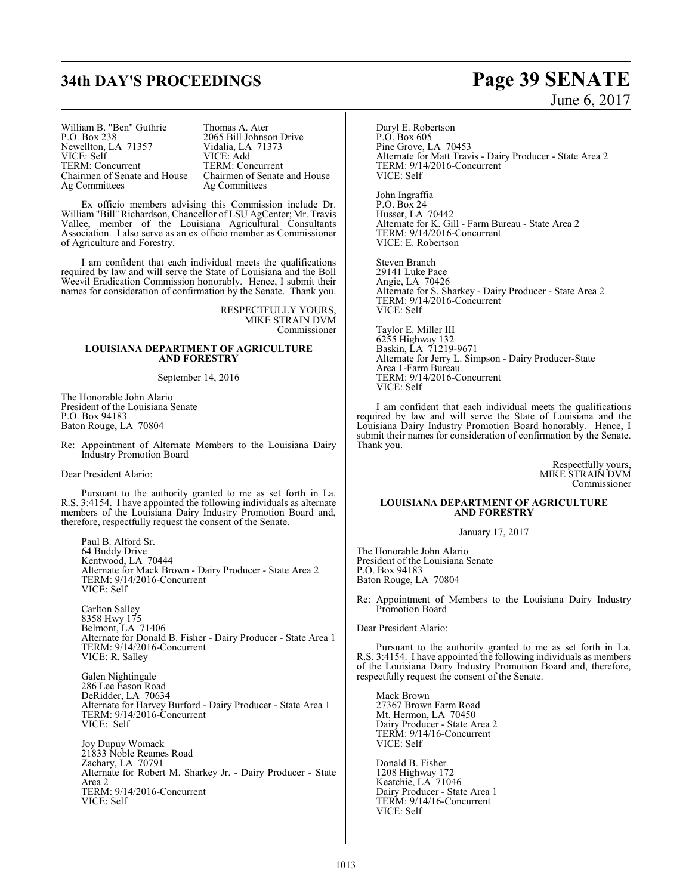William B. "Ben" Guthrie
P.O. Box 238
Newellton, LA 71357
VICE: Self
TERM: Concurrent
Chairmen of Senate and House Ag Committees

Thomas A. Ater
2065 Bill Johnson Drive
Vidalia, LA 71373
VICE: Add
TERM: Concurrent
Chairmen of Senate and House Ag Committees

Ex officio members advising this Commission include Dr. William "Bill" Richardson, Chancellor of LSU AgCenter; Mr. Travis Vallee, member of the Louisiana Agricultural Consultants Association. I also serve as an ex officio member as Commissioner of Agriculture and Forestry.

I am confident that each individual meets the qualifications required by law and will serve the State of Louisiana and the Boll Weevil Eradication Commission honorably. Hence, I submit their names for consideration of confirmation by the Senate. Thank you.

RESPECTFULLY YOURS,
MIKE STRAIN DVM
Commissioner

**LOUISIANA DEPARTMENT OF AGRICULTURE AND FORESTRY**

September 14, 2016

The Honorable John Alario
President of the Louisiana Senate
P.O. Box 94183
Baton Rouge, LA 70804

Re: Appointment of Alternate Members to the Louisiana Dairy Industry Promotion Board

Dear President Alario:

Pursuant to the authority granted to me as set forth in La. R.S. 3:4154. I have appointed the following individuals as alternate members of the Louisiana Dairy Industry Promotion Board and, therefore, respectfully request the consent of the Senate.

Paul B. Alford Sr.
64 Buddy Drive
Kentwood, LA 70444
Alternate for Mack Brown - Dairy Producer - State Area 2
TERM: 9/14/2016-Concurrent
VICE: Self

Carlton Salley
8358 Hwy 175
Belmont, LA 71406
Alternate for Donald B. Fisher - Dairy Producer - State Area 1
TERM: 9/14/2016-Concurrent
VICE: R. Salley

Galen Nightingale
286 Lee Eason Road
DeRidder, LA 70634
Alternate for Harvey Burford - Dairy Producer - State Area 1
TERM: 9/14/2016-Concurrent
VICE: Self

Joy Dupuy Womack
21833 Noble Reames Road
Zachary, LA 70791
Alternate for Robert M. Sharkey Jr. - Dairy Producer - State Area 2
TERM: 9/14/2016-Concurrent
VICE: Self

Daryl E. Robertson
P.O. Box 605
Pine Grove, LA 70453
Alternate for Matt Travis - Dairy Producer - State Area 2
TERM: 9/14/2016-Concurrent
VICE: Self

John Ingraffia
P.O. Box 24
Husser, LA 70442
Alternate for K. Gill - Farm Bureau - State Area 2
TERM: 9/14/2016-Concurrent
VICE: E. Robertson

Steven Branch
29141 Luke Pace
Angie, LA 70426
Alternate for S. Sharkey - Dairy Producer - State Area 2
TERM: 9/14/2016-Concurrent
VICE: Self

Taylor E. Miller III
6255 Highway 132
Baskin, LA 71219-9671
Alternate for Jerry L. Simpson - Dairy Producer-State Area 1-Farm Bureau
TERM: 9/14/2016-Concurrent
VICE: Self

I am confident that each individual meets the qualifications required by law and will serve the State of Louisiana and the Louisiana Dairy Industry Promotion Board honorably. Hence, I submit their names for consideration of confirmation by the Senate. Thank you.

Respectfully yours,
MIKE STRAIN DVM
Commissioner

**LOUISIANA DEPARTMENT OF AGRICULTURE AND FORESTRY**

January 17, 2017

The Honorable John Alario
President of the Louisiana Senate
P.O. Box 94183
Baton Rouge, LA 70804

Re: Appointment of Members to the Louisiana Dairy Industry Promotion Board

Dear President Alario:

Pursuant to the authority granted to me as set forth in La. R.S. 3:4154. I have appointed the following individuals as members of the Louisiana Dairy Industry Promotion Board and, therefore, respectfully request the consent of the Senate.

Mack Brown
27367 Brown Farm Road
Mt. Hermon, LA 70450
Dairy Producer - State Area 2
TERM: 9/14/16-Concurrent
VICE: Self

Donald B. Fisher
1208 Highway 172
Keatchie, LA 71046
Dairy Producer - State Area 1
TERM: 9/14/16-Concurrent
VICE: Self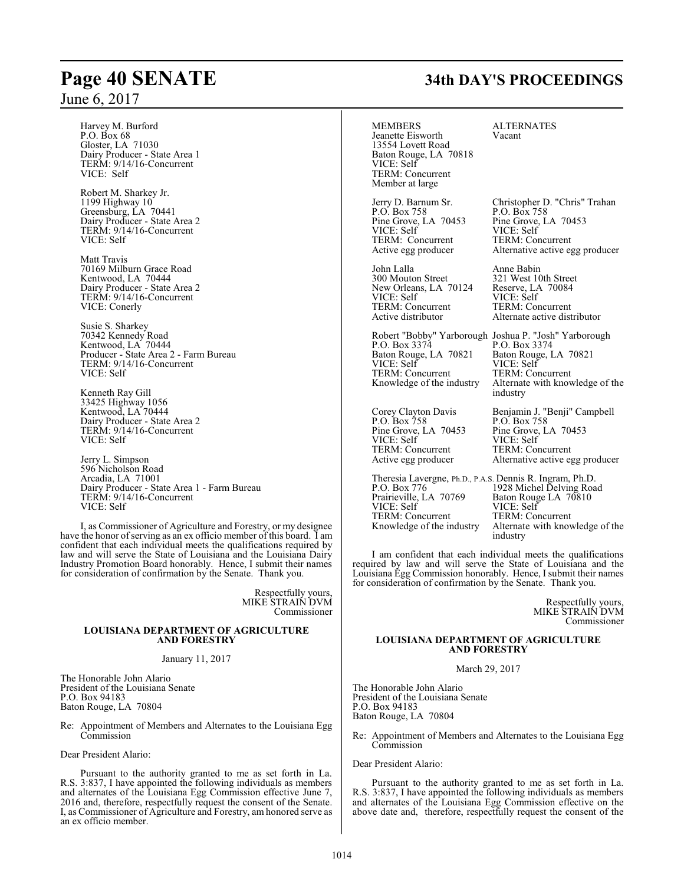Harvey M. Burford
P.O. Box 68
Gloster, LA 71030
Dairy Producer - State Area 1
TERM: 9/14/16-Concurrent
VICE: Self

Robert M. Sharkey Jr.
1199 Highway 10
Greensburg, LA 70441
Dairy Producer - State Area 2
TERM: 9/14/16-Concurrent
VICE: Self

Matt Travis
70169 Milburn Grace Road
Kentwood, LA 70444
Dairy Producer - State Area 2
TERM: 9/14/16-Concurrent
VICE: Conerly

Susie S. Sharkey
70342 Kennedy Road
Kentwood, LA 70444
Producer - State Area 2 - Farm Bureau
TERM: 9/14/16-Concurrent
VICE: Self

Kenneth Ray Gill
33425 Highway 1056
Kentwood, LA 70444
Dairy Producer - State Area 2
TERM: 9/14/16-Concurrent
VICE: Self

Jerry L. Simpson
596 Nicholson Road
Arcadia, LA 71001
Dairy Producer - State Area 1 - Farm Bureau
TERM: 9/14/16-Concurrent
VICE: Self

I, as Commissioner of Agriculture and Forestry, or my designee have the honor of serving as an ex officio member of this board. I am confident that each individual meets the qualifications required by law and will serve the State of Louisiana and the Louisiana Dairy Industry Promotion Board honorably. Hence, I submit their names for consideration of confirmation by the Senate. Thank you.

Respectfully yours,
MIKE STRAIN DVM
Commissioner

**LOUISIANA DEPARTMENT OF AGRICULTURE AND FORESTRY**

January 11, 2017

The Honorable John Alario
President of the Louisiana Senate
P.O. Box 94183
Baton Rouge, LA 70804

Re: Appointment of Members and Alternates to the Louisiana Egg Commission

Dear President Alario:

Pursuant to the authority granted to me as set forth in La. R.S. 3:837, I have appointed the following individuals as members and alternates of the Louisiana Egg Commission effective June 7, 2016 and, therefore, respectfully request the consent of the Senate. I, as Commissioner of Agriculture and Forestry, am honored serve as an ex officio member.

| MEMBERS | ALTERNATES |
|---|---|
| Jeanette Eisworth<br>13554 Lovett Road<br>Baton Rouge, LA 70818<br>VICE: Self<br>TERM: Concurrent<br>Member at large | Vacant |
| Jerry D. Barnum Sr.<br>P.O. Box 758<br>Pine Grove, LA 70453<br>VICE: Self<br>TERM: Concurrent<br>Active egg producer | Christopher D. "Chris" Trahan<br>P.O. Box 758<br>Pine Grove, LA 70453<br>VICE: Self<br>TERM: Concurrent<br>Alternative active egg producer |
| John Lalla<br>300 Mouton Street<br>New Orleans, LA 70124<br>VICE: Self<br>TERM: Concurrent<br>Active distributor | Anne Babin<br>321 West 10th Street<br>Reserve, LA 70084<br>VICE: Self<br>TERM: Concurrent<br>Alternate active distributor |
| Robert "Bobby" Yarborough<br>P.O. Box 3374<br>Baton Rouge, LA 70821<br>VICE: Self<br>TERM: Concurrent<br>Knowledge of the industry | Joshua P. "Josh" Yarborough<br>P.O. Box 3374<br>Baton Rouge, LA 70821<br>VICE: Self<br>TERM: Concurrent<br>Alternate with knowledge of the industry |
| Corey Clayton Davis<br>P.O. Box 758<br>Pine Grove, LA 70453<br>VICE: Self<br>TERM: Concurrent<br>Active egg producer | Benjamin J. "Benji" Campbell<br>P.O. Box 758<br>Pine Grove, LA 70453<br>VICE: Self<br>TERM: Concurrent<br>Alternative active egg producer |
| Theresia Lavergne, Ph.D., P.A.S.<br>P.O. Box 776<br>Prairieville, LA 70769<br>VICE: Self<br>TERM: Concurrent<br>Knowledge of the industry | Dennis R. Ingram, Ph.D.<br>1928 Michel Delving Road<br>Baton Rouge LA 70810<br>VICE: Self<br>TERM: Concurrent<br>Alternate with knowledge of the industry |

I am confident that each individual meets the qualifications required by law and will serve the State of Louisiana and the Louisiana Egg Commission honorably. Hence, I submit their names for consideration of confirmation by the Senate. Thank you.

Respectfully yours,
MIKE STRAIN DVM
Commissioner

**LOUISIANA DEPARTMENT OF AGRICULTURE AND FORESTRY**

March 29, 2017

The Honorable John Alario
President of the Louisiana Senate
P.O. Box 94183
Baton Rouge, LA 70804

Re: Appointment of Members and Alternates to the Louisiana Egg Commission

Dear President Alario:

Pursuant to the authority granted to me as set forth in La. R.S. 3:837, I have appointed the following individuals as members and alternates of the Louisiana Egg Commission effective on the above date and, therefore, respectfully request the consent of the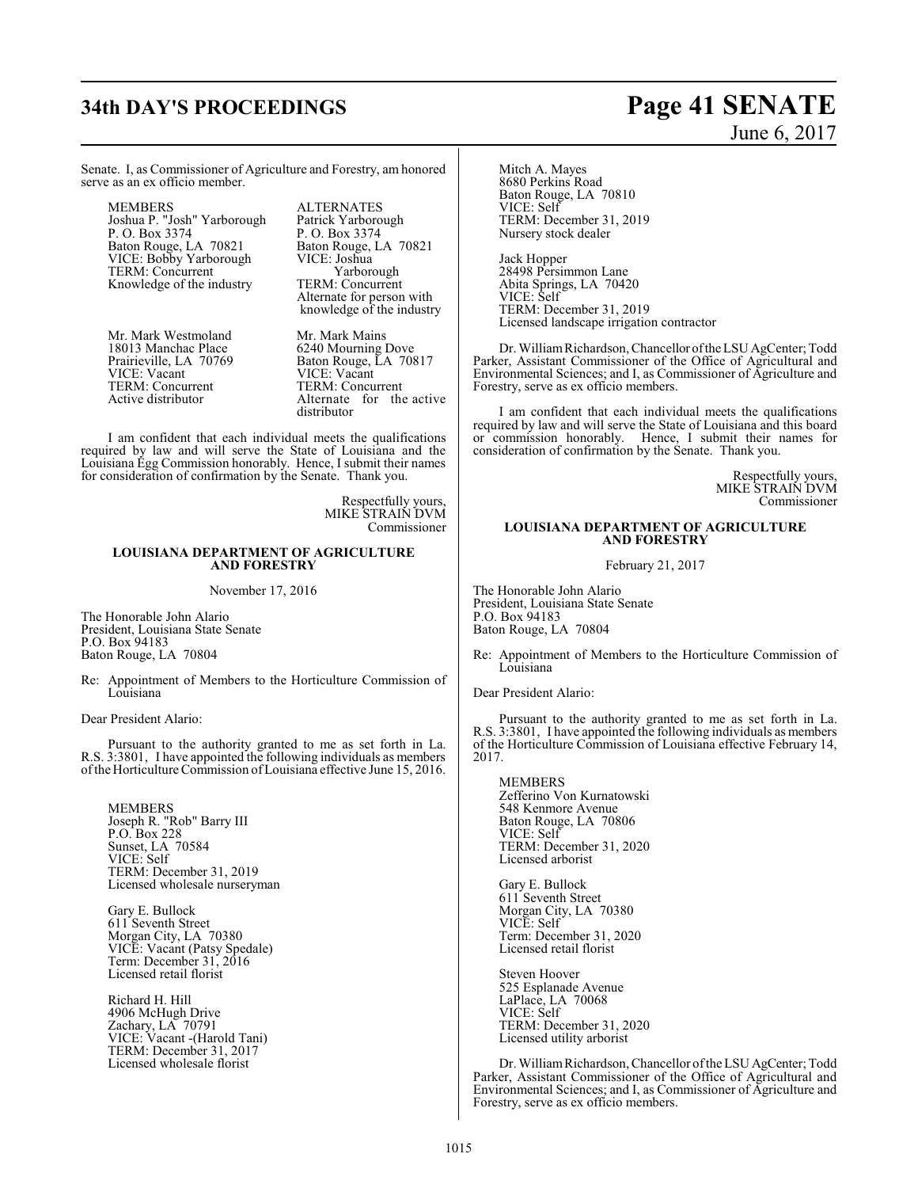Senate. I, as Commissioner of Agriculture and Forestry, am honored serve as an ex officio member.

| MEMBERS | ALTERNATES |
|---|---|
| Joshua P. "Josh" Yarborough<br>P. O. Box 3374<br>Baton Rouge, LA 70821<br>VICE: Bobby Yarborough<br>TERM: Concurrent<br>Knowledge of the industry | Patrick Yarborough<br>P. O. Box 3374<br>Baton Rouge, LA 70821<br>VICE: Joshua Yarborough<br>TERM: Concurrent<br>Alternate for person with knowledge of the industry |
| Mr. Mark Westmoland<br>18013 Manchac Place<br>Prairieville, LA 70769<br>VICE: Vacant<br>TERM: Concurrent<br>Active distributor | Mr. Mark Mains<br>6240 Mourning Dove<br>Baton Rouge, LA 70817<br>VICE: Vacant<br>TERM: Concurrent<br>Alternate for the active distributor |

I am confident that each individual meets the qualifications required by law and will serve the State of Louisiana and the Louisiana Egg Commission honorably. Hence, I submit their names for consideration of confirmation by the Senate. Thank you.

Respectfully yours,
MIKE STRAIN DVM
Commissioner

## LOUISIANA DEPARTMENT OF AGRICULTURE AND FORESTRY

November 17, 2016

The Honorable John Alario
President, Louisiana State Senate
P.O. Box 94183
Baton Rouge, LA 70804

Re: Appointment of Members to the Horticulture Commission of Louisiana

Dear President Alario:

Pursuant to the authority granted to me as set forth in La. R.S. 3:3801, I have appointed the following individuals as members of the Horticulture Commission of Louisiana effective June 15, 2016.

MEMBERS

Joseph R. "Rob" Barry III
P.O. Box 228
Sunset, LA 70584
VICE: Self
TERM: December 31, 2019
Licensed wholesale nurseryman

Gary E. Bullock
611 Seventh Street
Morgan City, LA 70380
VICE: Vacant (Patsy Spedale)
Term: December 31, 2016
Licensed retail florist

Richard H. Hill
4906 McHugh Drive
Zachary, LA 70791
VICE: Vacant -(Harold Tani)
TERM: December 31, 2017
Licensed wholesale florist

Mitch A. Mayes
8680 Perkins Road
Baton Rouge, LA 70810
VICE: Self
TERM: December 31, 2019
Nursery stock dealer

Jack Hopper
28498 Persimmon Lane
Abita Springs, LA 70420
VICE: Self
TERM: December 31, 2019
Licensed landscape irrigation contractor

Dr. William Richardson, Chancellor of the LSU AgCenter; Todd Parker, Assistant Commissioner of the Office of Agricultural and Environmental Sciences; and I, as Commissioner of Agriculture and Forestry, serve as ex officio members.

I am confident that each individual meets the qualifications required by law and will serve the State of Louisiana and this board or commission honorably. Hence, I submit their names for consideration of confirmation by the Senate. Thank you.

Respectfully yours,
MIKE STRAIN DVM
Commissioner

## LOUISIANA DEPARTMENT OF AGRICULTURE AND FORESTRY

February 21, 2017

The Honorable John Alario
President, Louisiana State Senate
P.O. Box 94183
Baton Rouge, LA 70804

Re: Appointment of Members to the Horticulture Commission of Louisiana

Dear President Alario:

Pursuant to the authority granted to me as set forth in La. R.S. 3:3801, I have appointed the following individuals as members of the Horticulture Commission of Louisiana effective February 14, 2017.

MEMBERS

Zefferino Von Kurnatowski
548 Kenmore Avenue
Baton Rouge, LA 70806
VICE: Self
TERM: December 31, 2020
Licensed arborist

Gary E. Bullock
611 Seventh Street
Morgan City, LA 70380
VICE: Self
Term: December 31, 2020
Licensed retail florist

Steven Hoover
525 Esplanade Avenue
LaPlace, LA 70068
VICE: Self
TERM: December 31, 2020
Licensed utility arborist

Dr. William Richardson, Chancellor of the LSU AgCenter; Todd Parker, Assistant Commissioner of the Office of Agricultural and Environmental Sciences; and I, as Commissioner of Agriculture and Forestry, serve as ex officio members.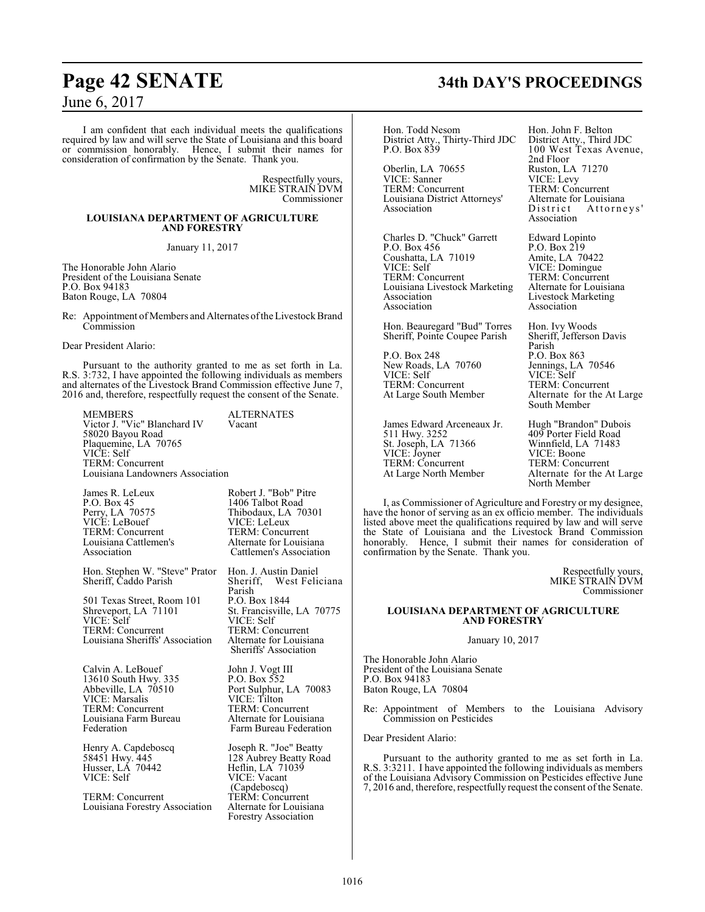I am confident that each individual meets the qualifications required by law and will serve the State of Louisiana and this board or commission honorably. Hence, I submit their names for consideration of confirmation by the Senate. Thank you.

Respectfully yours,
MIKE STRAIN DVM
Commissioner

**LOUISIANA DEPARTMENT OF AGRICULTURE AND FORESTRY**

January 11, 2017

The Honorable John Alario
President of the Louisiana Senate
P.O. Box 94183
Baton Rouge, LA 70804

Re: Appointment of Members and Alternates of the Livestock Brand Commission

Dear President Alario:

Pursuant to the authority granted to me as set forth in La. R.S. 3:732, I have appointed the following individuals as members and alternates of the Livestock Brand Commission effective June 7, 2016 and, therefore, respectfully request the consent of the Senate.

| MEMBERS | ALTERNATES |
|---|---|
| Victor J. "Vic" Blanchard IV<br>58020 Bayou Road<br>Plaquemine, LA 70765<br>VICE: Self<br>TERM: Concurrent<br>Louisiana Landowners Association | Vacant |
| James R. LeLeux<br>P.O. Box 45<br>Perry, LA 70575<br>VICE: LeBouef<br>TERM: Concurrent<br>Louisiana Cattlemen's Association | Robert J. "Bob" Pitre<br>1406 Talbot Road<br>Thibodaux, LA 70301<br>VICE: LeLeux<br>TERM: Concurrent<br>Alternate for Louisiana Cattlemen's Association |
| Hon. Stephen W. "Steve" Prator<br>Sheriff, Caddo Parish<br>501 Texas Street, Room 101<br>Shreveport, LA 71101<br>VICE: Self<br>TERM: Concurrent<br>Louisiana Sheriffs' Association | Hon. J. Austin Daniel<br>Sheriff, West Feliciana Parish<br>P.O. Box 1844<br>St. Francisville, LA 70775<br>VICE: Self<br>TERM: Concurrent<br>Alternate for Louisiana Sheriffs' Association |
| Calvin A. LeBouef<br>13610 South Hwy. 335<br>Abbeville, LA 70510<br>VICE: Marsalis<br>TERM: Concurrent<br>Louisiana Farm Bureau Federation | John J. Vogt III<br>P.O. Box 552<br>Port Sulphur, LA 70083<br>VICE: Tilton<br>TERM: Concurrent<br>Alternate for Louisiana Farm Bureau Federation |
| Henry A. Capdeboscq<br>58451 Hwy. 445<br>Husser, LA 70442<br>VICE: Self<br>TERM: Concurrent<br>Louisiana Forestry Association | Joseph R. "Joe" Beatty<br>128 Aubrey Beatty Road<br>Heflin, LA 71039<br>VICE: Vacant (Capdeboscq)<br>TERM: Concurrent<br>Alternate for Louisiana Forestry Association |
| Hon. Todd Nesom<br>District Atty., Thirty-Third JDC<br>P.O. Box 839<br>Oberlin, LA 70655<br>VICE: Sanner<br>TERM: Concurrent<br>Louisiana District Attorneys' Association | Hon. John F. Belton<br>District Atty., Third JDC<br>100 West Texas Avenue, 2nd Floor<br>Ruston, LA 71270<br>VICE: Levy<br>TERM: Concurrent<br>Alternate for Louisiana District Attorneys' Association |
| Charles D. "Chuck" Garrett<br>P.O. Box 456<br>Coushatta, LA 71019<br>VICE: Self<br>TERM: Concurrent<br>Louisiana Livestock Marketing Association Association | Edward Lopinto<br>P.O. Box 219<br>Amite, LA 70422<br>VICE: Domingue<br>TERM: Concurrent<br>Alternate for Louisiana Livestock Marketing Association |
| Hon. Beauregard "Bud" Torres<br>Sheriff, Pointe Coupee Parish<br>P.O. Box 248<br>New Roads, LA 70760<br>VICE: Self<br>TERM: Concurrent<br>At Large South Member | Hon. Ivy Woods<br>Sheriff, Jefferson Davis Parish<br>P.O. Box 863<br>Jennings, LA 70546<br>VICE: Self<br>TERM: Concurrent<br>Alternate for the At Large South Member |
| James Edward Arceneaux Jr.<br>511 Hwy. 3252<br>St. Joseph, LA 71366<br>VICE: Joyner<br>TERM: Concurrent<br>At Large North Member | Hugh "Brandon" Dubois<br>409 Porter Field Road<br>Winnfield, LA 71483<br>VICE: Boone<br>TERM: Concurrent<br>Alternate for the At Large North Member |

I, as Commissioner of Agriculture and Forestry or my designee, have the honor of serving as an ex officio member. The individuals listed above meet the qualifications required by law and will serve the State of Louisiana and the Livestock Brand Commission honorably. Hence, I submit their names for consideration of confirmation by the Senate. Thank you.

Respectfully yours,
MIKE STRAIN DVM
Commissioner

**LOUISIANA DEPARTMENT OF AGRICULTURE AND FORESTRY**

January 10, 2017

The Honorable John Alario
President of the Louisiana Senate
P.O. Box 94183
Baton Rouge, LA 70804

Re: Appointment of Members to the Louisiana Advisory Commission on Pesticides

Dear President Alario:

Pursuant to the authority granted to me as set forth in La. R.S. 3:3211. I have appointed the following individuals as members of the Louisiana Advisory Commission on Pesticides effective June 7, 2016 and, therefore, respectfully request the consent of the Senate.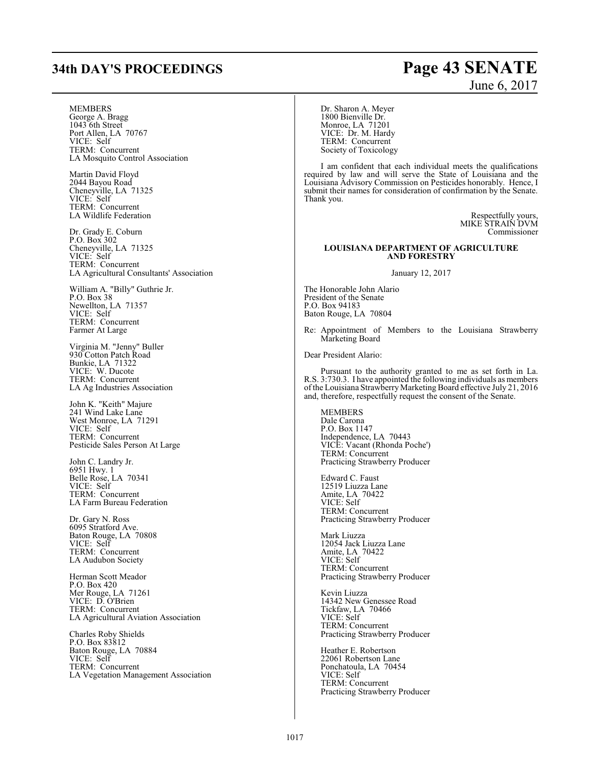MEMBERS
George A. Bragg
1043 6th Street
Port Allen, LA 70767
VICE: Self
TERM: Concurrent
LA Mosquito Control Association

Martin David Floyd
2044 Bayou Road
Cheneyville, LA 71325
VICE: Self
TERM: Concurrent
LA Wildlife Federation

Dr. Grady E. Coburn
P.O. Box 302
Cheneyville, LA 71325
VICE: Self
TERM: Concurrent
LA Agricultural Consultants' Association

William A. "Billy" Guthrie Jr.
P.O. Box 38
Newellton, LA 71357
VICE: Self
TERM: Concurrent
Farmer At Large

Virginia M. "Jenny" Buller
930 Cotton Patch Road
Bunkie, LA 71322
VICE: W. Ducote
TERM: Concurrent
LA Ag Industries Association

John K. "Keith" Majure
241 Wind Lake Lane
West Monroe, LA 71291
VICE: Self
TERM: Concurrent
Pesticide Sales Person At Large

John C. Landry Jr.
6951 Hwy. 1
Belle Rose, LA 70341
VICE: Self
TERM: Concurrent
LA Farm Bureau Federation

Dr. Gary N. Ross
6095 Stratford Ave.
Baton Rouge, LA 70808
VICE: Self
TERM: Concurrent
LA Audubon Society

Herman Scott Meador
P.O. Box 420
Mer Rouge, LA 71261
VICE: D. O'Brien
TERM: Concurrent
LA Agricultural Aviation Association

Charles Roby Shields
P.O. Box 83812
Baton Rouge, LA 70884
VICE: Self
TERM: Concurrent
LA Vegetation Management Association

Dr. Sharon A. Meyer
1800 Bienville Dr.
Monroe, LA 71201
VICE: Dr. M. Hardy
TERM: Concurrent
Society of Toxicology

I am confident that each individual meets the qualifications required by law and will serve the State of Louisiana and the Louisiana Advisory Commission on Pesticides honorably. Hence, I submit their names for consideration of confirmation by the Senate. Thank you.

Respectfully yours,
MIKE STRAIN DVM
Commissioner

**LOUISIANA DEPARTMENT OF AGRICULTURE AND FORESTRY**

January 12, 2017

The Honorable John Alario
President of the Senate
P.O. Box 94183
Baton Rouge, LA 70804

Re: Appointment of Members to the Louisiana Strawberry Marketing Board

Dear President Alario:

Pursuant to the authority granted to me as set forth in La. R.S. 3:730.3. I have appointed the following individuals as members of the Louisiana Strawberry Marketing Board effective July 21, 2016 and, therefore, respectfully request the consent of the Senate.

MEMBERS
Dale Carona
P.O. Box 1147
Independence, LA 70443
VICE: Vacant (Rhonda Poche')
TERM: Concurrent
Practicing Strawberry Producer

Edward C. Faust
12519 Liuzza Lane
Amite, LA 70422
VICE: Self
TERM: Concurrent
Practicing Strawberry Producer

Mark Liuzza
12054 Jack Liuzza Lane
Amite, LA 70422
VICE: Self
TERM: Concurrent
Practicing Strawberry Producer

Kevin Liuzza
14342 New Genessee Road
Tickfaw, LA 70466
VICE: Self
TERM: Concurrent
Practicing Strawberry Producer

Heather E. Robertson
22061 Robertson Lane
Ponchatoula, LA 70454
VICE: Self
TERM: Concurrent
Practicing Strawberry Producer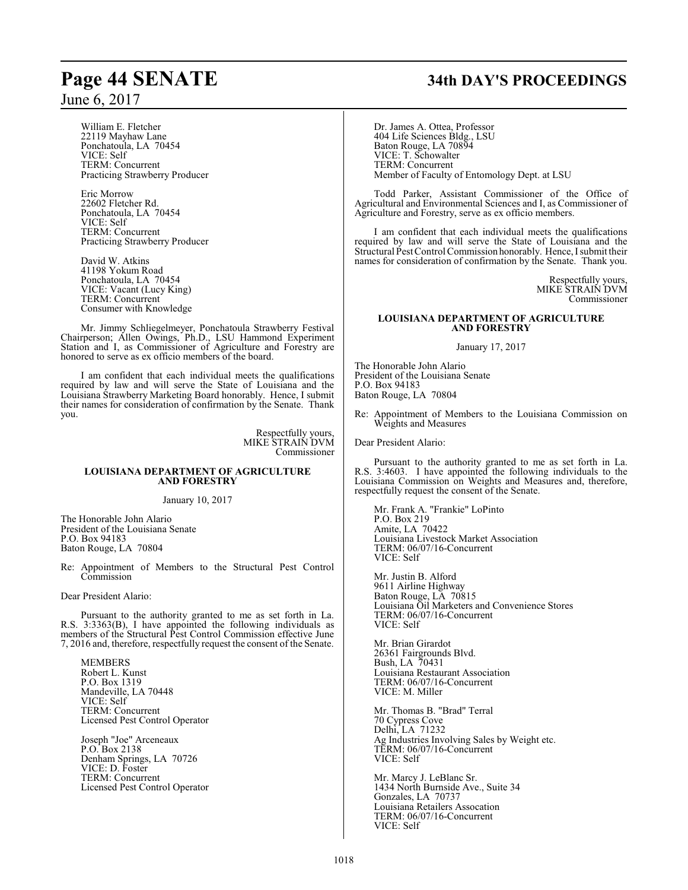William E. Fletcher
22119 Mayhaw Lane
Ponchatoula, LA 70454
VICE: Self
TERM: Concurrent
Practicing Strawberry Producer

Eric Morrow
22602 Fletcher Rd.
Ponchatoula, LA 70454
VICE: Self
TERM: Concurrent
Practicing Strawberry Producer

David W. Atkins
41198 Yokum Road
Ponchatoula, LA 70454
VICE: Vacant (Lucy King)
TERM: Concurrent
Consumer with Knowledge

Mr. Jimmy Schliegelmeyer, Ponchatoula Strawberry Festival Chairperson; Allen Owings, Ph.D., LSU Hammond Experiment Station and I, as Commissioner of Agriculture and Forestry are honored to serve as ex officio members of the board.

I am confident that each individual meets the qualifications required by law and will serve the State of Louisiana and the Louisiana Strawberry Marketing Board honorably. Hence, I submit their names for consideration of confirmation by the Senate. Thank you.

Respectfully yours,
MIKE STRAIN DVM
Commissioner

**LOUISIANA DEPARTMENT OF AGRICULTURE AND FORESTRY**

January 10, 2017

The Honorable John Alario
President of the Louisiana Senate
P.O. Box 94183
Baton Rouge, LA 70804

Re: Appointment of Members to the Structural Pest Control Commission

Dear President Alario:

Pursuant to the authority granted to me as set forth in La. R.S. 3:3363(B), I have appointed the following individuals as members of the Structural Pest Control Commission effective June 7, 2016 and, therefore, respectfully request the consent of the Senate.

MEMBERS
Robert L. Kunst
P.O. Box 1319
Mandeville, LA 70448
VICE: Self
TERM: Concurrent
Licensed Pest Control Operator

Joseph "Joe" Arceneaux
P.O. Box 2138
Denham Springs, LA 70726
VICE: D. Foster
TERM: Concurrent
Licensed Pest Control Operator

Dr. James A. Ottea, Professor
404 Life Sciences Bldg., LSU
Baton Rouge, LA 70894
VICE: T. Schowalter
TERM: Concurrent
Member of Faculty of Entomology Dept. at LSU

Todd Parker, Assistant Commissioner of the Office of Agricultural and Environmental Sciences and I, as Commissioner of Agriculture and Forestry, serve as ex officio members.

I am confident that each individual meets the qualifications required by law and will serve the State of Louisiana and the Structural Pest Control Commission honorably. Hence, I submit their names for consideration of confirmation by the Senate. Thank you.

Respectfully yours,
MIKE STRAIN DVM
Commissioner

**LOUISIANA DEPARTMENT OF AGRICULTURE AND FORESTRY**

January 17, 2017

The Honorable John Alario
President of the Louisiana Senate
P.O. Box 94183
Baton Rouge, LA 70804

Re: Appointment of Members to the Louisiana Commission on Weights and Measures

Dear President Alario:

Pursuant to the authority granted to me as set forth in La. R.S. 3:4603. I have appointed the following individuals to the Louisiana Commission on Weights and Measures and, therefore, respectfully request the consent of the Senate.

Mr. Frank A. "Frankie" LoPinto
P.O. Box 219
Amite, LA 70422
Louisiana Livestock Market Association
TERM: 06/07/16-Concurrent
VICE: Self

Mr. Justin B. Alford
9611 Airline Highway
Baton Rouge, LA 70815
Louisiana Oil Marketers and Convenience Stores
TERM: 06/07/16-Concurrent
VICE: Self

Mr. Brian Girardot
26361 Fairgrounds Blvd.
Bush, LA 70431
Louisiana Restaurant Association
TERM: 06/07/16-Concurrent
VICE: M. Miller

Mr. Thomas B. "Brad" Terral
70 Cypress Cove
Delhi, LA 71232
Ag Industries Involving Sales by Weight etc.
TERM: 06/07/16-Concurrent
VICE: Self

Mr. Marcy J. LeBlanc Sr.
1434 North Burnside Ave., Suite 34
Gonzales, LA 70737
Louisiana Retailers Assocation
TERM: 06/07/16-Concurrent
VICE: Self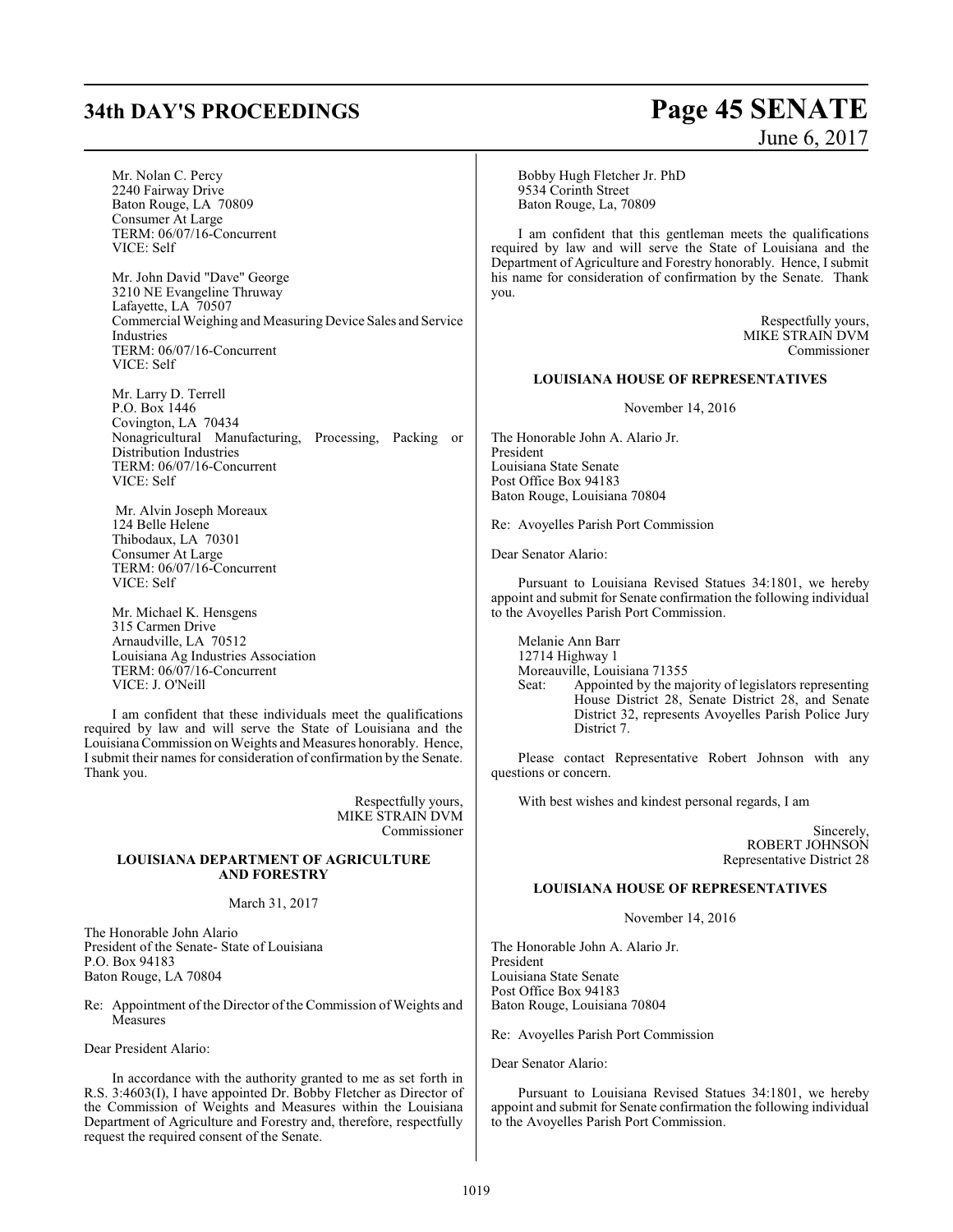Mr. Nolan C. Percy
2240 Fairway Drive
Baton Rouge, LA 70809
Consumer At Large
TERM: 06/07/16-Concurrent
VICE: Self

Mr. John David "Dave" George
3210 NE Evangeline Thruway
Lafayette, LA 70507
Commercial Weighing and Measuring Device Sales and Service Industries
TERM: 06/07/16-Concurrent
VICE: Self

Mr. Larry D. Terrell
P.O. Box 1446
Covington, LA 70434
Nonagricultural Manufacturing, Processing, Packing or Distribution Industries
TERM: 06/07/16-Concurrent
VICE: Self

Mr. Alvin Joseph Moreaux
124 Belle Helene
Thibodaux, LA 70301
Consumer At Large
TERM: 06/07/16-Concurrent
VICE: Self

Mr. Michael K. Hensgens
315 Carmen Drive
Arnaudville, LA 70512
Louisiana Ag Industries Association
TERM: 06/07/16-Concurrent
VICE: J. O'Neill

I am confident that these individuals meet the qualifications required by law and will serve the State of Louisiana and the Louisiana Commission on Weights and Measures honorably. Hence, I submit their names for consideration of confirmation by the Senate. Thank you.

Respectfully yours,
MIKE STRAIN DVM
Commissioner

**LOUISIANA DEPARTMENT OF AGRICULTURE AND FORESTRY**

March 31, 2017

The Honorable John Alario
President of the Senate- State of Louisiana
P.O. Box 94183
Baton Rouge, LA 70804

Re: Appointment of the Director of the Commission of Weights and Measures

Dear President Alario:

In accordance with the authority granted to me as set forth in R.S. 3:4603(I), I have appointed Dr. Bobby Fletcher as Director of the Commission of Weights and Measures within the Louisiana Department of Agriculture and Forestry and, therefore, respectfully request the required consent of the Senate.

Bobby Hugh Fletcher Jr. PhD
9534 Corinth Street
Baton Rouge, La, 70809

I am confident that this gentleman meets the qualifications required by law and will serve the State of Louisiana and the Department of Agriculture and Forestry honorably. Hence, I submit his name for consideration of confirmation by the Senate. Thank you.

Respectfully yours,
MIKE STRAIN DVM
Commissioner

**LOUISIANA HOUSE OF REPRESENTATIVES**

November 14, 2016

The Honorable John A. Alario Jr.
President
Louisiana State Senate
Post Office Box 94183
Baton Rouge, Louisiana 70804

Re: Avoyelles Parish Port Commission

Dear Senator Alario:

Pursuant to Louisiana Revised Statues 34:1801, we hereby appoint and submit for Senate confirmation the following individual to the Avoyelles Parish Port Commission.

Melanie Ann Barr
12714 Highway 1
Moreauville, Louisiana 71355
Seat: Appointed by the majority of legislators representing House District 28, Senate District 28, and Senate District 32, represents Avoyelles Parish Police Jury District 7.

Please contact Representative Robert Johnson with any questions or concern.

With best wishes and kindest personal regards, I am

Sincerely,
ROBERT JOHNSON
Representative District 28

**LOUISIANA HOUSE OF REPRESENTATIVES**

November 14, 2016

The Honorable John A. Alario Jr.
President
Louisiana State Senate
Post Office Box 94183
Baton Rouge, Louisiana 70804

Re: Avoyelles Parish Port Commission

Dear Senator Alario:

Pursuant to Louisiana Revised Statues 34:1801, we hereby appoint and submit for Senate confirmation the following individual to the Avoyelles Parish Port Commission.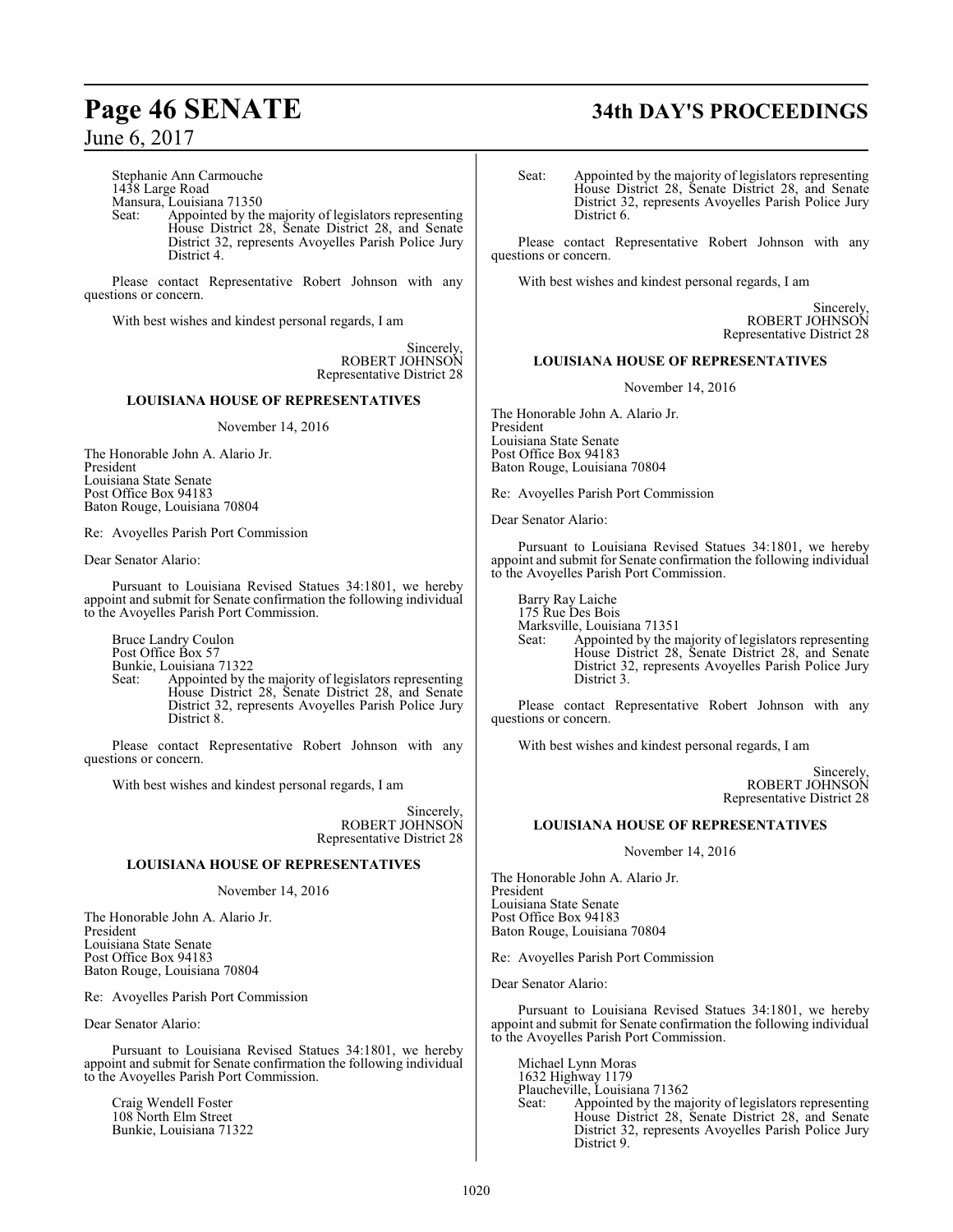Stephanie Ann Carmouche
1438 Large Road
Mansura, Louisiana 71350

Seat: Appointed by the majority of legislators representing House District 28, Senate District 28, and Senate District 32, represents Avoyelles Parish Police Jury District 4.

Please contact Representative Robert Johnson with any questions or concern.

With best wishes and kindest personal regards, I am

Sincerely,
ROBERT JOHNSON
Representative District 28

**LOUISIANA HOUSE OF REPRESENTATIVES**

November 14, 2016

The Honorable John A. Alario Jr.
President
Louisiana State Senate
Post Office Box 94183
Baton Rouge, Louisiana 70804

Re: Avoyelles Parish Port Commission

Dear Senator Alario:

Pursuant to Louisiana Revised Statues 34:1801, we hereby appoint and submit for Senate confirmation the following individual to the Avoyelles Parish Port Commission.

Bruce Landry Coulon
Post Office Box 57
Bunkie, Louisiana 71322

Seat: Appointed by the majority of legislators representing House District 28, Senate District 28, and Senate District 32, represents Avoyelles Parish Police Jury District 8.

Please contact Representative Robert Johnson with any questions or concern.

With best wishes and kindest personal regards, I am

Sincerely,
ROBERT JOHNSON
Representative District 28

**LOUISIANA HOUSE OF REPRESENTATIVES**

November 14, 2016

The Honorable John A. Alario Jr.
President
Louisiana State Senate
Post Office Box 94183
Baton Rouge, Louisiana 70804

Re: Avoyelles Parish Port Commission

Dear Senator Alario:

Pursuant to Louisiana Revised Statues 34:1801, we hereby appoint and submit for Senate confirmation the following individual to the Avoyelles Parish Port Commission.

Craig Wendell Foster
108 North Elm Street
Bunkie, Louisiana 71322

Seat: Appointed by the majority of legislators representing House District 28, Senate District 28, and Senate District 32, represents Avoyelles Parish Police Jury District 6.

Please contact Representative Robert Johnson with any questions or concern.

With best wishes and kindest personal regards, I am

Sincerely,
ROBERT JOHNSON
Representative District 28

**LOUISIANA HOUSE OF REPRESENTATIVES**

November 14, 2016

The Honorable John A. Alario Jr.
President
Louisiana State Senate
Post Office Box 94183
Baton Rouge, Louisiana 70804

Re: Avoyelles Parish Port Commission

Dear Senator Alario:

Pursuant to Louisiana Revised Statues 34:1801, we hereby appoint and submit for Senate confirmation the following individual to the Avoyelles Parish Port Commission.

Barry Ray Laiche
175 Rue Des Bois
Marksville, Louisiana 71351

Seat: Appointed by the majority of legislators representing House District 28, Senate District 28, and Senate District 32, represents Avoyelles Parish Police Jury District 3.

Please contact Representative Robert Johnson with any questions or concern.

With best wishes and kindest personal regards, I am

Sincerely,
ROBERT JOHNSON
Representative District 28

**LOUISIANA HOUSE OF REPRESENTATIVES**

November 14, 2016

The Honorable John A. Alario Jr.
President
Louisiana State Senate
Post Office Box 94183
Baton Rouge, Louisiana 70804

Re: Avoyelles Parish Port Commission

Dear Senator Alario:

Pursuant to Louisiana Revised Statues 34:1801, we hereby appoint and submit for Senate confirmation the following individual to the Avoyelles Parish Port Commission.

Michael Lynn Moras
1632 Highway 1179
Plaucheville, Louisiana 71362

Seat: Appointed by the majority of legislators representing House District 28, Senate District 28, and Senate District 32, represents Avoyelles Parish Police Jury District 9.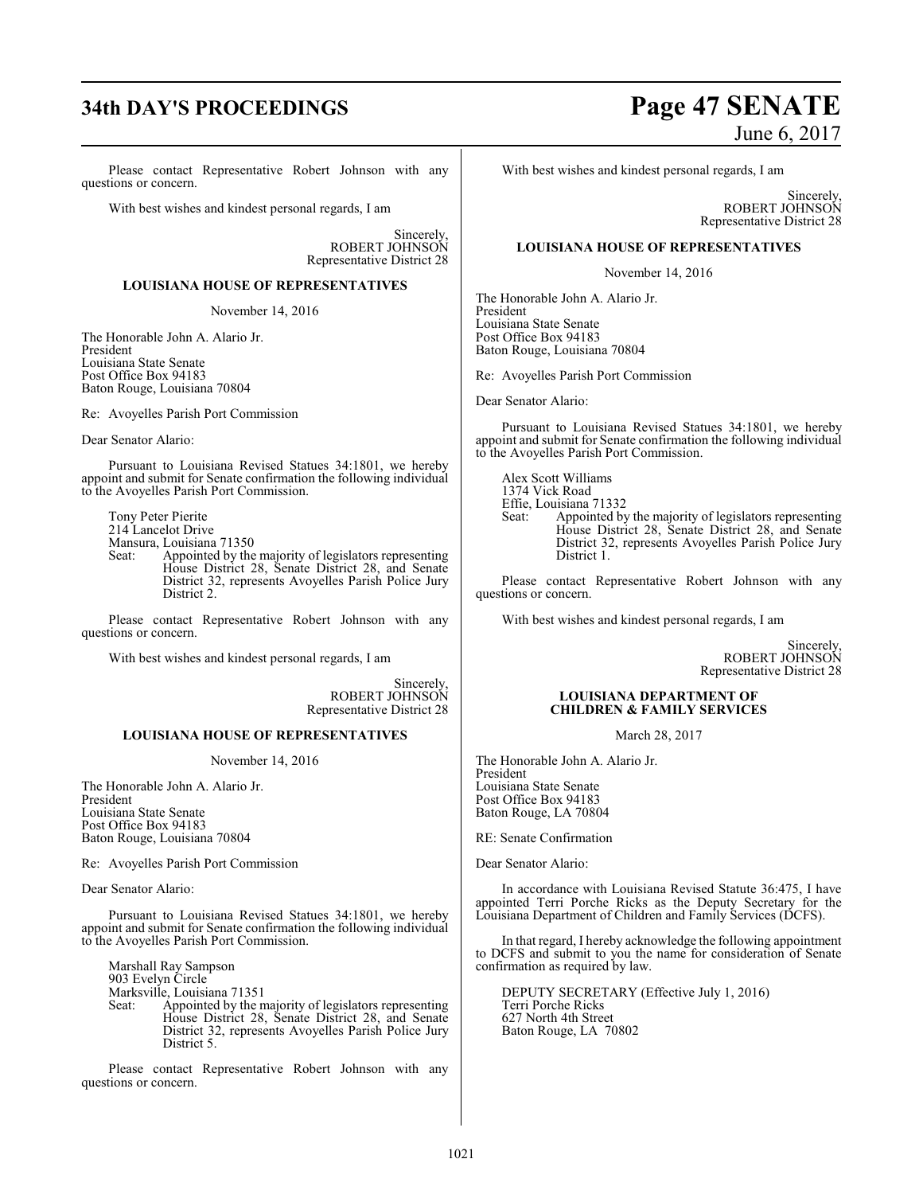Please contact Representative Robert Johnson with any questions or concern.

With best wishes and kindest personal regards, I am

Sincerely,
ROBERT JOHNSON
Representative District 28

**LOUISIANA HOUSE OF REPRESENTATIVES**

November 14, 2016

The Honorable John A. Alario Jr.
President
Louisiana State Senate
Post Office Box 94183
Baton Rouge, Louisiana 70804

Re: Avoyelles Parish Port Commission

Dear Senator Alario:

Pursuant to Louisiana Revised Statues 34:1801, we hereby appoint and submit for Senate confirmation the following individual to the Avoyelles Parish Port Commission.

Tony Peter Pierite
214 Lancelot Drive
Mansura, Louisiana 71350
Seat: Appointed by the majority of legislators representing House District 28, Senate District 28, and Senate District 32, represents Avoyelles Parish Police Jury District 2.

Please contact Representative Robert Johnson with any questions or concern.

With best wishes and kindest personal regards, I am

Sincerely,
ROBERT JOHNSON
Representative District 28

**LOUISIANA HOUSE OF REPRESENTATIVES**

November 14, 2016

The Honorable John A. Alario Jr.
President
Louisiana State Senate
Post Office Box 94183
Baton Rouge, Louisiana 70804

Re: Avoyelles Parish Port Commission

Dear Senator Alario:

Pursuant to Louisiana Revised Statues 34:1801, we hereby appoint and submit for Senate confirmation the following individual to the Avoyelles Parish Port Commission.

Marshall Ray Sampson
903 Evelyn Circle
Marksville, Louisiana 71351
Seat: Appointed by the majority of legislators representing House District 28, Senate District 28, and Senate District 32, represents Avoyelles Parish Police Jury District 5.

Please contact Representative Robert Johnson with any questions or concern.

With best wishes and kindest personal regards, I am

Sincerely,
ROBERT JOHNSON
Representative District 28

**LOUISIANA HOUSE OF REPRESENTATIVES**

November 14, 2016

The Honorable John A. Alario Jr.
President
Louisiana State Senate
Post Office Box 94183
Baton Rouge, Louisiana 70804

Re: Avoyelles Parish Port Commission

Dear Senator Alario:

Pursuant to Louisiana Revised Statues 34:1801, we hereby appoint and submit for Senate confirmation the following individual to the Avoyelles Parish Port Commission.

Alex Scott Williams
1374 Vick Road
Effie, Louisiana 71332
Seat: Appointed by the majority of legislators representing House District 28, Senate District 28, and Senate District 32, represents Avoyelles Parish Police Jury District 1.

Please contact Representative Robert Johnson with any questions or concern.

With best wishes and kindest personal regards, I am

Sincerely,
ROBERT JOHNSON
Representative District 28

**LOUISIANA DEPARTMENT OF CHILDREN & FAMILY SERVICES**

March 28, 2017

The Honorable John A. Alario Jr.
President
Louisiana State Senate
Post Office Box 94183
Baton Rouge, LA 70804

RE: Senate Confirmation

Dear Senator Alario:

In accordance with Louisiana Revised Statute 36:475, I have appointed Terri Porche Ricks as the Deputy Secretary for the Louisiana Department of Children and Family Services (DCFS).

In that regard, I hereby acknowledge the following appointment to DCFS and submit to you the name for consideration of Senate confirmation as required by law.

DEPUTY SECRETARY (Effective July 1, 2016)
Terri Porche Ricks
627 North 4th Street
Baton Rouge, LA 70802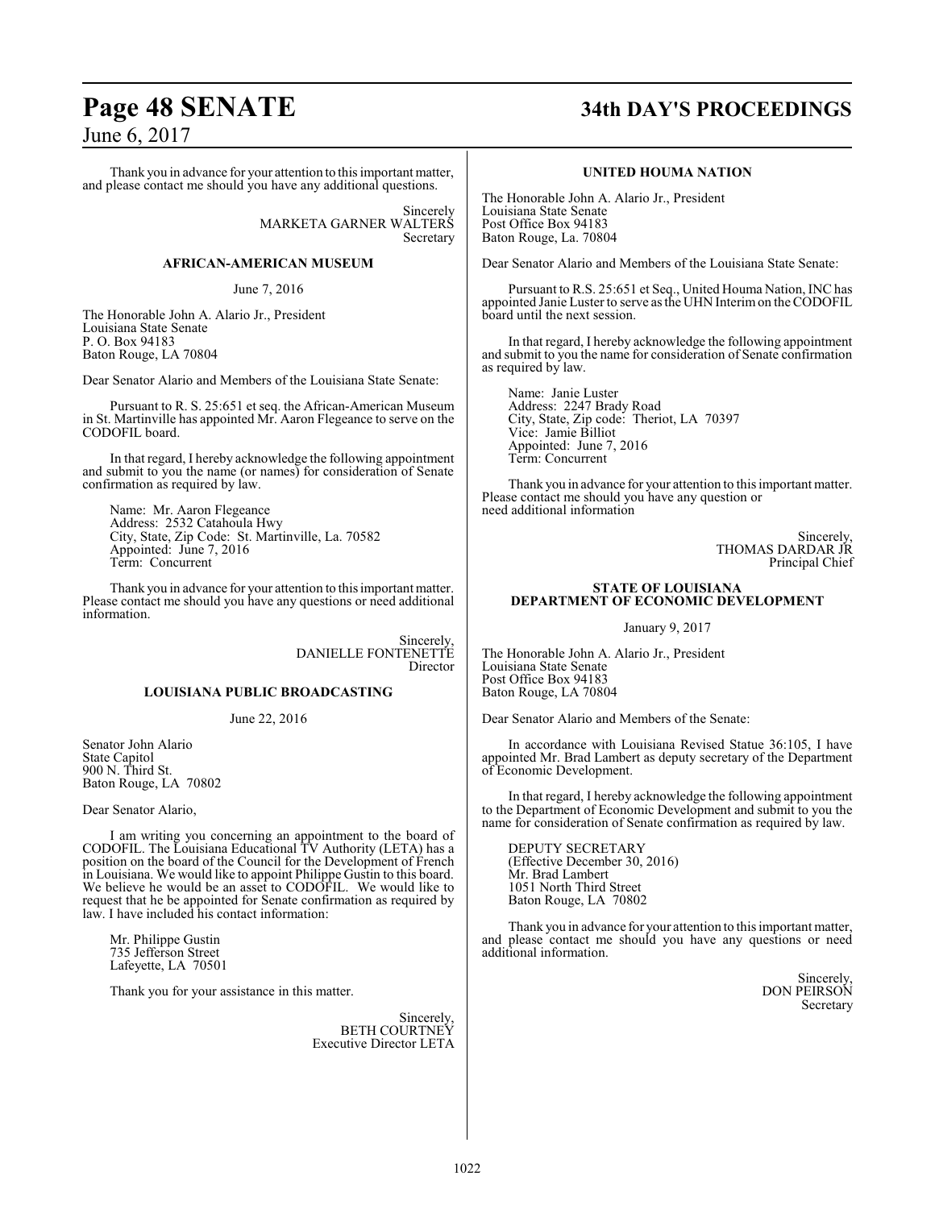Thank you in advance for your attention to this important matter, and please contact me should you have any additional questions.

Sincerely
MARKETA GARNER WALTERS
Secretary

**AFRICAN-AMERICAN MUSEUM**

June 7, 2016

The Honorable John A. Alario Jr., President
Louisiana State Senate
P. O. Box 94183
Baton Rouge, LA 70804

Dear Senator Alario and Members of the Louisiana State Senate:

Pursuant to R. S. 25:651 et seq. the African-American Museum in St. Martinville has appointed Mr. Aaron Flegeance to serve on the CODOFIL board.

In that regard, I hereby acknowledge the following appointment and submit to you the name (or names) for consideration of Senate confirmation as required by law.

Name: Mr. Aaron Flegeance
Address: 2532 Catahoula Hwy
City, State, Zip Code: St. Martinville, La. 70582
Appointed: June 7, 2016
Term: Concurrent

Thank you in advance for your attention to this important matter. Please contact me should you have any questions or need additional information.

Sincerely,
DANIELLE FONTENETTE
Director

**LOUISIANA PUBLIC BROADCASTING**

June 22, 2016

Senator John Alario
State Capitol
900 N. Third St.
Baton Rouge, LA 70802

Dear Senator Alario,

I am writing you concerning an appointment to the board of CODOFIL. The Louisiana Educational TV Authority (LETA) has a position on the board of the Council for the Development of French in Louisiana. We would like to appoint Philippe Gustin to this board. We believe he would be an asset to CODOFIL. We would like to request that he be appointed for Senate confirmation as required by law. I have included his contact information:

Mr. Philippe Gustin
735 Jefferson Street
Lafeyette, LA 70501

Thank you for your assistance in this matter.

Sincerely,
BETH COURTNEY
Executive Director LETA

**UNITED HOUMA NATION**

The Honorable John A. Alario Jr., President
Louisiana State Senate
Post Office Box 94183
Baton Rouge, La. 70804

Dear Senator Alario and Members of the Louisiana State Senate:

Pursuant to R.S. 25:651 et Seq., United Houma Nation, INC has appointed Janie Luster to serve as the UHN Interim on the CODOFIL board until the next session.

In that regard, I hereby acknowledge the following appointment and submit to you the name for consideration of Senate confirmation as required by law.

Name: Janie Luster
Address: 2247 Brady Road
City, State, Zip code: Theriot, LA 70397
Vice: Jamie Billiot
Appointed: June 7, 2016
Term: Concurrent

Thank you in advance for your attention to this important matter. Please contact me should you have any question or need additional information

Sincerely,
THOMAS DARDAR JR
Principal Chief

**STATE OF LOUISIANA**
**DEPARTMENT OF ECONOMIC DEVELOPMENT**

January 9, 2017

The Honorable John A. Alario Jr., President
Louisiana State Senate
Post Office Box 94183
Baton Rouge, LA 70804

Dear Senator Alario and Members of the Senate:

In accordance with Louisiana Revised Statue 36:105, I have appointed Mr. Brad Lambert as deputy secretary of the Department of Economic Development.

In that regard, I hereby acknowledge the following appointment to the Department of Economic Development and submit to you the name for consideration of Senate confirmation as required by law.

DEPUTY SECRETARY
(Effective December 30, 2016)
Mr. Brad Lambert
1051 North Third Street
Baton Rouge, LA 70802

Thank you in advance for your attention to this important matter, and please contact me should you have any questions or need additional information.

Sincerely,
DON PEIRSON
Secretary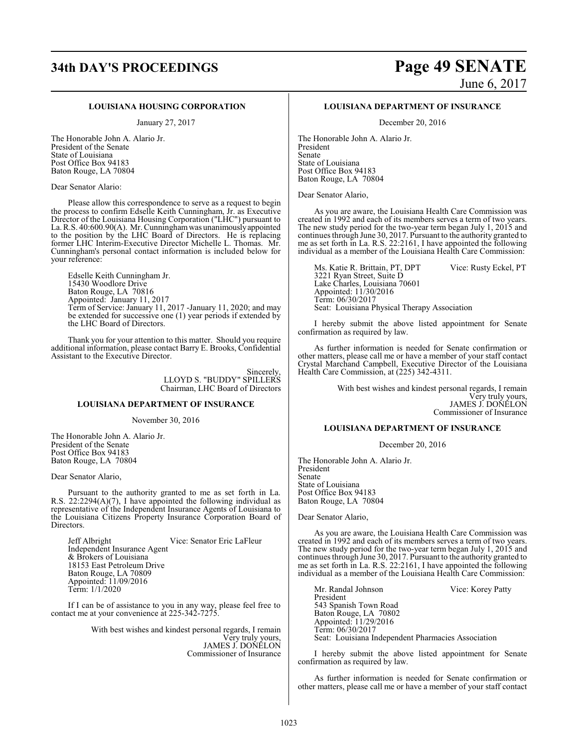### LOUISIANA HOUSING CORPORATION

January 27, 2017

The Honorable John A. Alario Jr.
President of the Senate
State of Louisiana
Post Office Box 94183
Baton Rouge, LA 70804

Dear Senator Alario:

Please allow this correspondence to serve as a request to begin the process to confirm Edselle Keith Cunningham, Jr. as Executive Director of the Louisiana Housing Corporation ("LHC") pursuant to La. R.S. 40:600.90(A). Mr. Cunningham was unanimously appointed to the position by the LHC Board of Directors. He is replacing former LHC Interim-Executive Director Michelle L. Thomas. Mr. Cunningham's personal contact information is included below for your reference:

Edselle Keith Cunningham Jr.
15430 Woodlore Drive
Baton Rouge, LA 70816
Appointed: January 11, 2017
Term of Service: January 11, 2017 -January 11, 2020; and may be extended for successive one (1) year periods if extended by the LHC Board of Directors.

Thank you for your attention to this matter. Should you require additional information, please contact Barry E. Brooks, Confidential Assistant to the Executive Director.

Sincerely,
LLOYD S. "BUDDY" SPILLERS
Chairman, LHC Board of Directors

### LOUISIANA DEPARTMENT OF INSURANCE

November 30, 2016

The Honorable John A. Alario Jr.
President of the Senate
Post Office Box 94183
Baton Rouge, LA 70804

Dear Senator Alario,

Pursuant to the authority granted to me as set forth in La. R.S. 22:2294(A)(7), I have appointed the following individual as representative of the Independent Insurance Agents of Louisiana to the Louisiana Citizens Property Insurance Corporation Board of Directors.

Jeff Albright — Vice: Senator Eric LaFleur
Independent Insurance Agent
& Brokers of Louisiana
18153 East Petroleum Drive
Baton Rouge, LA 70809
Appointed: 11/09/2016
Term: 1/1/2020

If I can be of assistance to you in any way, please feel free to contact me at your convenience at 225-342-7275.

With best wishes and kindest personal regards, I remain
Very truly yours,
JAMES J. DONELON
Commissioner of Insurance

### LOUISIANA DEPARTMENT OF INSURANCE

December 20, 2016

The Honorable John A. Alario Jr.
President
Senate
State of Louisiana
Post Office Box 94183
Baton Rouge, LA 70804

Dear Senator Alario,

As you are aware, the Louisiana Health Care Commission was created in 1992 and each of its members serves a term of two years. The new study period for the two-year term began July 1, 2015 and continues through June 30, 2017. Pursuant to the authority granted to me as set forth in La. R.S. 22:2161, I have appointed the following individual as a member of the Louisiana Health Care Commission:

Ms. Katie R. Brittain, PT, DPT — Vice: Rusty Eckel, PT
3221 Ryan Street, Suite D
Lake Charles, Louisiana 70601
Appointed: 11/30/2016
Term: 06/30/2017
Seat: Louisiana Physical Therapy Association

I hereby submit the above listed appointment for Senate confirmation as required by law.

As further information is needed for Senate confirmation or other matters, please call me or have a member of your staff contact Crystal Marchand Campbell, Executive Director of the Louisiana Health Care Commission, at (225) 342-4311.

With best wishes and kindest personal regards, I remain
Very truly yours,
JAMES J. DONELON
Commissioner of Insurance

### LOUISIANA DEPARTMENT OF INSURANCE

December 20, 2016

The Honorable John A. Alario Jr.
President
Senate
State of Louisiana
Post Office Box 94183
Baton Rouge, LA 70804

Dear Senator Alario,

As you are aware, the Louisiana Health Care Commission was created in 1992 and each of its members serves a term of two years. The new study period for the two-year term began July 1, 2015 and continues through June 30, 2017. Pursuant to the authority granted to me as set forth in La. R.S. 22:2161, I have appointed the following individual as a member of the Louisiana Health Care Commission:

Mr. Randal Johnson — Vice: Korey Patty
President
543 Spanish Town Road
Baton Rouge, LA 70802
Appointed: 11/29/2016
Term: 06/30/2017
Seat: Louisiana Independent Pharmacies Association

I hereby submit the above listed appointment for Senate confirmation as required by law.

As further information is needed for Senate confirmation or other matters, please call me or have a member of your staff contact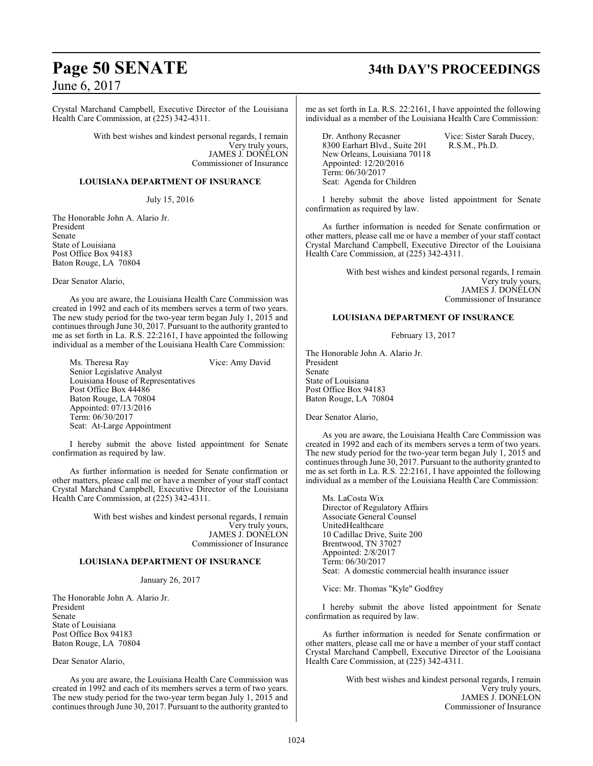Crystal Marchand Campbell, Executive Director of the Louisiana Health Care Commission, at (225) 342-4311.

With best wishes and kindest personal regards, I remain
Very truly yours,
JAMES J. DONELON
Commissioner of Insurance

**LOUISIANA DEPARTMENT OF INSURANCE**

July 15, 2016

The Honorable John A. Alario Jr.
President
Senate
State of Louisiana
Post Office Box 94183
Baton Rouge, LA 70804

Dear Senator Alario,

As you are aware, the Louisiana Health Care Commission was created in 1992 and each of its members serves a term of two years. The new study period for the two-year term began July 1, 2015 and continues through June 30, 2017. Pursuant to the authority granted to me as set forth in La. R.S. 22:2161, I have appointed the following individual as a member of the Louisiana Health Care Commission:

Ms. Theresa Ray — Vice: Amy David
Senior Legislative Analyst
Louisiana House of Representatives
Post Office Box 44486
Baton Rouge, LA 70804
Appointed: 07/13/2016
Term: 06/30/2017
Seat: At-Large Appointment

I hereby submit the above listed appointment for Senate confirmation as required by law.

As further information is needed for Senate confirmation or other matters, please call me or have a member of your staff contact Crystal Marchand Campbell, Executive Director of the Louisiana Health Care Commission, at (225) 342-4311.

With best wishes and kindest personal regards, I remain
Very truly yours,
JAMES J. DONELON
Commissioner of Insurance

**LOUISIANA DEPARTMENT OF INSURANCE**

January 26, 2017

The Honorable John A. Alario Jr.
President
Senate
State of Louisiana
Post Office Box 94183
Baton Rouge, LA 70804

Dear Senator Alario,

As you are aware, the Louisiana Health Care Commission was created in 1992 and each of its members serves a term of two years. The new study period for the two-year term began July 1, 2015 and continues through June 30, 2017. Pursuant to the authority granted to me as set forth in La. R.S. 22:2161, I have appointed the following individual as a member of the Louisiana Health Care Commission:

Dr. Anthony Recasner — Vice: Sister Sarah Ducey, R.S.M., Ph.D.
8300 Earhart Blvd., Suite 201
New Orleans, Louisiana 70118
Appointed: 12/20/2016
Term: 06/30/2017
Seat: Agenda for Children

I hereby submit the above listed appointment for Senate confirmation as required by law.

As further information is needed for Senate confirmation or other matters, please call me or have a member of your staff contact Crystal Marchand Campbell, Executive Director of the Louisiana Health Care Commission, at (225) 342-4311.

With best wishes and kindest personal regards, I remain
Very truly yours,
JAMES J. DONELON
Commissioner of Insurance

**LOUISIANA DEPARTMENT OF INSURANCE**

February 13, 2017

The Honorable John A. Alario Jr.
President
Senate
State of Louisiana
Post Office Box 94183
Baton Rouge, LA 70804

Dear Senator Alario,

As you are aware, the Louisiana Health Care Commission was created in 1992 and each of its members serves a term of two years. The new study period for the two-year term began July 1, 2015 and continues through June 30, 2017. Pursuant to the authority granted to me as set forth in La. R.S. 22:2161, I have appointed the following individual as a member of the Louisiana Health Care Commission:

Ms. LaCosta Wix
Director of Regulatory Affairs
Associate General Counsel
UnitedHealthcare
10 Cadillac Drive, Suite 200
Brentwood, TN 37027
Appointed: 2/8/2017
Term: 06/30/2017
Seat: A domestic commercial health insurance issuer

Vice: Mr. Thomas "Kyle" Godfrey

I hereby submit the above listed appointment for Senate confirmation as required by law.

As further information is needed for Senate confirmation or other matters, please call me or have a member of your staff contact Crystal Marchand Campbell, Executive Director of the Louisiana Health Care Commission, at (225) 342-4311.

With best wishes and kindest personal regards, I remain
Very truly yours,
JAMES J. DONELON
Commissioner of Insurance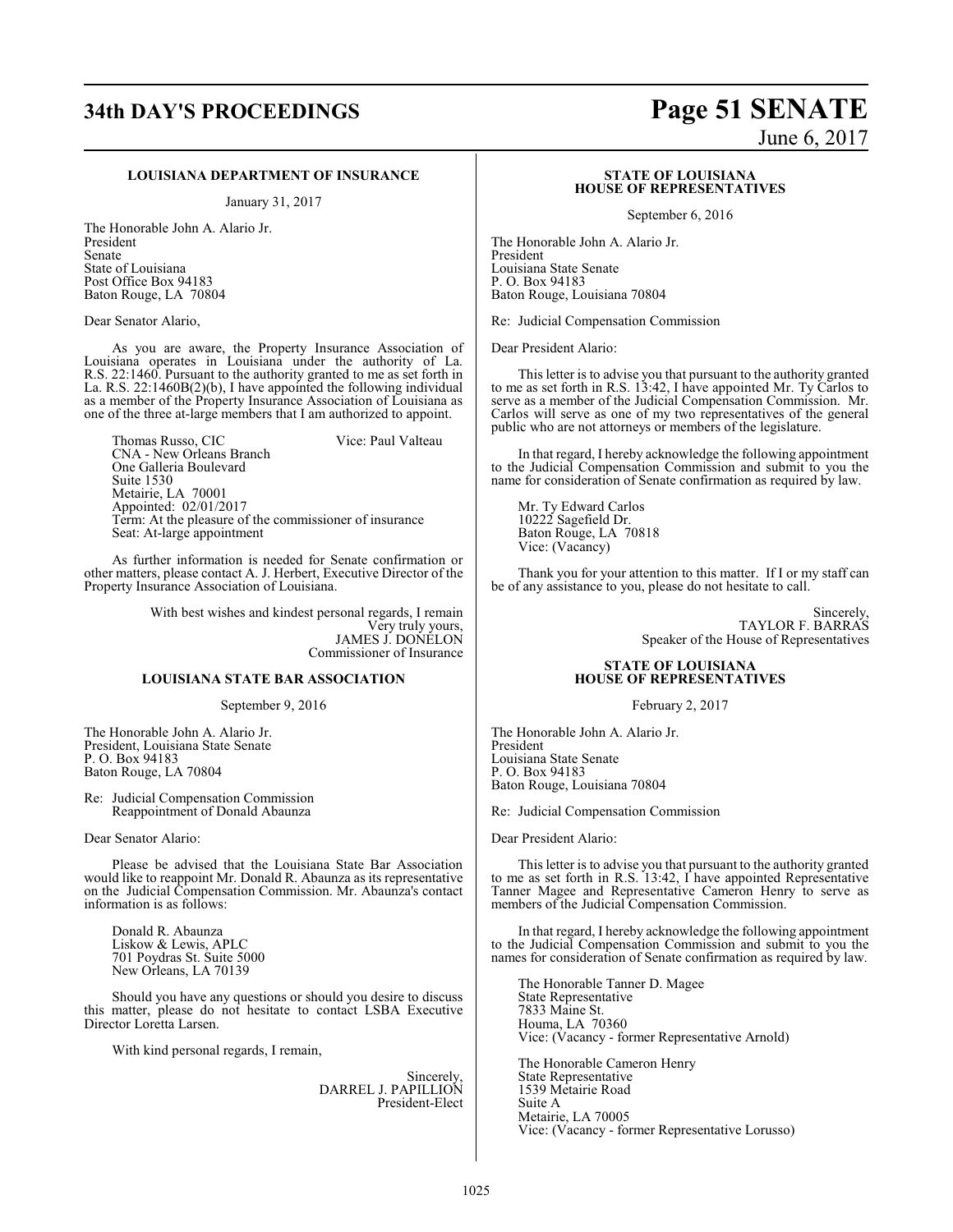## LOUISIANA DEPARTMENT OF INSURANCE

January 31, 2017

The Honorable John A. Alario Jr.
President
Senate
State of Louisiana
Post Office Box 94183
Baton Rouge, LA 70804

Dear Senator Alario,

As you are aware, the Property Insurance Association of Louisiana operates in Louisiana under the authority of La. R.S. 22:1460. Pursuant to the authority granted to me as set forth in La. R.S. 22:1460B(2)(b), I have appointed the following individual as a member of the Property Insurance Association of Louisiana as one of the three at-large members that I am authorized to appoint.

Thomas Russo, CIC — Vice: Paul Valteau
CNA - New Orleans Branch
One Galleria Boulevard
Suite 1530
Metairie, LA 70001
Appointed: 02/01/2017
Term: At the pleasure of the commissioner of insurance
Seat: At-large appointment

As further information is needed for Senate confirmation or other matters, please contact A. J. Herbert, Executive Director of the Property Insurance Association of Louisiana.

With best wishes and kindest personal regards, I remain
Very truly yours,
JAMES J. DONELON
Commissioner of Insurance

## LOUISIANA STATE BAR ASSOCIATION

September 9, 2016

The Honorable John A. Alario Jr.
President, Louisiana State Senate
P. O. Box 94183
Baton Rouge, LA 70804

Re: Judicial Compensation Commission
Reappointment of Donald Abaunza

Dear Senator Alario:

Please be advised that the Louisiana State Bar Association would like to reappoint Mr. Donald R. Abaunza as its representative on the Judicial Compensation Commission. Mr. Abaunza's contact information is as follows:

Donald R. Abaunza
Liskow & Lewis, APLC
701 Poydras St. Suite 5000
New Orleans, LA 70139

Should you have any questions or should you desire to discuss this matter, please do not hesitate to contact LSBA Executive Director Loretta Larsen.

With kind personal regards, I remain,

Sincerely,
DARREL J. PAPILLION
President-Elect

## STATE OF LOUISIANA
## HOUSE OF REPRESENTATIVES

September 6, 2016

The Honorable John A. Alario Jr.
President
Louisiana State Senate
P. O. Box 94183
Baton Rouge, Louisiana 70804

Re: Judicial Compensation Commission

Dear President Alario:

This letter is to advise you that pursuant to the authority granted to me as set forth in R.S. 13:42, I have appointed Mr. Ty Carlos to serve as a member of the Judicial Compensation Commission. Mr. Carlos will serve as one of my two representatives of the general public who are not attorneys or members of the legislature.

In that regard, I hereby acknowledge the following appointment to the Judicial Compensation Commission and submit to you the name for consideration of Senate confirmation as required by law.

Mr. Ty Edward Carlos
10222 Sagefield Dr.
Baton Rouge, LA 70818
Vice: (Vacancy)

Thank you for your attention to this matter. If I or my staff can be of any assistance to you, please do not hesitate to call.

Sincerely,
TAYLOR F. BARRAS
Speaker of the House of Representatives

## STATE OF LOUISIANA
## HOUSE OF REPRESENTATIVES

February 2, 2017

The Honorable John A. Alario Jr.
President
Louisiana State Senate
P. O. Box 94183
Baton Rouge, Louisiana 70804

Re: Judicial Compensation Commission

Dear President Alario:

This letter is to advise you that pursuant to the authority granted to me as set forth in R.S. 13:42, I have appointed Representative Tanner Magee and Representative Cameron Henry to serve as members of the Judicial Compensation Commission.

In that regard, I hereby acknowledge the following appointment to the Judicial Compensation Commission and submit to you the names for consideration of Senate confirmation as required by law.

The Honorable Tanner D. Magee
State Representative
7833 Maine St.
Houma, LA 70360
Vice: (Vacancy - former Representative Arnold)

The Honorable Cameron Henry
State Representative
1539 Metairie Road
Suite A
Metairie, LA 70005
Vice: (Vacancy - former Representative Lorusso)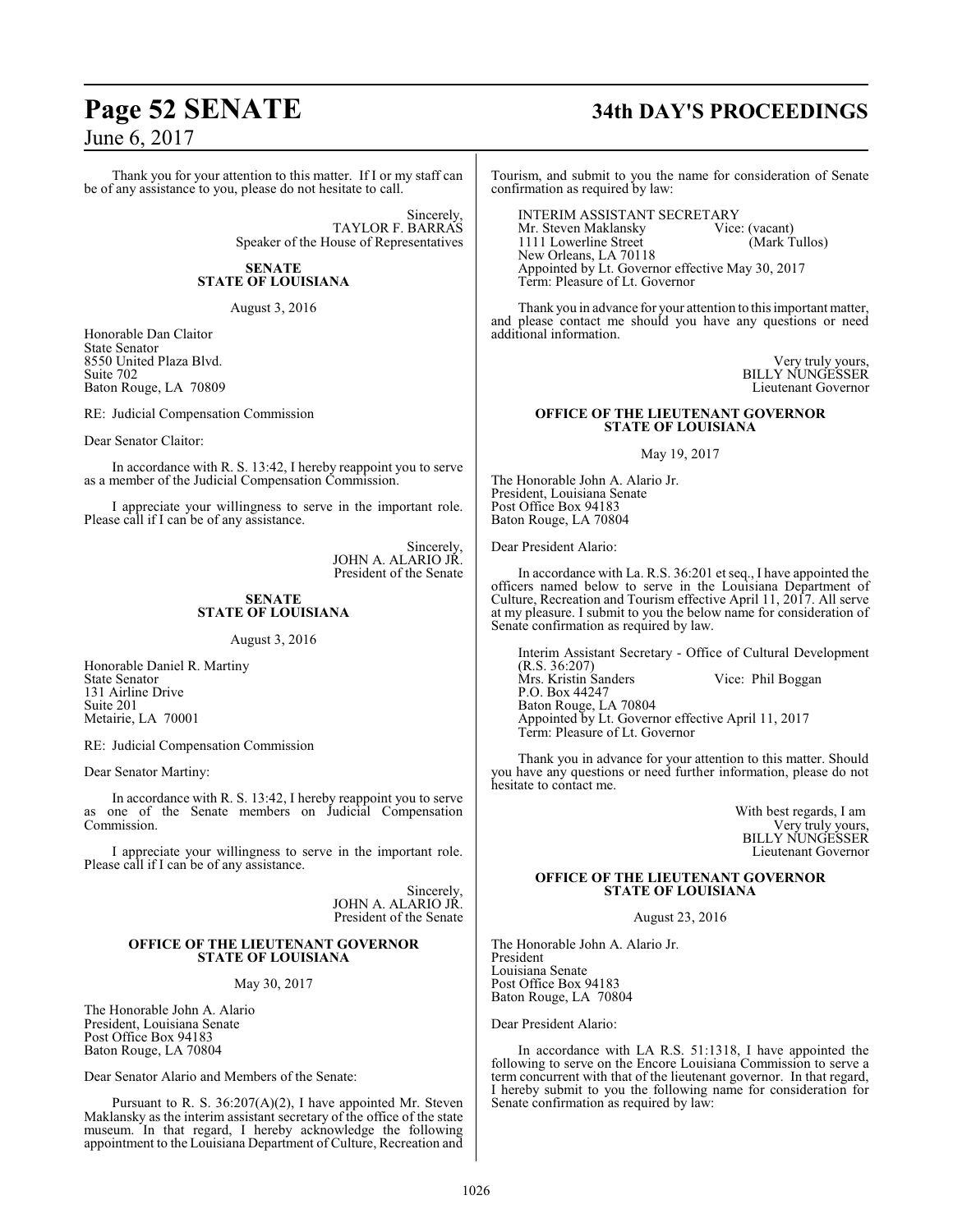Thank you for your attention to this matter. If I or my staff can be of any assistance to you, please do not hesitate to call.

Sincerely,
TAYLOR F. BARRAS
Speaker of the House of Representatives

**SENATE**
**STATE OF LOUISIANA**

August 3, 2016

Honorable Dan Claitor
State Senator
8550 United Plaza Blvd.
Suite 702
Baton Rouge, LA 70809

RE: Judicial Compensation Commission

Dear Senator Claitor:

In accordance with R. S. 13:42, I hereby reappoint you to serve as a member of the Judicial Compensation Commission.

I appreciate your willingness to serve in the important role. Please call if I can be of any assistance.

Sincerely,
JOHN A. ALARIO JR.
President of the Senate

**SENATE**
**STATE OF LOUISIANA**

August 3, 2016

Honorable Daniel R. Martiny
State Senator
131 Airline Drive
Suite 201
Metairie, LA 70001

RE: Judicial Compensation Commission

Dear Senator Martiny:

In accordance with R. S. 13:42, I hereby reappoint you to serve as one of the Senate members on Judicial Compensation Commission.

I appreciate your willingness to serve in the important role. Please call if I can be of any assistance.

Sincerely,
JOHN A. ALARIO JR.
President of the Senate

**OFFICE OF THE LIEUTENANT GOVERNOR**
**STATE OF LOUISIANA**

May 30, 2017

The Honorable John A. Alario
President, Louisiana Senate
Post Office Box 94183
Baton Rouge, LA 70804

Dear Senator Alario and Members of the Senate:

Pursuant to R. S. 36:207(A)(2), I have appointed Mr. Steven Maklansky as the interim assistant secretary of the office of the state museum. In that regard, I hereby acknowledge the following appointment to the Louisiana Department of Culture, Recreation and Tourism, and submit to you the name for consideration of Senate confirmation as required by law:

INTERIM ASSISTANT SECRETARY
Mr. Steven Maklansky Vice: (vacant)
1111 Lowerline Street (Mark Tullos)
New Orleans, LA 70118
Appointed by Lt. Governor effective May 30, 2017
Term: Pleasure of Lt. Governor

Thank you in advance for your attention to this important matter, and please contact me should you have any questions or need additional information.

Very truly yours,
BILLY NUNGESSER
Lieutenant Governor

**OFFICE OF THE LIEUTENANT GOVERNOR**
**STATE OF LOUISIANA**

May 19, 2017

The Honorable John A. Alario Jr.
President, Louisiana Senate
Post Office Box 94183
Baton Rouge, LA 70804

Dear President Alario:

In accordance with La. R.S. 36:201 et seq., I have appointed the officers named below to serve in the Louisiana Department of Culture, Recreation and Tourism effective April 11, 2017. All serve at my pleasure. I submit to you the below name for consideration of Senate confirmation as required by law.

Interim Assistant Secretary - Office of Cultural Development (R.S. 36:207)
Mrs. Kristin Sanders Vice: Phil Boggan
P.O. Box 44247
Baton Rouge, LA 70804
Appointed by Lt. Governor effective April 11, 2017
Term: Pleasure of Lt. Governor

Thank you in advance for your attention to this matter. Should you have any questions or need further information, please do not hesitate to contact me.

With best regards, I am
Very truly yours,
BILLY NUNGESSER
Lieutenant Governor

**OFFICE OF THE LIEUTENANT GOVERNOR**
**STATE OF LOUISIANA**

August 23, 2016

The Honorable John A. Alario Jr.
President
Louisiana Senate
Post Office Box 94183
Baton Rouge, LA 70804

Dear President Alario:

In accordance with LA R.S. 51:1318, I have appointed the following to serve on the Encore Louisiana Commission to serve a term concurrent with that of the lieutenant governor. In that regard, I hereby submit to you the following name for consideration for Senate confirmation as required by law: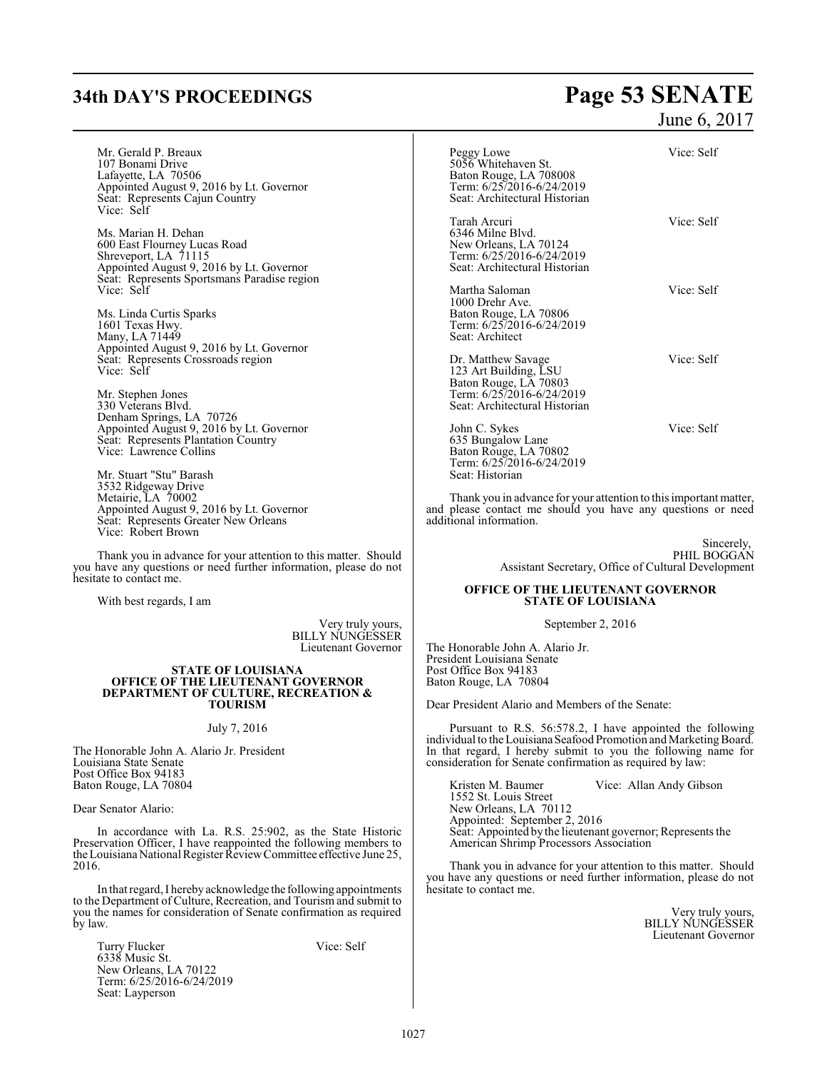Mr. Gerald P. Breaux
107 Bonami Drive
Lafayette, LA 70506
Appointed August 9, 2016 by Lt. Governor
Seat: Represents Cajun Country
Vice: Self

Ms. Marian H. Dehan
600 East Flourney Lucas Road
Shreveport, LA 71115
Appointed August 9, 2016 by Lt. Governor
Seat: Represents Sportsmans Paradise region
Vice: Self

Ms. Linda Curtis Sparks
1601 Texas Hwy.
Many, LA 71449
Appointed August 9, 2016 by Lt. Governor
Seat: Represents Crossroads region
Vice: Self

Mr. Stephen Jones
330 Veterans Blvd.
Denham Springs, LA 70726
Appointed August 9, 2016 by Lt. Governor
Seat: Represents Plantation Country
Vice: Lawrence Collins

Mr. Stuart "Stu" Barash
3532 Ridgeway Drive
Metairie, LA 70002
Appointed August 9, 2016 by Lt. Governor
Seat: Represents Greater New Orleans
Vice: Robert Brown

Thank you in advance for your attention to this matter. Should you have any questions or need further information, please do not hesitate to contact me.

With best regards, I am

Very truly yours,
BILLY NUNGESSER
Lieutenant Governor

**STATE OF LOUISIANA**
**OFFICE OF THE LIEUTENANT GOVERNOR**
**DEPARTMENT OF CULTURE, RECREATION & TOURISM**

July 7, 2016

The Honorable John A. Alario Jr. President
Louisiana State Senate
Post Office Box 94183
Baton Rouge, LA 70804

Dear Senator Alario:

In accordance with La. R.S. 25:902, as the State Historic Preservation Officer, I have reappointed the following members to the Louisiana National Register Review Committee effective June 25, 2016.

In that regard, I hereby acknowledge the following appointments to the Department of Culture, Recreation, and Tourism and submit to you the names for consideration of Senate confirmation as required by law.

Turry Flucker — Vice: Self
6338 Music St.
New Orleans, LA 70122
Term: 6/25/2016-6/24/2019
Seat: Layperson

Peggy Lowe — Vice: Self
5056 Whitehaven St.
Baton Rouge, LA 708008
Term: 6/25/2016-6/24/2019
Seat: Architectural Historian

Tarah Arcuri — Vice: Self
6346 Milne Blvd.
New Orleans, LA 70124
Term: 6/25/2016-6/24/2019
Seat: Architectural Historian

Martha Saloman — Vice: Self
1000 Drehr Ave.
Baton Rouge, LA 70806
Term: 6/25/2016-6/24/2019
Seat: Architect

Dr. Matthew Savage — Vice: Self
123 Art Building, LSU
Baton Rouge, LA 70803
Term: 6/25/2016-6/24/2019
Seat: Architectural Historian

John C. Sykes — Vice: Self
635 Bungalow Lane
Baton Rouge, LA 70802
Term: 6/25/2016-6/24/2019
Seat: Historian

Thank you in advance for your attention to this important matter, and please contact me should you have any questions or need additional information.

Sincerely,
PHIL BOGGAN
Assistant Secretary, Office of Cultural Development

**OFFICE OF THE LIEUTENANT GOVERNOR**
**STATE OF LOUISIANA**

September 2, 2016

The Honorable John A. Alario Jr.
President Louisiana Senate
Post Office Box 94183
Baton Rouge, LA 70804

Dear President Alario and Members of the Senate:

Pursuant to R.S. 56:578.2, I have appointed the following individual to the Louisiana Seafood Promotion and Marketing Board. In that regard, I hereby submit to you the following name for consideration for Senate confirmation as required by law:

Kristen M. Baumer — Vice: Allan Andy Gibson
1552 St. Louis Street
New Orleans, LA 70112
Appointed: September 2, 2016
Seat: Appointed by the lieutenant governor; Represents the American Shrimp Processors Association

Thank you in advance for your attention to this matter. Should you have any questions or need further information, please do not hesitate to contact me.

Very truly yours,
BILLY NUNGESSER
Lieutenant Governor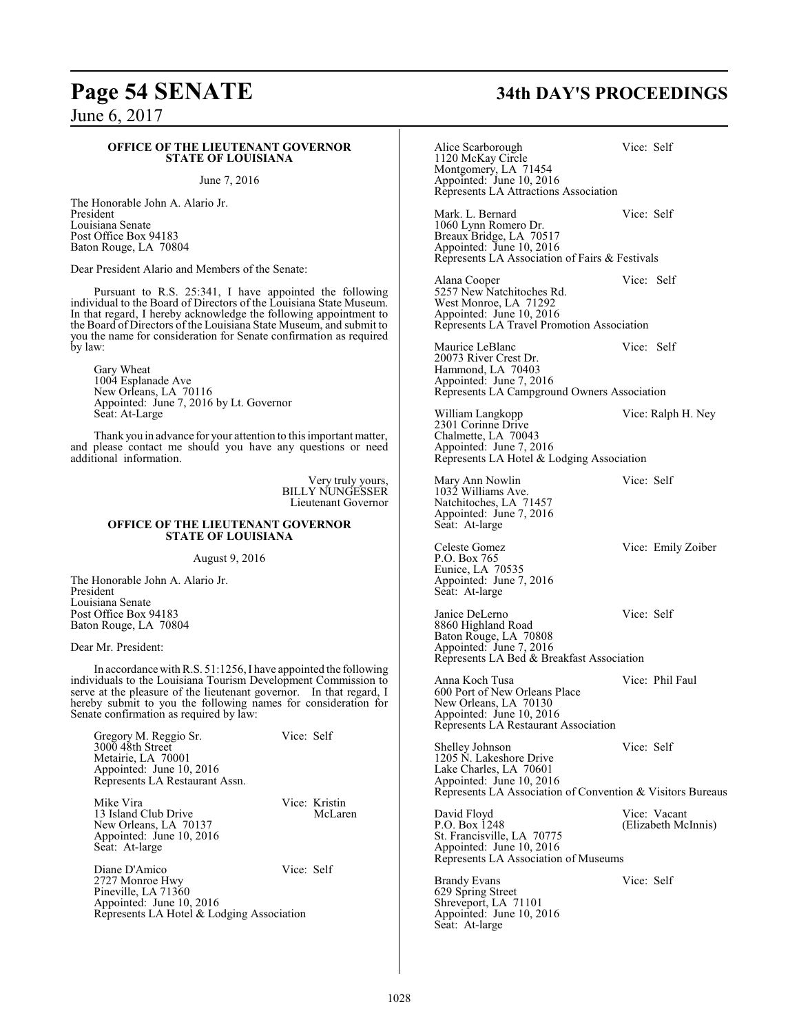**OFFICE OF THE LIEUTENANT GOVERNOR**
**STATE OF LOUISIANA**

June 7, 2016

The Honorable John A. Alario Jr.
President
Louisiana Senate
Post Office Box 94183
Baton Rouge, LA 70804

Dear President Alario and Members of the Senate:

Pursuant to R.S. 25:341, I have appointed the following individual to the Board of Directors of the Louisiana State Museum. In that regard, I hereby acknowledge the following appointment to the Board of Directors of the Louisiana State Museum, and submit to you the name for consideration for Senate confirmation as required by law:

Gary Wheat
1004 Esplanade Ave
New Orleans, LA 70116
Appointed: June 7, 2016 by Lt. Governor
Seat: At-Large

Thank you in advance for your attention to this important matter, and please contact me should you have any questions or need additional information.

Very truly yours,
BILLY NUNGESSER
Lieutenant Governor

**OFFICE OF THE LIEUTENANT GOVERNOR**
**STATE OF LOUISIANA**

August 9, 2016

The Honorable John A. Alario Jr.
President
Louisiana Senate
Post Office Box 94183
Baton Rouge, LA 70804

Dear Mr. President:

In accordance with R.S. 51:1256, I have appointed the following individuals to the Louisiana Tourism Development Commission to serve at the pleasure of the lieutenant governor. In that regard, I hereby submit to you the following names for consideration for Senate confirmation as required by law:

Gregory M. Reggio Sr. — Vice: Self
3000 48th Street
Metairie, LA 70001
Appointed: June 10, 2016
Represents LA Restaurant Assn.

Mike Vira — Vice: Kristin McLaren
13 Island Club Drive
New Orleans, LA 70137
Appointed: June 10, 2016
Seat: At-large

Diane D'Amico — Vice: Self
2727 Monroe Hwy
Pineville, LA 71360
Appointed: June 10, 2016
Represents LA Hotel & Lodging Association

Alice Scarborough — Vice: Self
1120 McKay Circle
Montgomery, LA 71454
Appointed: June 10, 2016
Represents LA Attractions Association

Mark. L. Bernard — Vice: Self
1060 Lynn Romero Dr.
Breaux Bridge, LA 70517
Appointed: June 10, 2016
Represents LA Association of Fairs & Festivals

Alana Cooper — Vice: Self
5257 New Natchitoches Rd.
West Monroe, LA 71292
Appointed: June 10, 2016
Represents LA Travel Promotion Association

Maurice LeBlanc — Vice: Self
20073 River Crest Dr.
Hammond, LA 70403
Appointed: June 7, 2016
Represents LA Campground Owners Association

William Langkopp — Vice: Ralph H. Ney
2301 Corinne Drive
Chalmette, LA 70043
Appointed: June 7, 2016
Represents LA Hotel & Lodging Association

Mary Ann Nowlin — Vice: Self
1032 Williams Ave.
Natchitoches, LA 71457
Appointed: June 7, 2016
Seat: At-large

Celeste Gomez — Vice: Emily Zoiber
P.O. Box 765
Eunice, LA 70535
Appointed: June 7, 2016
Seat: At-large

Janice DeLerno — Vice: Self
8860 Highland Road
Baton Rouge, LA 70808
Appointed: June 7, 2016
Represents LA Bed & Breakfast Association

Anna Koch Tusa — Vice: Phil Faul
600 Port of New Orleans Place
New Orleans, LA 70130
Appointed: June 10, 2016
Represents LA Restaurant Association

Shelley Johnson — Vice: Self
1205 N. Lakeshore Drive
Lake Charles, LA 70601
Appointed: June 10, 2016
Represents LA Association of Convention & Visitors Bureaus

David Floyd — Vice: Vacant (Elizabeth McInnis)
P.O. Box 1248
St. Francisville, LA 70775
Appointed: June 10, 2016
Represents LA Association of Museums

Brandy Evans — Vice: Self
629 Spring Street
Shreveport, LA 71101
Appointed: June 10, 2016
Seat: At-large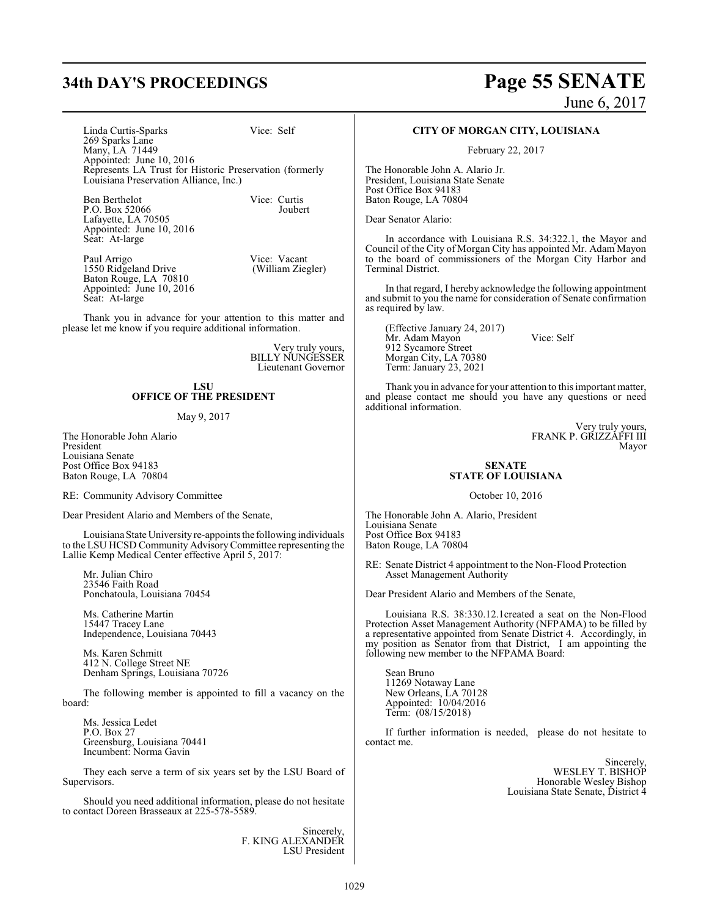Linda Curtis-Sparks Vice: Self
269 Sparks Lane
Many, LA 71449
Appointed: June 10, 2016
Represents LA Trust for Historic Preservation (formerly Louisiana Preservation Alliance, Inc.)

Ben Berthelot Vice: Curtis Joubert
P.O. Box 52066
Lafayette, LA 70505
Appointed: June 10, 2016
Seat: At-large

Paul Arrigo Vice: Vacant (William Ziegler)
1550 Ridgeland Drive
Baton Rouge, LA 70810
Appointed: June 10, 2016
Seat: At-large

Thank you in advance for your attention to this matter and please let me know if you require additional information.

Very truly yours,
BILLY NUNGESSER
Lieutenant Governor

**LSU**
**OFFICE OF THE PRESIDENT**

May 9, 2017

The Honorable John Alario
President
Louisiana Senate
Post Office Box 94183
Baton Rouge, LA 70804

RE: Community Advisory Committee

Dear President Alario and Members of the Senate,

Louisiana State University re-appoints the following individuals to the LSU HCSD Community Advisory Committee representing the Lallie Kemp Medical Center effective April 5, 2017:

Mr. Julian Chiro
23546 Faith Road
Ponchatoula, Louisiana 70454

Ms. Catherine Martin
15447 Tracey Lane
Independence, Louisiana 70443

Ms. Karen Schmitt
412 N. College Street NE
Denham Springs, Louisiana 70726

The following member is appointed to fill a vacancy on the board:

Ms. Jessica Ledet
P.O. Box 27
Greensburg, Louisiana 70441
Incumbent: Norma Gavin

They each serve a term of six years set by the LSU Board of Supervisors.

Should you need additional information, please do not hesitate to contact Doreen Brasseaux at 225-578-5589.

Sincerely,
F. KING ALEXANDER
LSU President

**CITY OF MORGAN CITY, LOUISIANA**

February 22, 2017

The Honorable John A. Alario Jr.
President, Louisiana State Senate
Post Office Box 94183
Baton Rouge, LA 70804

Dear Senator Alario:

In accordance with Louisiana R.S. 34:322.1, the Mayor and Council of the City of Morgan City has appointed Mr. Adam Mayon to the board of commissioners of the Morgan City Harbor and Terminal District.

In that regard, I hereby acknowledge the following appointment and submit to you the name for consideration of Senate confirmation as required by law.

(Effective January 24, 2017)
Mr. Adam Mayon Vice: Self
912 Sycamore Street
Morgan City, LA 70380
Term: January 23, 2021

Thank you in advance for your attention to this important matter, and please contact me should you have any questions or need additional information.

Very truly yours,
FRANK P. GRIZZAFFI III
Mayor

**SENATE**
**STATE OF LOUISIANA**

October 10, 2016

The Honorable John A. Alario, President
Louisiana Senate
Post Office Box 94183
Baton Rouge, LA 70804

RE: Senate District 4 appointment to the Non-Flood Protection Asset Management Authority

Dear President Alario and Members of the Senate,

Louisiana R.S. 38:330.12.1created a seat on the Non-Flood Protection Asset Management Authority (NFPAMA) to be filled by a representative appointed from Senate District 4. Accordingly, in my position as Senator from that District, I am appointing the following new member to the NFPAMA Board:

Sean Bruno
11269 Notaway Lane
New Orleans, LA 70128
Appointed: 10/04/2016
Term: (08/15/2018)

If further information is needed, please do not hesitate to contact me.

Sincerely,
WESLEY T. BISHOP
Honorable Wesley Bishop
Louisiana State Senate, District 4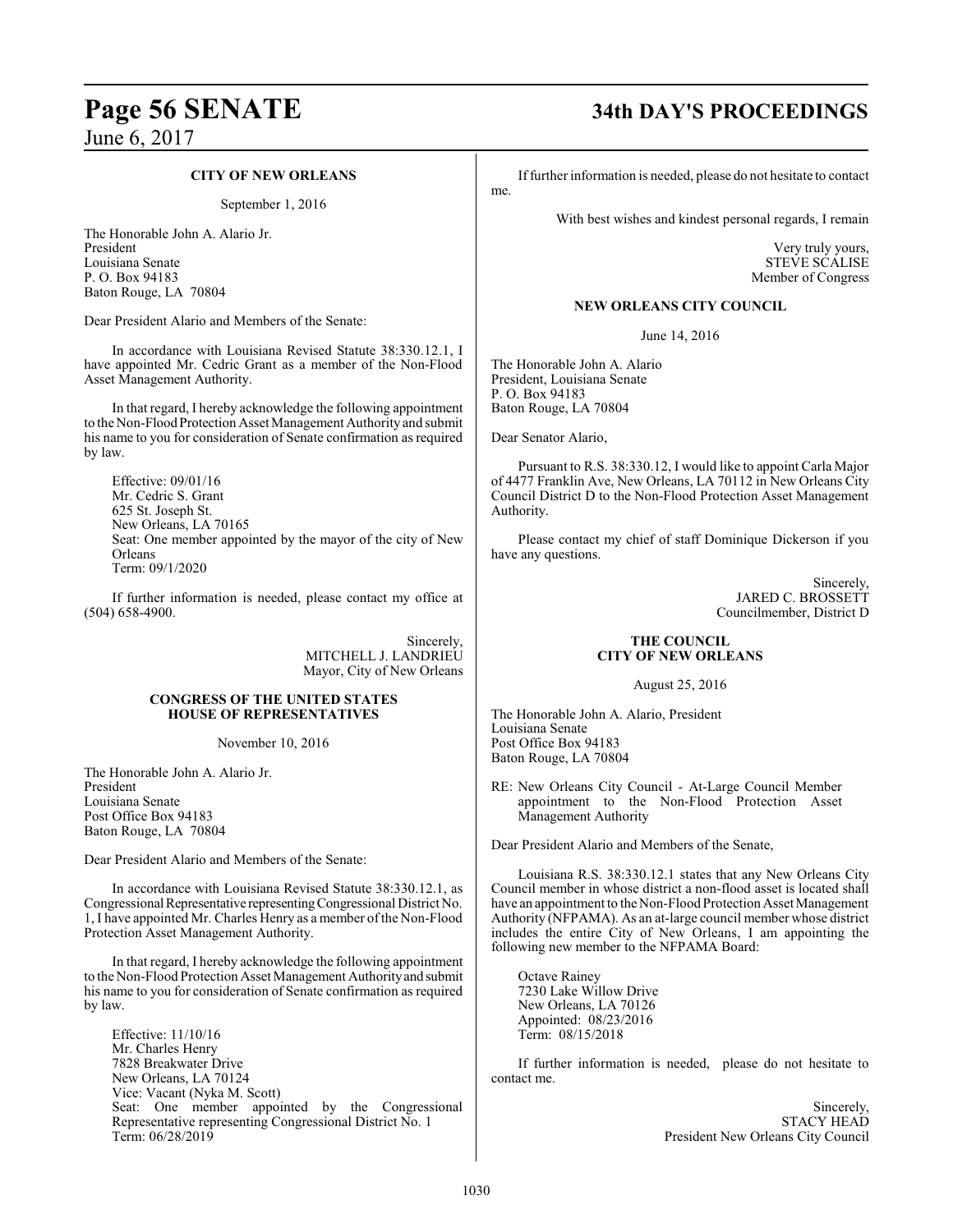**CITY OF NEW ORLEANS**

September 1, 2016

The Honorable John A. Alario Jr.
President
Louisiana Senate
P. O. Box 94183
Baton Rouge, LA 70804

Dear President Alario and Members of the Senate:

In accordance with Louisiana Revised Statute 38:330.12.1, I have appointed Mr. Cedric Grant as a member of the Non-Flood Asset Management Authority.

In that regard, I hereby acknowledge the following appointment to the Non-Flood Protection Asset Management Authority and submit his name to you for consideration of Senate confirmation as required by law.

Effective: 09/01/16
Mr. Cedric S. Grant
625 St. Joseph St.
New Orleans, LA 70165
Seat: One member appointed by the mayor of the city of New Orleans
Term: 09/1/2020

If further information is needed, please contact my office at (504) 658-4900.

Sincerely,
MITCHELL J. LANDRIEU
Mayor, City of New Orleans

**CONGRESS OF THE UNITED STATES**
**HOUSE OF REPRESENTATIVES**

November 10, 2016

The Honorable John A. Alario Jr.
President
Louisiana Senate
Post Office Box 94183
Baton Rouge, LA 70804

Dear President Alario and Members of the Senate:

In accordance with Louisiana Revised Statute 38:330.12.1, as Congressional Representative representing Congressional District No. 1, I have appointed Mr. Charles Henry as a member of the Non-Flood Protection Asset Management Authority.

In that regard, I hereby acknowledge the following appointment to the Non-Flood Protection Asset Management Authority and submit his name to you for consideration of Senate confirmation as required by law.

Effective: 11/10/16
Mr. Charles Henry
7828 Breakwater Drive
New Orleans, LA 70124
Vice: Vacant (Nyka M. Scott)
Seat: One member appointed by the Congressional Representative representing Congressional District No. 1
Term: 06/28/2019

If further information is needed, please do not hesitate to contact me.

With best wishes and kindest personal regards, I remain

Very truly yours,
STEVE SCALISE
Member of Congress

**NEW ORLEANS CITY COUNCIL**

June 14, 2016

The Honorable John A. Alario
President, Louisiana Senate
P. O. Box 94183
Baton Rouge, LA 70804

Dear Senator Alario,

Pursuant to R.S. 38:330.12, I would like to appoint Carla Major of 4477 Franklin Ave, New Orleans, LA 70112 in New Orleans City Council District D to the Non-Flood Protection Asset Management Authority.

Please contact my chief of staff Dominique Dickerson if you have any questions.

Sincerely,
JARED C. BROSSETT
Councilmember, District D

**THE COUNCIL**
**CITY OF NEW ORLEANS**

August 25, 2016

The Honorable John A. Alario, President
Louisiana Senate
Post Office Box 94183
Baton Rouge, LA 70804

RE: New Orleans City Council - At-Large Council Member appointment to the Non-Flood Protection Asset Management Authority

Dear President Alario and Members of the Senate,

Louisiana R.S. 38:330.12.1 states that any New Orleans City Council member in whose district a non-flood asset is located shall have an appointment to the Non-Flood Protection Asset Management Authority (NFPAMA). As an at-large council member whose district includes the entire City of New Orleans, I am appointing the following new member to the NFPAMA Board:

Octave Rainey
7230 Lake Willow Drive
New Orleans, LA 70126
Appointed: 08/23/2016
Term: 08/15/2018

If further information is needed, please do not hesitate to contact me.

Sincerely,
STACY HEAD
President New Orleans City Council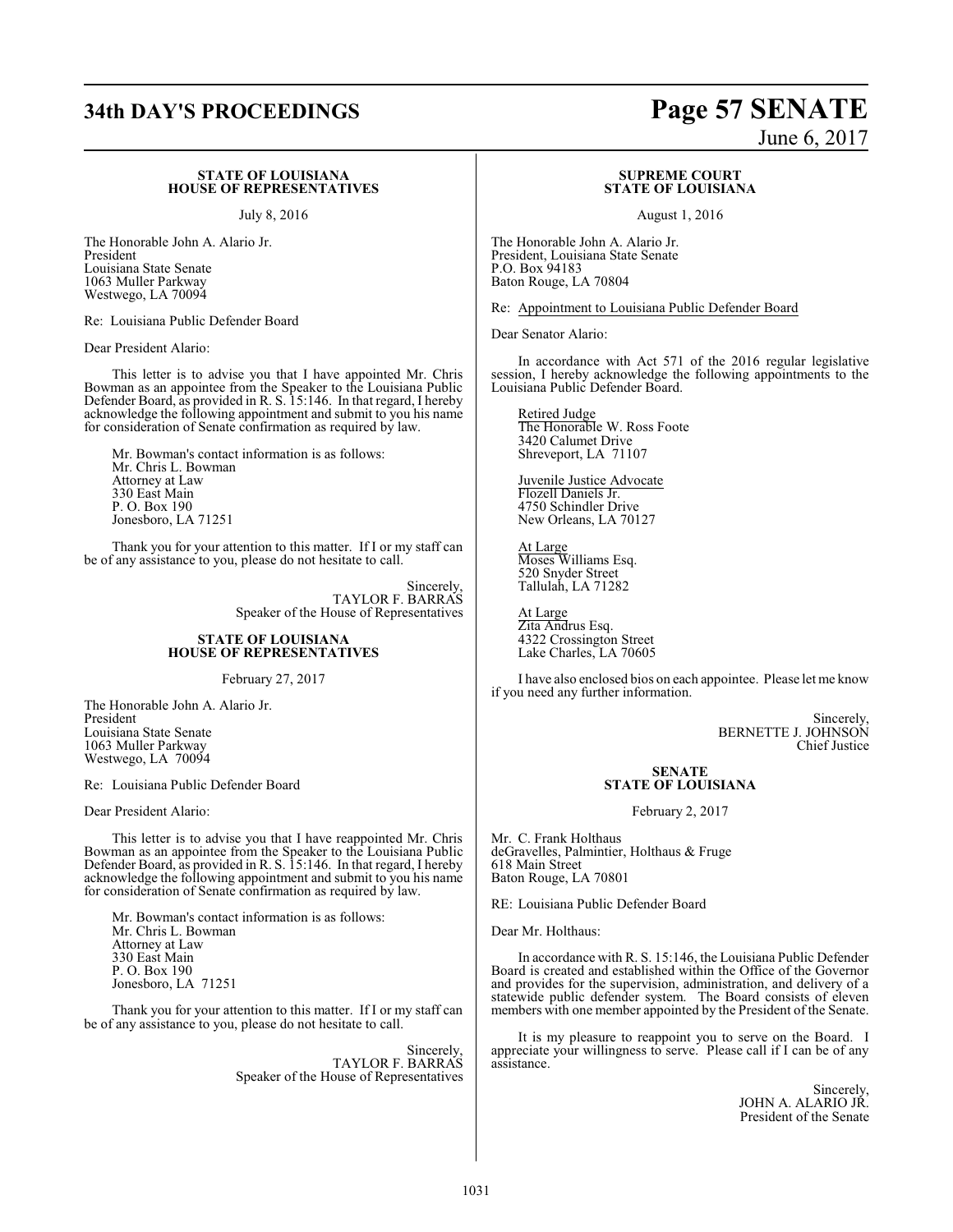### STATE OF LOUISIANA
### HOUSE OF REPRESENTATIVES

July 8, 2016

The Honorable John A. Alario Jr.
President
Louisiana State Senate
1063 Muller Parkway
Westwego, LA 70094

Re: Louisiana Public Defender Board

Dear President Alario:

This letter is to advise you that I have appointed Mr. Chris Bowman as an appointee from the Speaker to the Louisiana Public Defender Board, as provided in R. S. 15:146. In that regard, I hereby acknowledge the following appointment and submit to you his name for consideration of Senate confirmation as required by law.

Mr. Bowman's contact information is as follows:
Mr. Chris L. Bowman
Attorney at Law
330 East Main
P. O. Box 190
Jonesboro, LA 71251

Thank you for your attention to this matter. If I or my staff can be of any assistance to you, please do not hesitate to call.

Sincerely,
TAYLOR F. BARRAS
Speaker of the House of Representatives

### STATE OF LOUISIANA
### HOUSE OF REPRESENTATIVES

February 27, 2017

The Honorable John A. Alario Jr.
President
Louisiana State Senate
1063 Muller Parkway
Westwego, LA 70094

Re: Louisiana Public Defender Board

Dear President Alario:

This letter is to advise you that I have reappointed Mr. Chris Bowman as an appointee from the Speaker to the Louisiana Public Defender Board, as provided in R. S. 15:146. In that regard, I hereby acknowledge the following appointment and submit to you his name for consideration of Senate confirmation as required by law.

Mr. Bowman's contact information is as follows:
Mr. Chris L. Bowman
Attorney at Law
330 East Main
P. O. Box 190
Jonesboro, LA 71251

Thank you for your attention to this matter. If I or my staff can be of any assistance to you, please do not hesitate to call.

Sincerely,
TAYLOR F. BARRAS
Speaker of the House of Representatives

### SUPREME COURT
### STATE OF LOUISIANA

August 1, 2016

The Honorable John A. Alario Jr.
President, Louisiana State Senate
P.O. Box 94183
Baton Rouge, LA 70804

Re: Appointment to Louisiana Public Defender Board

Dear Senator Alario:

In accordance with Act 571 of the 2016 regular legislative session, I hereby acknowledge the following appointments to the Louisiana Public Defender Board.

Retired Judge
The Honorable W. Ross Foote
3420 Calumet Drive
Shreveport, LA 71107

Juvenile Justice Advocate
Flozell Daniels Jr.
4750 Schindler Drive
New Orleans, LA 70127

At Large
Moses Williams Esq.
520 Snyder Street
Tallulah, LA 71282

At Large
Zita Andrus Esq.
4322 Crossington Street
Lake Charles, LA 70605

I have also enclosed bios on each appointee. Please let me know if you need any further information.

Sincerely,
BERNETTE J. JOHNSON
Chief Justice

### SENATE
### STATE OF LOUISIANA

February 2, 2017

Mr. C. Frank Holthaus
deGravelles, Palmintier, Holthaus & Fruge
618 Main Street
Baton Rouge, LA 70801

RE: Louisiana Public Defender Board

Dear Mr. Holthaus:

In accordance with R. S. 15:146, the Louisiana Public Defender Board is created and established within the Office of the Governor and provides for the supervision, administration, and delivery of a statewide public defender system. The Board consists of eleven members with one member appointed by the President of the Senate.

It is my pleasure to reappoint you to serve on the Board. I appreciate your willingness to serve. Please call if I can be of any assistance.

Sincerely,
JOHN A. ALARIO JR.
President of the Senate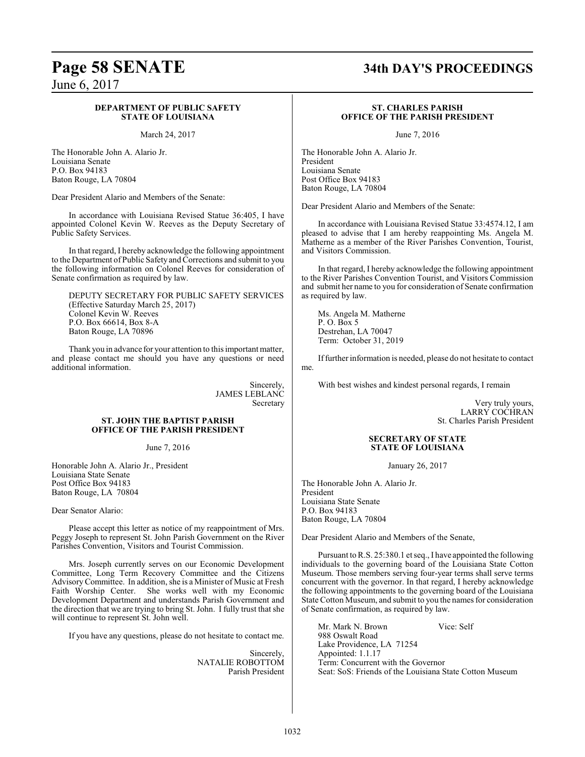**DEPARTMENT OF PUBLIC SAFETY**
**STATE OF LOUISIANA**

March 24, 2017

The Honorable John A. Alario Jr.
Louisiana Senate
P.O. Box 94183
Baton Rouge, LA 70804

Dear President Alario and Members of the Senate:

In accordance with Louisiana Revised Statue 36:405, I have appointed Colonel Kevin W. Reeves as the Deputy Secretary of Public Safety Services.

In that regard, I hereby acknowledge the following appointment to the Department of Public Safety and Corrections and submit to you the following information on Colonel Reeves for consideration of Senate confirmation as required by law.

DEPUTY SECRETARY FOR PUBLIC SAFETY SERVICES
(Effective Saturday March 25, 2017)
Colonel Kevin W. Reeves
P.O. Box 66614, Box 8-A
Baton Rouge, LA 70896

Thank you in advance for your attention to this important matter, and please contact me should you have any questions or need additional information.

Sincerely,
JAMES LEBLANC
Secretary

**ST. JOHN THE BAPTIST PARISH**
**OFFICE OF THE PARISH PRESIDENT**

June 7, 2016

Honorable John A. Alario Jr., President
Louisiana State Senate
Post Office Box 94183
Baton Rouge, LA 70804

Dear Senator Alario:

Please accept this letter as notice of my reappointment of Mrs. Peggy Joseph to represent St. John Parish Government on the River Parishes Convention, Visitors and Tourist Commission.

Mrs. Joseph currently serves on our Economic Development Committee, Long Term Recovery Committee and the Citizens Advisory Committee. In addition, she is a Minister of Music at Fresh Faith Worship Center. She works well with my Economic Development Department and understands Parish Government and the direction that we are trying to bring St. John. I fully trust that she will continue to represent St. John well.

If you have any questions, please do not hesitate to contact me.

Sincerely,
NATALIE ROBOTTOM
Parish President

**ST. CHARLES PARISH**
**OFFICE OF THE PARISH PRESIDENT**

June 7, 2016

The Honorable John A. Alario Jr.
President
Louisiana Senate
Post Office Box 94183
Baton Rouge, LA 70804

Dear President Alario and Members of the Senate:

In accordance with Louisiana Revised Statue 33:4574.12, I am pleased to advise that I am hereby reappointing Ms. Angela M. Matherne as a member of the River Parishes Convention, Tourist, and Visitors Commission.

In that regard, I hereby acknowledge the following appointment to the River Parishes Convention Tourist, and Visitors Commission and submit her name to you for consideration of Senate confirmation as required by law.

Ms. Angela M. Matherne
P. O. Box 5
Destrehan, LA 70047
Term: October 31, 2019

If further information is needed, please do not hesitate to contact me.

With best wishes and kindest personal regards, I remain

Very truly yours,
LARRY COCHRAN
St. Charles Parish President

**SECRETARY OF STATE**
**STATE OF LOUISIANA**

January 26, 2017

The Honorable John A. Alario Jr.
President
Louisiana State Senate
P.O. Box 94183
Baton Rouge, LA 70804

Dear President Alario and Members of the Senate,

Pursuant to R.S. 25:380.1 et seq., I have appointed the following individuals to the governing board of the Louisiana State Cotton Museum. Those members serving four-year terms shall serve terms concurrent with the governor. In that regard, I hereby acknowledge the following appointments to the governing board of the Louisiana State Cotton Museum, and submit to you the names for consideration of Senate confirmation, as required by law.

Mr. Mark N. Brown Vice: Self
988 Oswalt Road
Lake Providence, LA 71254
Appointed: 1.1.17
Term: Concurrent with the Governor
Seat: SoS: Friends of the Louisiana State Cotton Museum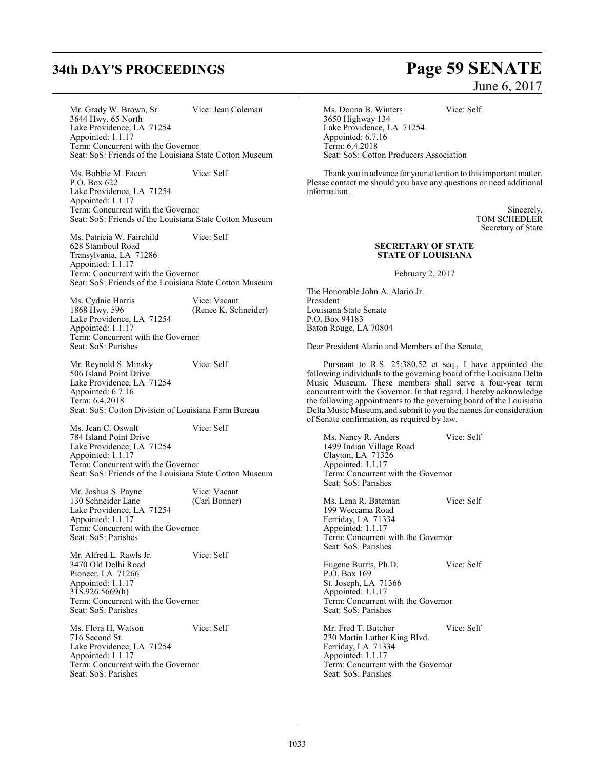Mr. Grady W. Brown, Sr. Vice: Jean Coleman
3644 Hwy. 65 North
Lake Providence, LA 71254
Appointed: 1.1.17
Term: Concurrent with the Governor
Seat: SoS: Friends of the Louisiana State Cotton Museum

Ms. Bobbie M. Facen Vice: Self
P.O. Box 622
Lake Providence, LA 71254
Appointed: 1.1.17
Term: Concurrent with the Governor
Seat: SoS: Friends of the Louisiana State Cotton Museum

Ms. Patricia W. Fairchild Vice: Self
628 Stamboul Road
Transylvania, LA 71286
Appointed: 1.1.17
Term: Concurrent with the Governor
Seat: SoS: Friends of the Louisiana State Cotton Museum

Ms. Cydnie Harris Vice: Vacant (Renee K. Schneider)
1868 Hwy. 596
Lake Providence, LA 71254
Appointed: 1.1.17
Term: Concurrent with the Governor
Seat: SoS: Parishes

Mr. Reynold S. Minsky Vice: Self
506 Island Point Drive
Lake Providence, LA 71254
Appointed: 6.7.16
Term: 6.4.2018
Seat: SoS: Cotton Division of Louisiana Farm Bureau

Ms. Jean C. Oswalt Vice: Self
784 Island Point Drive
Lake Providence, LA 71254
Appointed: 1.1.17
Term: Concurrent with the Governor
Seat: SoS: Friends of the Louisiana State Cotton Museum

Mr. Joshua S. Payne Vice: Vacant (Carl Bonner)
130 Schneider Lane
Lake Providence, LA 71254
Appointed: 1.1.17
Term: Concurrent with the Governor
Seat: SoS: Parishes

Mr. Alfred L. Rawls Jr. Vice: Self
3470 Old Delhi Road
Pioneer, LA 71266
Appointed: 1.1.17
318.926.5669(h)
Term: Concurrent with the Governor
Seat: SoS: Parishes

Ms. Flora H. Watson Vice: Self
716 Second St.
Lake Providence, LA 71254
Appointed: 1.1.17
Term: Concurrent with the Governor
Seat: SoS: Parishes

Ms. Donna B. Winters Vice: Self
3650 Highway 134
Lake Providence, LA 71254
Appointed: 6.7.16
Term: 6.4.2018
Seat: SoS: Cotton Producers Association

Thank you in advance for your attention to this important matter. Please contact me should you have any questions or need additional information.

Sincerely,
TOM SCHEDLER
Secretary of State

**SECRETARY OF STATE**
**STATE OF LOUISIANA**

February 2, 2017

The Honorable John A. Alario Jr.
President
Louisiana State Senate
P.O. Box 94183
Baton Rouge, LA 70804

Dear President Alario and Members of the Senate,

Pursuant to R.S. 25:380.52 et seq., I have appointed the following individuals to the governing board of the Louisiana Delta Music Museum. These members shall serve a four-year term concurrent with the Governor. In that regard, I hereby acknowledge the following appointments to the governing board of the Louisiana Delta Music Museum, and submit to you the names for consideration of Senate confirmation, as required by law.

Ms. Nancy R. Anders Vice: Self
1499 Indian Village Road
Clayton, LA 71326
Appointed: 1.1.17
Term: Concurrent with the Governor
Seat: SoS: Parishes

Ms. Lena R. Bateman Vice: Self
199 Weecama Road
Ferriday, LA 71334
Appointed: 1.1.17
Term: Concurrent with the Governor
Seat: SoS: Parishes

Eugene Burris, Ph.D. Vice: Self
P.O. Box 169
St. Joseph, LA 71366
Appointed: 1.1.17
Term: Concurrent with the Governor
Seat: SoS: Parishes

Mr. Fred T. Butcher Vice: Self
230 Martin Luther King Blvd.
Ferriday, LA 71334
Appointed: 1.1.17
Term: Concurrent with the Governor
Seat: SoS: Parishes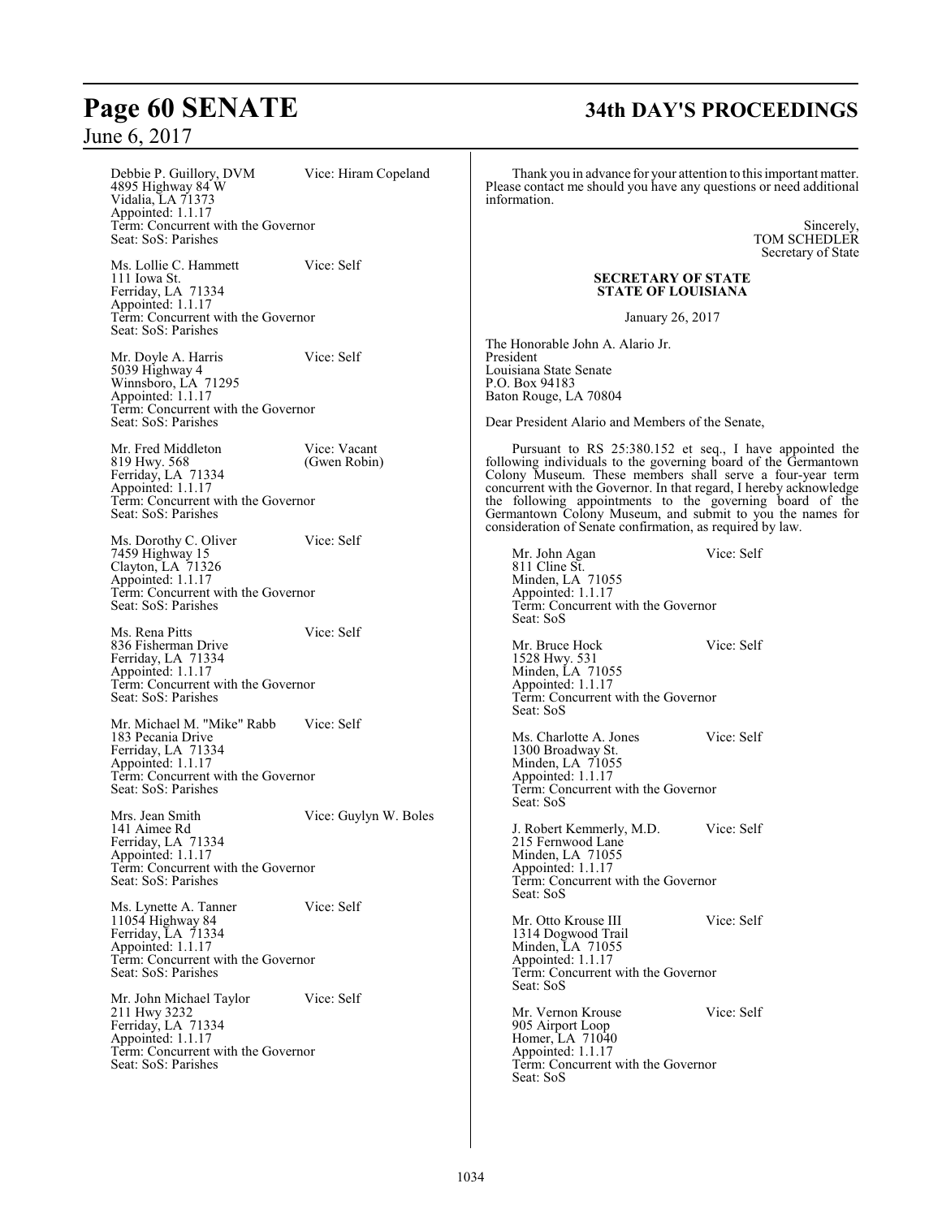Debbie P. Guillory, DVM — Vice: Hiram Copeland
4895 Highway 84 W
Vidalia, LA 71373
Appointed: 1.1.17
Term: Concurrent with the Governor
Seat: SoS: Parishes

Ms. Lollie C. Hammett — Vice: Self
111 Iowa St.
Ferriday, LA 71334
Appointed: 1.1.17
Term: Concurrent with the Governor
Seat: SoS: Parishes

Mr. Doyle A. Harris — Vice: Self
5039 Highway 4
Winnsboro, LA 71295
Appointed: 1.1.17
Term: Concurrent with the Governor
Seat: SoS: Parishes

Mr. Fred Middleton — Vice: Vacant (Gwen Robin)
819 Hwy. 568
Ferriday, LA 71334
Appointed: 1.1.17
Term: Concurrent with the Governor
Seat: SoS: Parishes

Ms. Dorothy C. Oliver — Vice: Self
7459 Highway 15
Clayton, LA 71326
Appointed: 1.1.17
Term: Concurrent with the Governor
Seat: SoS: Parishes

Ms. Rena Pitts — Vice: Self
836 Fisherman Drive
Ferriday, LA 71334
Appointed: 1.1.17
Term: Concurrent with the Governor
Seat: SoS: Parishes

Mr. Michael M. "Mike" Rabb — Vice: Self
183 Pecania Drive
Ferriday, LA 71334
Appointed: 1.1.17
Term: Concurrent with the Governor
Seat: SoS: Parishes

Mrs. Jean Smith — Vice: Guylyn W. Boles
141 Aimee Rd
Ferriday, LA 71334
Appointed: 1.1.17
Term: Concurrent with the Governor
Seat: SoS: Parishes

Ms. Lynette A. Tanner — Vice: Self
11054 Highway 84
Ferriday, LA 71334
Appointed: 1.1.17
Term: Concurrent with the Governor
Seat: SoS: Parishes

Mr. John Michael Taylor — Vice: Self
211 Hwy 3232
Ferriday, LA 71334
Appointed: 1.1.17
Term: Concurrent with the Governor
Seat: SoS: Parishes

Thank you in advance for your attention to this important matter. Please contact me should you have any questions or need additional information.

Sincerely,
TOM SCHEDLER
Secretary of State

**SECRETARY OF STATE**
**STATE OF LOUISIANA**

January 26, 2017

The Honorable John A. Alario Jr.
President
Louisiana State Senate
P.O. Box 94183
Baton Rouge, LA 70804

Dear President Alario and Members of the Senate,

Pursuant to RS 25:380.152 et seq., I have appointed the following individuals to the governing board of the Germantown Colony Museum. These members shall serve a four-year term concurrent with the Governor. In that regard, I hereby acknowledge the following appointments to the governing board of the Germantown Colony Museum, and submit to you the names for consideration of Senate confirmation, as required by law.

Mr. John Agan — Vice: Self
811 Cline St.
Minden, LA 71055
Appointed: 1.1.17
Term: Concurrent with the Governor
Seat: SoS

Mr. Bruce Hock — Vice: Self
1528 Hwy. 531
Minden, LA 71055
Appointed: 1.1.17
Term: Concurrent with the Governor
Seat: SoS

Ms. Charlotte A. Jones — Vice: Self
1300 Broadway St.
Minden, LA 71055
Appointed: 1.1.17
Term: Concurrent with the Governor
Seat: SoS

J. Robert Kemmerly, M.D. — Vice: Self
215 Fernwood Lane
Minden, LA 71055
Appointed: 1.1.17
Term: Concurrent with the Governor
Seat: SoS

Mr. Otto Krouse III — Vice: Self
1314 Dogwood Trail
Minden, LA 71055
Appointed: 1.1.17
Term: Concurrent with the Governor
Seat: SoS

Mr. Vernon Krouse — Vice: Self
905 Airport Loop
Homer, LA 71040
Appointed: 1.1.17
Term: Concurrent with the Governor
Seat: SoS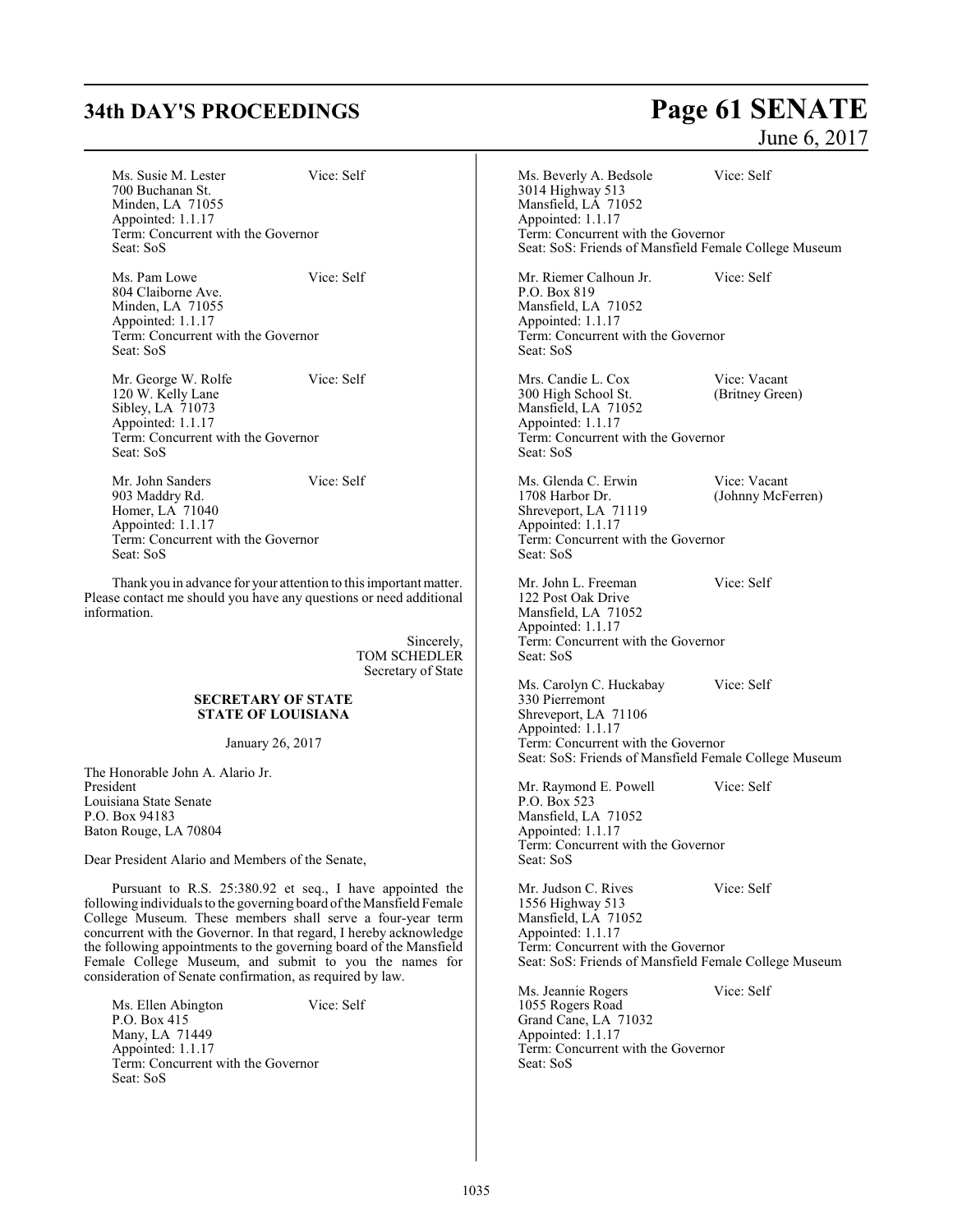Ms. Susie M. Lester Vice: Self
700 Buchanan St.
Minden, LA 71055
Appointed: 1.1.17
Term: Concurrent with the Governor
Seat: SoS

Ms. Pam Lowe Vice: Self
804 Claiborne Ave.
Minden, LA 71055
Appointed: 1.1.17
Term: Concurrent with the Governor
Seat: SoS

Mr. George W. Rolfe Vice: Self
120 W. Kelly Lane
Sibley, LA 71073
Appointed: 1.1.17
Term: Concurrent with the Governor
Seat: SoS

Mr. John Sanders Vice: Self
903 Maddry Rd.
Homer, LA 71040
Appointed: 1.1.17
Term: Concurrent with the Governor
Seat: SoS

Thank you in advance for your attention to this important matter. Please contact me should you have any questions or need additional information.

Sincerely,
TOM SCHEDLER
Secretary of State

**SECRETARY OF STATE**
**STATE OF LOUISIANA**

January 26, 2017

The Honorable John A. Alario Jr.
President
Louisiana State Senate
P.O. Box 94183
Baton Rouge, LA 70804

Dear President Alario and Members of the Senate,

Pursuant to R.S. 25:380.92 et seq., I have appointed the following individuals to the governing board of the Mansfield Female College Museum. These members shall serve a four-year term concurrent with the Governor. In that regard, I hereby acknowledge the following appointments to the governing board of the Mansfield Female College Museum, and submit to you the names for consideration of Senate confirmation, as required by law.

Ms. Ellen Abington Vice: Self
P.O. Box 415
Many, LA 71449
Appointed: 1.1.17
Term: Concurrent with the Governor
Seat: SoS

Ms. Beverly A. Bedsole Vice: Self
3014 Highway 513
Mansfield, LA 71052
Appointed: 1.1.17
Term: Concurrent with the Governor
Seat: SoS: Friends of Mansfield Female College Museum

Mr. Riemer Calhoun Jr. Vice: Self
P.O. Box 819
Mansfield, LA 71052
Appointed: 1.1.17
Term: Concurrent with the Governor
Seat: SoS

Mrs. Candie L. Cox Vice: Vacant
300 High School St. (Britney Green)
Mansfield, LA 71052
Appointed: 1.1.17
Term: Concurrent with the Governor
Seat: SoS

Ms. Glenda C. Erwin Vice: Vacant
1708 Harbor Dr. (Johnny McFerren)
Shreveport, LA 71119
Appointed: 1.1.17
Term: Concurrent with the Governor
Seat: SoS

Mr. John L. Freeman Vice: Self
122 Post Oak Drive
Mansfield, LA 71052
Appointed: 1.1.17
Term: Concurrent with the Governor
Seat: SoS

Ms. Carolyn C. Huckabay Vice: Self
330 Pierremont
Shreveport, LA 71106
Appointed: 1.1.17
Term: Concurrent with the Governor
Seat: SoS: Friends of Mansfield Female College Museum

Mr. Raymond E. Powell Vice: Self
P.O. Box 523
Mansfield, LA 71052
Appointed: 1.1.17
Term: Concurrent with the Governor
Seat: SoS

Mr. Judson C. Rives Vice: Self
1556 Highway 513
Mansfield, LA 71052
Appointed: 1.1.17
Term: Concurrent with the Governor
Seat: SoS: Friends of Mansfield Female College Museum

Ms. Jeannie Rogers Vice: Self
1055 Rogers Road
Grand Cane, LA 71032
Appointed: 1.1.17
Term: Concurrent with the Governor
Seat: SoS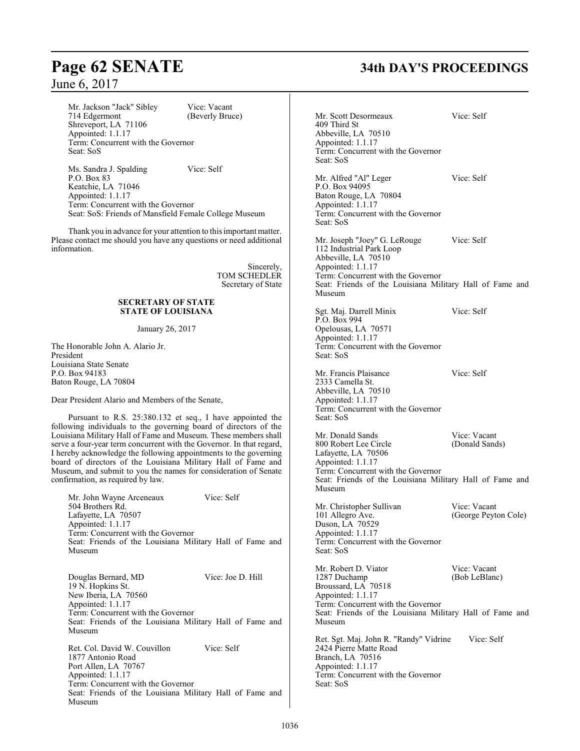Mr. Jackson "Jack" Sibley Vice: Vacant
714 Edgermont (Beverly Bruce)
Shreveport, LA 71106
Appointed: 1.1.17
Term: Concurrent with the Governor
Seat: SoS

Ms. Sandra J. Spalding Vice: Self
P.O. Box 83
Keatchie, LA 71046
Appointed: 1.1.17
Term: Concurrent with the Governor
Seat: SoS: Friends of Mansfield Female College Museum

Thank you in advance for your attention to this important matter. Please contact me should you have any questions or need additional information.

Sincerely,
TOM SCHEDLER
Secretary of State

**SECRETARY OF STATE**
**STATE OF LOUISIANA**

January 26, 2017

The Honorable John A. Alario Jr.
President
Louisiana State Senate
P.O. Box 94183
Baton Rouge, LA 70804

Dear President Alario and Members of the Senate,

Pursuant to R.S. 25:380.132 et seq., I have appointed the following individuals to the governing board of directors of the Louisiana Military Hall of Fame and Museum. These members shall serve a four-year term concurrent with the Governor. In that regard, I hereby acknowledge the following appointments to the governing board of directors of the Louisiana Military Hall of Fame and Museum, and submit to you the names for consideration of Senate confirmation, as required by law.

Mr. John Wayne Arceneaux Vice: Self
504 Brothers Rd.
Lafayette, LA 70507
Appointed: 1.1.17
Term: Concurrent with the Governor
Seat: Friends of the Louisiana Military Hall of Fame and Museum

Douglas Bernard, MD Vice: Joe D. Hill
19 N. Hopkins St.
New Iberia, LA 70560
Appointed: 1.1.17
Term: Concurrent with the Governor
Seat: Friends of the Louisiana Military Hall of Fame and Museum

Ret. Col. David W. Couvillon Vice: Self
1877 Antonio Road
Port Allen, LA 70767
Appointed: 1.1.17
Term: Concurrent with the Governor
Seat: Friends of the Louisiana Military Hall of Fame and Museum

Mr. Scott Desormeaux Vice: Self
409 Third St
Abbeville, LA 70510
Appointed: 1.1.17
Term: Concurrent with the Governor
Seat: SoS

Mr. Alfred "Al" Leger Vice: Self
P.O. Box 94095
Baton Rouge, LA 70804
Appointed: 1.1.17
Term: Concurrent with the Governor
Seat: SoS

Mr. Joseph "Joey" G. LeRouge Vice: Self
112 Industrial Park Loop
Abbeville, LA 70510
Appointed: 1.1.17
Term: Concurrent with the Governor
Seat: Friends of the Louisiana Military Hall of Fame and Museum

Sgt. Maj. Darrell Minix Vice: Self
P.O. Box 994
Opelousas, LA 70571
Appointed: 1.1.17
Term: Concurrent with the Governor
Seat: SoS

Mr. Francis Plaisance Vice: Self
2333 Camella St.
Abbeville, LA 70510
Appointed: 1.1.17
Term: Concurrent with the Governor
Seat: SoS

Mr. Donald Sands Vice: Vacant
800 Robert Lee Circle (Donald Sands)
Lafayette, LA 70506
Appointed: 1.1.17
Term: Concurrent with the Governor
Seat: Friends of the Louisiana Military Hall of Fame and Museum

Mr. Christopher Sullivan Vice: Vacant
101 Allegro Ave. (George Peyton Cole)
Duson, LA 70529
Appointed: 1.1.17
Term: Concurrent with the Governor
Seat: SoS

Mr. Robert D. Viator Vice: Vacant
1287 Duchamp (Bob LeBlanc)
Broussard, LA 70518
Appointed: 1.1.17
Term: Concurrent with the Governor
Seat: Friends of the Louisiana Military Hall of Fame and Museum

Ret. Sgt. Maj. John R. "Randy" Vidrine Vice: Self
2424 Pierre Matte Road
Branch, LA 70516
Appointed: 1.1.17
Term: Concurrent with the Governor
Seat: SoS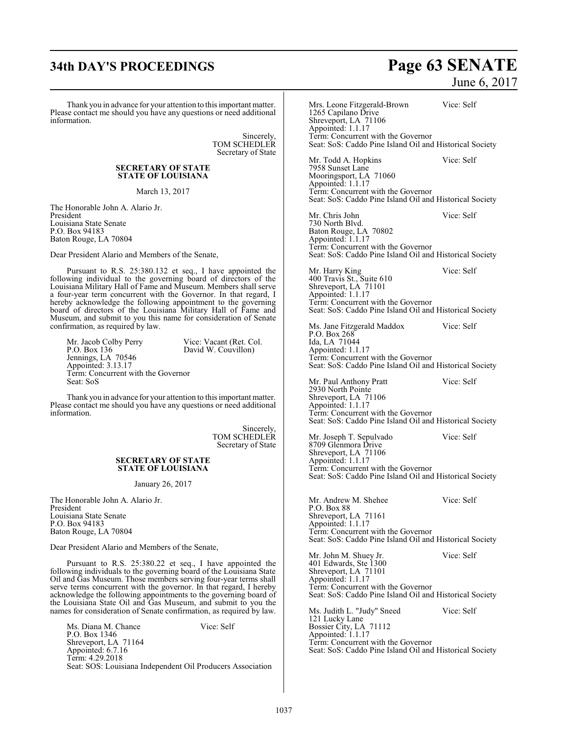Thank you in advance for your attention to this important matter. Please contact me should you have any questions or need additional information.

Sincerely,
TOM SCHEDLER
Secretary of State

**SECRETARY OF STATE**
**STATE OF LOUISIANA**

March 13, 2017

The Honorable John A. Alario Jr.
President
Louisiana State Senate
P.O. Box 94183
Baton Rouge, LA 70804

Dear President Alario and Members of the Senate,

Pursuant to R.S. 25:380.132 et seq., I have appointed the following individual to the governing board of directors of the Louisiana Military Hall of Fame and Museum. Members shall serve a four-year term concurrent with the Governor. In that regard, I hereby acknowledge the following appointment to the governing board of directors of the Louisiana Military Hall of Fame and Museum, and submit to you this name for consideration of Senate confirmation, as required by law.

Mr. Jacob Colby Perry — Vice: Vacant (Ret. Col. David W. Couvillon)
P.O. Box 136
Jennings, LA 70546
Appointed: 3.13.17
Term: Concurrent with the Governor
Seat: SoS

Thank you in advance for your attention to this important matter. Please contact me should you have any questions or need additional information.

Sincerely,
TOM SCHEDLER
Secretary of State

**SECRETARY OF STATE**
**STATE OF LOUISIANA**

January 26, 2017

The Honorable John A. Alario Jr.
President
Louisiana State Senate
P.O. Box 94183
Baton Rouge, LA 70804

Dear President Alario and Members of the Senate,

Pursuant to R.S. 25:380.22 et seq., I have appointed the following individuals to the governing board of the Louisiana State Oil and Gas Museum. Those members serving four-year terms shall serve terms concurrent with the governor. In that regard, I hereby acknowledge the following appointments to the governing board of the Louisiana State Oil and Gas Museum, and submit to you the names for consideration of Senate confirmation, as required by law.

Ms. Diana M. Chance — Vice: Self
P.O. Box 1346
Shreveport, LA 71164
Appointed: 6.7.16
Term: 4.29.2018
Seat: SOS: Louisiana Independent Oil Producers Association

Mrs. Leone Fitzgerald-Brown — Vice: Self
1265 Capilano Drive
Shreveport, LA 71106
Appointed: 1.1.17
Term: Concurrent with the Governor
Seat: SoS: Caddo Pine Island Oil and Historical Society

Mr. Todd A. Hopkins — Vice: Self
7958 Sunset Lane
Mooringsport, LA 71060
Appointed: 1.1.17
Term: Concurrent with the Governor
Seat: SoS: Caddo Pine Island Oil and Historical Society

Mr. Chris John — Vice: Self
730 North Blvd.
Baton Rouge, LA 70802
Appointed: 1.1.17
Term: Concurrent with the Governor
Seat: SoS: Caddo Pine Island Oil and Historical Society

Mr. Harry King — Vice: Self
400 Travis St., Suite 610
Shreveport, LA 71101
Appointed: 1.1.17
Term: Concurrent with the Governor
Seat: SoS: Caddo Pine Island Oil and Historical Society

Ms. Jane Fitzgerald Maddox — Vice: Self
P.O. Box 268
Ida, LA 71044
Appointed: 1.1.17
Term: Concurrent with the Governor
Seat: SoS: Caddo Pine Island Oil and Historical Society

Mr. Paul Anthony Pratt — Vice: Self
2930 North Pointe
Shreveport, LA 71106
Appointed: 1.1.17
Term: Concurrent with the Governor
Seat: SoS: Caddo Pine Island Oil and Historical Society

Mr. Joseph T. Sepulvado — Vice: Self
8709 Glenmora Drive
Shreveport, LA 71106
Appointed: 1.1.17
Term: Concurrent with the Governor
Seat: SoS: Caddo Pine Island Oil and Historical Society

Mr. Andrew M. Shehee — Vice: Self
P.O. Box 88
Shreveport, LA 71161
Appointed: 1.1.17
Term: Concurrent with the Governor
Seat: SoS: Caddo Pine Island Oil and Historical Society

Mr. John M. Shuey Jr. — Vice: Self
401 Edwards, Ste 1300
Shreveport, LA 71101
Appointed: 1.1.17
Term: Concurrent with the Governor
Seat: SoS: Caddo Pine Island Oil and Historical Society

Ms. Judith L. "Judy" Sneed — Vice: Self
121 Lucky Lane
Bossier City, LA 71112
Appointed: 1.1.17
Term: Concurrent with the Governor
Seat: SoS: Caddo Pine Island Oil and Historical Society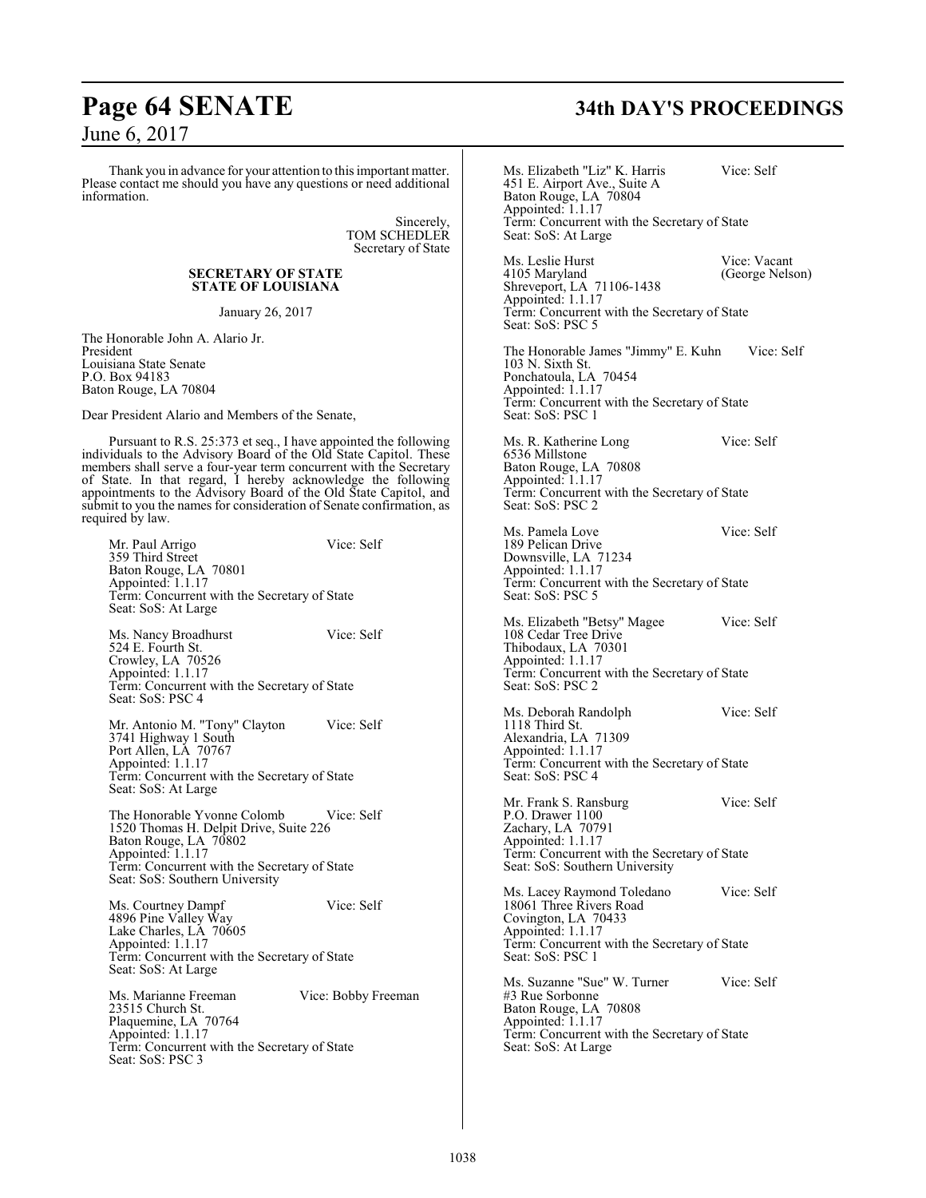Thank you in advance for your attention to this important matter. Please contact me should you have any questions or need additional information.

Sincerely,
TOM SCHEDLER
Secretary of State

**SECRETARY OF STATE**
**STATE OF LOUISIANA**

January 26, 2017

The Honorable John A. Alario Jr.
President
Louisiana State Senate
P.O. Box 94183
Baton Rouge, LA 70804

Dear President Alario and Members of the Senate,

Pursuant to R.S. 25:373 et seq., I have appointed the following individuals to the Advisory Board of the Old State Capitol. These members shall serve a four-year term concurrent with the Secretary of State. In that regard, I hereby acknowledge the following appointments to the Advisory Board of the Old State Capitol, and submit to you the names for consideration of Senate confirmation, as required by law.

Mr. Paul Arrigo — Vice: Self
359 Third Street
Baton Rouge, LA 70801
Appointed: 1.1.17
Term: Concurrent with the Secretary of State
Seat: SoS: At Large

Ms. Nancy Broadhurst — Vice: Self
524 E. Fourth St.
Crowley, LA 70526
Appointed: 1.1.17
Term: Concurrent with the Secretary of State
Seat: SoS: PSC 4

Mr. Antonio M. "Tony" Clayton — Vice: Self
3741 Highway 1 South
Port Allen, LA 70767
Appointed: 1.1.17
Term: Concurrent with the Secretary of State
Seat: SoS: At Large

The Honorable Yvonne Colomb — Vice: Self
1520 Thomas H. Delpit Drive, Suite 226
Baton Rouge, LA 70802
Appointed: 1.1.17
Term: Concurrent with the Secretary of State
Seat: SoS: Southern University

Ms. Courtney Dampf — Vice: Self
4896 Pine Valley Way
Lake Charles, LA 70605
Appointed: 1.1.17
Term: Concurrent with the Secretary of State
Seat: SoS: At Large

Ms. Marianne Freeman — Vice: Bobby Freeman
23515 Church St.
Plaquemine, LA 70764
Appointed: 1.1.17
Term: Concurrent with the Secretary of State
Seat: SoS: PSC 3

Ms. Elizabeth "Liz" K. Harris — Vice: Self
451 E. Airport Ave., Suite A
Baton Rouge, LA 70804
Appointed: 1.1.17
Term: Concurrent with the Secretary of State
Seat: SoS: At Large

Ms. Leslie Hurst — Vice: Vacant (George Nelson)
4105 Maryland
Shreveport, LA 71106-1438
Appointed: 1.1.17
Term: Concurrent with the Secretary of State
Seat: SoS: PSC 5

The Honorable James "Jimmy" E. Kuhn — Vice: Self
103 N. Sixth St.
Ponchatoula, LA 70454
Appointed: 1.1.17
Term: Concurrent with the Secretary of State
Seat: SoS: PSC 1

Ms. R. Katherine Long — Vice: Self
6536 Millstone
Baton Rouge, LA 70808
Appointed: 1.1.17
Term: Concurrent with the Secretary of State
Seat: SoS: PSC 2

Ms. Pamela Love — Vice: Self
189 Pelican Drive
Downsville, LA 71234
Appointed: 1.1.17
Term: Concurrent with the Secretary of State
Seat: SoS: PSC 5

Ms. Elizabeth "Betsy" Magee — Vice: Self
108 Cedar Tree Drive
Thibodaux, LA 70301
Appointed: 1.1.17
Term: Concurrent with the Secretary of State
Seat: SoS: PSC 2

Ms. Deborah Randolph — Vice: Self
1118 Third St.
Alexandria, LA 71309
Appointed: 1.1.17
Term: Concurrent with the Secretary of State
Seat: SoS: PSC 4

Mr. Frank S. Ransburg — Vice: Self
P.O. Drawer 1100
Zachary, LA 70791
Appointed: 1.1.17
Term: Concurrent with the Secretary of State
Seat: SoS: Southern University

Ms. Lacey Raymond Toledano — Vice: Self
18061 Three Rivers Road
Covington, LA 70433
Appointed: 1.1.17
Term: Concurrent with the Secretary of State
Seat: SoS: PSC 1

Ms. Suzanne "Sue" W. Turner — Vice: Self
#3 Rue Sorbonne
Baton Rouge, LA 70808
Appointed: 1.1.17
Term: Concurrent with the Secretary of State
Seat: SoS: At Large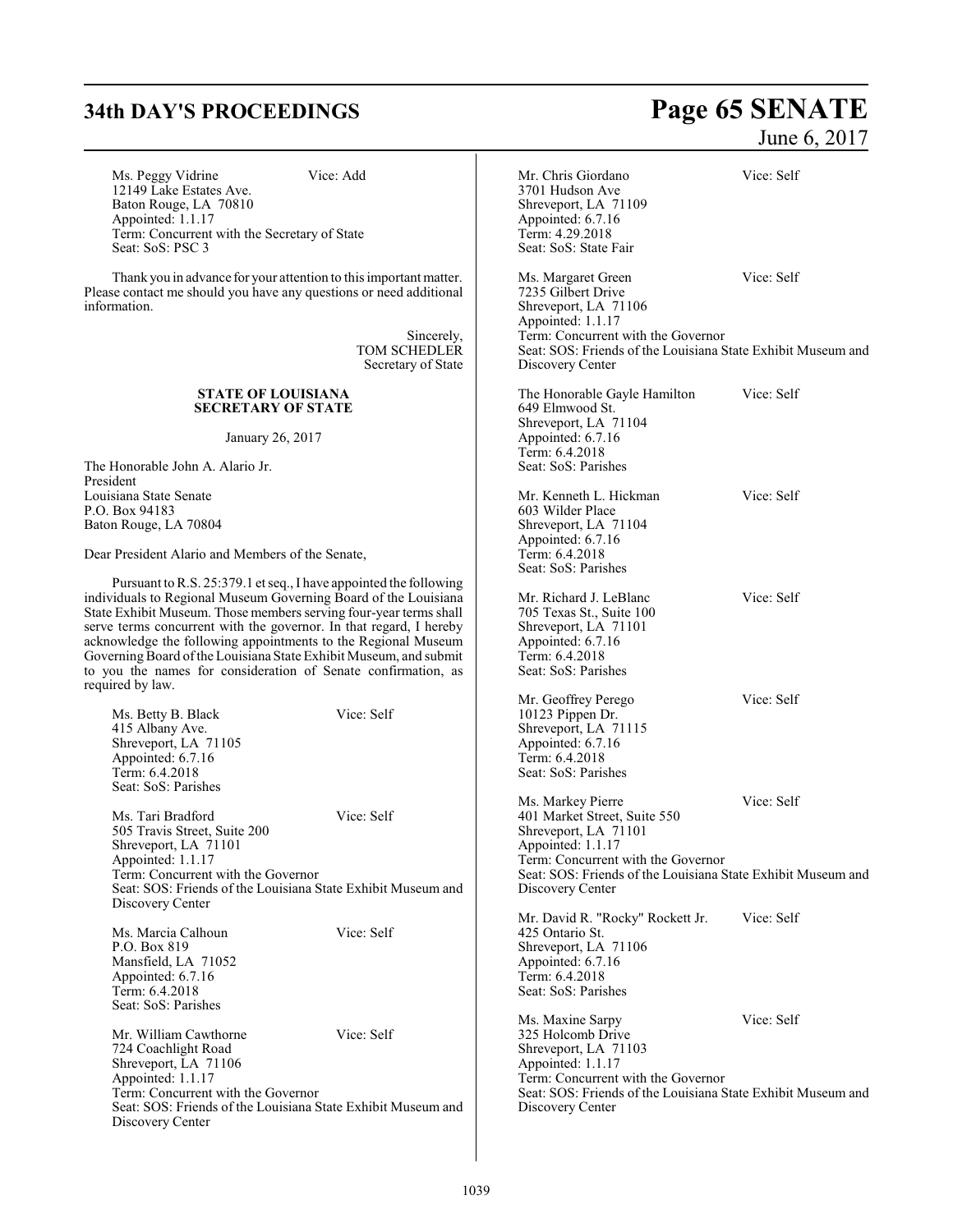Ms. Peggy Vidrine Vice: Add
12149 Lake Estates Ave.
Baton Rouge, LA 70810
Appointed: 1.1.17
Term: Concurrent with the Secretary of State
Seat: SoS: PSC 3

Thank you in advance for your attention to this important matter. Please contact me should you have any questions or need additional information.

Sincerely,
TOM SCHEDLER
Secretary of State

**STATE OF LOUISIANA**
**SECRETARY OF STATE**

January 26, 2017

The Honorable John A. Alario Jr.
President
Louisiana State Senate
P.O. Box 94183
Baton Rouge, LA 70804

Dear President Alario and Members of the Senate,

Pursuant to R.S. 25:379.1 et seq., I have appointed the following individuals to Regional Museum Governing Board of the Louisiana State Exhibit Museum. Those members serving four-year terms shall serve terms concurrent with the governor. In that regard, I hereby acknowledge the following appointments to the Regional Museum Governing Board of the Louisiana State Exhibit Museum, and submit to you the names for consideration of Senate confirmation, as required by law.

Ms. Betty B. Black Vice: Self
415 Albany Ave.
Shreveport, LA 71105
Appointed: 6.7.16
Term: 6.4.2018
Seat: SoS: Parishes

Ms. Tari Bradford Vice: Self
505 Travis Street, Suite 200
Shreveport, LA 71101
Appointed: 1.1.17
Term: Concurrent with the Governor
Seat: SOS: Friends of the Louisiana State Exhibit Museum and Discovery Center

Ms. Marcia Calhoun Vice: Self
P.O. Box 819
Mansfield, LA 71052
Appointed: 6.7.16
Term: 6.4.2018
Seat: SoS: Parishes

Mr. William Cawthorne Vice: Self
724 Coachlight Road
Shreveport, LA 71106
Appointed: 1.1.17
Term: Concurrent with the Governor
Seat: SOS: Friends of the Louisiana State Exhibit Museum and Discovery Center

Mr. Chris Giordano Vice: Self
3701 Hudson Ave
Shreveport, LA 71109
Appointed: 6.7.16
Term: 4.29.2018
Seat: SoS: State Fair

Ms. Margaret Green Vice: Self
7235 Gilbert Drive
Shreveport, LA 71106
Appointed: 1.1.17
Term: Concurrent with the Governor
Seat: SOS: Friends of the Louisiana State Exhibit Museum and Discovery Center

The Honorable Gayle Hamilton Vice: Self
649 Elmwood St.
Shreveport, LA 71104
Appointed: 6.7.16
Term: 6.4.2018
Seat: SoS: Parishes

Mr. Kenneth L. Hickman Vice: Self
603 Wilder Place
Shreveport, LA 71104
Appointed: 6.7.16
Term: 6.4.2018
Seat: SoS: Parishes

Mr. Richard J. LeBlanc Vice: Self
705 Texas St., Suite 100
Shreveport, LA 71101
Appointed: 6.7.16
Term: 6.4.2018
Seat: SoS: Parishes

Mr. Geoffrey Perego Vice: Self
10123 Pippen Dr.
Shreveport, LA 71115
Appointed: 6.7.16
Term: 6.4.2018
Seat: SoS: Parishes

Ms. Markey Pierre Vice: Self
401 Market Street, Suite 550
Shreveport, LA 71101
Appointed: 1.1.17
Term: Concurrent with the Governor
Seat: SOS: Friends of the Louisiana State Exhibit Museum and Discovery Center

Mr. David R. "Rocky" Rockett Jr. Vice: Self
425 Ontario St.
Shreveport, LA 71106
Appointed: 6.7.16
Term: 6.4.2018
Seat: SoS: Parishes

Ms. Maxine Sarpy Vice: Self
325 Holcomb Drive
Shreveport, LA 71103
Appointed: 1.1.17
Term: Concurrent with the Governor
Seat: SOS: Friends of the Louisiana State Exhibit Museum and Discovery Center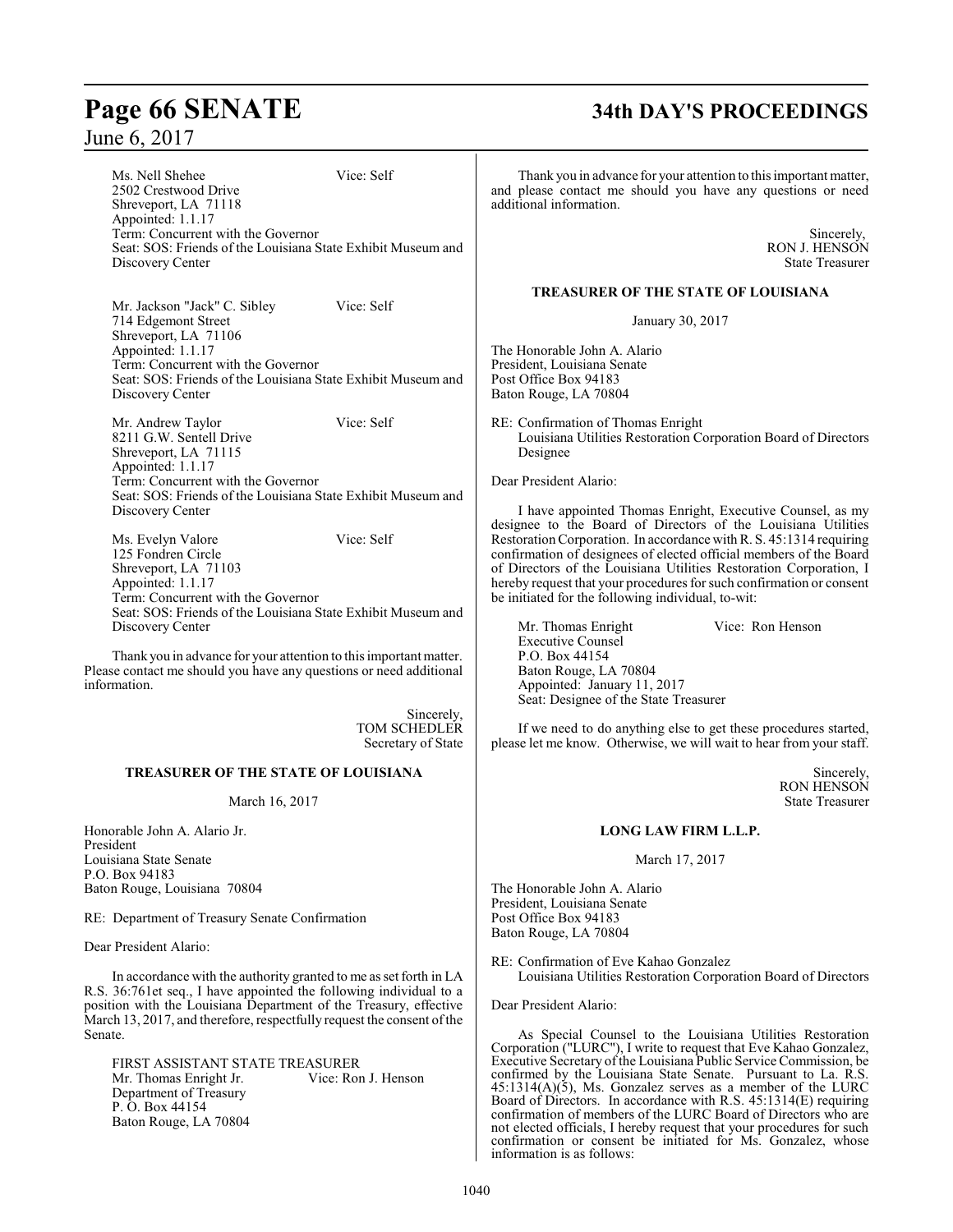Ms. Nell Shehee Vice: Self
2502 Crestwood Drive
Shreveport, LA 71118
Appointed: 1.1.17
Term: Concurrent with the Governor
Seat: SOS: Friends of the Louisiana State Exhibit Museum and Discovery Center

Mr. Jackson "Jack" C. Sibley Vice: Self
714 Edgemont Street
Shreveport, LA 71106
Appointed: 1.1.17
Term: Concurrent with the Governor
Seat: SOS: Friends of the Louisiana State Exhibit Museum and Discovery Center

Mr. Andrew Taylor Vice: Self
8211 G.W. Sentell Drive
Shreveport, LA 71115
Appointed: 1.1.17
Term: Concurrent with the Governor
Seat: SOS: Friends of the Louisiana State Exhibit Museum and Discovery Center

Ms. Evelyn Valore Vice: Self
125 Fondren Circle
Shreveport, LA 71103
Appointed: 1.1.17
Term: Concurrent with the Governor
Seat: SOS: Friends of the Louisiana State Exhibit Museum and Discovery Center

Thank you in advance for your attention to this important matter. Please contact me should you have any questions or need additional information.

Sincerely,
TOM SCHEDLER
Secretary of State

**TREASURER OF THE STATE OF LOUISIANA**

March 16, 2017

Honorable John A. Alario Jr.
President
Louisiana State Senate
P.O. Box 94183
Baton Rouge, Louisiana 70804

RE: Department of Treasury Senate Confirmation

Dear President Alario:

In accordance with the authority granted to me as set forth in LA R.S. 36:761et seq., I have appointed the following individual to a position with the Louisiana Department of the Treasury, effective March 13, 2017, and therefore, respectfully request the consent of the Senate.

FIRST ASSISTANT STATE TREASURER
Mr. Thomas Enright Jr. Vice: Ron J. Henson
Department of Treasury
P. O. Box 44154
Baton Rouge, LA 70804

Thank you in advance for your attention to this important matter, and please contact me should you have any questions or need additional information.

Sincerely,
RON J. HENSON
State Treasurer

**TREASURER OF THE STATE OF LOUISIANA**

January 30, 2017

The Honorable John A. Alario
President, Louisiana Senate
Post Office Box 94183
Baton Rouge, LA 70804

RE: Confirmation of Thomas Enright
Louisiana Utilities Restoration Corporation Board of Directors Designee

Dear President Alario:

I have appointed Thomas Enright, Executive Counsel, as my designee to the Board of Directors of the Louisiana Utilities Restoration Corporation. In accordance with R. S. 45:1314 requiring confirmation of designees of elected official members of the Board of Directors of the Louisiana Utilities Restoration Corporation, I hereby request that your procedures for such confirmation or consent be initiated for the following individual, to-wit:

Mr. Thomas Enright Vice: Ron Henson
Executive Counsel
P.O. Box 44154
Baton Rouge, LA 70804
Appointed: January 11, 2017
Seat: Designee of the State Treasurer

If we need to do anything else to get these procedures started, please let me know. Otherwise, we will wait to hear from your staff.

Sincerely,
RON HENSON
State Treasurer

**LONG LAW FIRM L.L.P.**

March 17, 2017

The Honorable John A. Alario
President, Louisiana Senate
Post Office Box 94183
Baton Rouge, LA 70804

RE: Confirmation of Eve Kahao Gonzalez
Louisiana Utilities Restoration Corporation Board of Directors

Dear President Alario:

As Special Counsel to the Louisiana Utilities Restoration Corporation ("LURC"), I write to request that Eve Kahao Gonzalez, Executive Secretary of the Louisiana Public Service Commission, be confirmed by the Louisiana State Senate. Pursuant to La. R.S. 45:1314(A)(5), Ms. Gonzalez serves as a member of the LURC Board of Directors. In accordance with R.S. 45:1314(E) requiring confirmation of members of the LURC Board of Directors who are not elected officials, I hereby request that your procedures for such confirmation or consent be initiated for Ms. Gonzalez, whose information is as follows: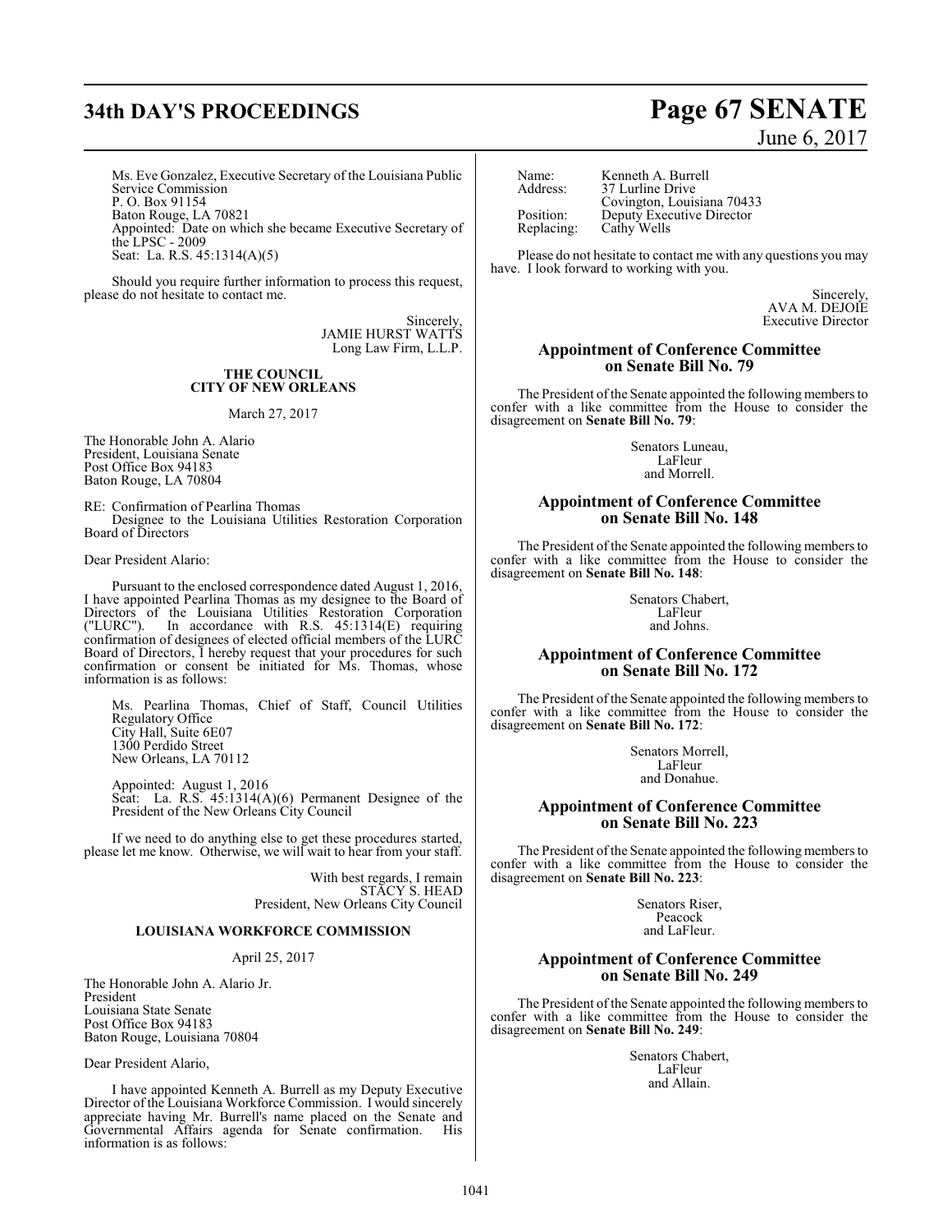Ms. Eve Gonzalez, Executive Secretary of the Louisiana Public Service Commission
P. O. Box 91154
Baton Rouge, LA 70821
Appointed: Date on which she became Executive Secretary of the LPSC - 2009
Seat: La. R.S. 45:1314(A)(5)

Should you require further information to process this request, please do not hesitate to contact me.

Sincerely,
JAMIE HURST WATTS
Long Law Firm, L.L.P.

**THE COUNCIL**
**CITY OF NEW ORLEANS**

March 27, 2017

The Honorable John A. Alario
President, Louisiana Senate
Post Office Box 94183
Baton Rouge, LA 70804

RE: Confirmation of Pearlina Thomas
Designee to the Louisiana Utilities Restoration Corporation Board of Directors

Dear President Alario:

Pursuant to the enclosed correspondence dated August 1, 2016, I have appointed Pearlina Thomas as my designee to the Board of Directors of the Louisiana Utilities Restoration Corporation ("LURC"). In accordance with R.S. 45:1314(E) requiring confirmation of designees of elected official members of the LURC Board of Directors, I hereby request that your procedures for such confirmation or consent be initiated for Ms. Thomas, whose information is as follows:

Ms. Pearlina Thomas, Chief of Staff, Council Utilities Regulatory Office
City Hall, Suite 6E07
1300 Perdido Street
New Orleans, LA 70112

Appointed: August 1, 2016
Seat: La. R.S. 45:1314(A)(6) Permanent Designee of the President of the New Orleans City Council

If we need to do anything else to get these procedures started, please let me know. Otherwise, we will wait to hear from your staff.

With best regards, I remain
STACY S. HEAD
President, New Orleans City Council

**LOUISIANA WORKFORCE COMMISSION**

April 25, 2017

The Honorable John A. Alario Jr.
President
Louisiana State Senate
Post Office Box 94183
Baton Rouge, Louisiana 70804

Dear President Alario,

I have appointed Kenneth A. Burrell as my Deputy Executive Director of the Louisiana Workforce Commission. I would sincerely appreciate having Mr. Burrell's name placed on the Senate and Governmental Affairs agenda for Senate confirmation. His information is as follows:

Name: Kenneth A. Burrell
Address: 37 Lurline Drive
Covington, Louisiana 70433
Position: Deputy Executive Director
Replacing: Cathy Wells

Please do not hesitate to contact me with any questions you may have. I look forward to working with you.

Sincerely,
AVA M. DEJOIE
Executive Director

## Appointment of Conference Committee on Senate Bill No. 79

The President of the Senate appointed the following members to confer with a like committee from the House to consider the disagreement on **Senate Bill No. 79**:

Senators Luneau,
LaFleur
and Morrell.

## Appointment of Conference Committee on Senate Bill No. 148

The President of the Senate appointed the following members to confer with a like committee from the House to consider the disagreement on **Senate Bill No. 148**:

Senators Chabert,
LaFleur
and Johns.

## Appointment of Conference Committee on Senate Bill No. 172

The President of the Senate appointed the following members to confer with a like committee from the House to consider the disagreement on **Senate Bill No. 172**:

Senators Morrell,
LaFleur
and Donahue.

## Appointment of Conference Committee on Senate Bill No. 223

The President of the Senate appointed the following members to confer with a like committee from the House to consider the disagreement on **Senate Bill No. 223**:

Senators Riser,
Peacock
and LaFleur.

## Appointment of Conference Committee on Senate Bill No. 249

The President of the Senate appointed the following members to confer with a like committee from the House to consider the disagreement on **Senate Bill No. 249**:

Senators Chabert,
LaFleur
and Allain.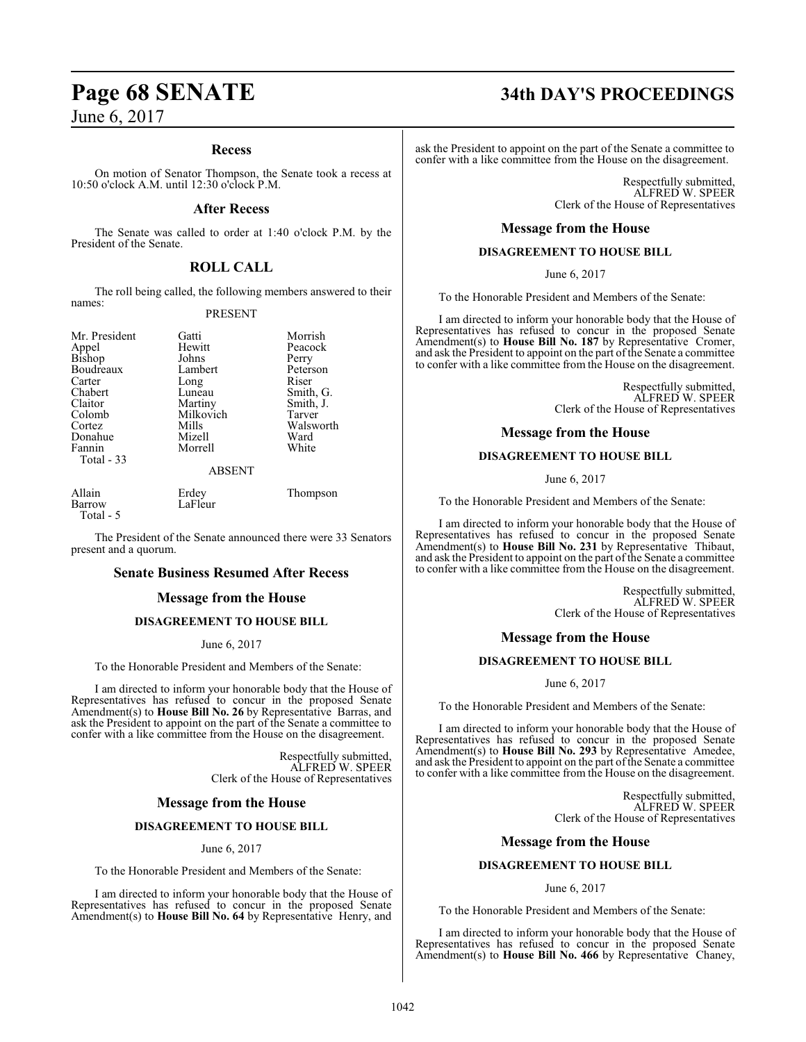## Recess

On motion of Senator Thompson, the Senate took a recess at 10:50 o'clock A.M. until 12:30 o'clock P.M.

## After Recess

The Senate was called to order at 1:40 o'clock P.M. by the President of the Senate.

## ROLL CALL

The roll being called, the following members answered to their names:

PRESENT

| | | |
|---|---|---|
| Mr. President | Gatti | Morrish |
| Appel | Hewitt | Peacock |
| Bishop | Johns | Perry |
| Boudreaux | Lambert | Peterson |
| Carter | Long | Riser |
| Chabert | Luneau | Smith, G. |
| Claitor | Martiny | Smith, J. |
| Colomb | Milkovich | Tarver |
| Cortez | Mills | Walsworth |
| Donahue | Mizell | Ward |
| Fannin | Morrell | White |

Total - 33

ABSENT

| | | |
|---|---|---|
| Allain | Erdey | Thompson |
| Barrow | LaFleur | |

Total - 5

The President of the Senate announced there were 33 Senators present and a quorum.

## Senate Business Resumed After Recess

### Message from the House

**DISAGREEMENT TO HOUSE BILL**

June 6, 2017

To the Honorable President and Members of the Senate:

I am directed to inform your honorable body that the House of Representatives has refused to concur in the proposed Senate Amendment(s) to **House Bill No. 26** by Representative Barras, and ask the President to appoint on the part of the Senate a committee to confer with a like committee from the House on the disagreement.

Respectfully submitted,
ALFRED W. SPEER
Clerk of the House of Representatives

### Message from the House

**DISAGREEMENT TO HOUSE BILL**

June 6, 2017

To the Honorable President and Members of the Senate:

I am directed to inform your honorable body that the House of Representatives has refused to concur in the proposed Senate Amendment(s) to **House Bill No. 64** by Representative Henry, and ask the President to appoint on the part of the Senate a committee to confer with a like committee from the House on the disagreement.

Respectfully submitted,
ALFRED W. SPEER
Clerk of the House of Representatives

### Message from the House

**DISAGREEMENT TO HOUSE BILL**

June 6, 2017

To the Honorable President and Members of the Senate:

I am directed to inform your honorable body that the House of Representatives has refused to concur in the proposed Senate Amendment(s) to **House Bill No. 187** by Representative Cromer, and ask the President to appoint on the part of the Senate a committee to confer with a like committee from the House on the disagreement.

Respectfully submitted,
ALFRED W. SPEER
Clerk of the House of Representatives

### Message from the House

**DISAGREEMENT TO HOUSE BILL**

June 6, 2017

To the Honorable President and Members of the Senate:

I am directed to inform your honorable body that the House of Representatives has refused to concur in the proposed Senate Amendment(s) to **House Bill No. 231** by Representative Thibaut, and ask the President to appoint on the part of the Senate a committee to confer with a like committee from the House on the disagreement.

Respectfully submitted,
ALFRED W. SPEER
Clerk of the House of Representatives

### Message from the House

**DISAGREEMENT TO HOUSE BILL**

June 6, 2017

To the Honorable President and Members of the Senate:

I am directed to inform your honorable body that the House of Representatives has refused to concur in the proposed Senate Amendment(s) to **House Bill No. 293** by Representative Amedee, and ask the President to appoint on the part of the Senate a committee to confer with a like committee from the House on the disagreement.

Respectfully submitted,
ALFRED W. SPEER
Clerk of the House of Representatives

### Message from the House

**DISAGREEMENT TO HOUSE BILL**

June 6, 2017

To the Honorable President and Members of the Senate:

I am directed to inform your honorable body that the House of Representatives has refused to concur in the proposed Senate Amendment(s) to **House Bill No. 466** by Representative Chaney,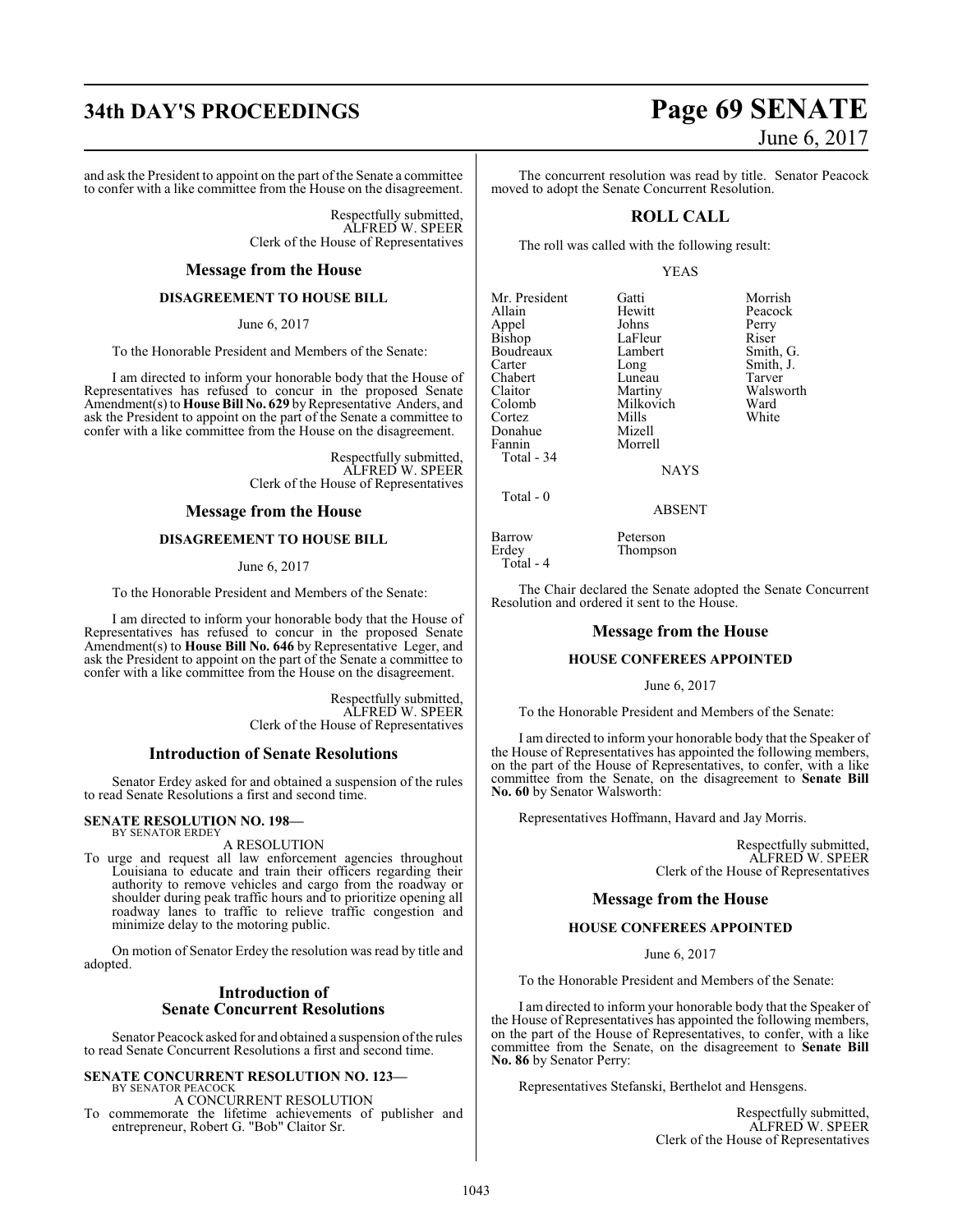and ask the President to appoint on the part of the Senate a committee to confer with a like committee from the House on the disagreement.

Respectfully submitted,
ALFRED W. SPEER
Clerk of the House of Representatives

## Message from the House

### DISAGREEMENT TO HOUSE BILL

June 6, 2017

To the Honorable President and Members of the Senate:

I am directed to inform your honorable body that the House of Representatives has refused to concur in the proposed Senate Amendment(s) to **House Bill No. 629** by Representative Anders, and ask the President to appoint on the part of the Senate a committee to confer with a like committee from the House on the disagreement.

Respectfully submitted,
ALFRED W. SPEER
Clerk of the House of Representatives

## Message from the House

### DISAGREEMENT TO HOUSE BILL

June 6, 2017

To the Honorable President and Members of the Senate:

I am directed to inform your honorable body that the House of Representatives has refused to concur in the proposed Senate Amendment(s) to **House Bill No. 646** by Representative Leger, and ask the President to appoint on the part of the Senate a committee to confer with a like committee from the House on the disagreement.

Respectfully submitted,
ALFRED W. SPEER
Clerk of the House of Representatives

## Introduction of Senate Resolutions

Senator Erdey asked for and obtained a suspension of the rules to read Senate Resolutions a first and second time.

**SENATE RESOLUTION NO. 198—**
BY SENATOR ERDEY

A RESOLUTION

To urge and request all law enforcement agencies throughout Louisiana to educate and train their officers regarding their authority to remove vehicles and cargo from the roadway or shoulder during peak traffic hours and to prioritize opening all roadway lanes to traffic to relieve traffic congestion and minimize delay to the motoring public.

On motion of Senator Erdey the resolution was read by title and adopted.

## Introduction of Senate Concurrent Resolutions

Senator Peacock asked for and obtained a suspension of the rules to read Senate Concurrent Resolutions a first and second time.

**SENATE CONCURRENT RESOLUTION NO. 123—**
BY SENATOR PEACOCK

A CONCURRENT RESOLUTION

To commemorate the lifetime achievements of publisher and entrepreneur, Robert G. "Bob" Claitor Sr.

The concurrent resolution was read by title. Senator Peacock moved to adopt the Senate Concurrent Resolution.

## ROLL CALL

The roll was called with the following result:

YEAS

| | | |
|---|---|---|
| Mr. President | Gatti | Morrish |
| Allain | Hewitt | Peacock |
| Appel | Johns | Perry |
| Bishop | LaFleur | Riser |
| Boudreaux | Lambert | Smith, G. |
| Carter | Long | Smith, J. |
| Chabert | Luneau | Tarver |
| Claitor | Martiny | Walsworth |
| Colomb | Milkovich | Ward |
| Cortez | Mills | White |
| Donahue | Mizell | |
| Fannin | Morrell | |

Total - 34

NAYS

Total - 0

ABSENT

| | |
|---|---|
| Barrow | Peterson |
| Erdey | Thompson |

Total - 4

The Chair declared the Senate adopted the Senate Concurrent Resolution and ordered it sent to the House.

## Message from the House

### HOUSE CONFEREES APPOINTED

June 6, 2017

To the Honorable President and Members of the Senate:

I am directed to inform your honorable body that the Speaker of the House of Representatives has appointed the following members, on the part of the House of Representatives, to confer, with a like committee from the Senate, on the disagreement to **Senate Bill No. 60** by Senator Walsworth:

Representatives Hoffmann, Havard and Jay Morris.

Respectfully submitted,
ALFRED W. SPEER
Clerk of the House of Representatives

## Message from the House

### HOUSE CONFEREES APPOINTED

June 6, 2017

To the Honorable President and Members of the Senate:

I am directed to inform your honorable body that the Speaker of the House of Representatives has appointed the following members, on the part of the House of Representatives, to confer, with a like committee from the Senate, on the disagreement to **Senate Bill No. 86** by Senator Perry:

Representatives Stefanski, Berthelot and Hensgens.

Respectfully submitted,
ALFRED W. SPEER
Clerk of the House of Representatives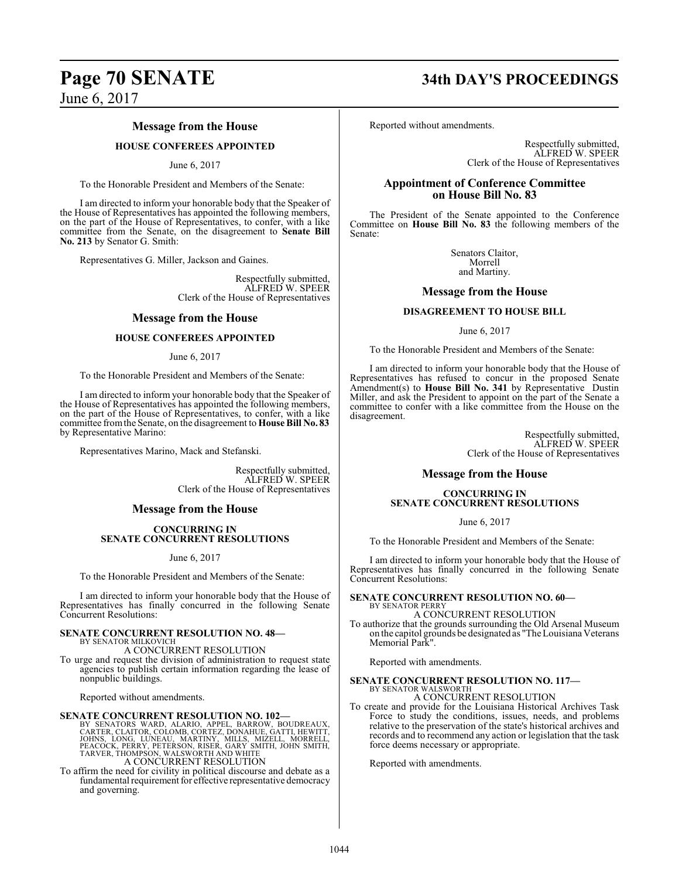## Message from the House

### HOUSE CONFEREES APPOINTED

June 6, 2017

To the Honorable President and Members of the Senate:

I am directed to inform your honorable body that the Speaker of the House of Representatives has appointed the following members, on the part of the House of Representatives, to confer, with a like committee from the Senate, on the disagreement to **Senate Bill No. 213** by Senator G. Smith:

Representatives G. Miller, Jackson and Gaines.

Respectfully submitted,
ALFRED W. SPEER
Clerk of the House of Representatives

## Message from the House

### HOUSE CONFEREES APPOINTED

June 6, 2017

To the Honorable President and Members of the Senate:

I am directed to inform your honorable body that the Speaker of the House of Representatives has appointed the following members, on the part of the House of Representatives, to confer, with a like committee from the Senate, on the disagreement to **House Bill No. 83** by Representative Marino:

Representatives Marino, Mack and Stefanski.

Respectfully submitted,
ALFRED W. SPEER
Clerk of the House of Representatives

## Message from the House

### CONCURRING IN SENATE CONCURRENT RESOLUTIONS

June 6, 2017

To the Honorable President and Members of the Senate:

I am directed to inform your honorable body that the House of Representatives has finally concurred in the following Senate Concurrent Resolutions:

**SENATE CONCURRENT RESOLUTION NO. 48—**
BY SENATOR MILKOVICH
A CONCURRENT RESOLUTION
To urge and request the division of administration to request state agencies to publish certain information regarding the lease of nonpublic buildings.

Reported without amendments.

**SENATE CONCURRENT RESOLUTION NO. 102—**
BY SENATORS WARD, ALARIO, APPEL, BARROW, BOUDREAUX, CARTER, CLAITOR, COLOMB, CORTEZ, DONAHUE, GATTI, HEWITT, JOHNS, LONG, LUNEAU, MARTINY, MILLS, MIZELL, MORRELL, PEACOCK, PERRY, PETERSON, RISER, GARY SMITH, JOHN SMITH, TARVER, THOMPSON, WALSWORTH AND WHITE
A CONCURRENT RESOLUTION
To affirm the need for civility in political discourse and debate as a fundamental requirement for effective representative democracy and governing.

Reported without amendments.

Respectfully submitted,
ALFRED W. SPEER
Clerk of the House of Representatives

## Appointment of Conference Committee on House Bill No. 83

The President of the Senate appointed to the Conference Committee on **House Bill No. 83** the following members of the Senate:

Senators Claitor,
Morrell
and Martiny.

## Message from the House

### DISAGREEMENT TO HOUSE BILL

June 6, 2017

To the Honorable President and Members of the Senate:

I am directed to inform your honorable body that the House of Representatives has refused to concur in the proposed Senate Amendment(s) to **House Bill No. 341** by Representative Dustin Miller, and ask the President to appoint on the part of the Senate a committee to confer with a like committee from the House on the disagreement.

Respectfully submitted,
ALFRED W. SPEER
Clerk of the House of Representatives

## Message from the House

### CONCURRING IN SENATE CONCURRENT RESOLUTIONS

June 6, 2017

To the Honorable President and Members of the Senate:

I am directed to inform your honorable body that the House of Representatives has finally concurred in the following Senate Concurrent Resolutions:

**SENATE CONCURRENT RESOLUTION NO. 60—**
BY SENATOR PERRY
A CONCURRENT RESOLUTION
To authorize that the grounds surrounding the Old Arsenal Museum on the capitol grounds be designated as "The Louisiana Veterans Memorial Park".

Reported with amendments.

**SENATE CONCURRENT RESOLUTION NO. 117—**
BY SENATOR WALSWORTH
A CONCURRENT RESOLUTION
To create and provide for the Louisiana Historical Archives Task Force to study the conditions, issues, needs, and problems relative to the preservation of the state's historical archives and records and to recommend any action or legislation that the task force deems necessary or appropriate.

Reported with amendments.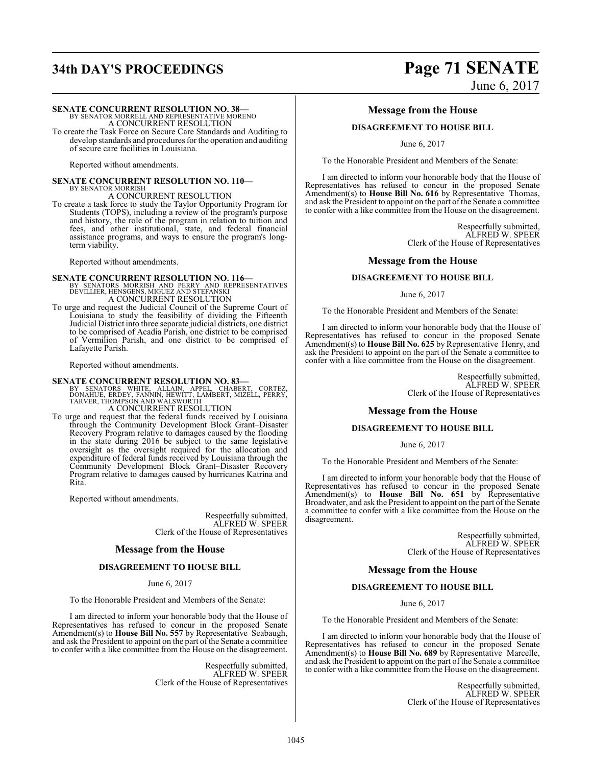**SENATE CONCURRENT RESOLUTION NO. 38—**
BY SENATOR MORRELL AND REPRESENTATIVE MORENO
A CONCURRENT RESOLUTION

To create the Task Force on Secure Care Standards and Auditing to develop standards and procedures for the operation and auditing of secure care facilities in Louisiana.

Reported without amendments.

**SENATE CONCURRENT RESOLUTION NO. 110—**
BY SENATOR MORRISH
A CONCURRENT RESOLUTION

To create a task force to study the Taylor Opportunity Program for Students (TOPS), including a review of the program's purpose and history, the role of the program in relation to tuition and fees, and other institutional, state, and federal financial assistance programs, and ways to ensure the program's long-term viability.

Reported without amendments.

**SENATE CONCURRENT RESOLUTION NO. 116—**
BY SENATORS MORRISH AND PERRY AND REPRESENTATIVES DEVILLIER, HENSGENS, MIGUEZ AND STEFANSKI
A CONCURRENT RESOLUTION

To urge and request the Judicial Council of the Supreme Court of Louisiana to study the feasibility of dividing the Fifteenth Judicial District into three separate judicial districts, one district to be comprised of Acadia Parish, one district to be comprised of Vermilion Parish, and one district to be comprised of Lafayette Parish.

Reported without amendments.

**SENATE CONCURRENT RESOLUTION NO. 83—**
BY SENATORS WHITE, ALLAIN, APPEL, CHABERT, CORTEZ, DONAHUE, ERDEY, FANNIN, HEWITT, LAMBERT, MIZELL, PERRY, TARVER, THOMPSON AND WALSWORTH
A CONCURRENT RESOLUTION

To urge and request that the federal funds received by Louisiana through the Community Development Block Grant–Disaster Recovery Program relative to damages caused by the flooding in the state during 2016 be subject to the same legislative oversight as the oversight required for the allocation and expenditure of federal funds received by Louisiana through the Community Development Block Grant–Disaster Recovery Program relative to damages caused by hurricanes Katrina and Rita.

Reported without amendments.

Respectfully submitted,
ALFRED W. SPEER
Clerk of the House of Representatives

## Message from the House

### DISAGREEMENT TO HOUSE BILL

June 6, 2017

To the Honorable President and Members of the Senate:

I am directed to inform your honorable body that the House of Representatives has refused to concur in the proposed Senate Amendment(s) to **House Bill No. 557** by Representative Seabaugh, and ask the President to appoint on the part of the Senate a committee to confer with a like committee from the House on the disagreement.

Respectfully submitted,
ALFRED W. SPEER
Clerk of the House of Representatives

## Message from the House

### DISAGREEMENT TO HOUSE BILL

June 6, 2017

To the Honorable President and Members of the Senate:

I am directed to inform your honorable body that the House of Representatives has refused to concur in the proposed Senate Amendment(s) to **House Bill No. 616** by Representative Thomas, and ask the President to appoint on the part of the Senate a committee to confer with a like committee from the House on the disagreement.

Respectfully submitted,
ALFRED W. SPEER
Clerk of the House of Representatives

## Message from the House

### DISAGREEMENT TO HOUSE BILL

June 6, 2017

To the Honorable President and Members of the Senate:

I am directed to inform your honorable body that the House of Representatives has refused to concur in the proposed Senate Amendment(s) to **House Bill No. 625** by Representative Henry, and ask the President to appoint on the part of the Senate a committee to confer with a like committee from the House on the disagreement.

Respectfully submitted,
ALFRED W. SPEER
Clerk of the House of Representatives

## Message from the House

### DISAGREEMENT TO HOUSE BILL

June 6, 2017

To the Honorable President and Members of the Senate:

I am directed to inform your honorable body that the House of Representatives has refused to concur in the proposed Senate Amendment(s) to **House Bill No. 651** by Representative Broadwater, and ask the President to appoint on the part of the Senate a committee to confer with a like committee from the House on the disagreement.

Respectfully submitted,
ALFRED W. SPEER
Clerk of the House of Representatives

## Message from the House

### DISAGREEMENT TO HOUSE BILL

June 6, 2017

To the Honorable President and Members of the Senate:

I am directed to inform your honorable body that the House of Representatives has refused to concur in the proposed Senate Amendment(s) to **House Bill No. 689** by Representative Marcelle, and ask the President to appoint on the part of the Senate a committee to confer with a like committee from the House on the disagreement.

Respectfully submitted,
ALFRED W. SPEER
Clerk of the House of Representatives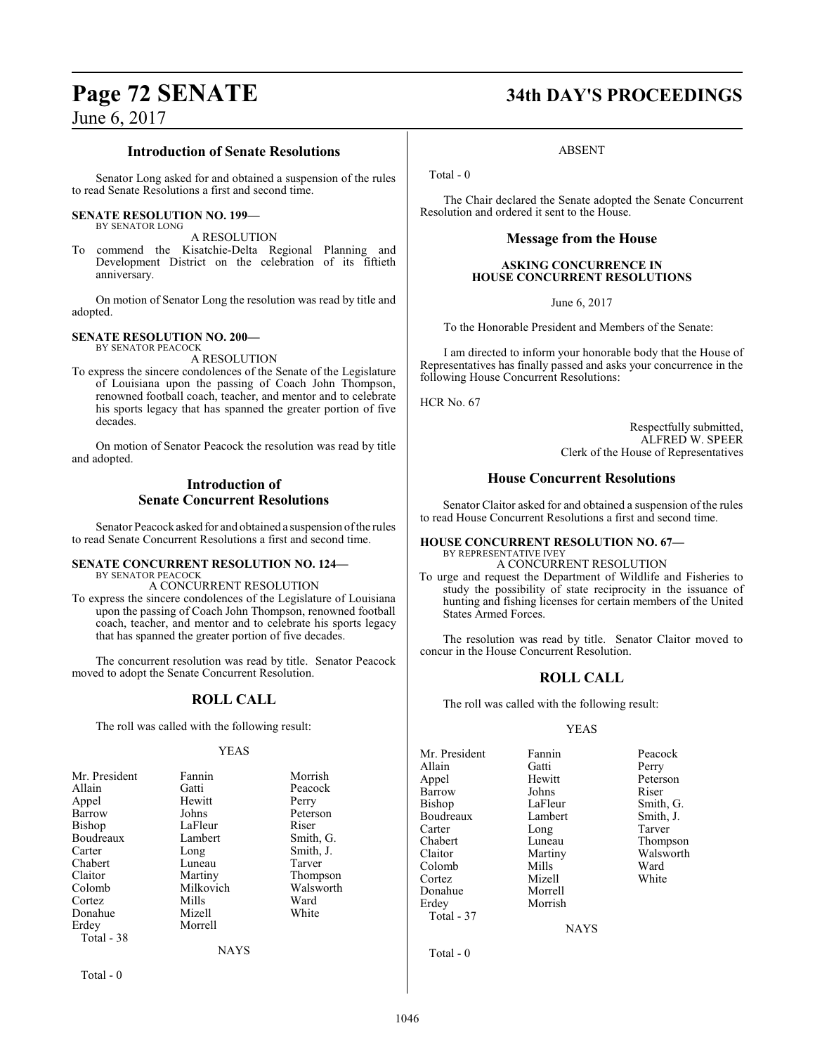## Introduction of Senate Resolutions

Senator Long asked for and obtained a suspension of the rules to read Senate Resolutions a first and second time.

**SENATE RESOLUTION NO. 199—**
BY SENATOR LONG

A RESOLUTION

To commend the Kisatchie-Delta Regional Planning and Development District on the celebration of its fiftieth anniversary.

On motion of Senator Long the resolution was read by title and adopted.

**SENATE RESOLUTION NO. 200—**
BY SENATOR PEACOCK

A RESOLUTION

To express the sincere condolences of the Senate of the Legislature of Louisiana upon the passing of Coach John Thompson, renowned football coach, teacher, and mentor and to celebrate his sports legacy that has spanned the greater portion of five decades.

On motion of Senator Peacock the resolution was read by title and adopted.

## Introduction of Senate Concurrent Resolutions

Senator Peacock asked for and obtained a suspension of the rules to read Senate Concurrent Resolutions a first and second time.

**SENATE CONCURRENT RESOLUTION NO. 124—**
BY SENATOR PEACOCK

A CONCURRENT RESOLUTION

To express the sincere condolences of the Legislature of Louisiana upon the passing of Coach John Thompson, renowned football coach, teacher, and mentor and to celebrate his sports legacy that has spanned the greater portion of five decades.

The concurrent resolution was read by title. Senator Peacock moved to adopt the Senate Concurrent Resolution.

## ROLL CALL

The roll was called with the following result:

YEAS

| | | |
|---|---|---|
| Mr. President | Fannin | Morrish |
| Allain | Gatti | Peacock |
| Appel | Hewitt | Perry |
| Barrow | Johns | Peterson |
| Bishop | LaFleur | Riser |
| Boudreaux | Lambert | Smith, G. |
| Carter | Long | Smith, J. |
| Chabert | Luneau | Tarver |
| Claitor | Martiny | Thompson |
| Colomb | Milkovich | Walsworth |
| Cortez | Mills | Ward |
| Donahue | Mizell | White |
| Erdey | Morrell | |

Total - 38

NAYS

Total - 0

ABSENT

Total - 0

The Chair declared the Senate adopted the Senate Concurrent Resolution and ordered it sent to the House.

## Message from the House

**ASKING CONCURRENCE IN HOUSE CONCURRENT RESOLUTIONS**

June 6, 2017

To the Honorable President and Members of the Senate:

I am directed to inform your honorable body that the House of Representatives has finally passed and asks your concurrence in the following House Concurrent Resolutions:

HCR No. 67

Respectfully submitted,
ALFRED W. SPEER
Clerk of the House of Representatives

## House Concurrent Resolutions

Senator Claitor asked for and obtained a suspension of the rules to read House Concurrent Resolutions a first and second time.

**HOUSE CONCURRENT RESOLUTION NO. 67—**
BY REPRESENTATIVE IVEY

A CONCURRENT RESOLUTION

To urge and request the Department of Wildlife and Fisheries to study the possibility of state reciprocity in the issuance of hunting and fishing licenses for certain members of the United States Armed Forces.

The resolution was read by title. Senator Claitor moved to concur in the House Concurrent Resolution.

## ROLL CALL

The roll was called with the following result:

YEAS

| | | |
|---|---|---|
| Mr. President | Fannin | Peacock |
| Allain | Gatti | Perry |
| Appel | Hewitt | Peterson |
| Barrow | Johns | Riser |
| Bishop | LaFleur | Smith, G. |
| Boudreaux | Lambert | Smith, J. |
| Carter | Long | Tarver |
| Chabert | Luneau | Thompson |
| Claitor | Martiny | Walsworth |
| Colomb | Mills | Ward |
| Cortez | Mizell | White |
| Donahue | Morrell | |
| Erdey | Morrish | |

Total - 37

NAYS

Total - 0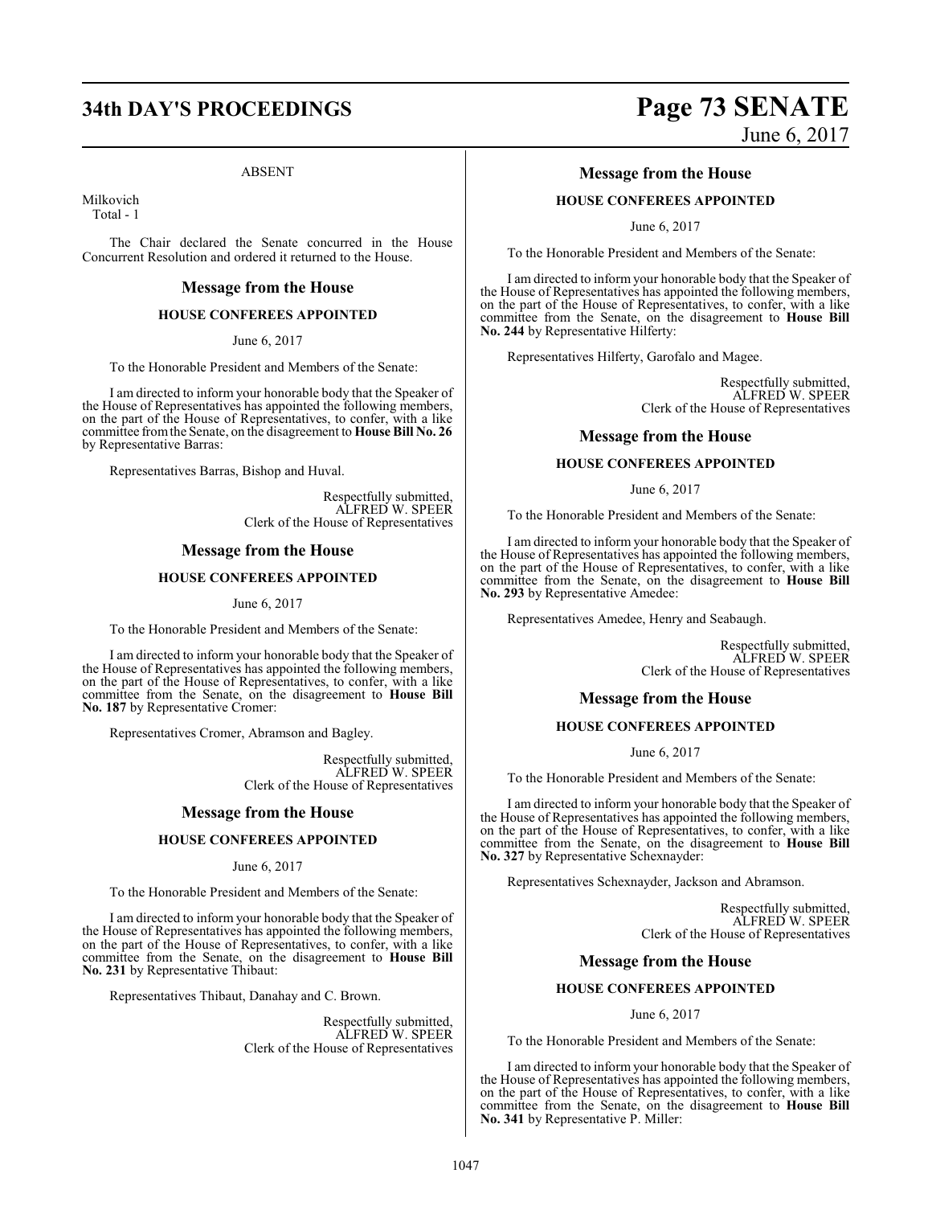ABSENT

Milkovich
Total - 1

The Chair declared the Senate concurred in the House Concurrent Resolution and ordered it returned to the House.

## Message from the House

### HOUSE CONFEREES APPOINTED

June 6, 2017

To the Honorable President and Members of the Senate:

I am directed to inform your honorable body that the Speaker of the House of Representatives has appointed the following members, on the part of the House of Representatives, to confer, with a like committee from the Senate, on the disagreement to **House Bill No. 26** by Representative Barras:

Representatives Barras, Bishop and Huval.

Respectfully submitted,
ALFRED W. SPEER
Clerk of the House of Representatives

## Message from the House

### HOUSE CONFEREES APPOINTED

June 6, 2017

To the Honorable President and Members of the Senate:

I am directed to inform your honorable body that the Speaker of the House of Representatives has appointed the following members, on the part of the House of Representatives, to confer, with a like committee from the Senate, on the disagreement to **House Bill No. 187** by Representative Cromer:

Representatives Cromer, Abramson and Bagley.

Respectfully submitted,
ALFRED W. SPEER
Clerk of the House of Representatives

## Message from the House

### HOUSE CONFEREES APPOINTED

June 6, 2017

To the Honorable President and Members of the Senate:

I am directed to inform your honorable body that the Speaker of the House of Representatives has appointed the following members, on the part of the House of Representatives, to confer, with a like committee from the Senate, on the disagreement to **House Bill No. 231** by Representative Thibaut:

Representatives Thibaut, Danahay and C. Brown.

Respectfully submitted,
ALFRED W. SPEER
Clerk of the House of Representatives

## Message from the House

### HOUSE CONFEREES APPOINTED

June 6, 2017

To the Honorable President and Members of the Senate:

I am directed to inform your honorable body that the Speaker of the House of Representatives has appointed the following members, on the part of the House of Representatives, to confer, with a like committee from the Senate, on the disagreement to **House Bill No. 244** by Representative Hilferty:

Representatives Hilferty, Garofalo and Magee.

Respectfully submitted,
ALFRED W. SPEER
Clerk of the House of Representatives

## Message from the House

### HOUSE CONFEREES APPOINTED

June 6, 2017

To the Honorable President and Members of the Senate:

I am directed to inform your honorable body that the Speaker of the House of Representatives has appointed the following members, on the part of the House of Representatives, to confer, with a like committee from the Senate, on the disagreement to **House Bill No. 293** by Representative Amedee:

Representatives Amedee, Henry and Seabaugh.

Respectfully submitted,
ALFRED W. SPEER
Clerk of the House of Representatives

## Message from the House

### HOUSE CONFEREES APPOINTED

June 6, 2017

To the Honorable President and Members of the Senate:

I am directed to inform your honorable body that the Speaker of the House of Representatives has appointed the following members, on the part of the House of Representatives, to confer, with a like committee from the Senate, on the disagreement to **House Bill No. 327** by Representative Schexnayder:

Representatives Schexnayder, Jackson and Abramson.

Respectfully submitted,
ALFRED W. SPEER
Clerk of the House of Representatives

## Message from the House

### HOUSE CONFEREES APPOINTED

June 6, 2017

To the Honorable President and Members of the Senate:

I am directed to inform your honorable body that the Speaker of the House of Representatives has appointed the following members, on the part of the House of Representatives, to confer, with a like committee from the Senate, on the disagreement to **House Bill No. 341** by Representative P. Miller: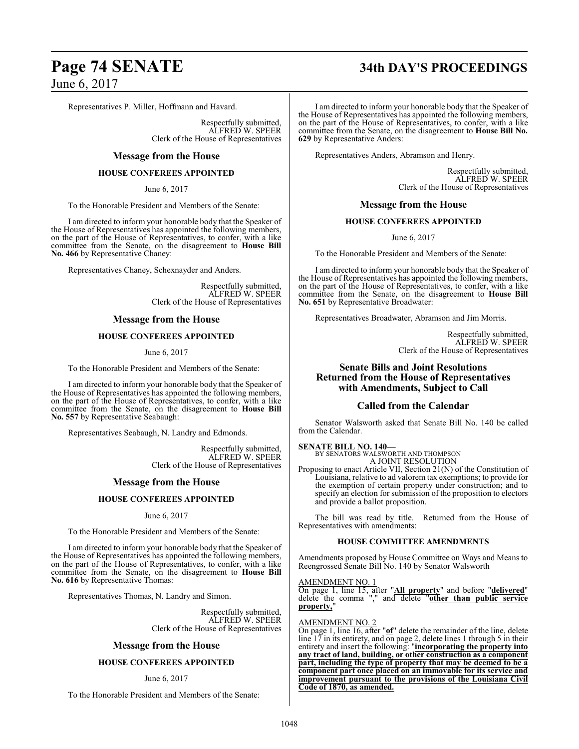Representatives P. Miller, Hoffmann and Havard.

Respectfully submitted,
ALFRED W. SPEER
Clerk of the House of Representatives

## Message from the House

### HOUSE CONFEREES APPOINTED

June 6, 2017

To the Honorable President and Members of the Senate:

I am directed to inform your honorable body that the Speaker of the House of Representatives has appointed the following members, on the part of the House of Representatives, to confer, with a like committee from the Senate, on the disagreement to **House Bill No. 466** by Representative Chaney:

Representatives Chaney, Schexnayder and Anders.

Respectfully submitted,
ALFRED W. SPEER
Clerk of the House of Representatives

## Message from the House

### HOUSE CONFEREES APPOINTED

June 6, 2017

To the Honorable President and Members of the Senate:

I am directed to inform your honorable body that the Speaker of the House of Representatives has appointed the following members, on the part of the House of Representatives, to confer, with a like committee from the Senate, on the disagreement to **House Bill No. 557** by Representative Seabaugh:

Representatives Seabaugh, N. Landry and Edmonds.

Respectfully submitted,
ALFRED W. SPEER
Clerk of the House of Representatives

## Message from the House

### HOUSE CONFEREES APPOINTED

June 6, 2017

To the Honorable President and Members of the Senate:

I am directed to inform your honorable body that the Speaker of the House of Representatives has appointed the following members, on the part of the House of Representatives, to confer, with a like committee from the Senate, on the disagreement to **House Bill No. 616** by Representative Thomas:

Representatives Thomas, N. Landry and Simon.

Respectfully submitted,
ALFRED W. SPEER
Clerk of the House of Representatives

## Message from the House

### HOUSE CONFEREES APPOINTED

June 6, 2017

To the Honorable President and Members of the Senate:

I am directed to inform your honorable body that the Speaker of the House of Representatives has appointed the following members, on the part of the House of Representatives, to confer, with a like committee from the Senate, on the disagreement to **House Bill No. 629** by Representative Anders:

Representatives Anders, Abramson and Henry.

Respectfully submitted,
ALFRED W. SPEER
Clerk of the House of Representatives

## Message from the House

### HOUSE CONFEREES APPOINTED

June 6, 2017

To the Honorable President and Members of the Senate:

I am directed to inform your honorable body that the Speaker of the House of Representatives has appointed the following members, on the part of the House of Representatives, to confer, with a like committee from the Senate, on the disagreement to **House Bill No. 651** by Representative Broadwater:

Representatives Broadwater, Abramson and Jim Morris.

Respectfully submitted,
ALFRED W. SPEER
Clerk of the House of Representatives

## Senate Bills and Joint Resolutions Returned from the House of Representatives with Amendments, Subject to Call

## Called from the Calendar

Senator Walsworth asked that Senate Bill No. 140 be called from the Calendar.

**SENATE BILL NO. 140—**
BY SENATORS WALSWORTH AND THOMPSON
A JOINT RESOLUTION

Proposing to enact Article VII, Section 21(N) of the Constitution of Louisiana, relative to ad valorem tax exemptions; to provide for the exemption of certain property under construction; and to specify an election for submission of the proposition to electors and provide a ballot proposition.

The bill was read by title. Returned from the House of Representatives with amendments:

### HOUSE COMMITTEE AMENDMENTS

Amendments proposed by House Committee on Ways and Means to Reengrossed Senate Bill No. 140 by Senator Walsworth

AMENDMENT NO. 1

On page 1, line 15, after "**All property**" and before "**delivered**" delete the comma "**,**" and delete "**other than public service property,**"

AMENDMENT NO. 2

On page 1, line 16, after "**of**" delete the remainder of the line, delete line 17 in its entirety, and on page 2, delete lines 1 through 5 in their entirety and insert the following: "**incorporating the property into any tract of land, building, or other construction as a component part, including the type of property that may be deemed to be a component part once placed on an immovable for its service and improvement pursuant to the provisions of the Louisiana Civil Code of 1870, as amended.**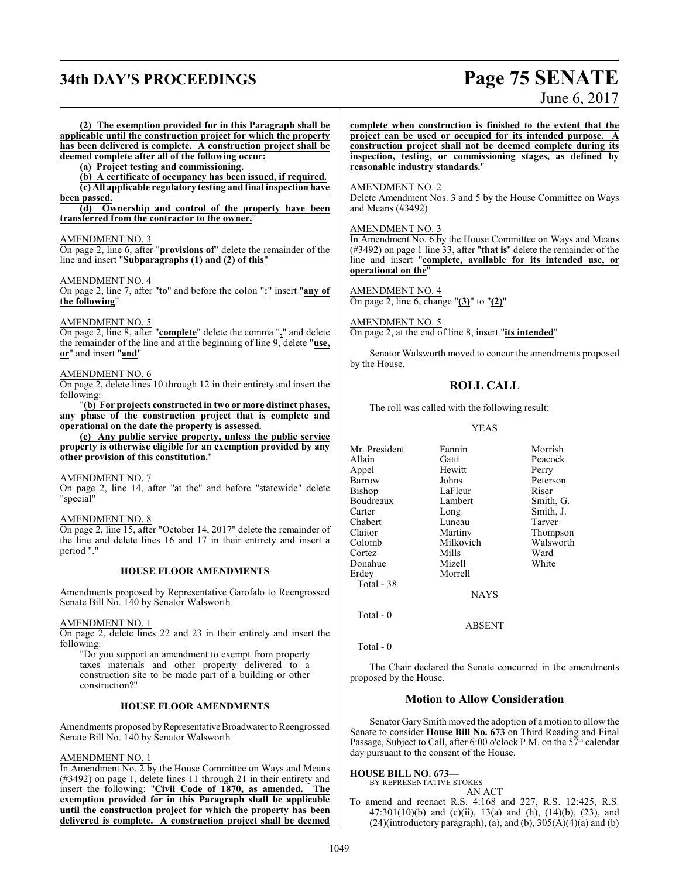**(2) The exemption provided for in this Paragraph shall be applicable until the construction project for which the property has been delivered is complete. A construction project shall be deemed complete after all of the following occur:**

**(a) Project testing and commissioning.**

**(b) A certificate of occupancy has been issued, if required.**

**(c) All applicable regulatory testing and final inspection have been passed.**

**(d) Ownership and control of the property have been transferred from the contractor to the owner.**"

AMENDMENT NO. 3

On page 2, line 6, after "**provisions of**" delete the remainder of the line and insert "**Subparagraphs (1) and (2) of this**"

AMENDMENT NO. 4

On page 2, line 7, after "**to**" and before the colon "**:**" insert "**any of the following**"

AMENDMENT NO. 5

On page 2, line 8, after "**complete**" delete the comma "**,**" and delete the remainder of the line and at the beginning of line 9, delete "**use, or**" and insert "**and**"

AMENDMENT NO. 6

On page 2, delete lines 10 through 12 in their entirety and insert the following:

"**(b) For projects constructed in two or more distinct phases, any phase of the construction project that is complete and operational on the date the property is assessed.**

**(c) Any public service property, unless the public service property is otherwise eligible for an exemption provided by any other provision of this constitution.**"

AMENDMENT NO. 7

On page 2, line 14, after "at the" and before "statewide" delete "special"

AMENDMENT NO. 8

On page 2, line 15, after "October 14, 2017" delete the remainder of the line and delete lines 16 and 17 in their entirety and insert a period "."

## HOUSE FLOOR AMENDMENTS

Amendments proposed by Representative Garofalo to Reengrossed Senate Bill No. 140 by Senator Walsworth

AMENDMENT NO. 1

On page 2, delete lines 22 and 23 in their entirety and insert the following:

"Do you support an amendment to exempt from property taxes materials and other property delivered to a construction site to be made part of a building or other construction?"

## HOUSE FLOOR AMENDMENTS

Amendments proposed by Representative Broadwater to Reengrossed Senate Bill No. 140 by Senator Walsworth

AMENDMENT NO. 1

In Amendment No. 2 by the House Committee on Ways and Means (#3492) on page 1, delete lines 11 through 21 in their entirety and insert the following: "**Civil Code of 1870, as amended. The exemption provided for in this Paragraph shall be applicable until the construction project for which the property has been delivered is complete. A construction project shall be deemed complete when construction is finished to the extent that the project can be used or occupied for its intended purpose. A construction project shall not be deemed complete during its inspection, testing, or commissioning stages, as defined by reasonable industry standards.**"

AMENDMENT NO. 2

Delete Amendment Nos. 3 and 5 by the House Committee on Ways and Means (#3492)

AMENDMENT NO. 3

In Amendment No. 6 by the House Committee on Ways and Means (#3492) on page 1 line 33, after "**that is**" delete the remainder of the line and insert "**complete, available for its intended use, or operational on the**"

AMENDMENT NO. 4

On page 2, line 6, change "**(3)**" to "**(2)**"

AMENDMENT NO. 5

On page 2, at the end of line 8, insert "**its intended**"

Senator Walsworth moved to concur the amendments proposed by the House.

## ROLL CALL

The roll was called with the following result:

YEAS

| | | |
|---|---|---|
| Mr. President | Fannin | Morrish |
| Allain | Gatti | Peacock |
| Appel | Hewitt | Perry |
| Barrow | Johns | Peterson |
| Bishop | LaFleur | Riser |
| Boudreaux | Lambert | Smith, G. |
| Carter | Long | Smith, J. |
| Chabert | Luneau | Tarver |
| Claitor | Martiny | Thompson |
| Colomb | Milkovich | Walsworth |
| Cortez | Mills | Ward |
| Donahue | Mizell | White |
| Erdey | Morrell | |

Total - 38

NAYS

Total - 0

ABSENT

Total - 0

The Chair declared the Senate concurred in the amendments proposed by the House.

## Motion to Allow Consideration

Senator Gary Smith moved the adoption of a motion to allow the Senate to consider **House Bill No. 673** on Third Reading and Final Passage, Subject to Call, after 6:00 o'clock P.M. on the 57th calendar day pursuant to the consent of the House.

**HOUSE BILL NO. 673—**

BY REPRESENTATIVE STOKES

AN ACT

To amend and reenact R.S. 4:168 and 227, R.S. 12:425, R.S. 47:301(10)(b) and (c)(ii), 13(a) and (h), (14)(b), (23), and (24)(introductory paragraph), (a), and (b), 305(A)(4)(a) and (b)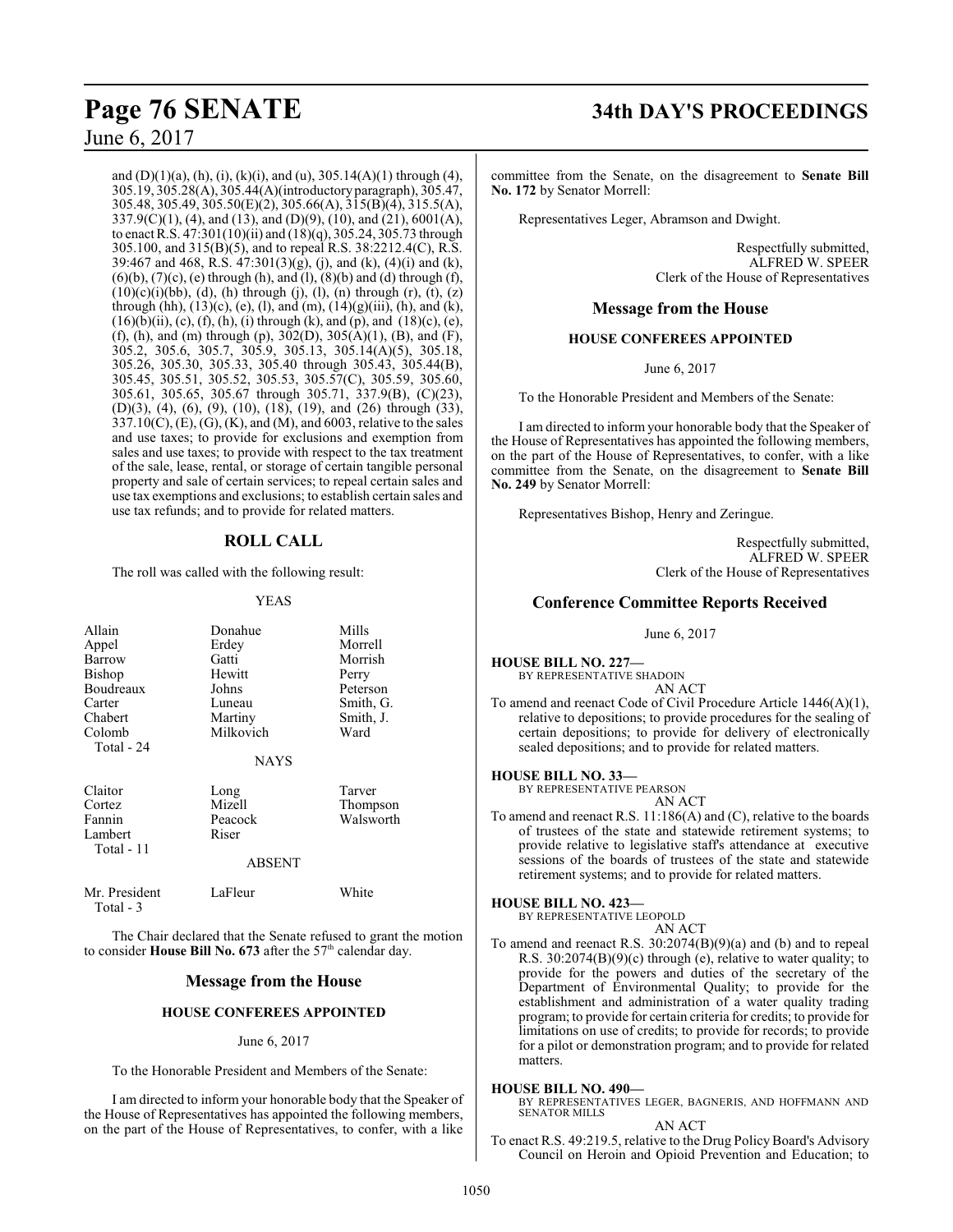and (D)(1)(a), (h), (i), (k)(i), and (u), 305.14(A)(1) through (4), 305.19, 305.28(A), 305.44(A)(introductory paragraph), 305.47, 305.48, 305.49, 305.50(E)(2), 305.66(A), 315(B)(4), 315.5(A), 337.9(C)(1), (4), and (13), and (D)(9), (10), and (21), 6001(A), to enact R.S. 47:301(10)(ii) and (18)(q), 305.24, 305.73 through 305.100, and 315(B)(5), and to repeal R.S. 38:2212.4(C), R.S. 39:467 and 468, R.S. 47:301(3)(g), (j), and (k), (4)(i) and (k), (6)(b), (7)(c), (e) through (h), and (l), (8)(b) and (d) through (f), (10)(c)(i)(bb), (d), (h) through (j), (l), (n) through (r), (t), (z) through (hh), (13)(c), (e), (l), and (m), (14)(g)(iii), (h), and (k), (16)(b)(ii), (c), (f), (h), (i) through (k), and (p), and (18)(c), (e), (f), (h), and (m) through (p), 302(D), 305(A)(1), (B), and (F), 305.2, 305.6, 305.7, 305.9, 305.13, 305.14(A)(5), 305.18, 305.26, 305.30, 305.33, 305.40 through 305.43, 305.44(B), 305.45, 305.51, 305.52, 305.53, 305.57(C), 305.59, 305.60, 305.61, 305.65, 305.67 through 305.71, 337.9(B), (C)(23), (D)(3), (4), (6), (9), (10), (18), (19), and (26) through (33), 337.10(C), (E), (G), (K), and (M), and 6003, relative to the sales and use taxes; to provide for exclusions and exemption from sales and use taxes; to provide with respect to the tax treatment of the sale, lease, rental, or storage of certain tangible personal property and sale of certain services; to repeal certain sales and use tax exemptions and exclusions; to establish certain sales and use tax refunds; and to provide for related matters.

## ROLL CALL

The roll was called with the following result:

YEAS

| | | |
|---|---|---|
| Allain | Donahue | Mills |
| Appel | Erdey | Morrell |
| Barrow | Gatti | Morrish |
| Bishop | Hewitt | Perry |
| Boudreaux | Johns | Peterson |
| Carter | Luneau | Smith, G. |
| Chabert | Martiny | Smith, J. |
| Colomb | Milkovich | Ward |
| Total - 24 | | |

NAYS

| | | |
|---|---|---|
| Claitor | Long | Tarver |
| Cortez | Mizell | Thompson |
| Fannin | Peacock | Walsworth |
| Lambert | Riser | |
| Total - 11 | | |

ABSENT

| | | |
|---|---|---|
| Mr. President | LaFleur | White |
| Total - 3 | | |

The Chair declared that the Senate refused to grant the motion to consider **House Bill No. 673** after the 57th calendar day.

## Message from the House

### HOUSE CONFEREES APPOINTED

June 6, 2017

To the Honorable President and Members of the Senate:

I am directed to inform your honorable body that the Speaker of the House of Representatives has appointed the following members, on the part of the House of Representatives, to confer, with a like committee from the Senate, on the disagreement to **Senate Bill No. 172** by Senator Morrell:

Representatives Leger, Abramson and Dwight.

Respectfully submitted,
ALFRED W. SPEER
Clerk of the House of Representatives

## Message from the House

### HOUSE CONFEREES APPOINTED

June 6, 2017

To the Honorable President and Members of the Senate:

I am directed to inform your honorable body that the Speaker of the House of Representatives has appointed the following members, on the part of the House of Representatives, to confer, with a like committee from the Senate, on the disagreement to **Senate Bill No. 249** by Senator Morrell:

Representatives Bishop, Henry and Zeringue.

Respectfully submitted,
ALFRED W. SPEER
Clerk of the House of Representatives

## Conference Committee Reports Received

June 6, 2017

**HOUSE BILL NO. 227—**
BY REPRESENTATIVE SHADOIN
AN ACT
To amend and reenact Code of Civil Procedure Article 1446(A)(1), relative to depositions; to provide procedures for the sealing of certain depositions; to provide for delivery of electronically sealed depositions; and to provide for related matters.

**HOUSE BILL NO. 33—**
BY REPRESENTATIVE PEARSON
AN ACT
To amend and reenact R.S. 11:186(A) and (C), relative to the boards of trustees of the state and statewide retirement systems; to provide relative to legislative staff's attendance at executive sessions of the boards of trustees of the state and statewide retirement systems; and to provide for related matters.

**HOUSE BILL NO. 423—**
BY REPRESENTATIVE LEOPOLD
AN ACT
To amend and reenact R.S. 30:2074(B)(9)(a) and (b) and to repeal R.S. 30:2074(B)(9)(c) through (e), relative to water quality; to provide for the powers and duties of the secretary of the Department of Environmental Quality; to provide for the establishment and administration of a water quality trading program; to provide for certain criteria for credits; to provide for limitations on use of credits; to provide for records; to provide for a pilot or demonstration program; and to provide for related matters.

**HOUSE BILL NO. 490—**
BY REPRESENTATIVES LEGER, BAGNERIS, AND HOFFMANN AND SENATOR MILLS
AN ACT
To enact R.S. 49:219.5, relative to the Drug Policy Board's Advisory Council on Heroin and Opioid Prevention and Education; to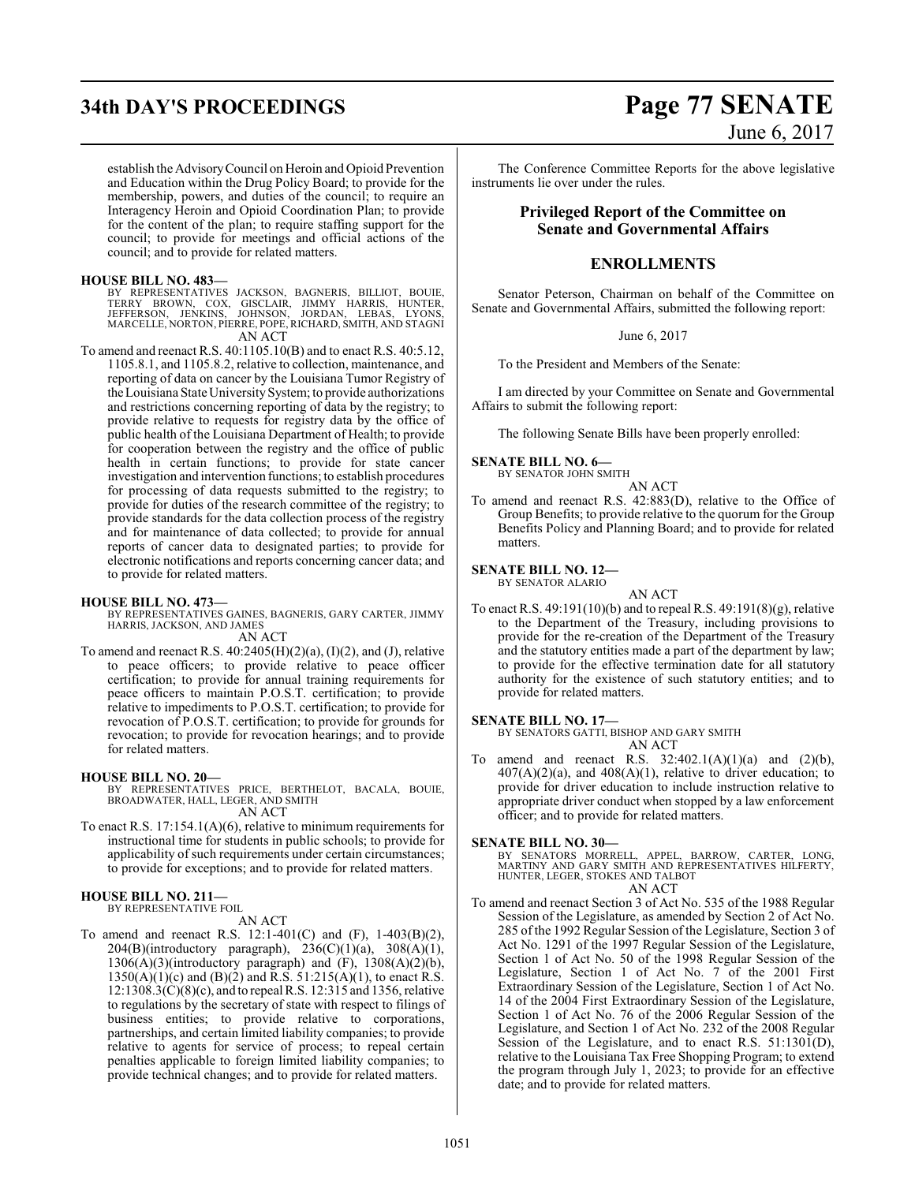establish the Advisory Council on Heroin and Opioid Prevention and Education within the Drug Policy Board; to provide for the membership, powers, and duties of the council; to require an Interagency Heroin and Opioid Coordination Plan; to provide for the content of the plan; to require staffing support for the council; to provide for meetings and official actions of the council; and to provide for related matters.

**HOUSE BILL NO. 483—**
BY REPRESENTATIVES JACKSON, BAGNERIS, BILLIOT, BOUIE, TERRY BROWN, COX, GISCLAIR, JIMMY HARRIS, HUNTER, JEFFERSON, JENKINS, JOHNSON, JORDAN, LEBAS, LYONS, MARCELLE, NORTON, PIERRE, POPE, RICHARD, SMITH, AND STAGNI
AN ACT

To amend and reenact R.S. 40:1105.10(B) and to enact R.S. 40:5.12, 1105.8.1, and 1105.8.2, relative to collection, maintenance, and reporting of data on cancer by the Louisiana Tumor Registry of the Louisiana State University System; to provide authorizations and restrictions concerning reporting of data by the registry; to provide relative to requests for registry data by the office of public health of the Louisiana Department of Health; to provide for cooperation between the registry and the office of public health in certain functions; to provide for state cancer investigation and intervention functions; to establish procedures for processing of data requests submitted to the registry; to provide for duties of the research committee of the registry; to provide standards for the data collection process of the registry and for maintenance of data collected; to provide for annual reports of cancer data to designated parties; to provide for electronic notifications and reports concerning cancer data; and to provide for related matters.

**HOUSE BILL NO. 473—**
BY REPRESENTATIVES GAINES, BAGNERIS, GARY CARTER, JIMMY HARRIS, JACKSON, AND JAMES
AN ACT

To amend and reenact R.S. 40:2405(H)(2)(a), (I)(2), and (J), relative to peace officers; to provide relative to peace officer certification; to provide for annual training requirements for peace officers to maintain P.O.S.T. certification; to provide relative to impediments to P.O.S.T. certification; to provide for revocation of P.O.S.T. certification; to provide for grounds for revocation; to provide for revocation hearings; and to provide for related matters.

**HOUSE BILL NO. 20—**
BY REPRESENTATIVES PRICE, BERTHELOT, BACALA, BOUIE, BROADWATER, HALL, LEGER, AND SMITH
AN ACT

To enact R.S. 17:154.1(A)(6), relative to minimum requirements for instructional time for students in public schools; to provide for applicability of such requirements under certain circumstances; to provide for exceptions; and to provide for related matters.

**HOUSE BILL NO. 211—**
BY REPRESENTATIVE FOIL
AN ACT

To amend and reenact R.S. 12:1-401(C) and (F), 1-403(B)(2), 204(B)(introductory paragraph), 236(C)(1)(a), 308(A)(1), 1306(A)(3)(introductory paragraph) and (F), 1308(A)(2)(b), 1350(A)(1)(c) and (B)(2) and R.S. 51:215(A)(1), to enact R.S. 12:1308.3(C)(8)(c), and to repeal R.S. 12:315 and 1356, relative to regulations by the secretary of state with respect to filings of business entities; to provide relative to corporations, partnerships, and certain limited liability companies; to provide relative to agents for service of process; to repeal certain penalties applicable to foreign limited liability companies; to provide technical changes; and to provide for related matters.

The Conference Committee Reports for the above legislative instruments lie over under the rules.

## Privileged Report of the Committee on Senate and Governmental Affairs

## ENROLLMENTS

Senator Peterson, Chairman on behalf of the Committee on Senate and Governmental Affairs, submitted the following report:

June 6, 2017

To the President and Members of the Senate:

I am directed by your Committee on Senate and Governmental Affairs to submit the following report:

The following Senate Bills have been properly enrolled:

**SENATE BILL NO. 6—**
BY SENATOR JOHN SMITH
AN ACT

To amend and reenact R.S. 42:883(D), relative to the Office of Group Benefits; to provide relative to the quorum for the Group Benefits Policy and Planning Board; and to provide for related matters.

**SENATE BILL NO. 12—**
BY SENATOR ALARIO
AN ACT

To enact R.S. 49:191(10)(b) and to repeal R.S. 49:191(8)(g), relative to the Department of the Treasury, including provisions to provide for the re-creation of the Department of the Treasury and the statutory entities made a part of the department by law; to provide for the effective termination date for all statutory authority for the existence of such statutory entities; and to provide for related matters.

**SENATE BILL NO. 17—**
BY SENATORS GATTI, BISHOP AND GARY SMITH
AN ACT

To amend and reenact R.S. 32:402.1(A)(1)(a) and (2)(b), 407(A)(2)(a), and 408(A)(1), relative to driver education; to provide for driver education to include instruction relative to appropriate driver conduct when stopped by a law enforcement officer; and to provide for related matters.

**SENATE BILL NO. 30—**
BY SENATORS MORRELL, APPEL, BARROW, CARTER, LONG, MARTINY AND GARY SMITH AND REPRESENTATIVES HILFERTY, HUNTER, LEGER, STOKES AND TALBOT
AN ACT

To amend and reenact Section 3 of Act No. 535 of the 1988 Regular Session of the Legislature, as amended by Section 2 of Act No. 285 of the 1992 Regular Session of the Legislature, Section 3 of Act No. 1291 of the 1997 Regular Session of the Legislature, Section 1 of Act No. 50 of the 1998 Regular Session of the Legislature, Section 1 of Act No. 7 of the 2001 First Extraordinary Session of the Legislature, Section 1 of Act No. 14 of the 2004 First Extraordinary Session of the Legislature, Section 1 of Act No. 76 of the 2006 Regular Session of the Legislature, and Section 1 of Act No. 232 of the 2008 Regular Session of the Legislature, and to enact R.S. 51:1301(D), relative to the Louisiana Tax Free Shopping Program; to extend the program through July 1, 2023; to provide for an effective date; and to provide for related matters.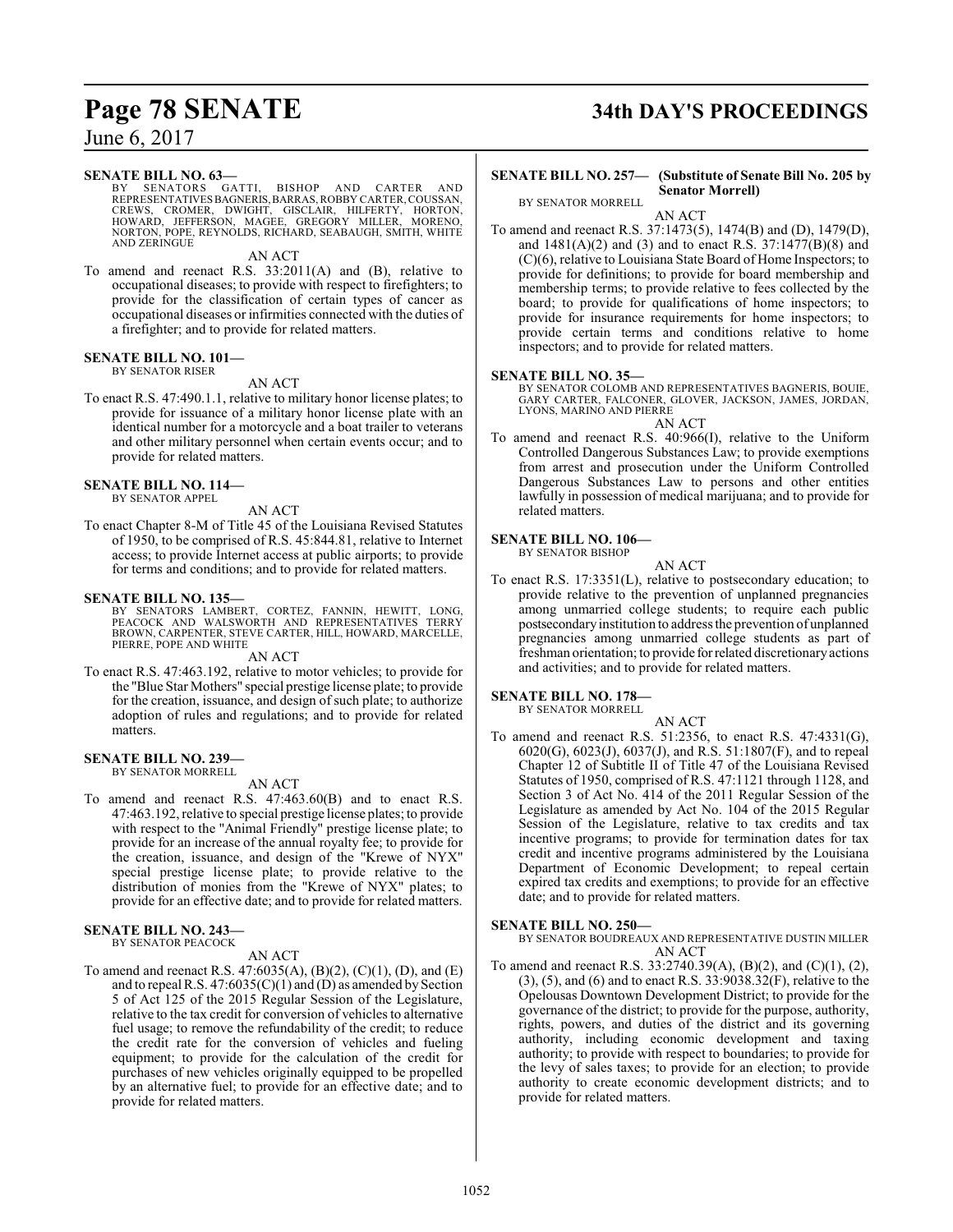**SENATE BILL NO. 63—**
BY SENATORS GATTI, BISHOP AND CARTER AND REPRESENTATIVES BAGNERIS, BARRAS, ROBBY CARTER, COUSSAN, CREWS, CROMER, DWIGHT, GISCLAIR, HILFERTY, HORTON, HOWARD, JEFFERSON, MAGEE, GREGORY MILLER, MORENO, NORTON, POPE, REYNOLDS, RICHARD, SEABAUGH, SMITH, WHITE AND ZERINGUE

AN ACT

To amend and reenact R.S. 33:2011(A) and (B), relative to occupational diseases; to provide with respect to firefighters; to provide for the classification of certain types of cancer as occupational diseases or infirmities connected with the duties of a firefighter; and to provide for related matters.

**SENATE BILL NO. 101—**
BY SENATOR RISER

AN ACT

To enact R.S. 47:490.1.1, relative to military honor license plates; to provide for issuance of a military honor license plate with an identical number for a motorcycle and a boat trailer to veterans and other military personnel when certain events occur; and to provide for related matters.

**SENATE BILL NO. 114—**
BY SENATOR APPEL

AN ACT

To enact Chapter 8-M of Title 45 of the Louisiana Revised Statutes of 1950, to be comprised of R.S. 45:844.81, relative to Internet access; to provide Internet access at public airports; to provide for terms and conditions; and to provide for related matters.

**SENATE BILL NO. 135—**
BY SENATORS LAMBERT, CORTEZ, FANNIN, HEWITT, LONG, PEACOCK AND WALSWORTH AND REPRESENTATIVES TERRY BROWN, CARPENTER, STEVE CARTER, HILL, HOWARD, MARCELLE, PIERRE, POPE AND WHITE

AN ACT

To enact R.S. 47:463.192, relative to motor vehicles; to provide for the "Blue Star Mothers" special prestige license plate; to provide for the creation, issuance, and design of such plate; to authorize adoption of rules and regulations; and to provide for related matters.

**SENATE BILL NO. 239—**
BY SENATOR MORRELL

AN ACT

To amend and reenact R.S. 47:463.60(B) and to enact R.S. 47:463.192, relative to special prestige license plates; to provide with respect to the "Animal Friendly" prestige license plate; to provide for an increase of the annual royalty fee; to provide for the creation, issuance, and design of the "Krewe of NYX" special prestige license plate; to provide relative to the distribution of monies from the "Krewe of NYX" plates; to provide for an effective date; and to provide for related matters.

**SENATE BILL NO. 243—**
BY SENATOR PEACOCK

AN ACT

To amend and reenact R.S. 47:6035(A), (B)(2), (C)(1), (D), and (E) and to repeal R.S. 47:6035(C)(1) and (D) as amended by Section 5 of Act 125 of the 2015 Regular Session of the Legislature, relative to the tax credit for conversion of vehicles to alternative fuel usage; to remove the refundability of the credit; to reduce the credit rate for the conversion of vehicles and fueling equipment; to provide for the calculation of the credit for purchases of new vehicles originally equipped to be propelled by an alternative fuel; to provide for an effective date; and to provide for related matters.

**SENATE BILL NO. 257— (Substitute of Senate Bill No. 205 by Senator Morrell)**
BY SENATOR MORRELL

AN ACT

To amend and reenact R.S. 37:1473(5), 1474(B) and (D), 1479(D), and 1481(A)(2) and (3) and to enact R.S. 37:1477(B)(8) and (C)(6), relative to Louisiana State Board of Home Inspectors; to provide for definitions; to provide for board membership and membership terms; to provide relative to fees collected by the board; to provide for qualifications of home inspectors; to provide for insurance requirements for home inspectors; to provide certain terms and conditions relative to home inspectors; and to provide for related matters.

**SENATE BILL NO. 35—**
BY SENATOR COLOMB AND REPRESENTATIVES BAGNERIS, BOUIE, GARY CARTER, FALCONER, GLOVER, JACKSON, JAMES, JORDAN, LYONS, MARINO AND PIERRE

AN ACT

To amend and reenact R.S. 40:966(I), relative to the Uniform Controlled Dangerous Substances Law; to provide exemptions from arrest and prosecution under the Uniform Controlled Dangerous Substances Law to persons and other entities lawfully in possession of medical marijuana; and to provide for related matters.

**SENATE BILL NO. 106—**
BY SENATOR BISHOP

AN ACT

To enact R.S. 17:3351(L), relative to postsecondary education; to provide relative to the prevention of unplanned pregnancies among unmarried college students; to require each public postsecondary institution to address the prevention of unplanned pregnancies among unmarried college students as part of freshman orientation; to provide for related discretionary actions and activities; and to provide for related matters.

**SENATE BILL NO. 178—**
BY SENATOR MORRELL

AN ACT

To amend and reenact R.S. 51:2356, to enact R.S. 47:4331(G), 6020(G), 6023(J), 6037(J), and R.S. 51:1807(F), and to repeal Chapter 12 of Subtitle II of Title 47 of the Louisiana Revised Statutes of 1950, comprised of R.S. 47:1121 through 1128, and Section 3 of Act No. 414 of the 2011 Regular Session of the Legislature as amended by Act No. 104 of the 2015 Regular Session of the Legislature, relative to tax credits and tax incentive programs; to provide for termination dates for tax credit and incentive programs administered by the Louisiana Department of Economic Development; to repeal certain expired tax credits and exemptions; to provide for an effective date; and to provide for related matters.

**SENATE BILL NO. 250—**
BY SENATOR BOUDREAUX AND REPRESENTATIVE DUSTIN MILLER

AN ACT

To amend and reenact R.S. 33:2740.39(A), (B)(2), and (C)(1), (2), (3), (5), and (6) and to enact R.S. 33:9038.32(F), relative to the Opelousas Downtown Development District; to provide for the governance of the district; to provide for the purpose, authority, rights, powers, and duties of the district and its governing authority, including economic development and taxing authority; to provide with respect to boundaries; to provide for the levy of sales taxes; to provide for an election; to provide authority to create economic development districts; and to provide for related matters.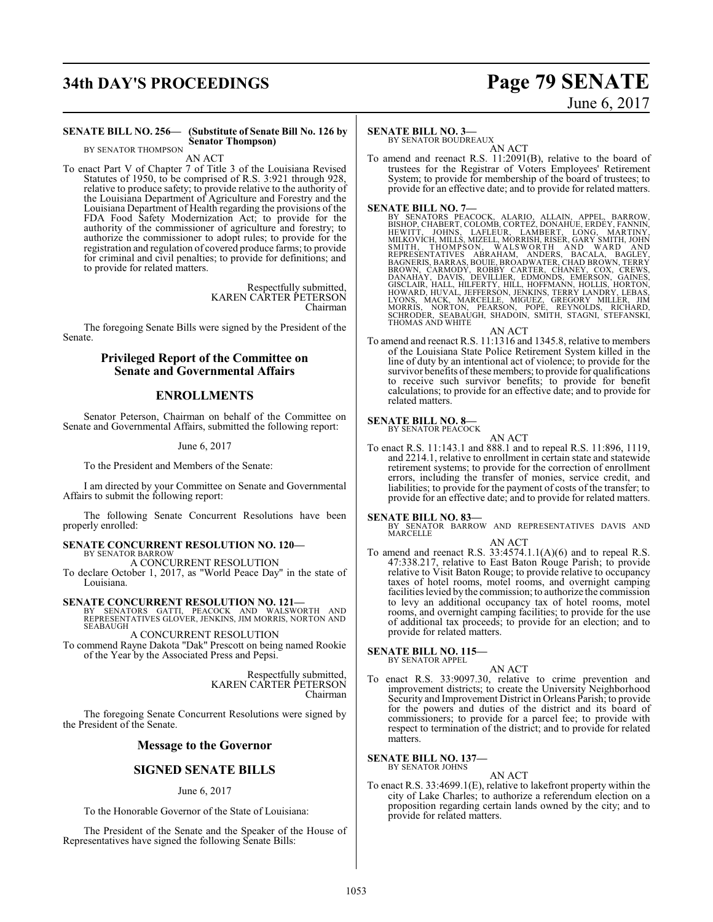**SENATE BILL NO. 256— (Substitute of Senate Bill No. 126 by Senator Thompson)**
BY SENATOR THOMPSON

AN ACT

To enact Part V of Chapter 7 of Title 3 of the Louisiana Revised Statutes of 1950, to be comprised of R.S. 3:921 through 928, relative to produce safety; to provide relative to the authority of the Louisiana Department of Agriculture and Forestry and the Louisiana Department of Health regarding the provisions of the FDA Food Safety Modernization Act; to provide for the authority of the commissioner of agriculture and forestry; to authorize the commissioner to adopt rules; to provide for the registration and regulation of covered produce farms; to provide for criminal and civil penalties; to provide for definitions; and to provide for related matters.

Respectfully submitted,
KAREN CARTER PETERSON
Chairman

The foregoing Senate Bills were signed by the President of the Senate.

## Privileged Report of the Committee on Senate and Governmental Affairs

## ENROLLMENTS

Senator Peterson, Chairman on behalf of the Committee on Senate and Governmental Affairs, submitted the following report:

June 6, 2017

To the President and Members of the Senate:

I am directed by your Committee on Senate and Governmental Affairs to submit the following report:

The following Senate Concurrent Resolutions have been properly enrolled:

**SENATE CONCURRENT RESOLUTION NO. 120—**
BY SENATOR BARROW

A CONCURRENT RESOLUTION

To declare October 1, 2017, as "World Peace Day" in the state of Louisiana.

**SENATE CONCURRENT RESOLUTION NO. 121—**
BY SENATORS GATTI, PEACOCK AND WALSWORTH AND REPRESENTATIVES GLOVER, JENKINS, JIM MORRIS, NORTON AND SEABAUGH

A CONCURRENT RESOLUTION

To commend Rayne Dakota "Dak" Prescott on being named Rookie of the Year by the Associated Press and Pepsi.

Respectfully submitted,
KAREN CARTER PETERSON
Chairman

The foregoing Senate Concurrent Resolutions were signed by the President of the Senate.

## Message to the Governor

## SIGNED SENATE BILLS

June 6, 2017

To the Honorable Governor of the State of Louisiana:

The President of the Senate and the Speaker of the House of Representatives have signed the following Senate Bills:

**SENATE BILL NO. 3—**
BY SENATOR BOUDREAUX

AN ACT

To amend and reenact R.S. 11:2091(B), relative to the board of trustees for the Registrar of Voters Employees' Retirement System; to provide for membership of the board of trustees; to provide for an effective date; and to provide for related matters.

**SENATE BILL NO. 7—**
BY SENATORS PEACOCK, ALARIO, ALLAIN, APPEL, BARROW, BISHOP, CHABERT, COLOMB, CORTEZ, DONAHUE, ERDEY, FANNIN, HEWITT, JOHNS, LAFLEUR, LAMBERT, LONG, MARTINY, MILKOVICH, MILLS, MIZELL, MORRISH, RISER, GARY SMITH, JOHN SMITH, THOMPSON, WALSWORTH AND WARD AND REPRESENTATIVES ABRAHAM, ANDERS, BACALA, BAGLEY, BAGNERIS, BARRAS, BOUIE, BROADWATER, CHAD BROWN, TERRY BROWN, CARMODY, ROBBY CARTER, CHANEY, COX, CREWS, DANAHAY, DAVIS, DEVILLIER, EDMONDS, EMERSON, GAINES, GISCLAIR, HALL, HILFERTY, HILL, HOFFMANN, HOLLIS, HORTON, HOWARD, HUVAL, JEFFERSON, JENKINS, TERRY LANDRY, LEBAS, LYONS, MACK, MARCELLE, MIGUEZ, GREGORY MILLER, JIM MORRIS, NORTON, PEARSON, POPE, REYNOLDS, RICHARD, SCHRODER, SEABAUGH, SHADOIN, SMITH, STAGNI, STEFANSKI, THOMAS AND WHITE

AN ACT

To amend and reenact R.S. 11:1316 and 1345.8, relative to members of the Louisiana State Police Retirement System killed in the line of duty by an intentional act of violence; to provide for the survivor benefits of these members; to provide for qualifications to receive such survivor benefits; to provide for benefit calculations; to provide for an effective date; and to provide for related matters.

**SENATE BILL NO. 8—**
BY SENATOR PEACOCK

AN ACT

To enact R.S. 11:143.1 and 888.1 and to repeal R.S. 11:896, 1119, and 2214.1, relative to enrollment in certain state and statewide retirement systems; to provide for the correction of enrollment errors, including the transfer of monies, service credit, and liabilities; to provide for the payment of costs of the transfer; to provide for an effective date; and to provide for related matters.

**SENATE BILL NO. 83—**
BY SENATOR BARROW AND REPRESENTATIVES DAVIS AND MARCELLE

AN ACT

To amend and reenact R.S. 33:4574.1.1(A)(6) and to repeal R.S. 47:338.217, relative to East Baton Rouge Parish; to provide relative to Visit Baton Rouge; to provide relative to occupancy taxes of hotel rooms, motel rooms, and overnight camping facilities levied by the commission; to authorize the commission to levy an additional occupancy tax of hotel rooms, motel rooms, and overnight camping facilities; to provide for the use of additional tax proceeds; to provide for an election; and to provide for related matters.

**SENATE BILL NO. 115—**
BY SENATOR APPEL

AN ACT

To enact R.S. 33:9097.30, relative to crime prevention and improvement districts; to create the University Neighborhood Security and Improvement District in Orleans Parish; to provide for the powers and duties of the district and its board of commissioners; to provide for a parcel fee; to provide with respect to termination of the district; and to provide for related matters.

**SENATE BILL NO. 137—**
BY SENATOR JOHNS

AN ACT

To enact R.S. 33:4699.1(E), relative to lakefront property within the city of Lake Charles; to authorize a referendum election on a proposition regarding certain lands owned by the city; and to provide for related matters.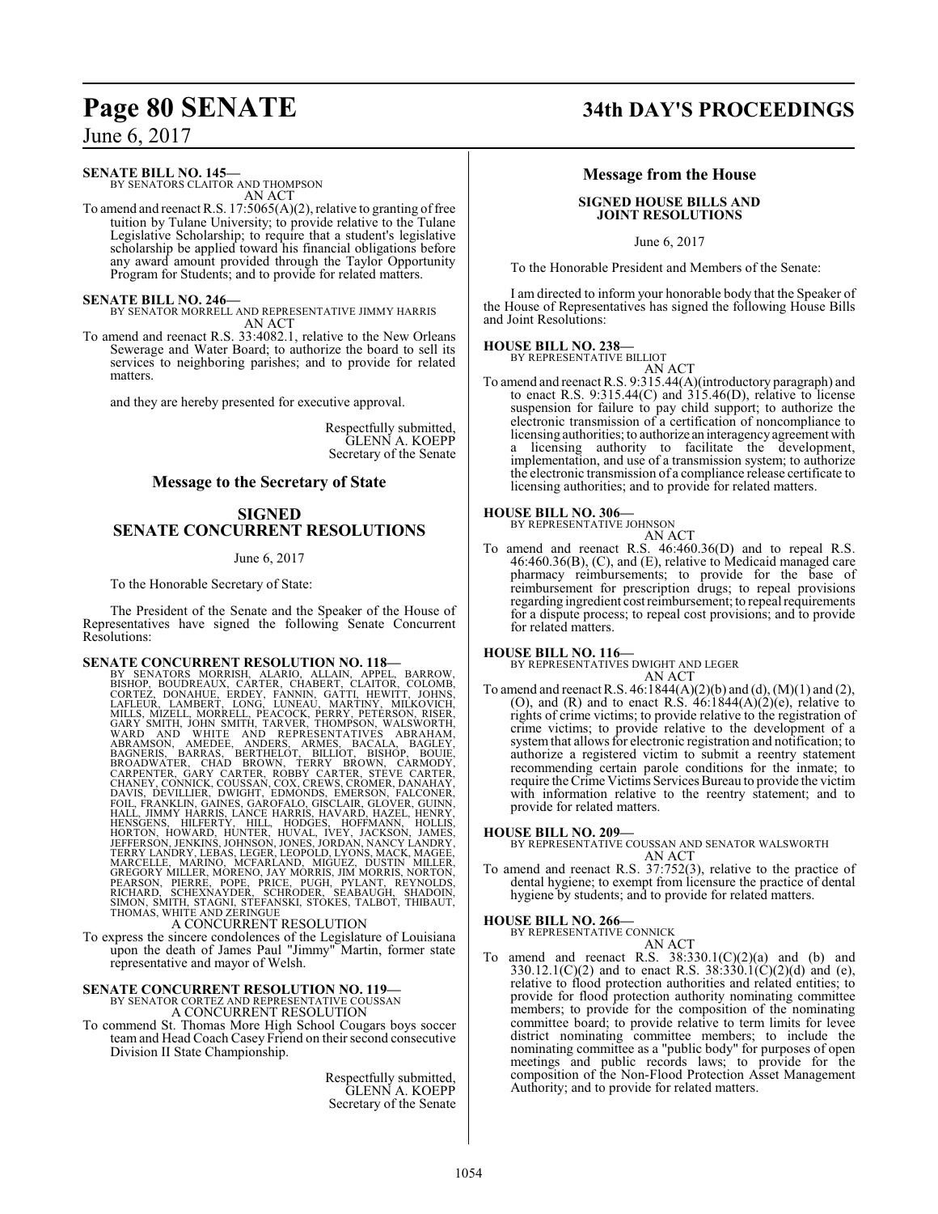**SENATE BILL NO. 145—**
BY SENATORS CLAITOR AND THOMPSON
AN ACT

To amend and reenact R.S. 17:5065(A)(2), relative to granting of free tuition by Tulane University; to provide relative to the Tulane Legislative Scholarship; to require that a student's legislative scholarship be applied toward his financial obligations before any award amount provided through the Taylor Opportunity Program for Students; and to provide for related matters.

**SENATE BILL NO. 246—**
BY SENATOR MORRELL AND REPRESENTATIVE JIMMY HARRIS
AN ACT

To amend and reenact R.S. 33:4082.1, relative to the New Orleans Sewerage and Water Board; to authorize the board to sell its services to neighboring parishes; and to provide for related matters.

and they are hereby presented for executive approval.

Respectfully submitted,
GLENN A. KOEPP
Secretary of the Senate

## Message to the Secretary of State

## SIGNED SENATE CONCURRENT RESOLUTIONS

June 6, 2017

To the Honorable Secretary of State:

The President of the Senate and the Speaker of the House of Representatives have signed the following Senate Concurrent Resolutions:

**SENATE CONCURRENT RESOLUTION NO. 118—**
BY SENATORS MORRISH, ALARIO, ALLAIN, APPEL, BARROW, BISHOP, BOUDREAUX, CARTER, CHABERT, CLAITOR, COLOMB, CORTEZ, DONAHUE, ERDEY, FANNIN, GATTI, HEWITT, JOHNS, LAFLEUR, LAMBERT, LONG, LUNEAU, MARTINY, MILKOVICH, MILLS, MIZELL, MORRELL, PEACOCK, PERRY, PETERSON, RISER, GARY SMITH, JOHN SMITH, TARVER, THOMPSON, WALSWORTH, WARD AND WHITE AND REPRESENTATIVES ABRAHAM, ABRAMSON, AMEDEE, ANDERS, ARMES, BACALA, BAGLEY, BAGNERIS, BARRAS, BERTHELOT, BILLIOT, BISHOP, BOUIE, BROADWATER, CHAD BROWN, TERRY BROWN, CARMODY, CARPENTER, GARY CARTER, ROBBY CARTER, STEVE CARTER, CHANEY, CONNICK, COUSSAN, COX, CREWS, CROMER, DANAHAY, DAVIS, DEVILLIER, DWIGHT, EDMONDS, EMERSON, FALCONER, FOIL, FRANKLIN, GAINES, GAROFALO, GISCLAIR, GLOVER, GUINN, HALL, JIMMY HARRIS, LANCE HARRIS, HAVARD, HAZEL, HENRY, HENSGENS, HILFERTY, HILL, HODGES, HOFFMANN, HOLLIS, HORTON, HOWARD, HUNTER, HUVAL, IVEY, JACKSON, JAMES, JEFFERSON, JENKINS, JOHNSON, JONES, JORDAN, NANCY LANDRY, TERRY LANDRY, LEBAS, LEGER, LEOPOLD, LYONS, MACK, MAGEE, MARCELLE, MARINO, MCFARLAND, MIGUEZ, DUSTIN MILLER, GREGORY MILLER, MORENO, JAY MORRIS, JIM MORRIS, NORTON, PEARSON, PIERRE, POPE, PRICE, PUGH, PYLANT, REYNOLDS, RICHARD, SCHEXNAYDER, SCHRODER, SEABAUGH, SHADOIN, SIMON, SMITH, STAGNI, STEFANSKI, STOKES, TALBOT, THIBAUT, THOMAS, WHITE AND ZERINGUE
A CONCURRENT RESOLUTION

To express the sincere condolences of the Legislature of Louisiana upon the death of James Paul "Jimmy" Martin, former state representative and mayor of Welsh.

**SENATE CONCURRENT RESOLUTION NO. 119—**
BY SENATOR CORTEZ AND REPRESENTATIVE COUSSAN
A CONCURRENT RESOLUTION

To commend St. Thomas More High School Cougars boys soccer team and Head Coach Casey Friend on their second consecutive Division II State Championship.

Respectfully submitted,
GLENN A. KOEPP
Secretary of the Senate

## Message from the House

### SIGNED HOUSE BILLS AND JOINT RESOLUTIONS

June 6, 2017

To the Honorable President and Members of the Senate:

I am directed to inform your honorable body that the Speaker of the House of Representatives has signed the following House Bills and Joint Resolutions:

**HOUSE BILL NO. 238—**
BY REPRESENTATIVE BILLIOT
AN ACT

To amend and reenact R.S. 9:315.44(A)(introductory paragraph) and to enact R.S. 9:315.44(C) and 315.46(D), relative to license suspension for failure to pay child support; to authorize the electronic transmission of a certification of noncompliance to licensing authorities; to authorize an interagency agreement with a licensing authority to facilitate the development, implementation, and use of a transmission system; to authorize the electronic transmission of a compliance release certificate to licensing authorities; and to provide for related matters.

**HOUSE BILL NO. 306—**
BY REPRESENTATIVE JOHNSON
AN ACT

To amend and reenact R.S. 46:460.36(D) and to repeal R.S. 46:460.36(B), (C), and (E), relative to Medicaid managed care pharmacy reimbursements; to provide for the base of reimbursement for prescription drugs; to repeal provisions regarding ingredient cost reimbursement; to repeal requirements for a dispute process; to repeal cost provisions; and to provide for related matters.

**HOUSE BILL NO. 116—**
BY REPRESENTATIVES DWIGHT AND LEGER
AN ACT

To amend and reenact R.S. 46:1844(A)(2)(b) and (d), (M)(1) and (2), (O), and (R) and to enact R.S. 46:1844(A)(2)(e), relative to rights of crime victims; to provide relative to the registration of crime victims; to provide relative to the development of a system that allows for electronic registration and notification; to authorize a registered victim to submit a reentry statement recommending certain parole conditions for the inmate; to require the Crime Victims Services Bureau to provide the victim with information relative to the reentry statement; and to provide for related matters.

**HOUSE BILL NO. 209—**
BY REPRESENTATIVE COUSSAN AND SENATOR WALSWORTH
AN ACT

To amend and reenact R.S. 37:752(3), relative to the practice of dental hygiene; to exempt from licensure the practice of dental hygiene by students; and to provide for related matters.

**HOUSE BILL NO. 266—**
BY REPRESENTATIVE CONNICK
AN ACT

To amend and reenact R.S. 38:330.1(C)(2)(a) and (b) and 330.12.1(C)(2) and to enact R.S. 38:330.1(C)(2)(d) and (e), relative to flood protection authorities and related entities; to provide for flood protection authority nominating committee members; to provide for the composition of the nominating committee board; to provide relative to term limits for levee district nominating committee members; to include the nominating committee as a "public body" for purposes of open meetings and public records laws; to provide for the composition of the Non-Flood Protection Asset Management Authority; and to provide for related matters.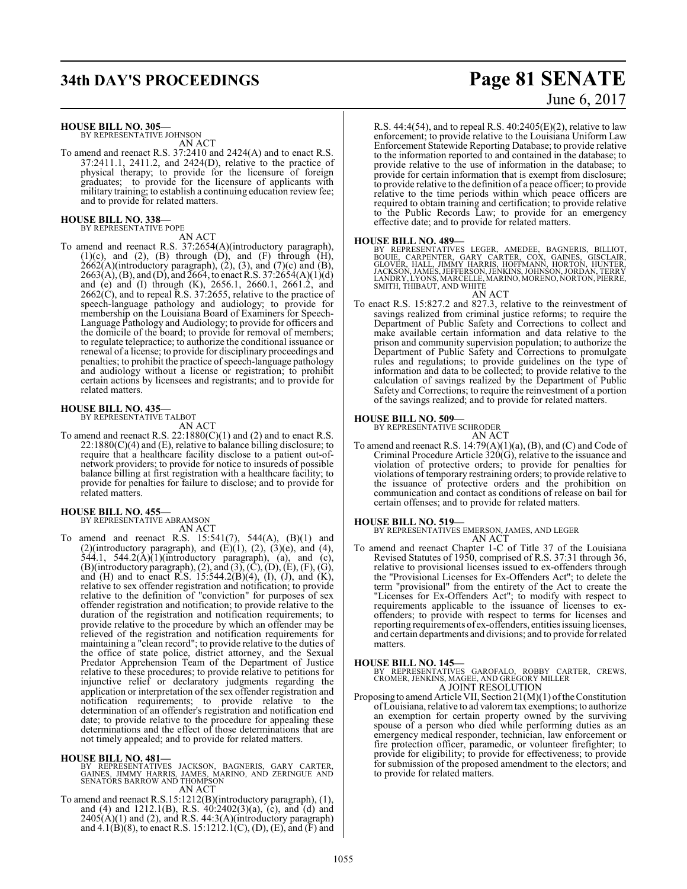**HOUSE BILL NO. 305—**
BY REPRESENTATIVE JOHNSON

AN ACT

To amend and reenact R.S. 37:2410 and 2424(A) and to enact R.S. 37:2411.1, 2411.2, and 2424(D), relative to the practice of physical therapy; to provide for the licensure of foreign graduates; to provide for the licensure of applicants with military training; to establish a continuing education review fee; and to provide for related matters.

**HOUSE BILL NO. 338—**
BY REPRESENTATIVE POPE

AN ACT

To amend and reenact R.S. 37:2654(A)(introductory paragraph), (1)(c), and (2), (B) through (D), and (F) through (H), 2662(A)(introductory paragraph), (2), (3), and (7)(c) and (B), 2663(A), (B), and (D), and 2664, to enact R.S. 37:2654(A)(1)(d) and (e) and (I) through (K), 2656.1, 2660.1, 2661.2, and 2662(C), and to repeal R.S. 37:2655, relative to the practice of speech-language pathology and audiology; to provide for membership on the Louisiana Board of Examiners for Speech-Language Pathology and Audiology; to provide for officers and the domicile of the board; to provide for removal of members; to regulate telepractice; to authorize the conditional issuance or renewal of a license; to provide for disciplinary proceedings and penalties; to prohibit the practice of speech-language pathology and audiology without a license or registration; to prohibit certain actions by licensees and registrants; and to provide for related matters.

**HOUSE BILL NO. 435—**
BY REPRESENTATIVE TALBOT

AN ACT

To amend and reenact R.S. 22:1880(C)(1) and (2) and to enact R.S. 22:1880(C)(4) and (E), relative to balance billing disclosure; to require that a healthcare facility disclose to a patient out-of-network providers; to provide for notice to insureds of possible balance billing at first registration with a healthcare facility; to provide for penalties for failure to disclose; and to provide for related matters.

**HOUSE BILL NO. 455—**
BY REPRESENTATIVE ABRAMSON

AN ACT

To amend and reenact R.S. 15:541(7), 544(A), (B)(1) and (2)(introductory paragraph), and (E)(1), (2), (3)(e), and (4), 544.1, 544.2(A)(1)(introductory paragraph), (a), and (c), (B)(introductory paragraph), (2), and (3), (C), (D), (E), (F), (G), and (H) and to enact R.S. 15:544.2(B)(4), (I), (J), and (K), relative to sex offender registration and notification; to provide relative to the definition of "conviction" for purposes of sex offender registration and notification; to provide relative to the duration of the registration and notification requirements; to provide relative to the procedure by which an offender may be relieved of the registration and notification requirements for maintaining a "clean record"; to provide relative to the duties of the office of state police, district attorney, and the Sexual Predator Apprehension Team of the Department of Justice relative to these procedures; to provide relative to petitions for injunctive relief or declaratory judgments regarding the application or interpretation of the sex offender registration and notification requirements; to provide relative to the determination of an offender's registration and notification end date; to provide relative to the procedure for appealing these determinations and the effect of those determinations that are not timely appealed; and to provide for related matters.

**HOUSE BILL NO. 481—**
BY REPRESENTATIVES JACKSON, BAGNERIS, GARY CARTER, GAINES, JIMMY HARRIS, JAMES, MARINO, AND ZERINGUE AND SENATORS BARROW AND THOMPSON

AN ACT

To amend and reenact R.S.15:1212(B)(introductory paragraph), (1), and (4) and 1212.1(B), R.S. 40:2402(3)(a), (c), and (d) and 2405(A)(1) and (2), and R.S. 44:3(A)(introductory paragraph) and 4.1(B)(8), to enact R.S. 15:1212.1(C), (D), (E), and (F) and R.S. 44:4(54), and to repeal R.S. 40:2405(E)(2), relative to law enforcement; to provide relative to the Louisiana Uniform Law Enforcement Statewide Reporting Database; to provide relative to the information reported to and contained in the database; to provide relative to the use of information in the database; to provide for certain information that is exempt from disclosure; to provide relative to the definition of a peace officer; to provide relative to the time periods within which peace officers are required to obtain training and certification; to provide relative to the Public Records Law; to provide for an emergency effective date; and to provide for related matters.

**HOUSE BILL NO. 489—**
BY REPRESENTATIVES LEGER, AMEDEE, BAGNERIS, BILLIOT, BOUIE, CARPENTER, GARY CARTER, COX, GAINES, GISCLAIR, GLOVER, HALL, JIMMY HARRIS, HOFFMANN, HORTON, HUNTER, JACKSON, JAMES, JEFFERSON, JENKINS, JOHNSON, JORDAN, TERRY LANDRY, LYONS, MARCELLE, MARINO, MORENO, NORTON, PIERRE, SMITH, THIBAUT, AND WHITE

AN ACT

To enact R.S. 15:827.2 and 827.3, relative to the reinvestment of savings realized from criminal justice reforms; to require the Department of Public Safety and Corrections to collect and make available certain information and data relative to the prison and community supervision population; to authorize the Department of Public Safety and Corrections to promulgate rules and regulations; to provide guidelines on the type of information and data to be collected; to provide relative to the calculation of savings realized by the Department of Public Safety and Corrections; to require the reinvestment of a portion of the savings realized; and to provide for related matters.

**HOUSE BILL NO. 509—**
BY REPRESENTATIVE SCHRODER

AN ACT

To amend and reenact R.S. 14:79(A)(1)(a), (B), and (C) and Code of Criminal Procedure Article 320(G), relative to the issuance and violation of protective orders; to provide for penalties for violations of temporary restraining orders; to provide relative to the issuance of protective orders and the prohibition on communication and contact as conditions of release on bail for certain offenses; and to provide for related matters.

**HOUSE BILL NO. 519—**
BY REPRESENTATIVES EMERSON, JAMES, AND LEGER

AN ACT

To amend and reenact Chapter 1-C of Title 37 of the Louisiana Revised Statutes of 1950, comprised of R.S. 37:31 through 36, relative to provisional licenses issued to ex-offenders through the "Provisional Licenses for Ex-Offenders Act"; to delete the term "provisional" from the entirety of the Act to create the "Licenses for Ex-Offenders Act"; to modify with respect to requirements applicable to the issuance of licenses to ex-offenders; to provide with respect to terms for licenses and reporting requirements of ex-offenders, entities issuing licenses, and certain departments and divisions; and to provide for related matters.

**HOUSE BILL NO. 145—**
BY REPRESENTATIVES GAROFALO, ROBBY CARTER, CREWS, CROMER, JENKINS, MAGEE, AND GREGORY MILLER

A JOINT RESOLUTION

Proposing to amend Article VII, Section 21(M)(1) of the Constitution of Louisiana, relative to ad valorem tax exemptions; to authorize an exemption for certain property owned by the surviving spouse of a person who died while performing duties as an emergency medical responder, technician, law enforcement or fire protection officer, paramedic, or volunteer firefighter; to provide for eligibility; to provide for effectiveness; to provide for submission of the proposed amendment to the electors; and to provide for related matters.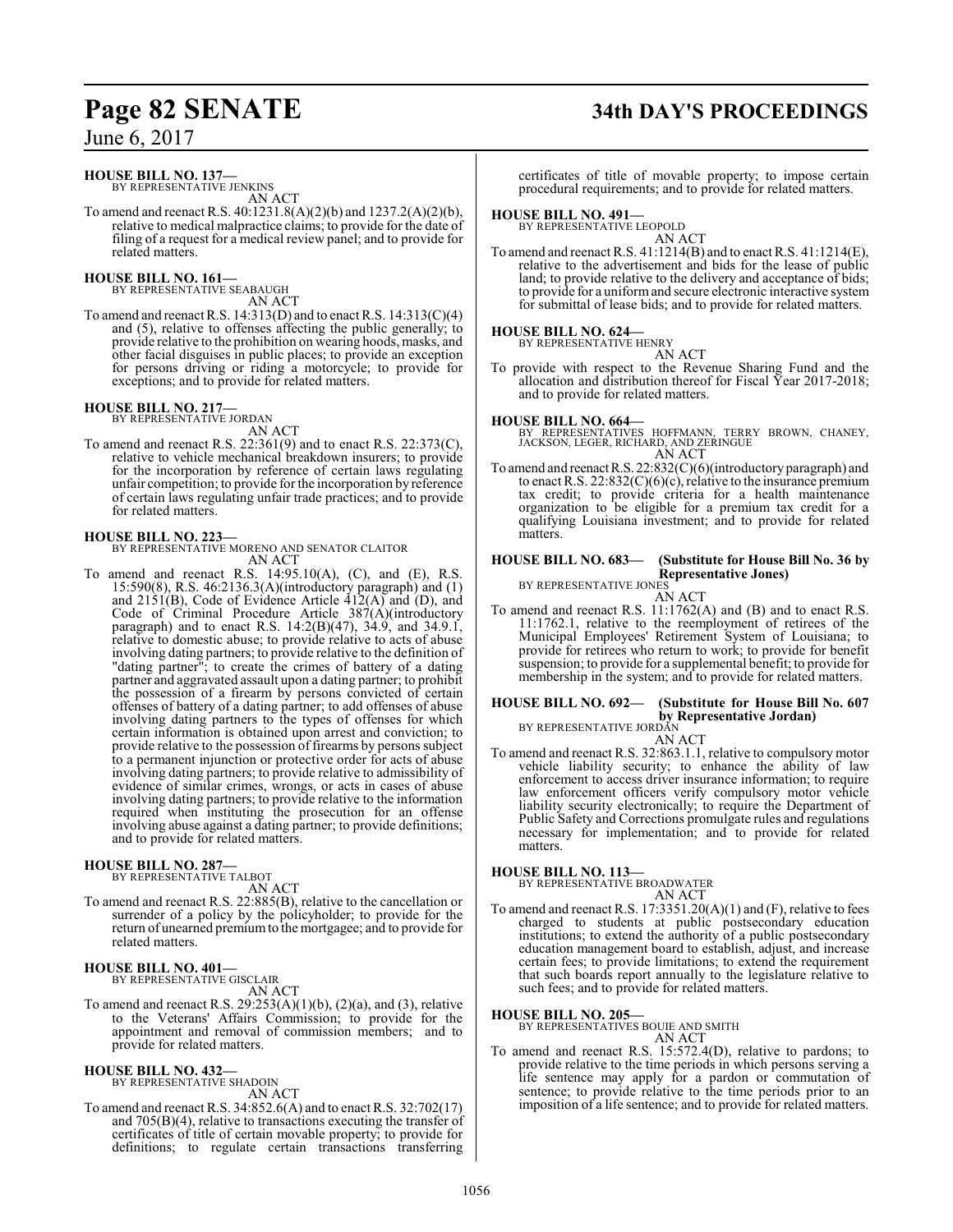**HOUSE BILL NO. 137—**
BY REPRESENTATIVE JENKINS
AN ACT

To amend and reenact R.S. 40:1231.8(A)(2)(b) and 1237.2(A)(2)(b), relative to medical malpractice claims; to provide for the date of filing of a request for a medical review panel; and to provide for related matters.

**HOUSE BILL NO. 161—**
BY REPRESENTATIVE SEABAUGH
AN ACT

To amend and reenact R.S. 14:313(D) and to enact R.S. 14:313(C)(4) and (5), relative to offenses affecting the public generally; to provide relative to the prohibition on wearing hoods, masks, and other facial disguises in public places; to provide an exception for persons driving or riding a motorcycle; to provide for exceptions; and to provide for related matters.

**HOUSE BILL NO. 217—**
BY REPRESENTATIVE JORDAN
AN ACT

To amend and reenact R.S. 22:361(9) and to enact R.S. 22:373(C), relative to vehicle mechanical breakdown insurers; to provide for the incorporation by reference of certain laws regulating unfair competition; to provide for the incorporation by reference of certain laws regulating unfair trade practices; and to provide for related matters.

**HOUSE BILL NO. 223—**
BY REPRESENTATIVE MORENO AND SENATOR CLAITOR
AN ACT

To amend and reenact R.S. 14:95.10(A), (C), and (E), R.S. 15:590(8), R.S. 46:2136.3(A)(introductory paragraph) and (1) and 2151(B), Code of Evidence Article 412(A) and (D), and Code of Criminal Procedure Article 387(A)(introductory paragraph) and to enact R.S. 14:2(B)(47), 34.9, and 34.9.1, relative to domestic abuse; to provide relative to acts of abuse involving dating partners; to provide relative to the definition of "dating partner"; to create the crimes of battery of a dating partner and aggravated assault upon a dating partner; to prohibit the possession of a firearm by persons convicted of certain offenses of battery of a dating partner; to add offenses of abuse involving dating partners to the types of offenses for which certain information is obtained upon arrest and conviction; to provide relative to the possession of firearms by persons subject to a permanent injunction or protective order for acts of abuse involving dating partners; to provide relative to admissibility of evidence of similar crimes, wrongs, or acts in cases of abuse involving dating partners; to provide relative to the information required when instituting the prosecution for an offense involving abuse against a dating partner; to provide definitions; and to provide for related matters.

**HOUSE BILL NO. 287—**
BY REPRESENTATIVE TALBOT
AN ACT

To amend and reenact R.S. 22:885(B), relative to the cancellation or surrender of a policy by the policyholder; to provide for the return of unearned premium to the mortgagee; and to provide for related matters.

**HOUSE BILL NO. 401—**
BY REPRESENTATIVE GISCLAIR
AN ACT

To amend and reenact R.S. 29:253(A)(1)(b), (2)(a), and (3), relative to the Veterans' Affairs Commission; to provide for the appointment and removal of commission members; and to provide for related matters.

**HOUSE BILL NO. 432—**
BY REPRESENTATIVE SHADOIN
AN ACT

To amend and reenact R.S. 34:852.6(A) and to enact R.S. 32:702(17) and 705(B)(4), relative to transactions executing the transfer of certificates of title of certain movable property; to provide for definitions; to regulate certain transactions transferring certificates of title of movable property; to impose certain procedural requirements; and to provide for related matters.

**HOUSE BILL NO. 491—**
BY REPRESENTATIVE LEOPOLD
AN ACT

To amend and reenact R.S. 41:1214(B) and to enact R.S. 41:1214(E), relative to the advertisement and bids for the lease of public land; to provide relative to the delivery and acceptance of bids; to provide for a uniform and secure electronic interactive system for submittal of lease bids; and to provide for related matters.

**HOUSE BILL NO. 624—**
BY REPRESENTATIVE HENRY
AN ACT

To provide with respect to the Revenue Sharing Fund and the allocation and distribution thereof for Fiscal Year 2017-2018; and to provide for related matters.

**HOUSE BILL NO. 664—**
BY REPRESENTATIVES HOFFMANN, TERRY BROWN, CHANEY, JACKSON, LEGER, RICHARD, AND ZERINGUE
AN ACT

To amend and reenact R.S. 22:832(C)(6)(introductory paragraph) and to enact R.S. 22:832(C)(6)(c), relative to the insurance premium tax credit; to provide criteria for a health maintenance organization to be eligible for a premium tax credit for a qualifying Louisiana investment; and to provide for related matters.

**HOUSE BILL NO. 683— (Substitute for House Bill No. 36 by Representative Jones)**
BY REPRESENTATIVE JONES
AN ACT

To amend and reenact R.S. 11:1762(A) and (B) and to enact R.S. 11:1762.1, relative to the reemployment of retirees of the Municipal Employees' Retirement System of Louisiana; to provide for retirees who return to work; to provide for benefit suspension; to provide for a supplemental benefit; to provide for membership in the system; and to provide for related matters.

**HOUSE BILL NO. 692— (Substitute for House Bill No. 607 by Representative Jordan)**
BY REPRESENTATIVE JORDAN
AN ACT

To amend and reenact R.S. 32:863.1.1, relative to compulsory motor vehicle liability security; to enhance the ability of law enforcement to access driver insurance information; to require law enforcement officers verify compulsory motor vehicle liability security electronically; to require the Department of Public Safety and Corrections promulgate rules and regulations necessary for implementation; and to provide for related matters.

**HOUSE BILL NO. 113—**
BY REPRESENTATIVE BROADWATER
AN ACT

To amend and reenact R.S. 17:3351.20(A)(1) and (F), relative to fees charged to students at public postsecondary education institutions; to extend the authority of a public postsecondary education management board to establish, adjust, and increase certain fees; to provide limitations; to extend the requirement that such boards report annually to the legislature relative to such fees; and to provide for related matters.

**HOUSE BILL NO. 205—**
BY REPRESENTATIVES BOUIE AND SMITH
AN ACT

To amend and reenact R.S. 15:572.4(D), relative to pardons; to provide relative to the time periods in which persons serving a life sentence may apply for a pardon or commutation of sentence; to provide relative to the time periods prior to an imposition of a life sentence; and to provide for related matters.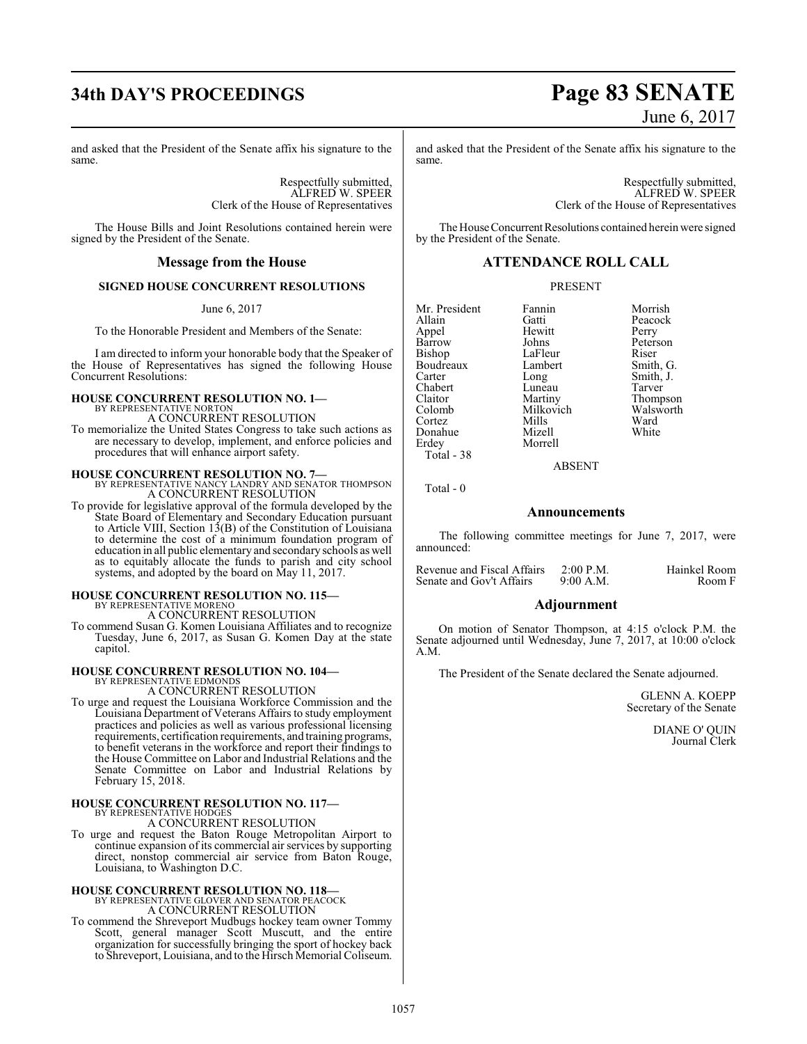and asked that the President of the Senate affix his signature to the same.

Respectfully submitted,
ALFRED W. SPEER
Clerk of the House of Representatives

The House Bills and Joint Resolutions contained herein were signed by the President of the Senate.

## Message from the House

### SIGNED HOUSE CONCURRENT RESOLUTIONS

June 6, 2017

To the Honorable President and Members of the Senate:

I am directed to inform your honorable body that the Speaker of the House of Representatives has signed the following House Concurrent Resolutions:

**HOUSE CONCURRENT RESOLUTION NO. 1—**
BY REPRESENTATIVE NORTON
A CONCURRENT RESOLUTION
To memorialize the United States Congress to take such actions as are necessary to develop, implement, and enforce policies and procedures that will enhance airport safety.

**HOUSE CONCURRENT RESOLUTION NO. 7—**
BY REPRESENTATIVE NANCY LANDRY AND SENATOR THOMPSON
A CONCURRENT RESOLUTION
To provide for legislative approval of the formula developed by the State Board of Elementary and Secondary Education pursuant to Article VIII, Section 13(B) of the Constitution of Louisiana to determine the cost of a minimum foundation program of education in all public elementary and secondary schools as well as to equitably allocate the funds to parish and city school systems, and adopted by the board on May 11, 2017.

**HOUSE CONCURRENT RESOLUTION NO. 115—**
BY REPRESENTATIVE MORENO
A CONCURRENT RESOLUTION
To commend Susan G. Komen Louisiana Affiliates and to recognize Tuesday, June 6, 2017, as Susan G. Komen Day at the state capitol.

**HOUSE CONCURRENT RESOLUTION NO. 104—**
BY REPRESENTATIVE EDMONDS
A CONCURRENT RESOLUTION
To urge and request the Louisiana Workforce Commission and the Louisiana Department of Veterans Affairs to study employment practices and policies as well as various professional licensing requirements, certification requirements, and training programs, to benefit veterans in the workforce and report their findings to the House Committee on Labor and Industrial Relations and the Senate Committee on Labor and Industrial Relations by February 15, 2018.

**HOUSE CONCURRENT RESOLUTION NO. 117—**
BY REPRESENTATIVE HODGES
A CONCURRENT RESOLUTION
To urge and request the Baton Rouge Metropolitan Airport to continue expansion of its commercial air services by supporting direct, nonstop commercial air service from Baton Rouge, Louisiana, to Washington D.C.

**HOUSE CONCURRENT RESOLUTION NO. 118—**
BY REPRESENTATIVE GLOVER AND SENATOR PEACOCK
A CONCURRENT RESOLUTION
To commend the Shreveport Mudbugs hockey team owner Tommy Scott, general manager Scott Muscutt, and the entire organization for successfully bringing the sport of hockey back to Shreveport, Louisiana, and to the Hirsch Memorial Coliseum.

and asked that the President of the Senate affix his signature to the same.

Respectfully submitted,
ALFRED W. SPEER
Clerk of the House of Representatives

The House Concurrent Resolutions contained herein were signed by the President of the Senate.

## ATTENDANCE ROLL CALL

PRESENT

| | | |
|---|---|---|
| Mr. President | Fannin | Morrish |
| Allain | Gatti | Peacock |
| Appel | Hewitt | Perry |
| Barrow | Johns | Peterson |
| Bishop | LaFleur | Riser |
| Boudreaux | Lambert | Smith, G. |
| Carter | Long | Smith, J. |
| Chabert | Luneau | Tarver |
| Claitor | Martiny | Thompson |
| Colomb | Milkovich | Walsworth |
| Cortez | Mills | Ward |
| Donahue | Mizell | White |
| Erdey | Morrell | |

Total - 38

ABSENT

Total - 0

## Announcements

The following committee meetings for June 7, 2017, were announced:

| | | |
|---|---|---|
| Revenue and Fiscal Affairs | 2:00 P.M. | Hainkel Room |
| Senate and Gov't Affairs | 9:00 A.M. | Room F |

## Adjournment

On motion of Senator Thompson, at 4:15 o'clock P.M. the Senate adjourned until Wednesday, June 7, 2017, at 10:00 o'clock A.M.

The President of the Senate declared the Senate adjourned.

GLENN A. KOEPP
Secretary of the Senate

DIANE O' QUIN
Journal Clerk